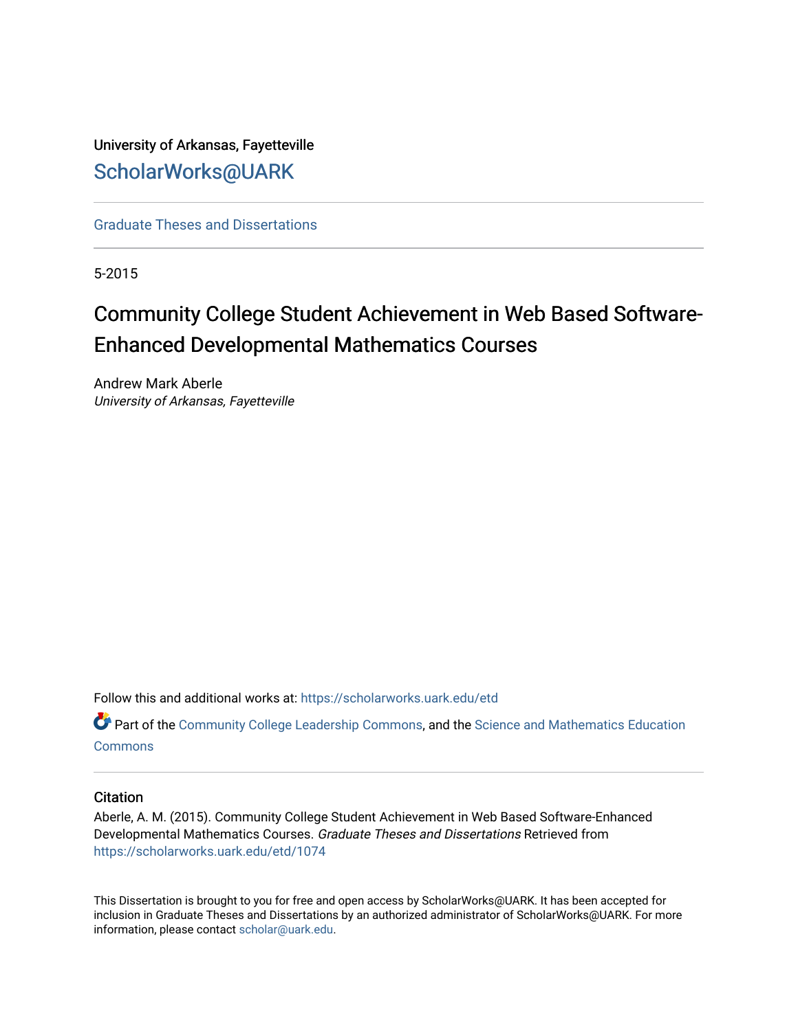University of Arkansas, Fayetteville

ScholarWorks@UARK

Graduate Theses and Dissertations

5-2015

# Community College Student Achievement in Web Based Software-Enhanced Developmental Mathematics Courses

Andrew Mark Aberle
*University of Arkansas, Fayetteville*

Follow this and additional works at: https://scholarworks.uark.edu/etd

Part of the Community College Leadership Commons, and the Science and Mathematics Education Commons

## Citation

Aberle, A. M. (2015). Community College Student Achievement in Web Based Software-Enhanced Developmental Mathematics Courses. *Graduate Theses and Dissertations* Retrieved from https://scholarworks.uark.edu/etd/1074

This Dissertation is brought to you for free and open access by ScholarWorks@UARK. It has been accepted for inclusion in Graduate Theses and Dissertations by an authorized administrator of ScholarWorks@UARK. For more information, please contact scholar@uark.edu.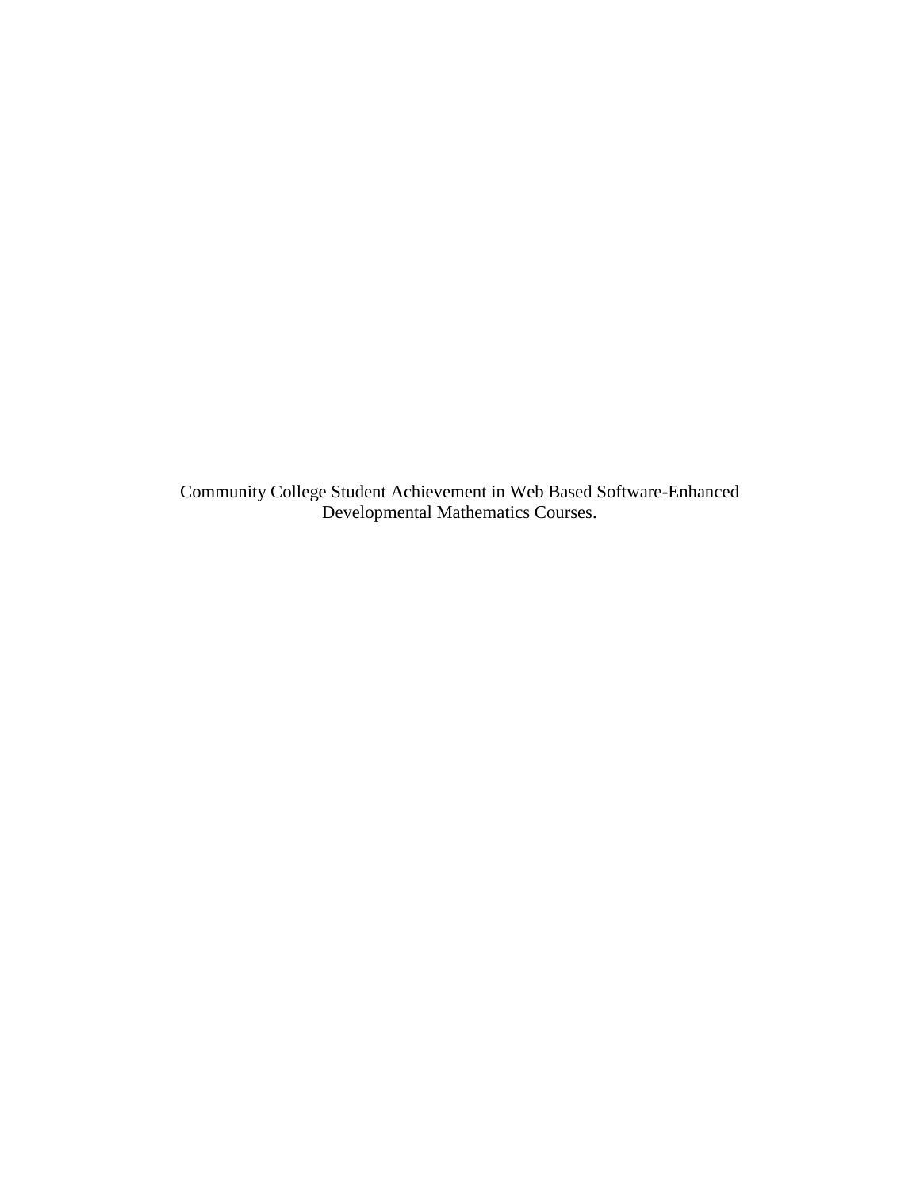Community College Student Achievement in Web Based Software-Enhanced Developmental Mathematics Courses.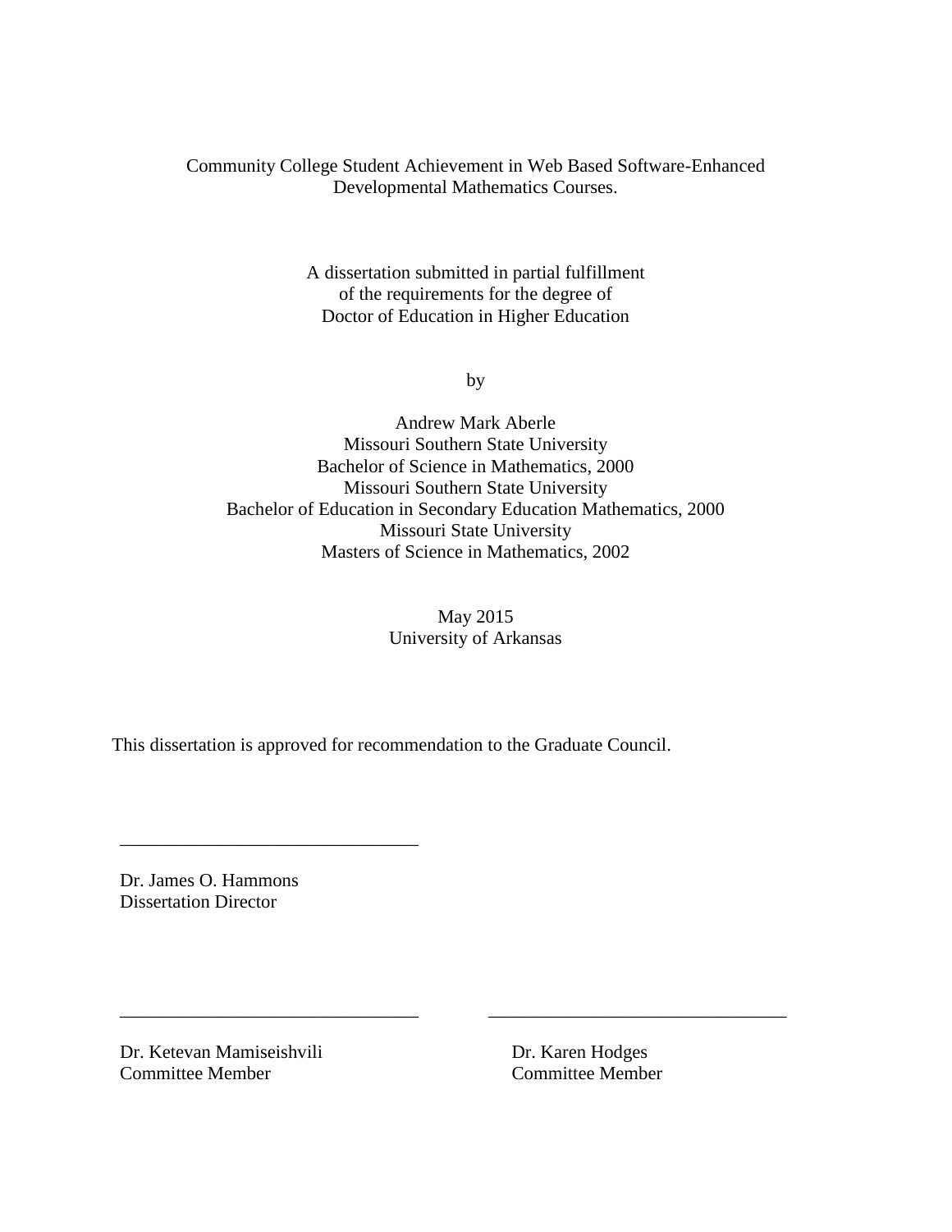Community College Student Achievement in Web Based Software-Enhanced Developmental Mathematics Courses.

A dissertation submitted in partial fulfillment
of the requirements for the degree of
Doctor of Education in Higher Education

by

Andrew Mark Aberle
Missouri Southern State University
Bachelor of Science in Mathematics, 2000
Missouri Southern State University
Bachelor of Education in Secondary Education Mathematics, 2000
Missouri State University
Masters of Science in Mathematics, 2002

May 2015
University of Arkansas

This dissertation is approved for recommendation to the Graduate Council.

________________________________

Dr. James O. Hammons
Dissertation Director

________________________________

Dr. Ketevan Mamiseishvili
Committee Member

________________________________

Dr. Karen Hodges
Committee Member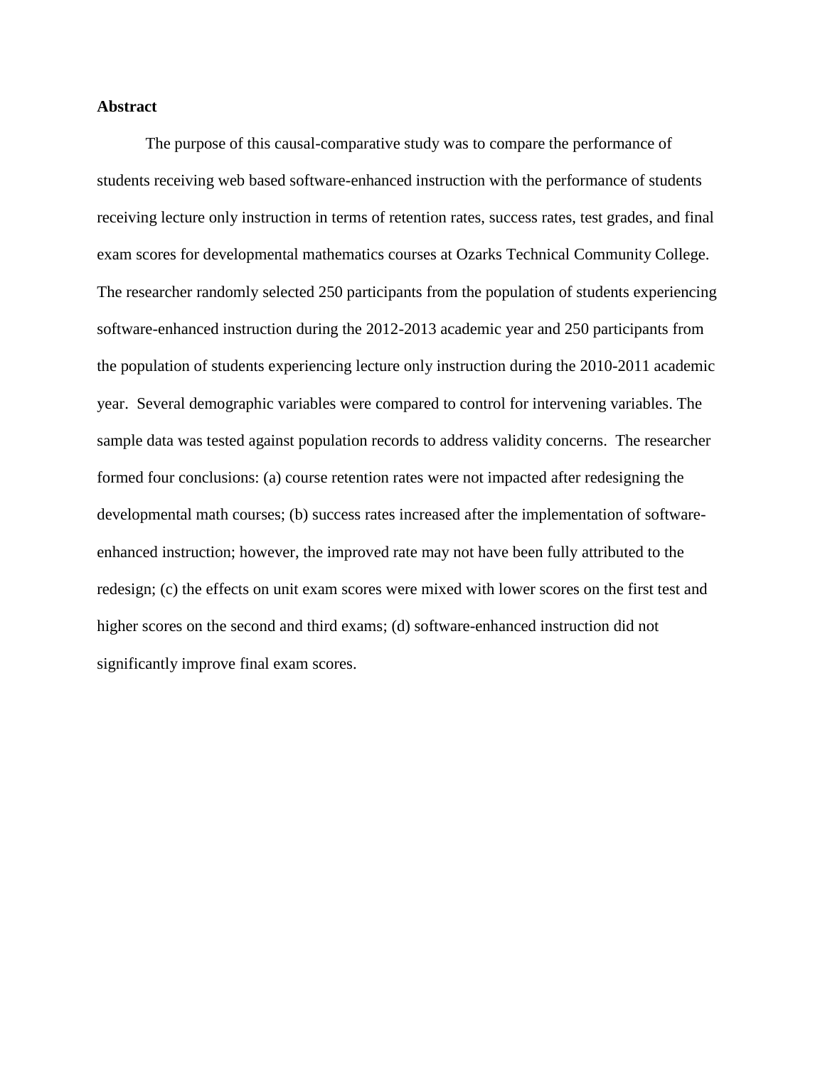**Abstract**

The purpose of this causal-comparative study was to compare the performance of students receiving web based software-enhanced instruction with the performance of students receiving lecture only instruction in terms of retention rates, success rates, test grades, and final exam scores for developmental mathematics courses at Ozarks Technical Community College. The researcher randomly selected 250 participants from the population of students experiencing software-enhanced instruction during the 2012-2013 academic year and 250 participants from the population of students experiencing lecture only instruction during the 2010-2011 academic year. Several demographic variables were compared to control for intervening variables. The sample data was tested against population records to address validity concerns. The researcher formed four conclusions: (a) course retention rates were not impacted after redesigning the developmental math courses; (b) success rates increased after the implementation of software-enhanced instruction; however, the improved rate may not have been fully attributed to the redesign; (c) the effects on unit exam scores were mixed with lower scores on the first test and higher scores on the second and third exams; (d) software-enhanced instruction did not significantly improve final exam scores.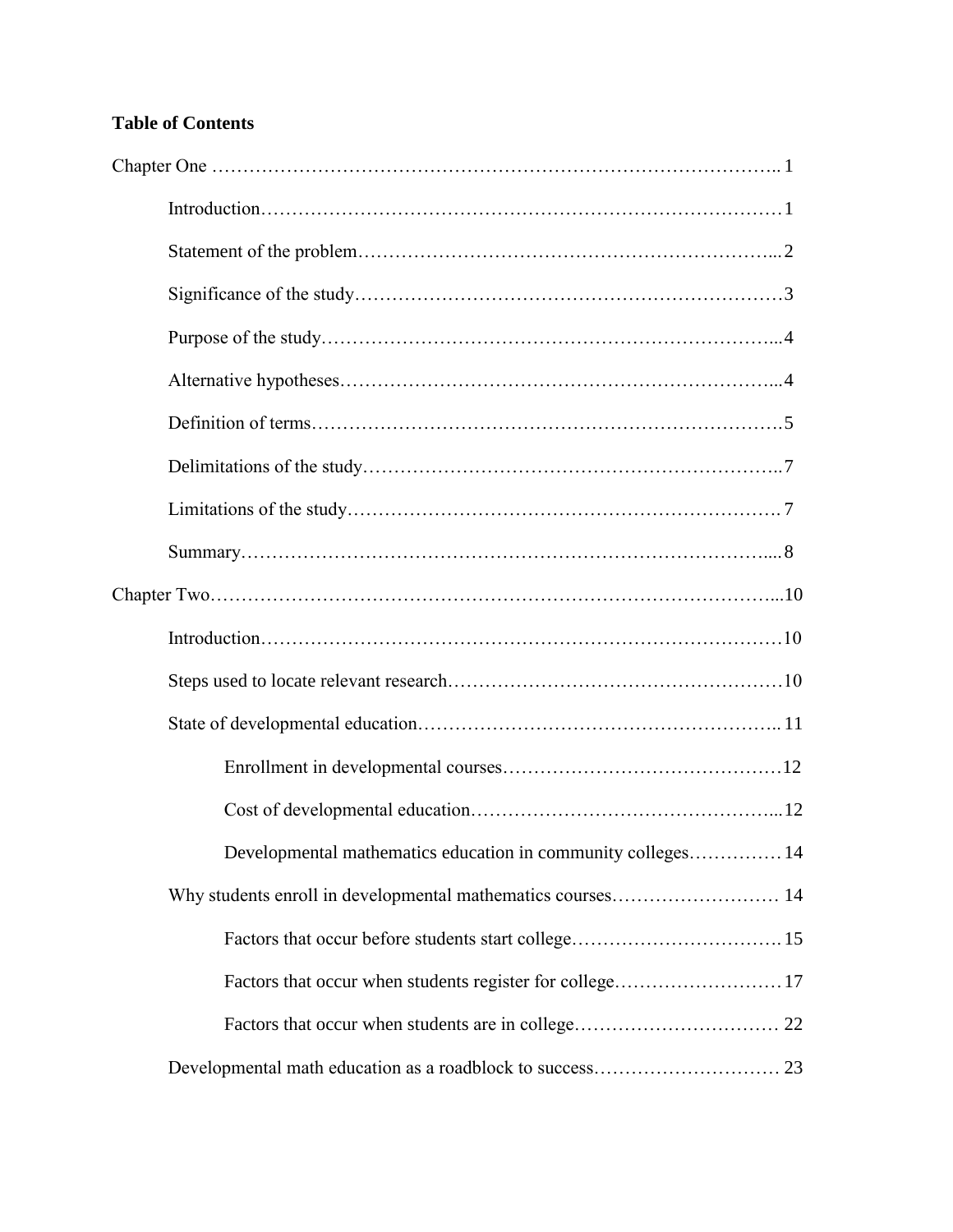**Table of Contents**

Chapter One ………………………………………………………………………………….. 1

- Introduction………………………………………………………………………… 1
- Statement of the problem…………………………………………………………... 2
- Significance of the study…………………………………………………………… 3
- Purpose of the study………………………………………………………………... 4
- Alternative hypotheses……………………………………………………………... 4
- Definition of terms…………………………………………………………………. 5
- Delimitations of the study………………………………………………………….. 7
- Limitations of the study……………………………………………………………. 7
- Summary……………………………………………………………………………. 8

Chapter Two……………………………………………………………………………………...10

- Introduction…………………………………………………………………………10
- Steps used to locate relevant research………………………………………………10
- State of developmental education………………………………………………….. 11
    - Enrollment in developmental courses………………………………………12
    - Cost of developmental education…………………………………………... 12
    - Developmental mathematics education in community colleges…………… 14
- Why students enroll in developmental mathematics courses……………………… 14
    - Factors that occur before students start college……………………………. 15
    - Factors that occur when students register for college……………………… 17
    - Factors that occur when students are in college…………………………… 22
- Developmental math education as a roadblock to success………………………… 23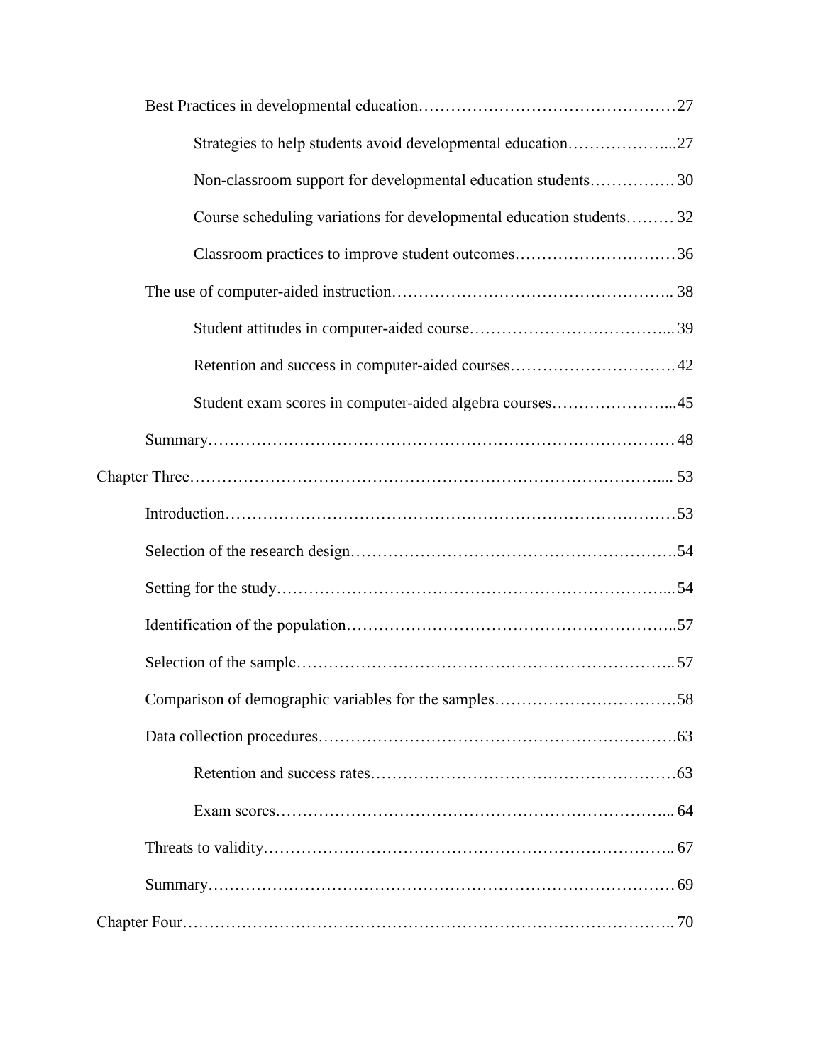Best Practices in developmental education……………………………………………27

Strategies to help students avoid developmental education………………...27

Non-classroom support for developmental education students……………. 30

Course scheduling variations for developmental education students……… 32

Classroom practices to improve student outcomes…………………………36

The use of computer-aided instruction…………………………………………….. 38

Student attitudes in computer-aided course………………………………... 39

Retention and success in computer-aided courses…………………………42

Student exam scores in computer-aided algebra courses…………………...45

Summary………………………………………………………………………… 48

Chapter Three…………………………………………………………………….... 53

Introduction………………………………………………………………………53

Selection of the research design………………………………………………….54

Setting for the study………………………………………………………….... 54

Identification of the population…………………………………………………..57

Selection of the sample…………………………………………………………... 57

Comparison of demographic variables for the samples……………………………58

Data collection procedures……………………………………………………….63

Retention and success rates………………………………………………63

Exam scores……………………………………………………………... 64

Threats to validity……………………………………………………………….. 67

Summary………………………………………………………………………… 69

Chapter Four…………………………………………………………………….. 70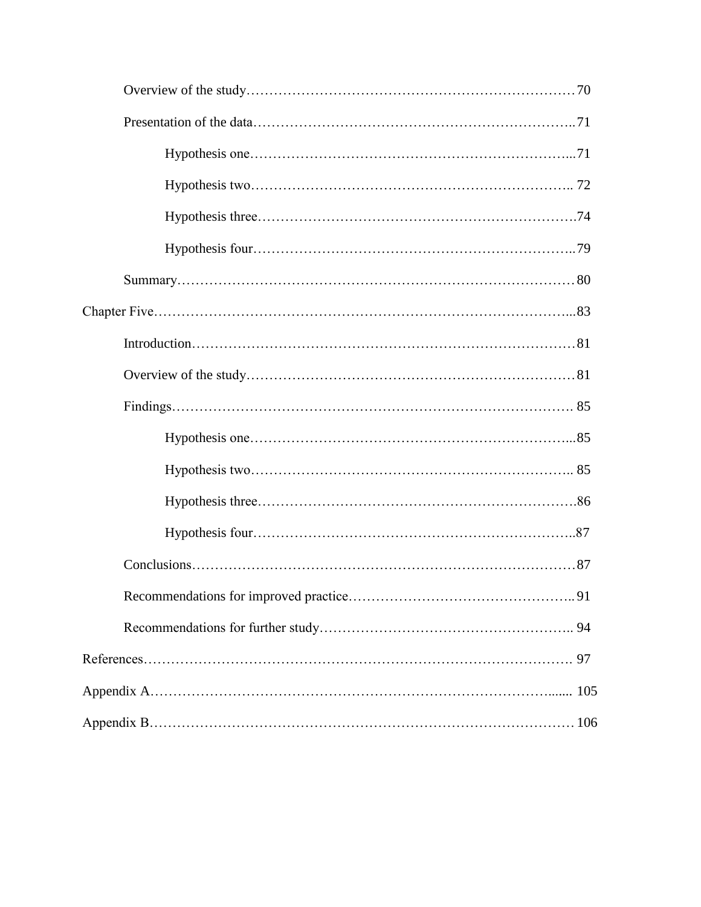Overview of the study……………………………………………………………………70

Presentation of the data…………………………………………………………….. 71

Hypothesis one……………………………………………………………...71

Hypothesis two…………………………………………………………….. 72

Hypothesis three…………………………………………………………….74

Hypothesis four……………………………………………………………..79

Summary……………………………………………………………………………80

Chapter Five……………………………………………………………………………...83

Introduction…………………………………………………………………………81

Overview of the study………………………………………………………………81

Findings……………………………………………………………………………. 85

Hypothesis one……………………………………………………………...85

Hypothesis two…………………………………………………………….. 85

Hypothesis three…………………………………………………………….86

Hypothesis four……………………………………………………………..87

Conclusions…………………………………………………………………………87

Recommendations for improved practice………………………………………….. 91

Recommendations for further study……………………………………………….. 94

References………………………………………………………………………………. 97

Appendix A……………………………………………………………………........ 105

Appendix B………………………………………………………………………… 106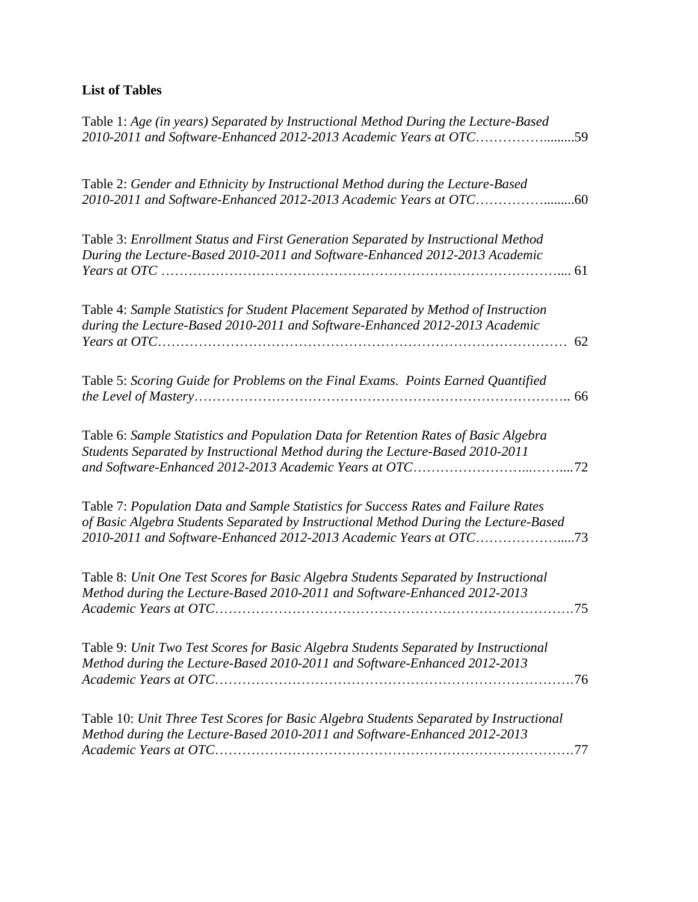**List of Tables**

Table 1: *Age (in years) Separated by Instructional Method During the Lecture-Based 2010-2011 and Software-Enhanced 2012-2013 Academic Years at OTC*……………........59

Table 2: *Gender and Ethnicity by Instructional Method during the Lecture-Based 2010-2011 and Software-Enhanced 2012-2013 Academic Years at OTC*……………........60

Table 3: *Enrollment Status and First Generation Separated by Instructional Method During the Lecture-Based 2010-2011 and Software-Enhanced 2012-2013 Academic Years at OTC* ………………………………………………………………………….... 61

Table 4: *Sample Statistics for Student Placement Separated by Method of Instruction during the Lecture-Based 2010-2011 and Software-Enhanced 2012-2013 Academic Years at OTC*…………………………………………………………………………… 62

Table 5: *Scoring Guide for Problems on the Final Exams. Points Earned Quantified the Level of Mastery*…………………………………………………………………….. 66

Table 6: *Sample Statistics and Population Data for Retention Rates of Basic Algebra Students Separated by Instructional Method during the Lecture-Based 2010-2011 and Software-Enhanced 2012-2013 Academic Years at OTC*……………………...……....72

Table 7: *Population Data and Sample Statistics for Success Rates and Failure Rates of Basic Algebra Students Separated by Instructional Method During the Lecture-Based 2010-2011 and Software-Enhanced 2012-2013 Academic Years at OTC*………………....73

Table 8: *Unit One Test Scores for Basic Algebra Students Separated by Instructional Method during the Lecture-Based 2010-2011 and Software-Enhanced 2012-2013 Academic Years at OTC*…………………………………………………………………….75

Table 9: *Unit Two Test Scores for Basic Algebra Students Separated by Instructional Method during the Lecture-Based 2010-2011 and Software-Enhanced 2012-2013 Academic Years at OTC*…………………………………………………………………….76

Table 10: *Unit Three Test Scores for Basic Algebra Students Separated by Instructional Method during the Lecture-Based 2010-2011 and Software-Enhanced 2012-2013 Academic Years at OTC*…………………………………………………………………….77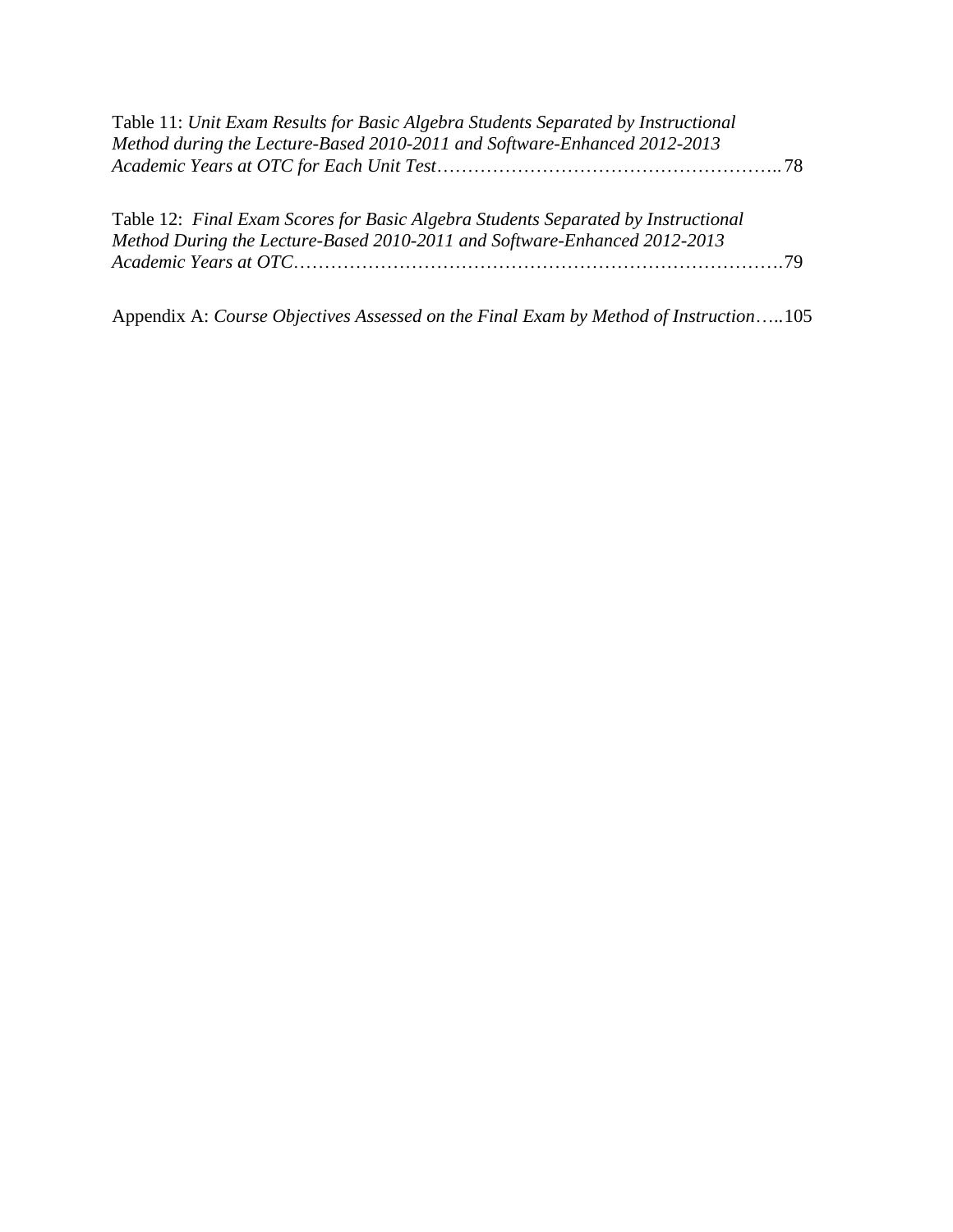Table 11: *Unit Exam Results for Basic Algebra Students Separated by Instructional Method during the Lecture-Based 2010-2011 and Software-Enhanced 2012-2013 Academic Years at OTC for Each Unit Test*……………………………………………….. 78

Table 12: *Final Exam Scores for Basic Algebra Students Separated by Instructional Method During the Lecture-Based 2010-2011 and Software-Enhanced 2012-2013 Academic Years at OTC*…………………………………………………………………….79

Appendix A: *Course Objectives Assessed on the Final Exam by Method of Instruction*…..105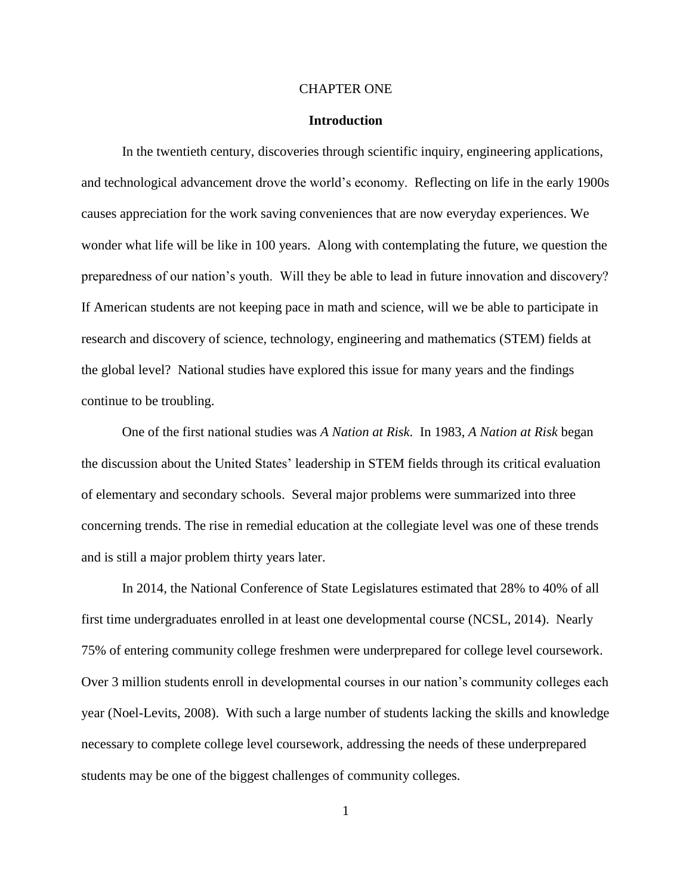# CHAPTER ONE

## Introduction

In the twentieth century, discoveries through scientific inquiry, engineering applications, and technological advancement drove the world's economy. Reflecting on life in the early 1900s causes appreciation for the work saving conveniences that are now everyday experiences. We wonder what life will be like in 100 years. Along with contemplating the future, we question the preparedness of our nation's youth. Will they be able to lead in future innovation and discovery? If American students are not keeping pace in math and science, will we be able to participate in research and discovery of science, technology, engineering and mathematics (STEM) fields at the global level? National studies have explored this issue for many years and the findings continue to be troubling.

One of the first national studies was *A Nation at Risk*. In 1983, *A Nation at Risk* began the discussion about the United States' leadership in STEM fields through its critical evaluation of elementary and secondary schools. Several major problems were summarized into three concerning trends. The rise in remedial education at the collegiate level was one of these trends and is still a major problem thirty years later.

In 2014, the National Conference of State Legislatures estimated that 28% to 40% of all first time undergraduates enrolled in at least one developmental course (NCSL, 2014). Nearly 75% of entering community college freshmen were underprepared for college level coursework. Over 3 million students enroll in developmental courses in our nation's community colleges each year (Noel-Levits, 2008). With such a large number of students lacking the skills and knowledge necessary to complete college level coursework, addressing the needs of these underprepared students may be one of the biggest challenges of community colleges.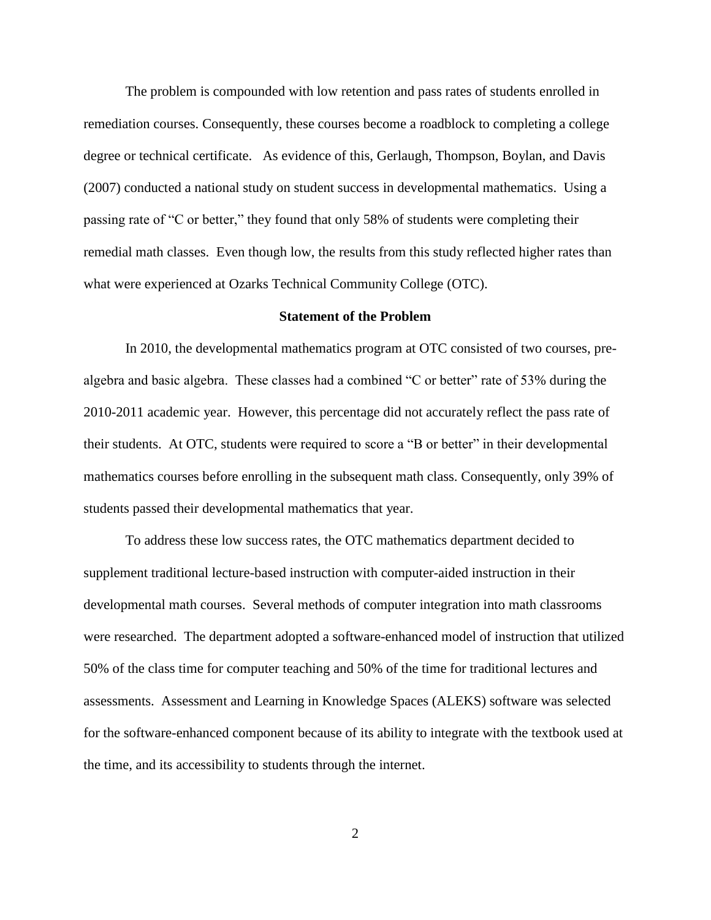The problem is compounded with low retention and pass rates of students enrolled in remediation courses. Consequently, these courses become a roadblock to completing a college degree or technical certificate. As evidence of this, Gerlaugh, Thompson, Boylan, and Davis (2007) conducted a national study on student success in developmental mathematics. Using a passing rate of "C or better," they found that only 58% of students were completing their remedial math classes. Even though low, the results from this study reflected higher rates than what were experienced at Ozarks Technical Community College (OTC).

## Statement of the Problem

In 2010, the developmental mathematics program at OTC consisted of two courses, pre-algebra and basic algebra. These classes had a combined "C or better" rate of 53% during the 2010-2011 academic year. However, this percentage did not accurately reflect the pass rate of their students. At OTC, students were required to score a "B or better" in their developmental mathematics courses before enrolling in the subsequent math class. Consequently, only 39% of students passed their developmental mathematics that year.

To address these low success rates, the OTC mathematics department decided to supplement traditional lecture-based instruction with computer-aided instruction in their developmental math courses. Several methods of computer integration into math classrooms were researched. The department adopted a software-enhanced model of instruction that utilized 50% of the class time for computer teaching and 50% of the time for traditional lectures and assessments. Assessment and Learning in Knowledge Spaces (ALEKS) software was selected for the software-enhanced component because of its ability to integrate with the textbook used at the time, and its accessibility to students through the internet.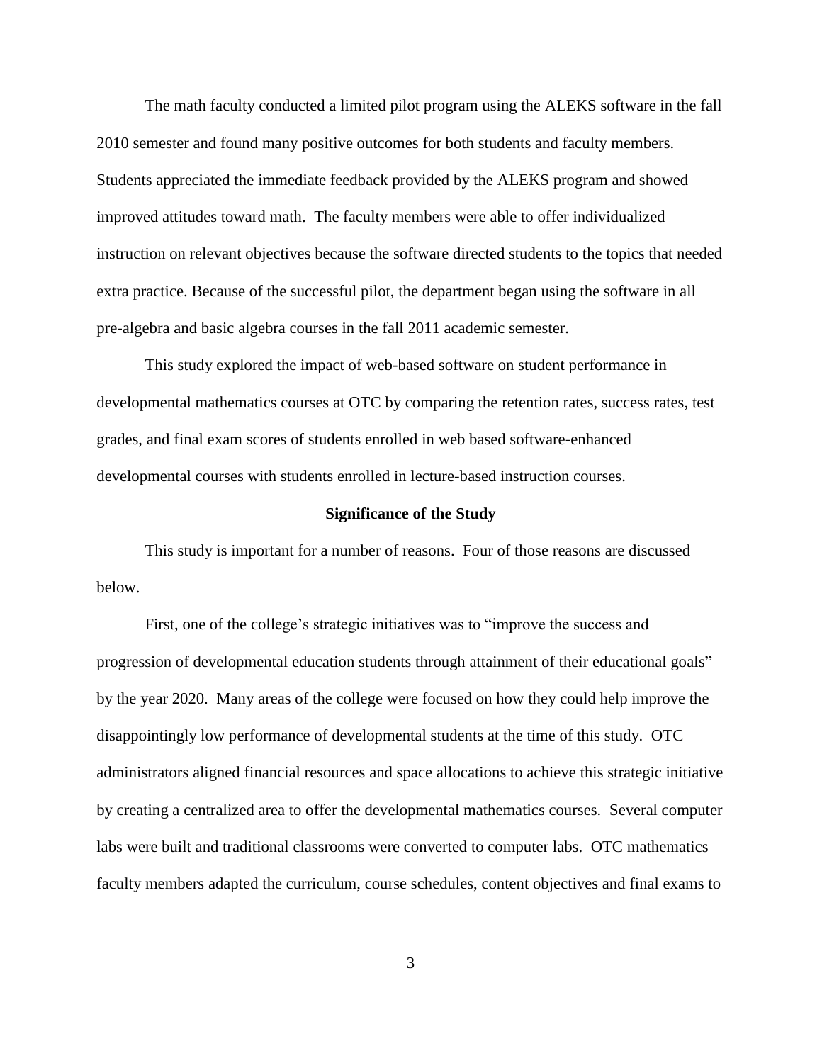The math faculty conducted a limited pilot program using the ALEKS software in the fall 2010 semester and found many positive outcomes for both students and faculty members. Students appreciated the immediate feedback provided by the ALEKS program and showed improved attitudes toward math. The faculty members were able to offer individualized instruction on relevant objectives because the software directed students to the topics that needed extra practice. Because of the successful pilot, the department began using the software in all pre-algebra and basic algebra courses in the fall 2011 academic semester.

This study explored the impact of web-based software on student performance in developmental mathematics courses at OTC by comparing the retention rates, success rates, test grades, and final exam scores of students enrolled in web based software-enhanced developmental courses with students enrolled in lecture-based instruction courses.

## Significance of the Study

This study is important for a number of reasons. Four of those reasons are discussed below.

First, one of the college's strategic initiatives was to "improve the success and progression of developmental education students through attainment of their educational goals" by the year 2020. Many areas of the college were focused on how they could help improve the disappointingly low performance of developmental students at the time of this study. OTC administrators aligned financial resources and space allocations to achieve this strategic initiative by creating a centralized area to offer the developmental mathematics courses. Several computer labs were built and traditional classrooms were converted to computer labs. OTC mathematics faculty members adapted the curriculum, course schedules, content objectives and final exams to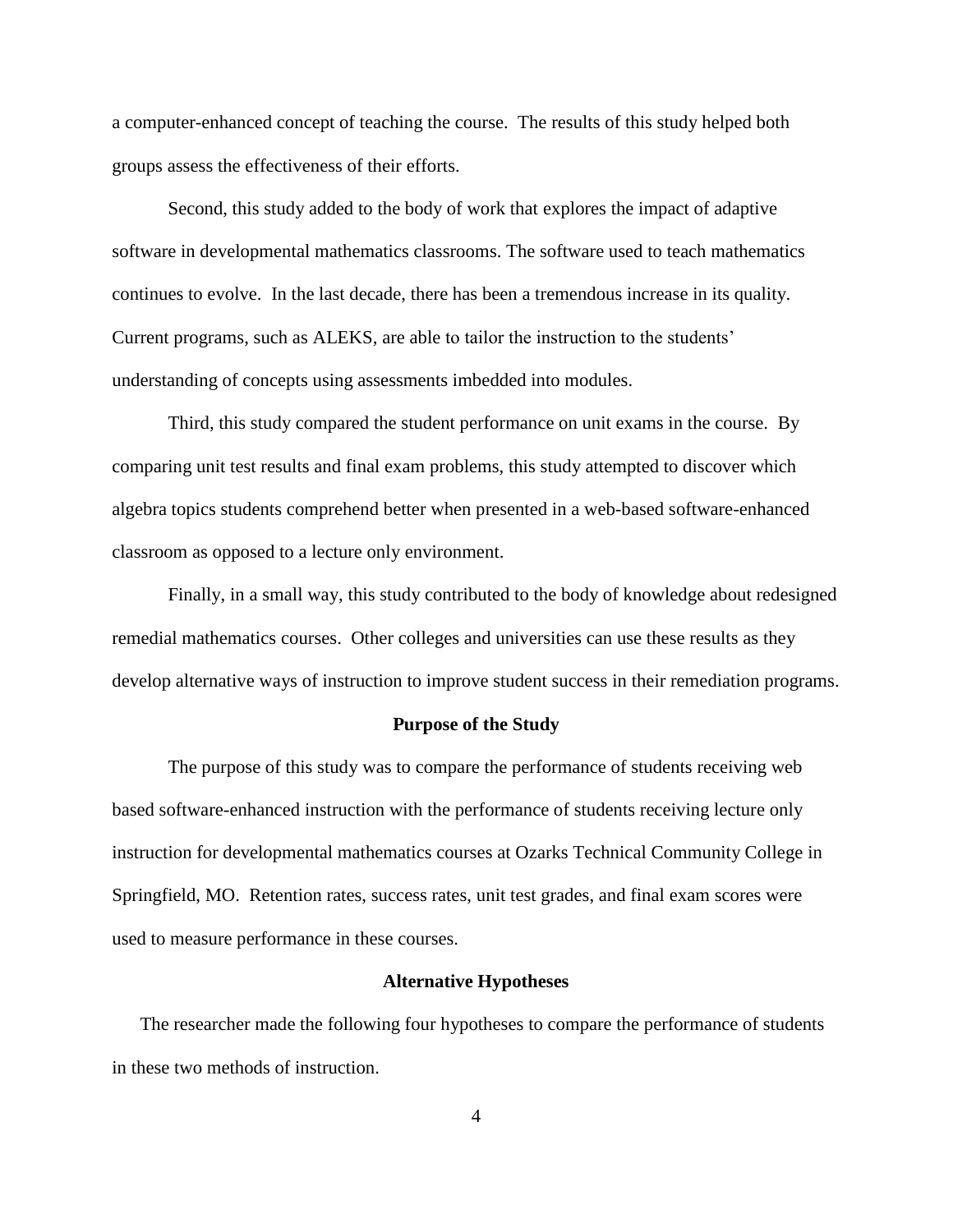a computer-enhanced concept of teaching the course. The results of this study helped both groups assess the effectiveness of their efforts.

Second, this study added to the body of work that explores the impact of adaptive software in developmental mathematics classrooms. The software used to teach mathematics continues to evolve. In the last decade, there has been a tremendous increase in its quality. Current programs, such as ALEKS, are able to tailor the instruction to the students' understanding of concepts using assessments imbedded into modules.

Third, this study compared the student performance on unit exams in the course. By comparing unit test results and final exam problems, this study attempted to discover which algebra topics students comprehend better when presented in a web-based software-enhanced classroom as opposed to a lecture only environment.

Finally, in a small way, this study contributed to the body of knowledge about redesigned remedial mathematics courses. Other colleges and universities can use these results as they develop alternative ways of instruction to improve student success in their remediation programs.

## Purpose of the Study

The purpose of this study was to compare the performance of students receiving web based software-enhanced instruction with the performance of students receiving lecture only instruction for developmental mathematics courses at Ozarks Technical Community College in Springfield, MO. Retention rates, success rates, unit test grades, and final exam scores were used to measure performance in these courses.

## Alternative Hypotheses

The researcher made the following four hypotheses to compare the performance of students in these two methods of instruction.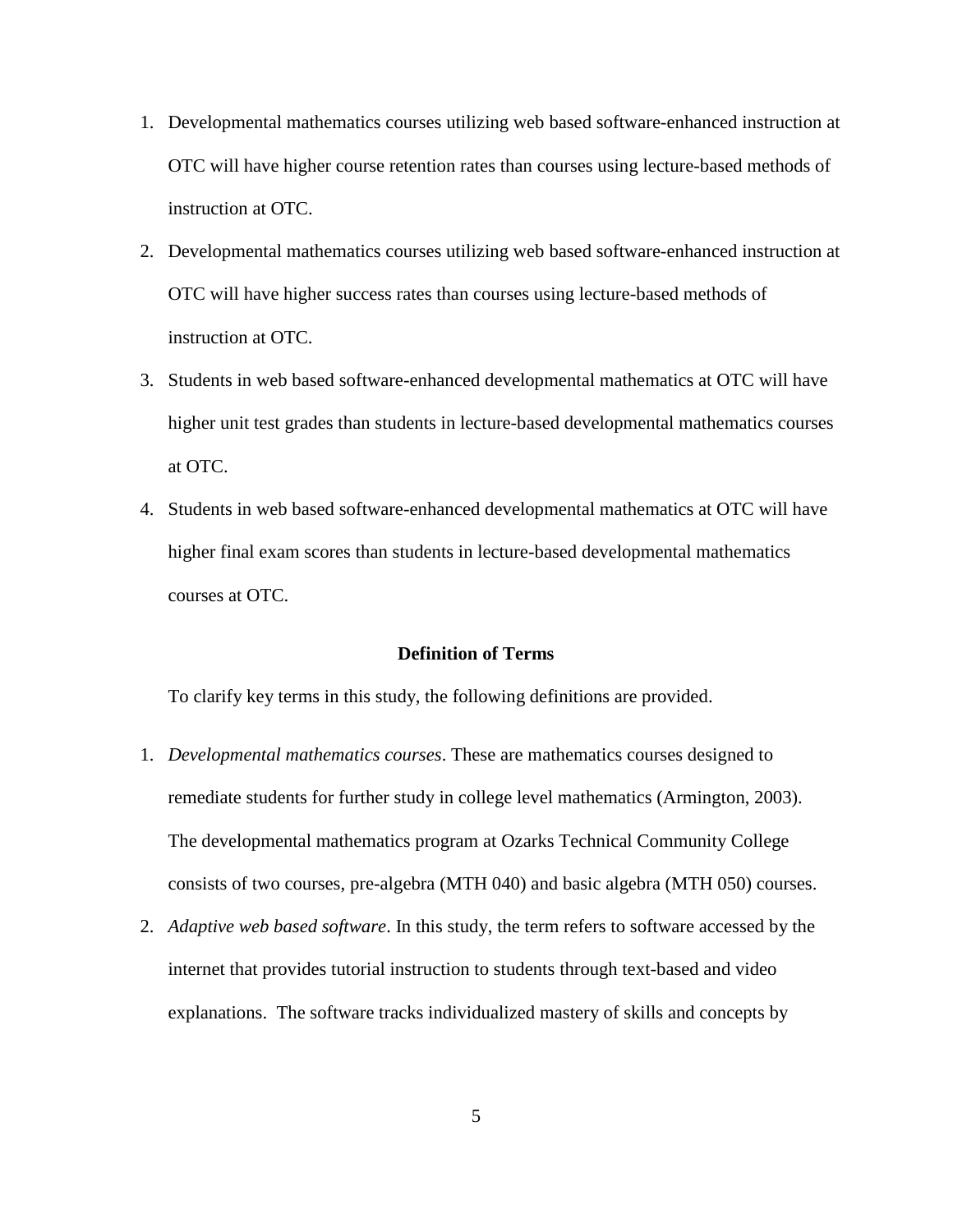1. Developmental mathematics courses utilizing web based software-enhanced instruction at OTC will have higher course retention rates than courses using lecture-based methods of instruction at OTC.
2. Developmental mathematics courses utilizing web based software-enhanced instruction at OTC will have higher success rates than courses using lecture-based methods of instruction at OTC.
3. Students in web based software-enhanced developmental mathematics at OTC will have higher unit test grades than students in lecture-based developmental mathematics courses at OTC.
4. Students in web based software-enhanced developmental mathematics at OTC will have higher final exam scores than students in lecture-based developmental mathematics courses at OTC.

## Definition of Terms

To clarify key terms in this study, the following definitions are provided.

1. *Developmental mathematics courses*. These are mathematics courses designed to remediate students for further study in college level mathematics (Armington, 2003). The developmental mathematics program at Ozarks Technical Community College consists of two courses, pre-algebra (MTH 040) and basic algebra (MTH 050) courses.
2. *Adaptive web based software*. In this study, the term refers to software accessed by the internet that provides tutorial instruction to students through text-based and video explanations. The software tracks individualized mastery of skills and concepts by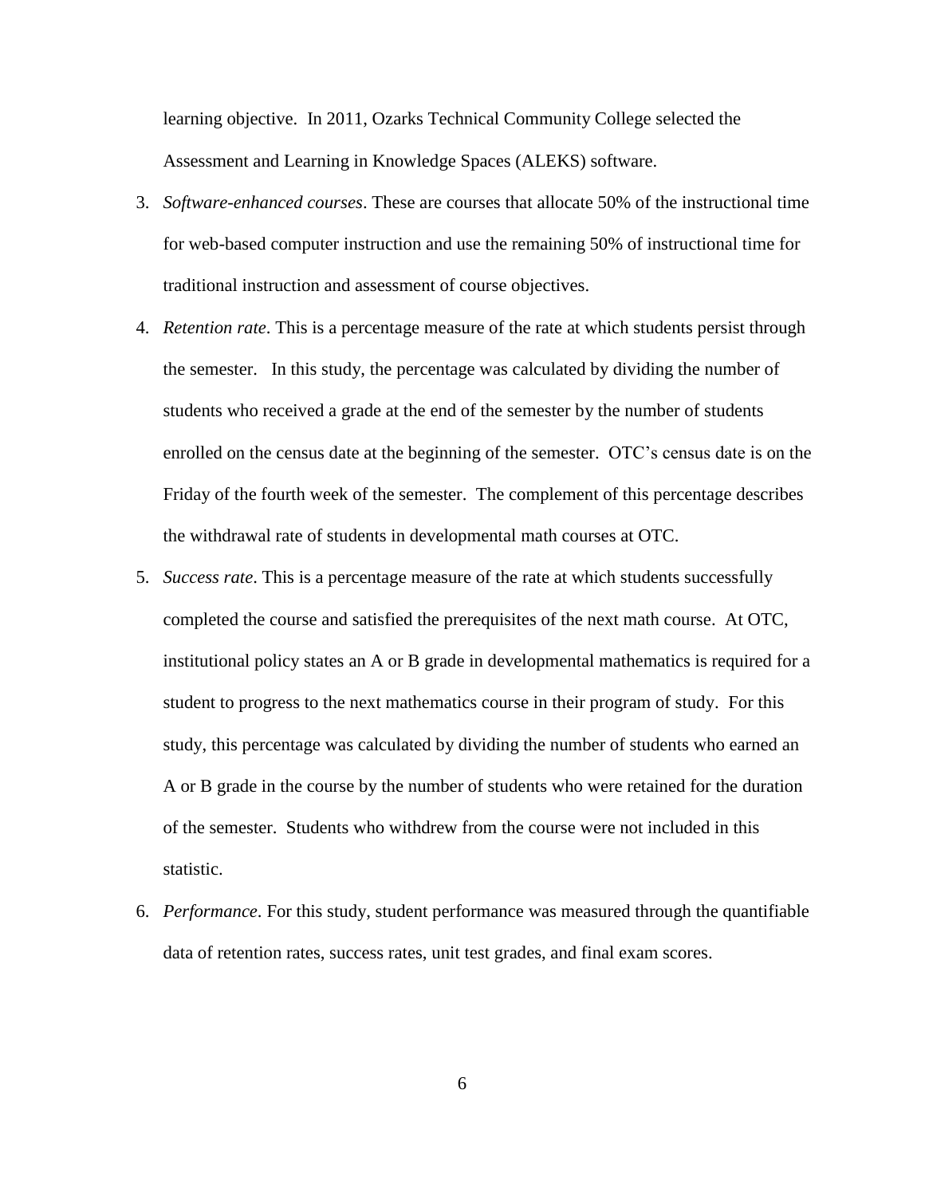learning objective. In 2011, Ozarks Technical Community College selected the Assessment and Learning in Knowledge Spaces (ALEKS) software.

3. *Software-enhanced courses*. These are courses that allocate 50% of the instructional time for web-based computer instruction and use the remaining 50% of instructional time for traditional instruction and assessment of course objectives.
4. *Retention rate*. This is a percentage measure of the rate at which students persist through the semester. In this study, the percentage was calculated by dividing the number of students who received a grade at the end of the semester by the number of students enrolled on the census date at the beginning of the semester. OTC's census date is on the Friday of the fourth week of the semester. The complement of this percentage describes the withdrawal rate of students in developmental math courses at OTC.
5. *Success rate*. This is a percentage measure of the rate at which students successfully completed the course and satisfied the prerequisites of the next math course. At OTC, institutional policy states an A or B grade in developmental mathematics is required for a student to progress to the next mathematics course in their program of study. For this study, this percentage was calculated by dividing the number of students who earned an A or B grade in the course by the number of students who were retained for the duration of the semester. Students who withdrew from the course were not included in this statistic.
6. *Performance*. For this study, student performance was measured through the quantifiable data of retention rates, success rates, unit test grades, and final exam scores.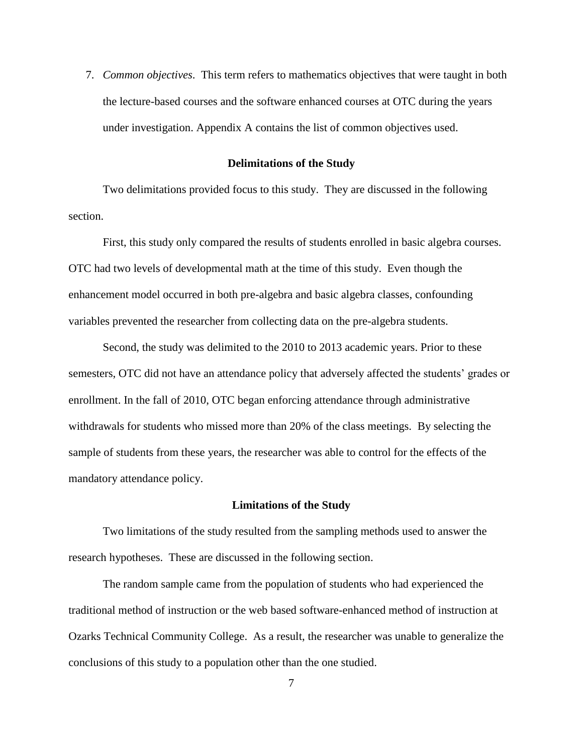7. *Common objectives*. This term refers to mathematics objectives that were taught in both the lecture-based courses and the software enhanced courses at OTC during the years under investigation. Appendix A contains the list of common objectives used.

## Delimitations of the Study

Two delimitations provided focus to this study. They are discussed in the following section.

First, this study only compared the results of students enrolled in basic algebra courses. OTC had two levels of developmental math at the time of this study. Even though the enhancement model occurred in both pre-algebra and basic algebra classes, confounding variables prevented the researcher from collecting data on the pre-algebra students.

Second, the study was delimited to the 2010 to 2013 academic years. Prior to these semesters, OTC did not have an attendance policy that adversely affected the students' grades or enrollment. In the fall of 2010, OTC began enforcing attendance through administrative withdrawals for students who missed more than 20% of the class meetings. By selecting the sample of students from these years, the researcher was able to control for the effects of the mandatory attendance policy.

## Limitations of the Study

Two limitations of the study resulted from the sampling methods used to answer the research hypotheses. These are discussed in the following section.

The random sample came from the population of students who had experienced the traditional method of instruction or the web based software-enhanced method of instruction at Ozarks Technical Community College. As a result, the researcher was unable to generalize the conclusions of this study to a population other than the one studied.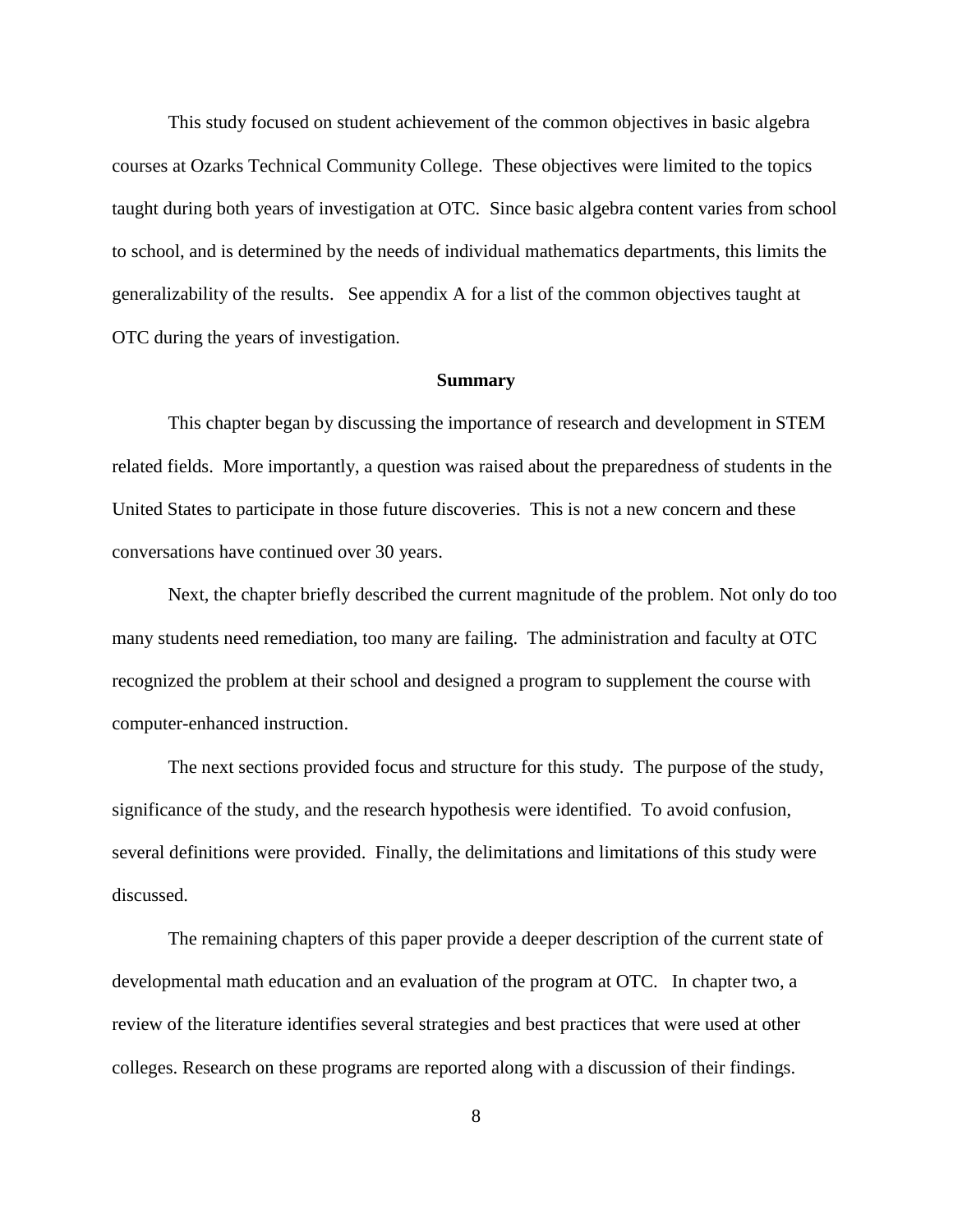This study focused on student achievement of the common objectives in basic algebra courses at Ozarks Technical Community College. These objectives were limited to the topics taught during both years of investigation at OTC. Since basic algebra content varies from school to school, and is determined by the needs of individual mathematics departments, this limits the generalizability of the results. See appendix A for a list of the common objectives taught at OTC during the years of investigation.

## Summary

This chapter began by discussing the importance of research and development in STEM related fields. More importantly, a question was raised about the preparedness of students in the United States to participate in those future discoveries. This is not a new concern and these conversations have continued over 30 years.

Next, the chapter briefly described the current magnitude of the problem. Not only do too many students need remediation, too many are failing. The administration and faculty at OTC recognized the problem at their school and designed a program to supplement the course with computer-enhanced instruction.

The next sections provided focus and structure for this study. The purpose of the study, significance of the study, and the research hypothesis were identified. To avoid confusion, several definitions were provided. Finally, the delimitations and limitations of this study were discussed.

The remaining chapters of this paper provide a deeper description of the current state of developmental math education and an evaluation of the program at OTC. In chapter two, a review of the literature identifies several strategies and best practices that were used at other colleges. Research on these programs are reported along with a discussion of their findings.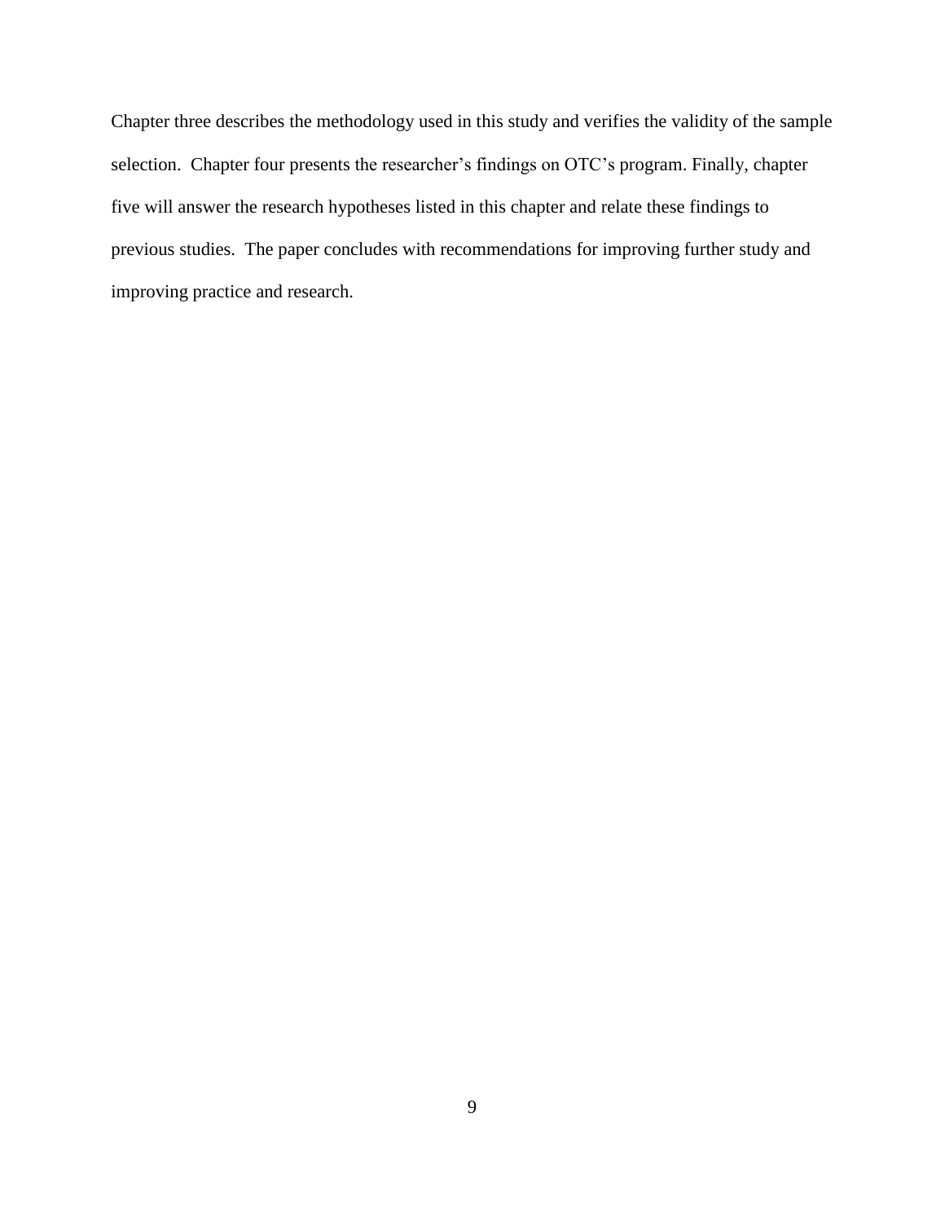Chapter three describes the methodology used in this study and verifies the validity of the sample selection. Chapter four presents the researcher's findings on OTC's program. Finally, chapter five will answer the research hypotheses listed in this chapter and relate these findings to previous studies. The paper concludes with recommendations for improving further study and improving practice and research.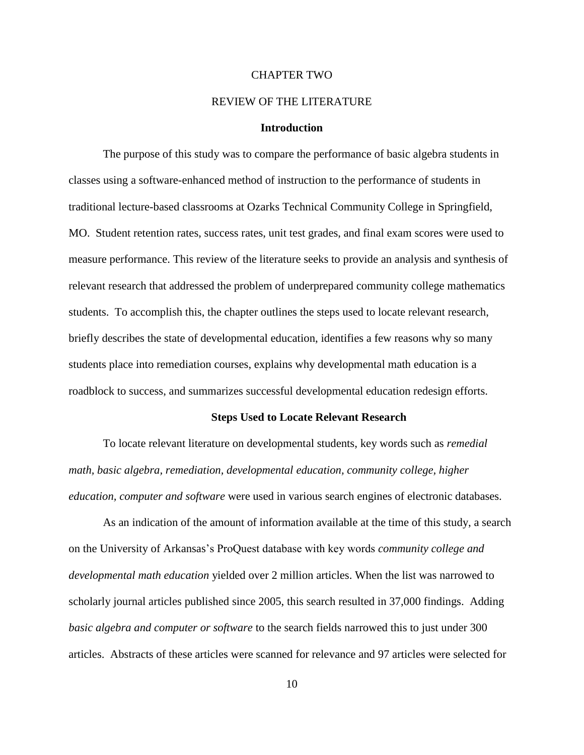# CHAPTER TWO

# REVIEW OF THE LITERATURE

## Introduction

The purpose of this study was to compare the performance of basic algebra students in classes using a software-enhanced method of instruction to the performance of students in traditional lecture-based classrooms at Ozarks Technical Community College in Springfield, MO. Student retention rates, success rates, unit test grades, and final exam scores were used to measure performance. This review of the literature seeks to provide an analysis and synthesis of relevant research that addressed the problem of underprepared community college mathematics students. To accomplish this, the chapter outlines the steps used to locate relevant research, briefly describes the state of developmental education, identifies a few reasons why so many students place into remediation courses, explains why developmental math education is a roadblock to success, and summarizes successful developmental education redesign efforts.

## Steps Used to Locate Relevant Research

To locate relevant literature on developmental students, key words such as *remedial math, basic algebra, remediation, developmental education, community college, higher education, computer and software* were used in various search engines of electronic databases.

As an indication of the amount of information available at the time of this study, a search on the University of Arkansas's ProQuest database with key words *community college and developmental math education* yielded over 2 million articles. When the list was narrowed to scholarly journal articles published since 2005, this search resulted in 37,000 findings. Adding *basic algebra and computer or software* to the search fields narrowed this to just under 300 articles. Abstracts of these articles were scanned for relevance and 97 articles were selected for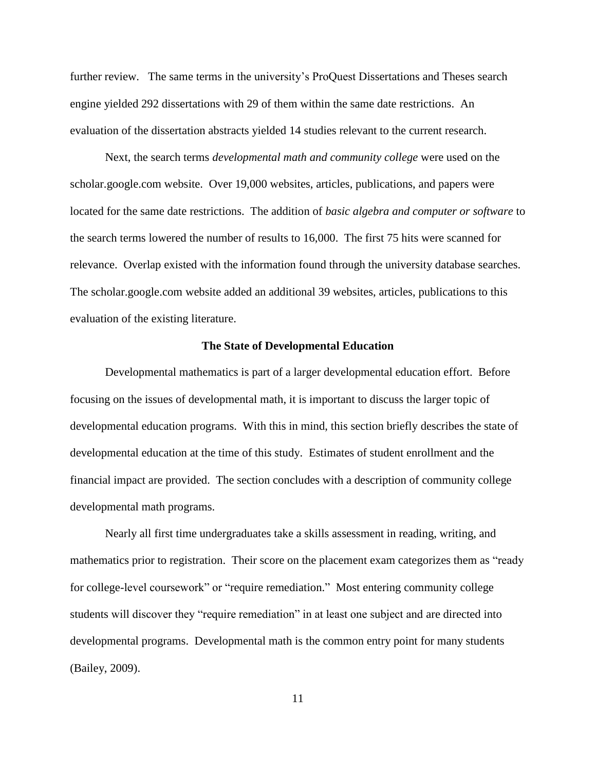further review. The same terms in the university's ProQuest Dissertations and Theses search engine yielded 292 dissertations with 29 of them within the same date restrictions. An evaluation of the dissertation abstracts yielded 14 studies relevant to the current research.

Next, the search terms *developmental math and community college* were used on the scholar.google.com website. Over 19,000 websites, articles, publications, and papers were located for the same date restrictions. The addition of *basic algebra and computer or software* to the search terms lowered the number of results to 16,000. The first 75 hits were scanned for relevance. Overlap existed with the information found through the university database searches. The scholar.google.com website added an additional 39 websites, articles, publications to this evaluation of the existing literature.

## The State of Developmental Education

Developmental mathematics is part of a larger developmental education effort. Before focusing on the issues of developmental math, it is important to discuss the larger topic of developmental education programs. With this in mind, this section briefly describes the state of developmental education at the time of this study. Estimates of student enrollment and the financial impact are provided. The section concludes with a description of community college developmental math programs.

Nearly all first time undergraduates take a skills assessment in reading, writing, and mathematics prior to registration. Their score on the placement exam categorizes them as "ready for college-level coursework" or "require remediation." Most entering community college students will discover they "require remediation" in at least one subject and are directed into developmental programs. Developmental math is the common entry point for many students (Bailey, 2009).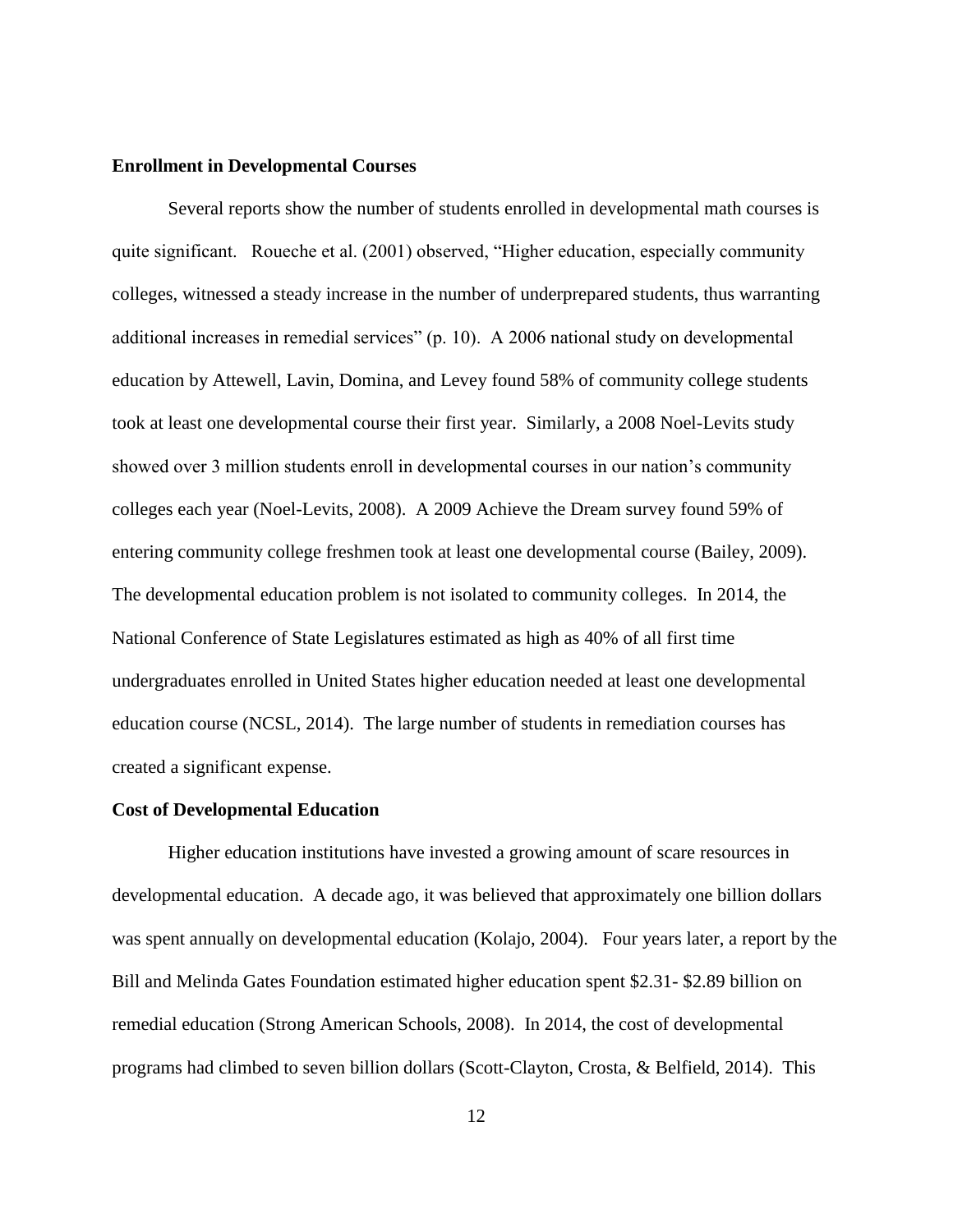**Enrollment in Developmental Courses**

Several reports show the number of students enrolled in developmental math courses is quite significant. Roueche et al. (2001) observed, "Higher education, especially community colleges, witnessed a steady increase in the number of underprepared students, thus warranting additional increases in remedial services" (p. 10). A 2006 national study on developmental education by Attewell, Lavin, Domina, and Levey found 58% of community college students took at least one developmental course their first year. Similarly, a 2008 Noel-Levits study showed over 3 million students enroll in developmental courses in our nation's community colleges each year (Noel-Levits, 2008). A 2009 Achieve the Dream survey found 59% of entering community college freshmen took at least one developmental course (Bailey, 2009). The developmental education problem is not isolated to community colleges. In 2014, the National Conference of State Legislatures estimated as high as 40% of all first time undergraduates enrolled in United States higher education needed at least one developmental education course (NCSL, 2014). The large number of students in remediation courses has created a significant expense.

**Cost of Developmental Education**

Higher education institutions have invested a growing amount of scare resources in developmental education. A decade ago, it was believed that approximately one billion dollars was spent annually on developmental education (Kolajo, 2004). Four years later, a report by the Bill and Melinda Gates Foundation estimated higher education spent $2.31- $2.89 billion on remedial education (Strong American Schools, 2008). In 2014, the cost of developmental programs had climbed to seven billion dollars (Scott-Clayton, Crosta, & Belfield, 2014). This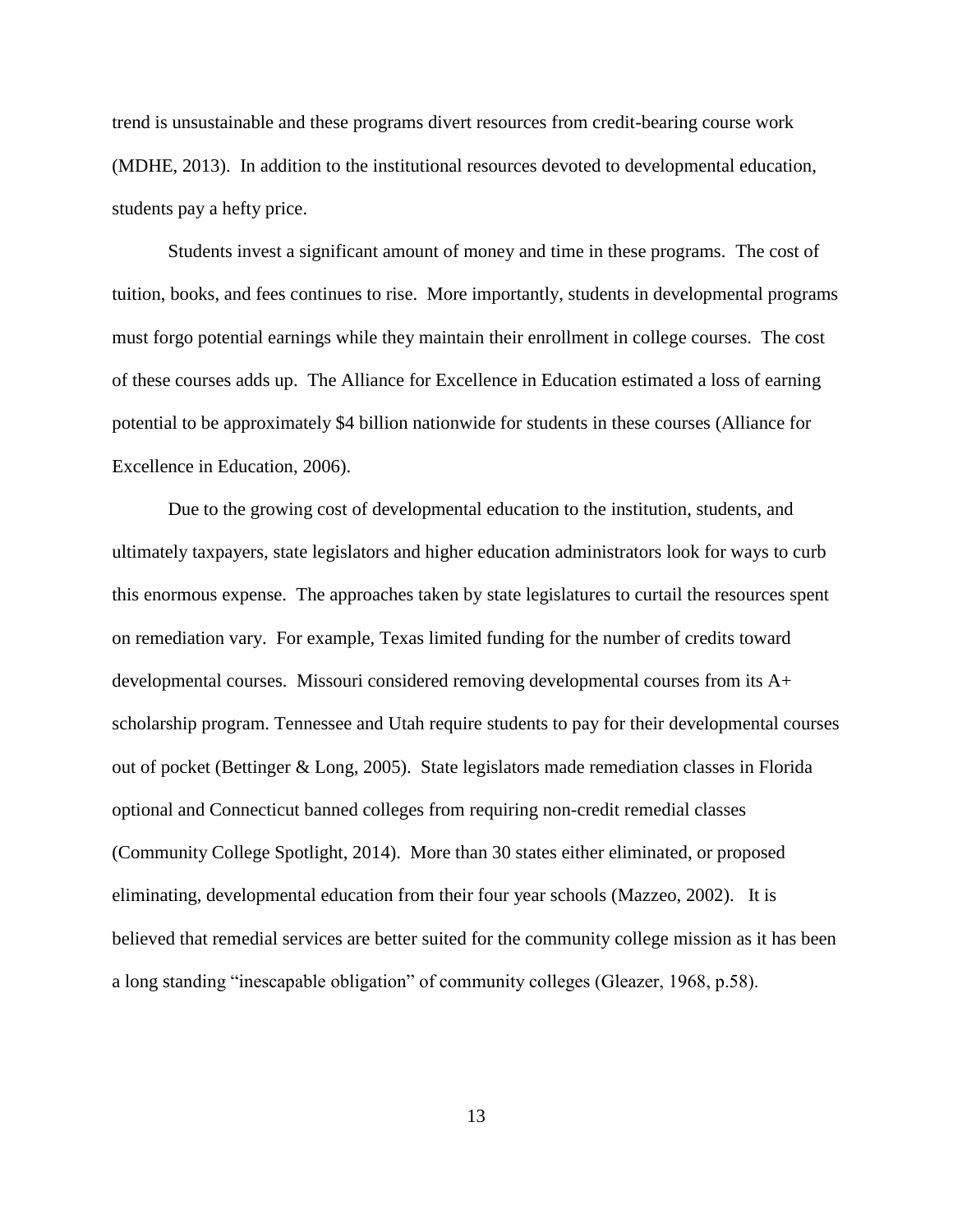trend is unsustainable and these programs divert resources from credit-bearing course work (MDHE, 2013). In addition to the institutional resources devoted to developmental education, students pay a hefty price.

Students invest a significant amount of money and time in these programs. The cost of tuition, books, and fees continues to rise. More importantly, students in developmental programs must forgo potential earnings while they maintain their enrollment in college courses. The cost of these courses adds up. The Alliance for Excellence in Education estimated a loss of earning potential to be approximately $4 billion nationwide for students in these courses (Alliance for Excellence in Education, 2006).

Due to the growing cost of developmental education to the institution, students, and ultimately taxpayers, state legislators and higher education administrators look for ways to curb this enormous expense. The approaches taken by state legislatures to curtail the resources spent on remediation vary. For example, Texas limited funding for the number of credits toward developmental courses. Missouri considered removing developmental courses from its A+ scholarship program. Tennessee and Utah require students to pay for their developmental courses out of pocket (Bettinger & Long, 2005). State legislators made remediation classes in Florida optional and Connecticut banned colleges from requiring non-credit remedial classes (Community College Spotlight, 2014). More than 30 states either eliminated, or proposed eliminating, developmental education from their four year schools (Mazzeo, 2002). It is believed that remedial services are better suited for the community college mission as it has been a long standing "inescapable obligation" of community colleges (Gleazer, 1968, p.58).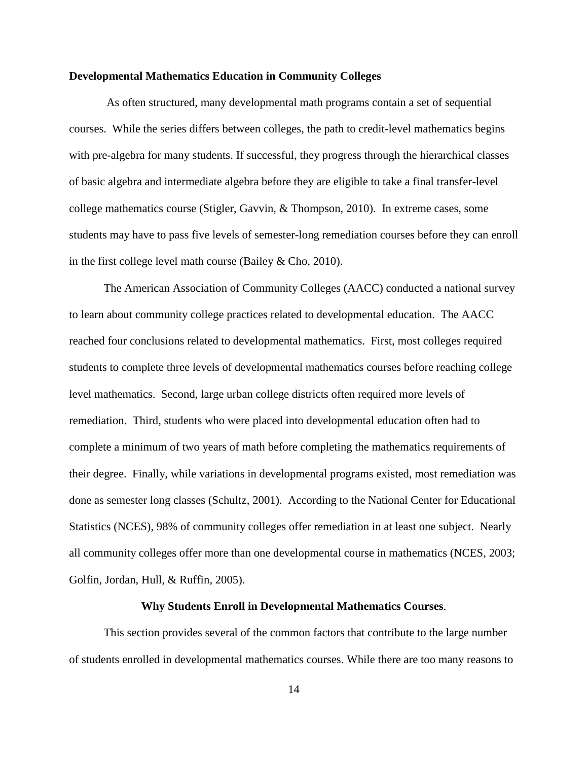## Developmental Mathematics Education in Community Colleges

As often structured, many developmental math programs contain a set of sequential courses. While the series differs between colleges, the path to credit-level mathematics begins with pre-algebra for many students. If successful, they progress through the hierarchical classes of basic algebra and intermediate algebra before they are eligible to take a final transfer-level college mathematics course (Stigler, Gavvin, & Thompson, 2010). In extreme cases, some students may have to pass five levels of semester-long remediation courses before they can enroll in the first college level math course (Bailey & Cho, 2010).

The American Association of Community Colleges (AACC) conducted a national survey to learn about community college practices related to developmental education. The AACC reached four conclusions related to developmental mathematics. First, most colleges required students to complete three levels of developmental mathematics courses before reaching college level mathematics. Second, large urban college districts often required more levels of remediation. Third, students who were placed into developmental education often had to complete a minimum of two years of math before completing the mathematics requirements of their degree. Finally, while variations in developmental programs existed, most remediation was done as semester long classes (Schultz, 2001). According to the National Center for Educational Statistics (NCES), 98% of community colleges offer remediation in at least one subject. Nearly all community colleges offer more than one developmental course in mathematics (NCES, 2003; Golfin, Jordan, Hull, & Ruffin, 2005).

### Why Students Enroll in Developmental Mathematics Courses.

This section provides several of the common factors that contribute to the large number of students enrolled in developmental mathematics courses. While there are too many reasons to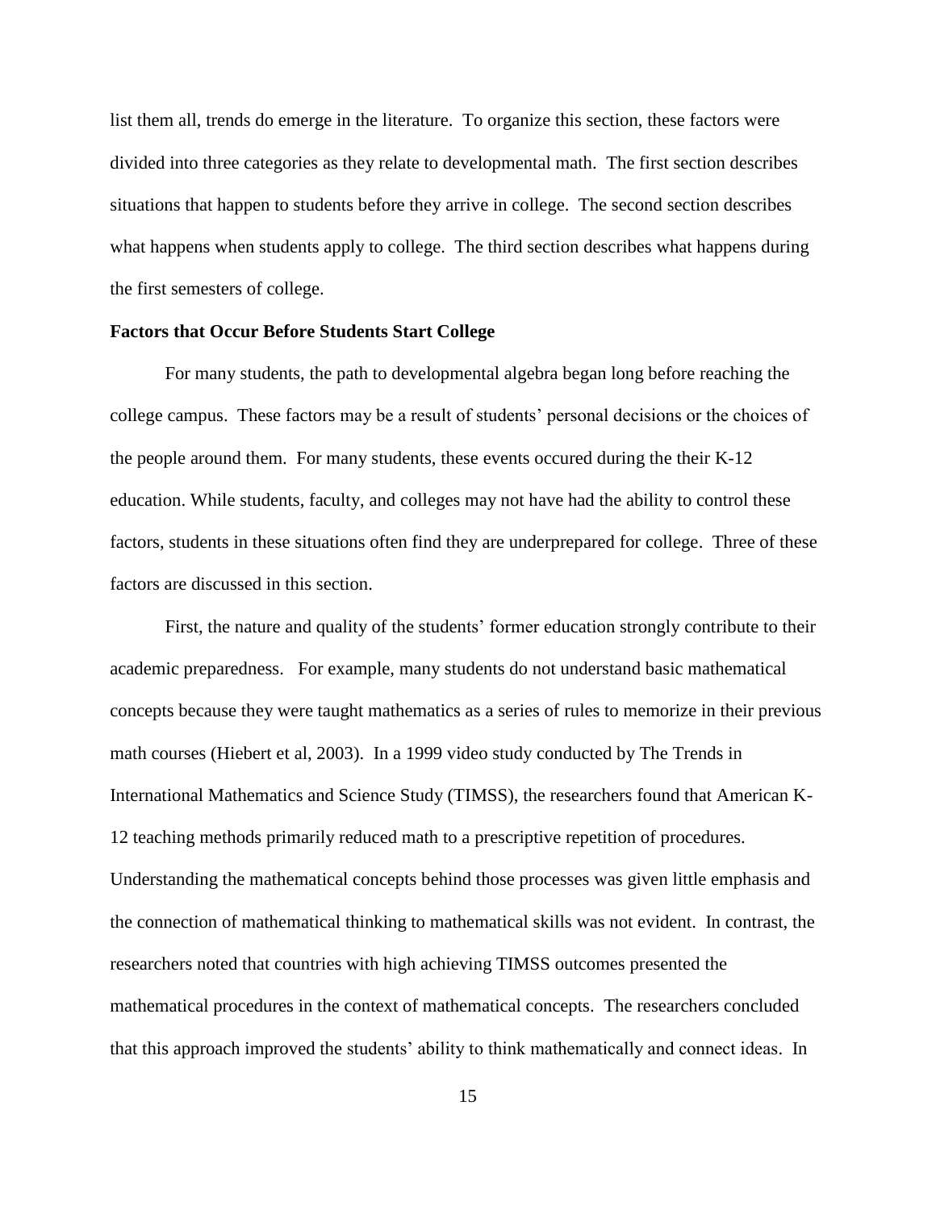list them all, trends do emerge in the literature. To organize this section, these factors were divided into three categories as they relate to developmental math. The first section describes situations that happen to students before they arrive in college. The second section describes what happens when students apply to college. The third section describes what happens during the first semesters of college.

**Factors that Occur Before Students Start College**

For many students, the path to developmental algebra began long before reaching the college campus. These factors may be a result of students' personal decisions or the choices of the people around them. For many students, these events occured during the their K-12 education. While students, faculty, and colleges may not have had the ability to control these factors, students in these situations often find they are underprepared for college. Three of these factors are discussed in this section.

First, the nature and quality of the students' former education strongly contribute to their academic preparedness. For example, many students do not understand basic mathematical concepts because they were taught mathematics as a series of rules to memorize in their previous math courses (Hiebert et al, 2003). In a 1999 video study conducted by The Trends in International Mathematics and Science Study (TIMSS), the researchers found that American K-12 teaching methods primarily reduced math to a prescriptive repetition of procedures. Understanding the mathematical concepts behind those processes was given little emphasis and the connection of mathematical thinking to mathematical skills was not evident. In contrast, the researchers noted that countries with high achieving TIMSS outcomes presented the mathematical procedures in the context of mathematical concepts. The researchers concluded that this approach improved the students' ability to think mathematically and connect ideas. In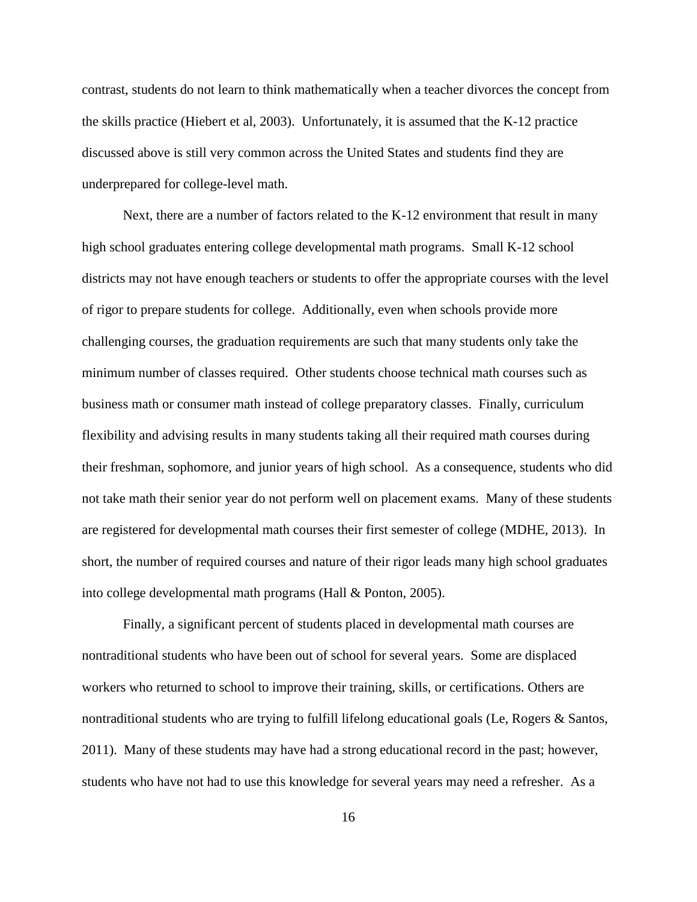contrast, students do not learn to think mathematically when a teacher divorces the concept from the skills practice (Hiebert et al, 2003). Unfortunately, it is assumed that the K-12 practice discussed above is still very common across the United States and students find they are underprepared for college-level math.

Next, there are a number of factors related to the K-12 environment that result in many high school graduates entering college developmental math programs. Small K-12 school districts may not have enough teachers or students to offer the appropriate courses with the level of rigor to prepare students for college. Additionally, even when schools provide more challenging courses, the graduation requirements are such that many students only take the minimum number of classes required. Other students choose technical math courses such as business math or consumer math instead of college preparatory classes. Finally, curriculum flexibility and advising results in many students taking all their required math courses during their freshman, sophomore, and junior years of high school. As a consequence, students who did not take math their senior year do not perform well on placement exams. Many of these students are registered for developmental math courses their first semester of college (MDHE, 2013). In short, the number of required courses and nature of their rigor leads many high school graduates into college developmental math programs (Hall & Ponton, 2005).

Finally, a significant percent of students placed in developmental math courses are nontraditional students who have been out of school for several years. Some are displaced workers who returned to school to improve their training, skills, or certifications. Others are nontraditional students who are trying to fulfill lifelong educational goals (Le, Rogers & Santos, 2011). Many of these students may have had a strong educational record in the past; however, students who have not had to use this knowledge for several years may need a refresher. As a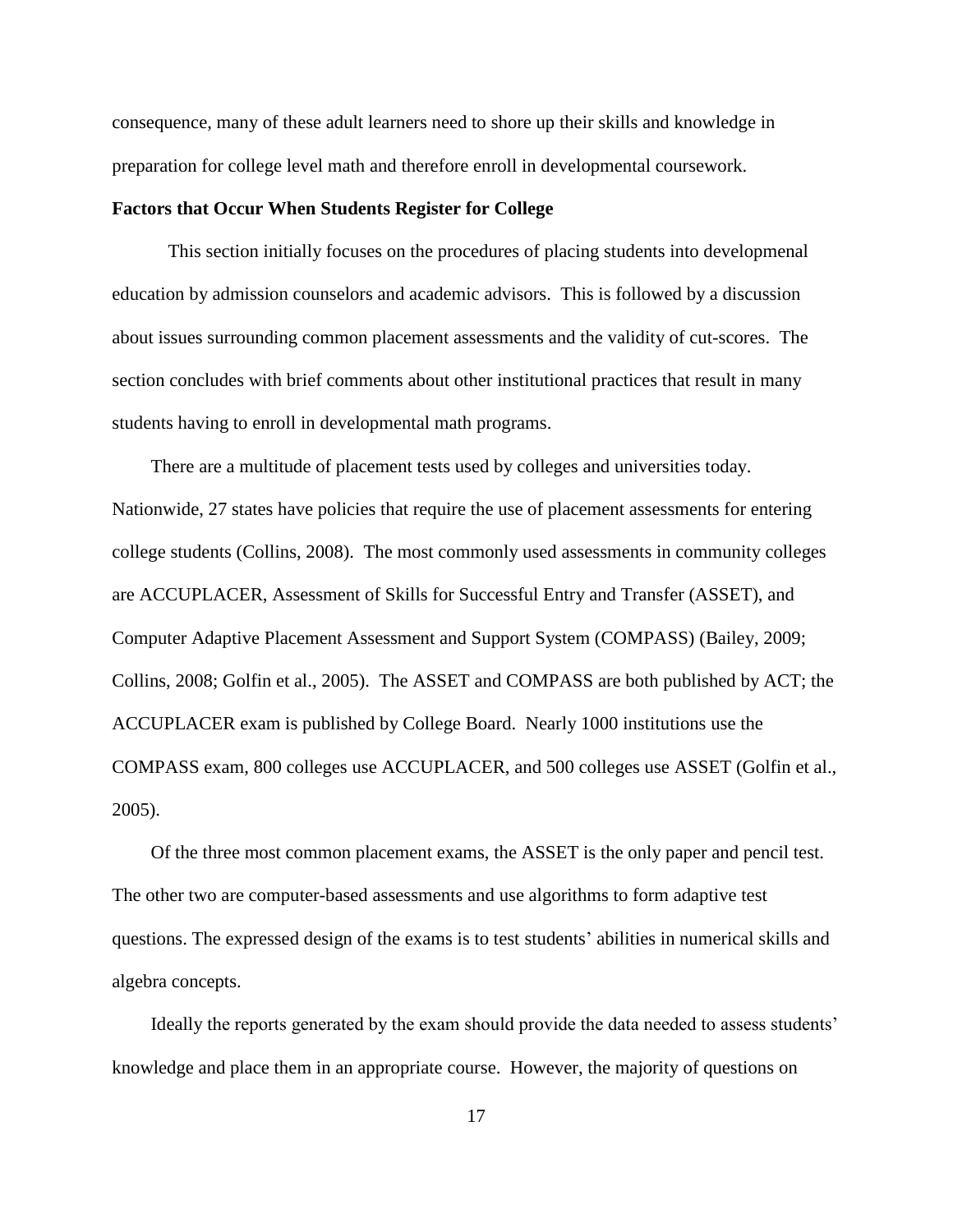consequence, many of these adult learners need to shore up their skills and knowledge in preparation for college level math and therefore enroll in developmental coursework.

**Factors that Occur When Students Register for College**

This section initially focuses on the procedures of placing students into developmenal education by admission counselors and academic advisors. This is followed by a discussion about issues surrounding common placement assessments and the validity of cut-scores. The section concludes with brief comments about other institutional practices that result in many students having to enroll in developmental math programs.

There are a multitude of placement tests used by colleges and universities today. Nationwide, 27 states have policies that require the use of placement assessments for entering college students (Collins, 2008). The most commonly used assessments in community colleges are ACCUPLACER, Assessment of Skills for Successful Entry and Transfer (ASSET), and Computer Adaptive Placement Assessment and Support System (COMPASS) (Bailey, 2009; Collins, 2008; Golfin et al., 2005). The ASSET and COMPASS are both published by ACT; the ACCUPLACER exam is published by College Board. Nearly 1000 institutions use the COMPASS exam, 800 colleges use ACCUPLACER, and 500 colleges use ASSET (Golfin et al., 2005).

Of the three most common placement exams, the ASSET is the only paper and pencil test. The other two are computer-based assessments and use algorithms to form adaptive test questions. The expressed design of the exams is to test students' abilities in numerical skills and algebra concepts.

Ideally the reports generated by the exam should provide the data needed to assess students' knowledge and place them in an appropriate course. However, the majority of questions on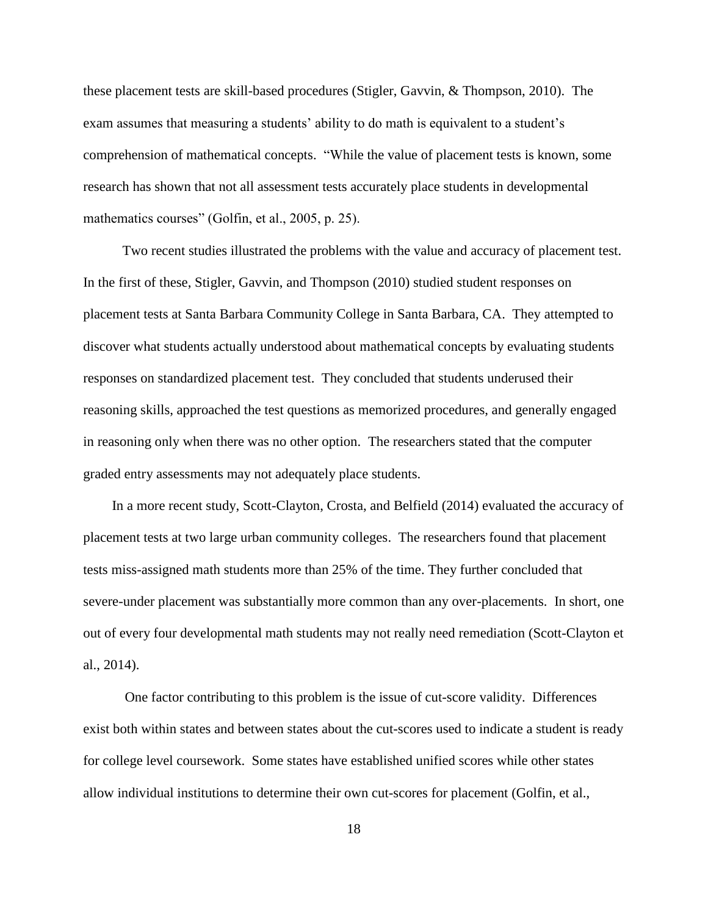these placement tests are skill-based procedures (Stigler, Gavvin, & Thompson, 2010). The exam assumes that measuring a students' ability to do math is equivalent to a student's comprehension of mathematical concepts. "While the value of placement tests is known, some research has shown that not all assessment tests accurately place students in developmental mathematics courses" (Golfin, et al., 2005, p. 25).

Two recent studies illustrated the problems with the value and accuracy of placement test. In the first of these, Stigler, Gavvin, and Thompson (2010) studied student responses on placement tests at Santa Barbara Community College in Santa Barbara, CA. They attempted to discover what students actually understood about mathematical concepts by evaluating students responses on standardized placement test. They concluded that students underused their reasoning skills, approached the test questions as memorized procedures, and generally engaged in reasoning only when there was no other option. The researchers stated that the computer graded entry assessments may not adequately place students.

In a more recent study, Scott-Clayton, Crosta, and Belfield (2014) evaluated the accuracy of placement tests at two large urban community colleges. The researchers found that placement tests miss-assigned math students more than 25% of the time. They further concluded that severe-under placement was substantially more common than any over-placements. In short, one out of every four developmental math students may not really need remediation (Scott-Clayton et al., 2014).

One factor contributing to this problem is the issue of cut-score validity. Differences exist both within states and between states about the cut-scores used to indicate a student is ready for college level coursework. Some states have established unified scores while other states allow individual institutions to determine their own cut-scores for placement (Golfin, et al.,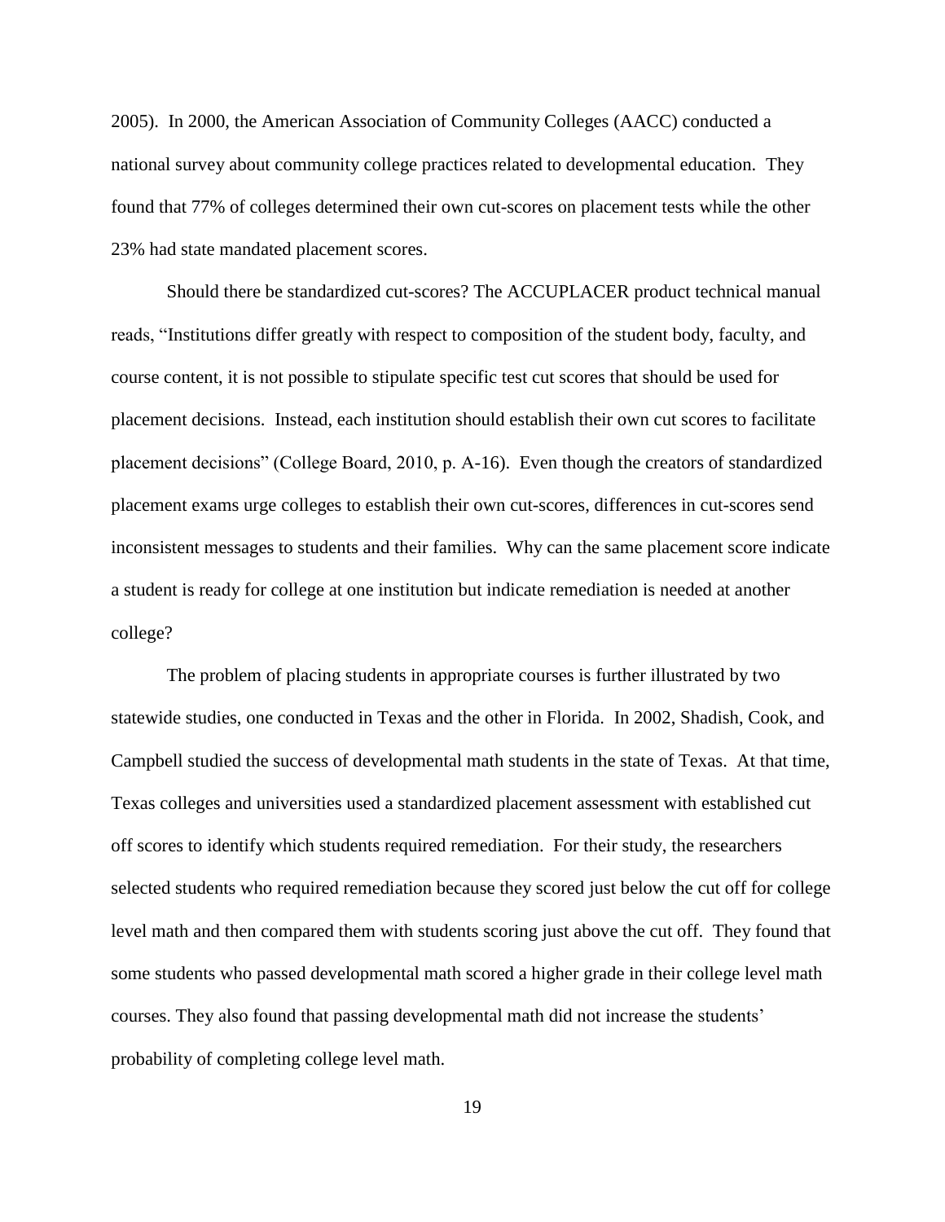2005). In 2000, the American Association of Community Colleges (AACC) conducted a national survey about community college practices related to developmental education. They found that 77% of colleges determined their own cut-scores on placement tests while the other 23% had state mandated placement scores.

Should there be standardized cut-scores? The ACCUPLACER product technical manual reads, "Institutions differ greatly with respect to composition of the student body, faculty, and course content, it is not possible to stipulate specific test cut scores that should be used for placement decisions. Instead, each institution should establish their own cut scores to facilitate placement decisions" (College Board, 2010, p. A-16). Even though the creators of standardized placement exams urge colleges to establish their own cut-scores, differences in cut-scores send inconsistent messages to students and their families. Why can the same placement score indicate a student is ready for college at one institution but indicate remediation is needed at another college?

The problem of placing students in appropriate courses is further illustrated by two statewide studies, one conducted in Texas and the other in Florida. In 2002, Shadish, Cook, and Campbell studied the success of developmental math students in the state of Texas. At that time, Texas colleges and universities used a standardized placement assessment with established cut off scores to identify which students required remediation. For their study, the researchers selected students who required remediation because they scored just below the cut off for college level math and then compared them with students scoring just above the cut off. They found that some students who passed developmental math scored a higher grade in their college level math courses. They also found that passing developmental math did not increase the students' probability of completing college level math.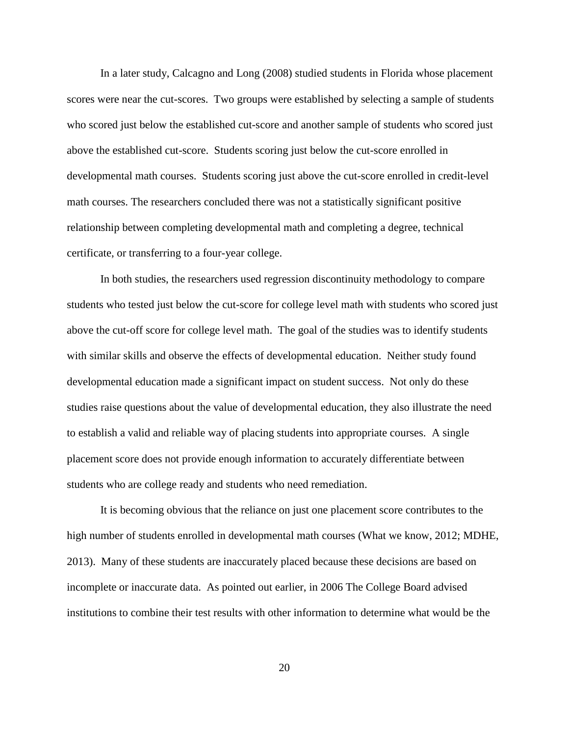In a later study, Calcagno and Long (2008) studied students in Florida whose placement scores were near the cut-scores. Two groups were established by selecting a sample of students who scored just below the established cut-score and another sample of students who scored just above the established cut-score. Students scoring just below the cut-score enrolled in developmental math courses. Students scoring just above the cut-score enrolled in credit-level math courses. The researchers concluded there was not a statistically significant positive relationship between completing developmental math and completing a degree, technical certificate, or transferring to a four-year college.

In both studies, the researchers used regression discontinuity methodology to compare students who tested just below the cut-score for college level math with students who scored just above the cut-off score for college level math. The goal of the studies was to identify students with similar skills and observe the effects of developmental education. Neither study found developmental education made a significant impact on student success. Not only do these studies raise questions about the value of developmental education, they also illustrate the need to establish a valid and reliable way of placing students into appropriate courses. A single placement score does not provide enough information to accurately differentiate between students who are college ready and students who need remediation.

It is becoming obvious that the reliance on just one placement score contributes to the high number of students enrolled in developmental math courses (What we know, 2012; MDHE, 2013). Many of these students are inaccurately placed because these decisions are based on incomplete or inaccurate data. As pointed out earlier, in 2006 The College Board advised institutions to combine their test results with other information to determine what would be the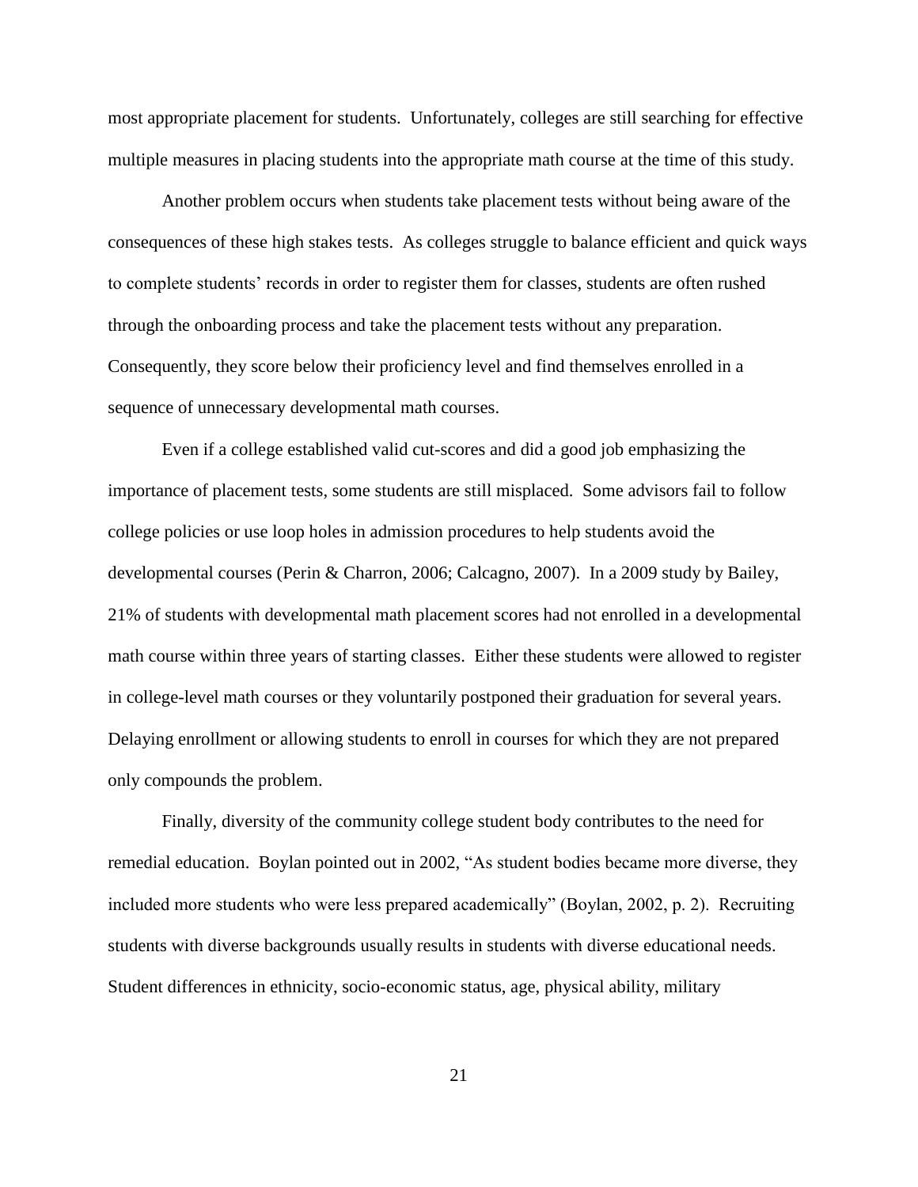most appropriate placement for students. Unfortunately, colleges are still searching for effective multiple measures in placing students into the appropriate math course at the time of this study.

Another problem occurs when students take placement tests without being aware of the consequences of these high stakes tests. As colleges struggle to balance efficient and quick ways to complete students' records in order to register them for classes, students are often rushed through the onboarding process and take the placement tests without any preparation. Consequently, they score below their proficiency level and find themselves enrolled in a sequence of unnecessary developmental math courses.

Even if a college established valid cut-scores and did a good job emphasizing the importance of placement tests, some students are still misplaced. Some advisors fail to follow college policies or use loop holes in admission procedures to help students avoid the developmental courses (Perin & Charron, 2006; Calcagno, 2007). In a 2009 study by Bailey, 21% of students with developmental math placement scores had not enrolled in a developmental math course within three years of starting classes. Either these students were allowed to register in college-level math courses or they voluntarily postponed their graduation for several years. Delaying enrollment or allowing students to enroll in courses for which they are not prepared only compounds the problem.

Finally, diversity of the community college student body contributes to the need for remedial education. Boylan pointed out in 2002, "As student bodies became more diverse, they included more students who were less prepared academically" (Boylan, 2002, p. 2). Recruiting students with diverse backgrounds usually results in students with diverse educational needs. Student differences in ethnicity, socio-economic status, age, physical ability, military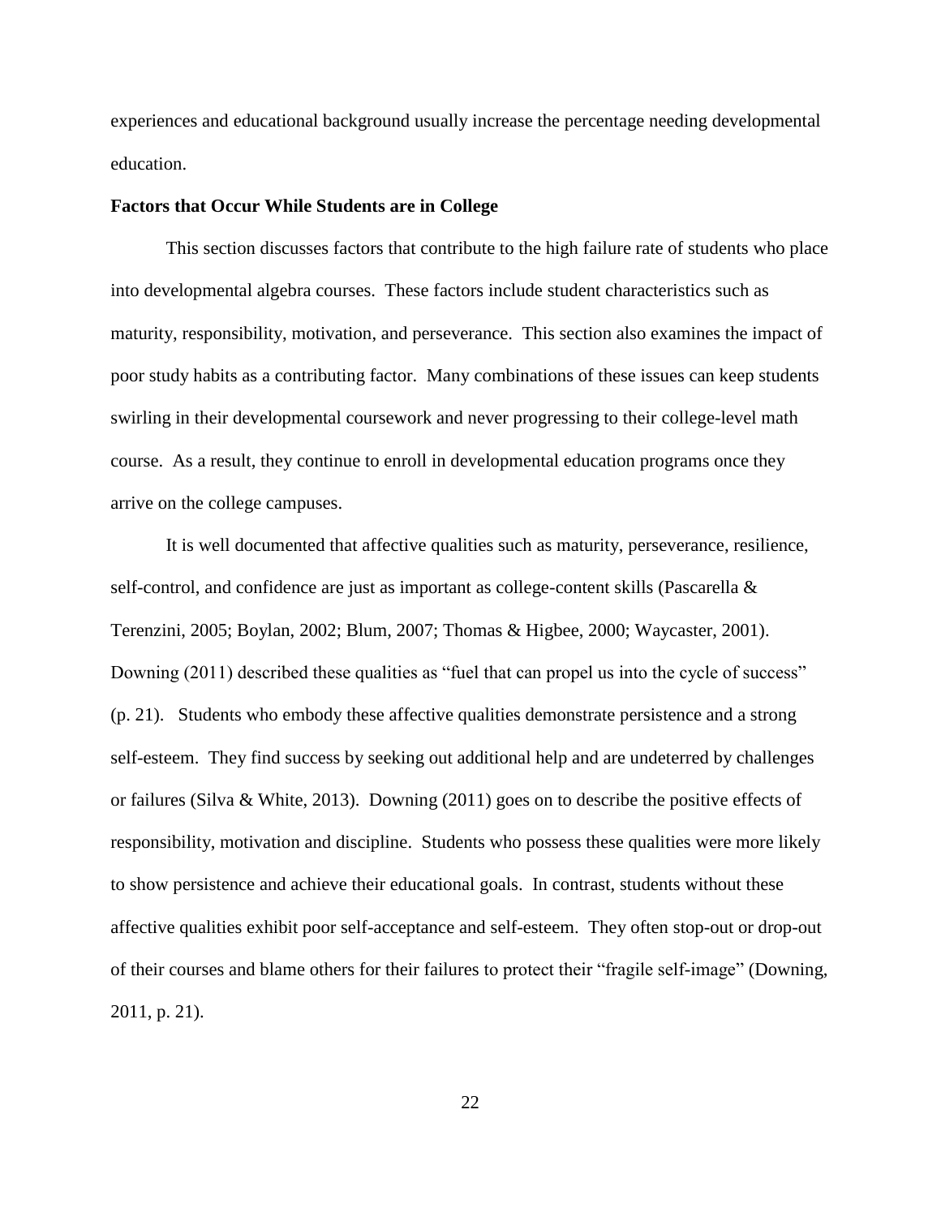experiences and educational background usually increase the percentage needing developmental education.

**Factors that Occur While Students are in College**

This section discusses factors that contribute to the high failure rate of students who place into developmental algebra courses. These factors include student characteristics such as maturity, responsibility, motivation, and perseverance. This section also examines the impact of poor study habits as a contributing factor. Many combinations of these issues can keep students swirling in their developmental coursework and never progressing to their college-level math course. As a result, they continue to enroll in developmental education programs once they arrive on the college campuses.

It is well documented that affective qualities such as maturity, perseverance, resilience, self-control, and confidence are just as important as college-content skills (Pascarella & Terenzini, 2005; Boylan, 2002; Blum, 2007; Thomas & Higbee, 2000; Waycaster, 2001). Downing (2011) described these qualities as "fuel that can propel us into the cycle of success" (p. 21). Students who embody these affective qualities demonstrate persistence and a strong self-esteem. They find success by seeking out additional help and are undeterred by challenges or failures (Silva & White, 2013). Downing (2011) goes on to describe the positive effects of responsibility, motivation and discipline. Students who possess these qualities were more likely to show persistence and achieve their educational goals. In contrast, students without these affective qualities exhibit poor self-acceptance and self-esteem. They often stop-out or drop-out of their courses and blame others for their failures to protect their "fragile self-image" (Downing, 2011, p. 21).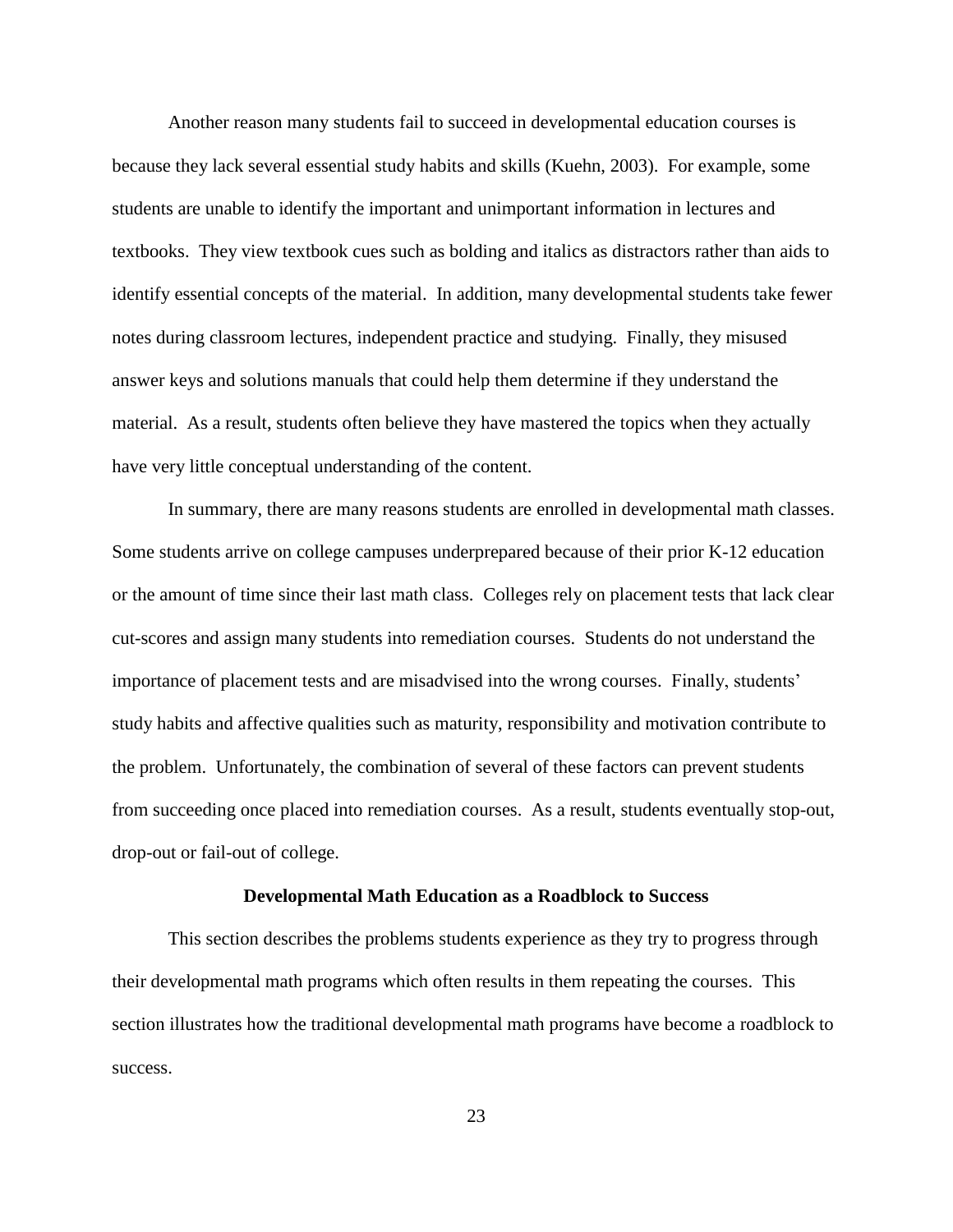Another reason many students fail to succeed in developmental education courses is because they lack several essential study habits and skills (Kuehn, 2003). For example, some students are unable to identify the important and unimportant information in lectures and textbooks. They view textbook cues such as bolding and italics as distractors rather than aids to identify essential concepts of the material. In addition, many developmental students take fewer notes during classroom lectures, independent practice and studying. Finally, they misused answer keys and solutions manuals that could help them determine if they understand the material. As a result, students often believe they have mastered the topics when they actually have very little conceptual understanding of the content.

In summary, there are many reasons students are enrolled in developmental math classes. Some students arrive on college campuses underprepared because of their prior K-12 education or the amount of time since their last math class. Colleges rely on placement tests that lack clear cut-scores and assign many students into remediation courses. Students do not understand the importance of placement tests and are misadvised into the wrong courses. Finally, students' study habits and affective qualities such as maturity, responsibility and motivation contribute to the problem. Unfortunately, the combination of several of these factors can prevent students from succeeding once placed into remediation courses. As a result, students eventually stop-out, drop-out or fail-out of college.

## Developmental Math Education as a Roadblock to Success

This section describes the problems students experience as they try to progress through their developmental math programs which often results in them repeating the courses. This section illustrates how the traditional developmental math programs have become a roadblock to success.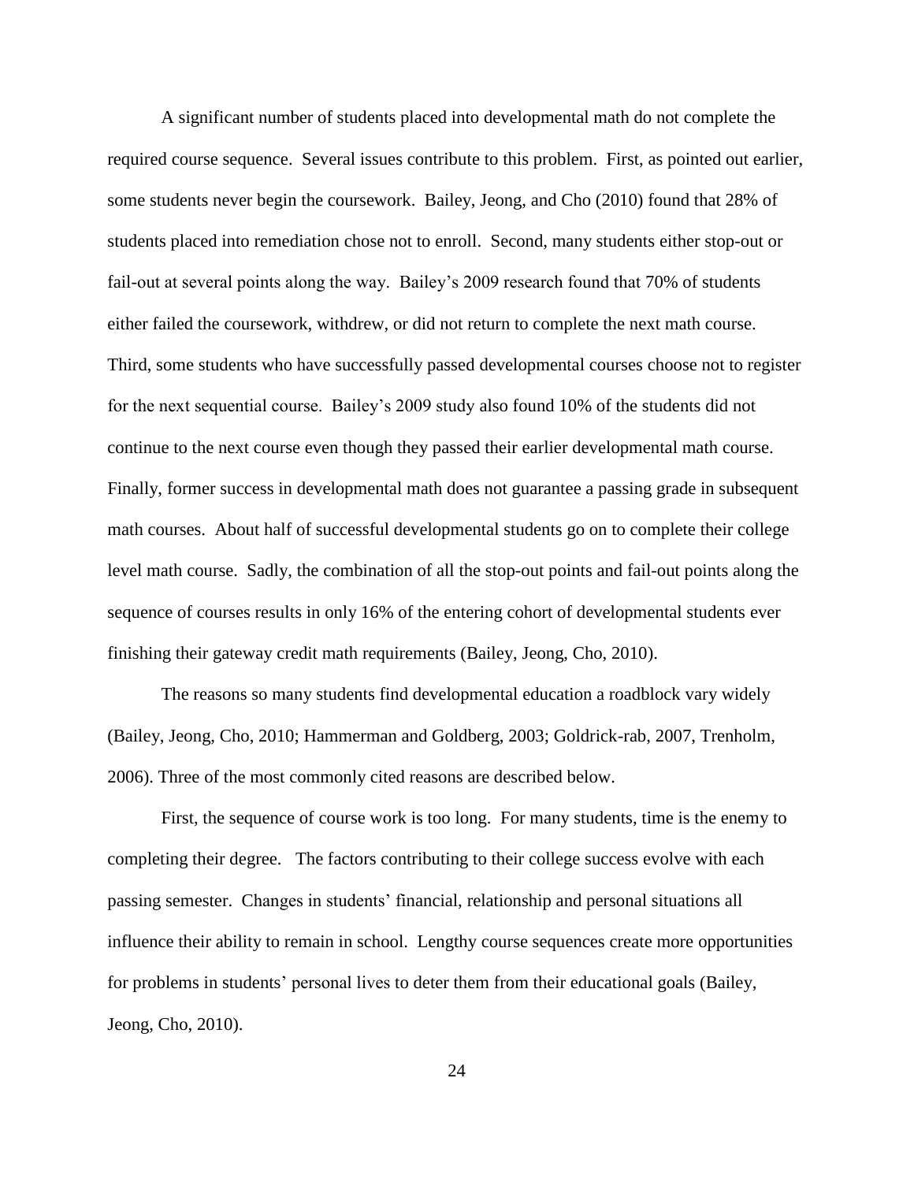A significant number of students placed into developmental math do not complete the required course sequence. Several issues contribute to this problem. First, as pointed out earlier, some students never begin the coursework. Bailey, Jeong, and Cho (2010) found that 28% of students placed into remediation chose not to enroll. Second, many students either stop-out or fail-out at several points along the way. Bailey's 2009 research found that 70% of students either failed the coursework, withdrew, or did not return to complete the next math course. Third, some students who have successfully passed developmental courses choose not to register for the next sequential course. Bailey's 2009 study also found 10% of the students did not continue to the next course even though they passed their earlier developmental math course. Finally, former success in developmental math does not guarantee a passing grade in subsequent math courses. About half of successful developmental students go on to complete their college level math course. Sadly, the combination of all the stop-out points and fail-out points along the sequence of courses results in only 16% of the entering cohort of developmental students ever finishing their gateway credit math requirements (Bailey, Jeong, Cho, 2010).

The reasons so many students find developmental education a roadblock vary widely (Bailey, Jeong, Cho, 2010; Hammerman and Goldberg, 2003; Goldrick-rab, 2007, Trenholm, 2006). Three of the most commonly cited reasons are described below.

First, the sequence of course work is too long. For many students, time is the enemy to completing their degree. The factors contributing to their college success evolve with each passing semester. Changes in students' financial, relationship and personal situations all influence their ability to remain in school. Lengthy course sequences create more opportunities for problems in students' personal lives to deter them from their educational goals (Bailey, Jeong, Cho, 2010).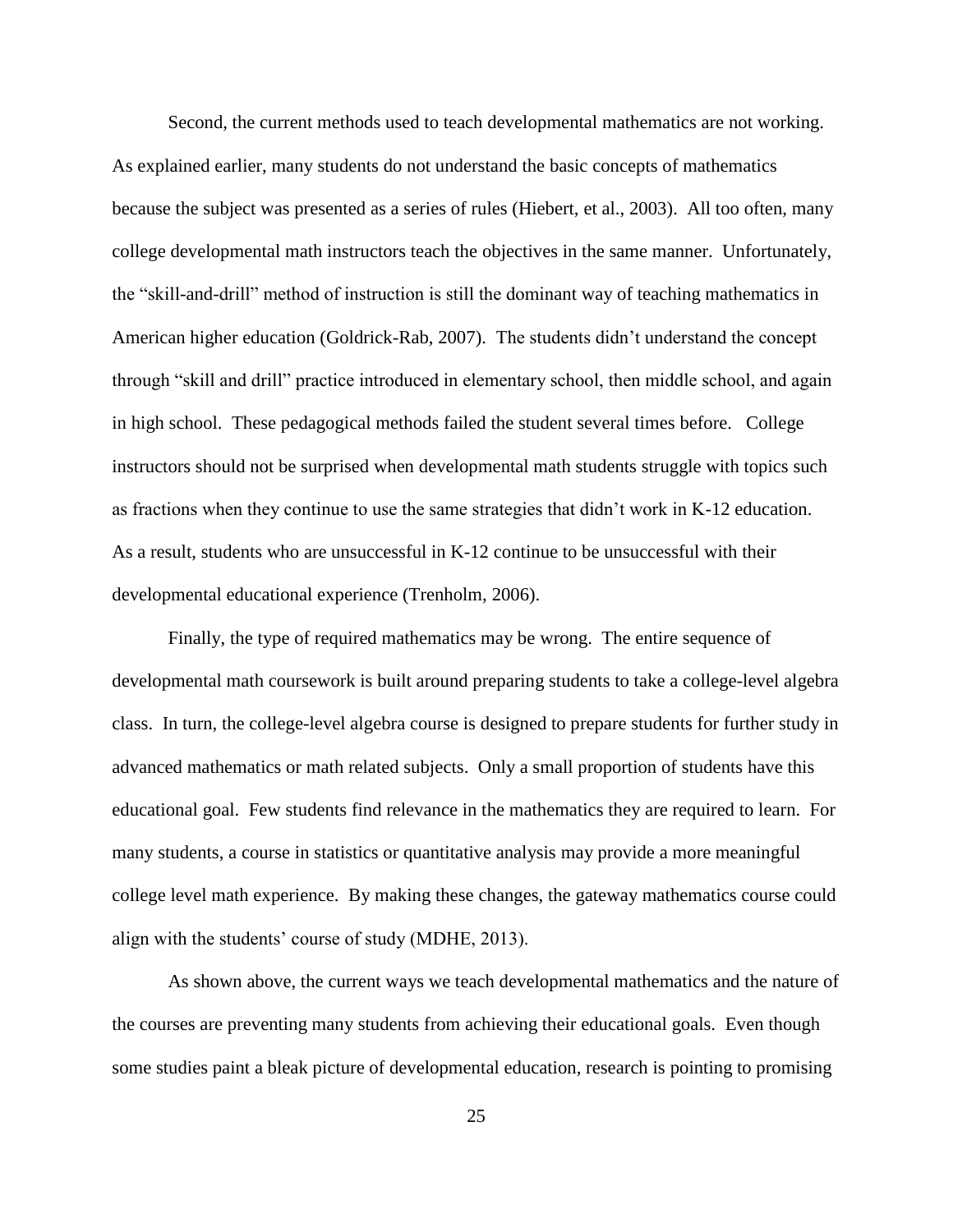Second, the current methods used to teach developmental mathematics are not working. As explained earlier, many students do not understand the basic concepts of mathematics because the subject was presented as a series of rules (Hiebert, et al., 2003). All too often, many college developmental math instructors teach the objectives in the same manner. Unfortunately, the "skill-and-drill" method of instruction is still the dominant way of teaching mathematics in American higher education (Goldrick-Rab, 2007). The students didn't understand the concept through "skill and drill" practice introduced in elementary school, then middle school, and again in high school. These pedagogical methods failed the student several times before. College instructors should not be surprised when developmental math students struggle with topics such as fractions when they continue to use the same strategies that didn't work in K-12 education. As a result, students who are unsuccessful in K-12 continue to be unsuccessful with their developmental educational experience (Trenholm, 2006).

Finally, the type of required mathematics may be wrong. The entire sequence of developmental math coursework is built around preparing students to take a college-level algebra class. In turn, the college-level algebra course is designed to prepare students for further study in advanced mathematics or math related subjects. Only a small proportion of students have this educational goal. Few students find relevance in the mathematics they are required to learn. For many students, a course in statistics or quantitative analysis may provide a more meaningful college level math experience. By making these changes, the gateway mathematics course could align with the students' course of study (MDHE, 2013).

As shown above, the current ways we teach developmental mathematics and the nature of the courses are preventing many students from achieving their educational goals. Even though some studies paint a bleak picture of developmental education, research is pointing to promising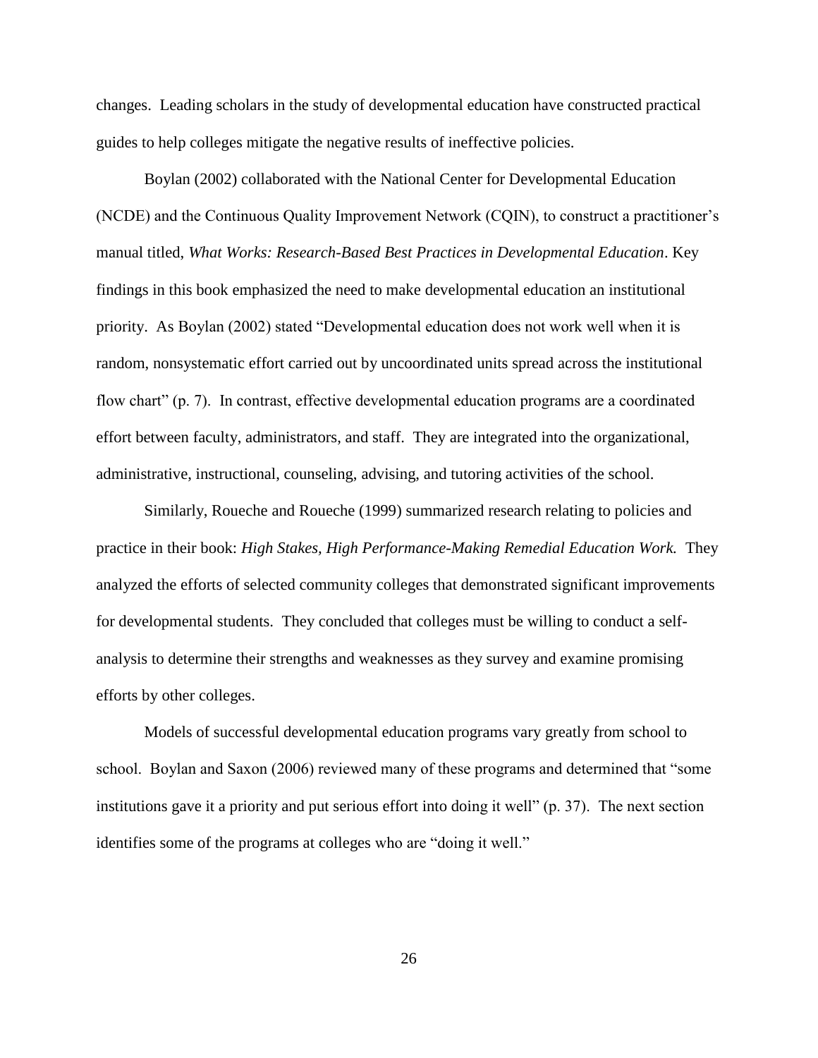changes. Leading scholars in the study of developmental education have constructed practical guides to help colleges mitigate the negative results of ineffective policies.

Boylan (2002) collaborated with the National Center for Developmental Education (NCDE) and the Continuous Quality Improvement Network (CQIN), to construct a practitioner's manual titled, *What Works: Research-Based Best Practices in Developmental Education*. Key findings in this book emphasized the need to make developmental education an institutional priority. As Boylan (2002) stated "Developmental education does not work well when it is random, nonsystematic effort carried out by uncoordinated units spread across the institutional flow chart" (p. 7). In contrast, effective developmental education programs are a coordinated effort between faculty, administrators, and staff. They are integrated into the organizational, administrative, instructional, counseling, advising, and tutoring activities of the school.

Similarly, Roueche and Roueche (1999) summarized research relating to policies and practice in their book: *High Stakes, High Performance-Making Remedial Education Work.* They analyzed the efforts of selected community colleges that demonstrated significant improvements for developmental students. They concluded that colleges must be willing to conduct a self-analysis to determine their strengths and weaknesses as they survey and examine promising efforts by other colleges.

Models of successful developmental education programs vary greatly from school to school. Boylan and Saxon (2006) reviewed many of these programs and determined that "some institutions gave it a priority and put serious effort into doing it well" (p. 37). The next section identifies some of the programs at colleges who are "doing it well."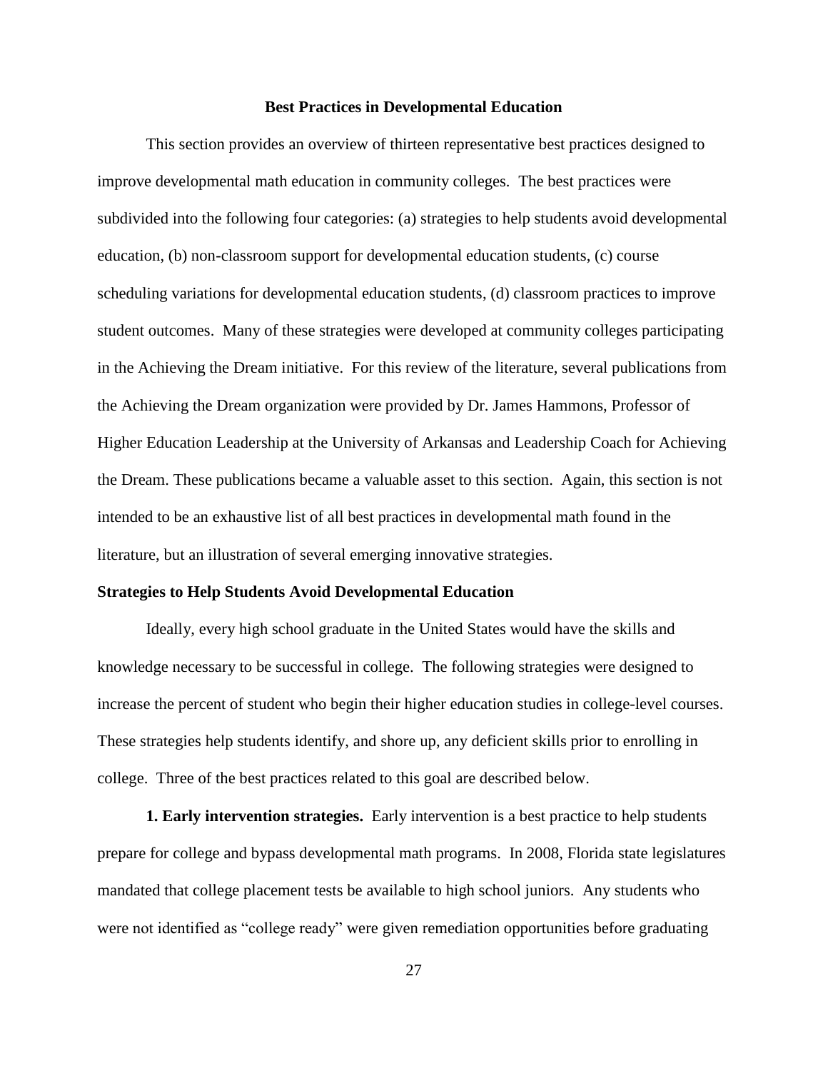## Best Practices in Developmental Education

This section provides an overview of thirteen representative best practices designed to improve developmental math education in community colleges. The best practices were subdivided into the following four categories: (a) strategies to help students avoid developmental education, (b) non-classroom support for developmental education students, (c) course scheduling variations for developmental education students, (d) classroom practices to improve student outcomes. Many of these strategies were developed at community colleges participating in the Achieving the Dream initiative. For this review of the literature, several publications from the Achieving the Dream organization were provided by Dr. James Hammons, Professor of Higher Education Leadership at the University of Arkansas and Leadership Coach for Achieving the Dream. These publications became a valuable asset to this section. Again, this section is not intended to be an exhaustive list of all best practices in developmental math found in the literature, but an illustration of several emerging innovative strategies.

### Strategies to Help Students Avoid Developmental Education

Ideally, every high school graduate in the United States would have the skills and knowledge necessary to be successful in college. The following strategies were designed to increase the percent of student who begin their higher education studies in college-level courses. These strategies help students identify, and shore up, any deficient skills prior to enrolling in college. Three of the best practices related to this goal are described below.

**1. Early intervention strategies.** Early intervention is a best practice to help students prepare for college and bypass developmental math programs. In 2008, Florida state legislatures mandated that college placement tests be available to high school juniors. Any students who were not identified as "college ready" were given remediation opportunities before graduating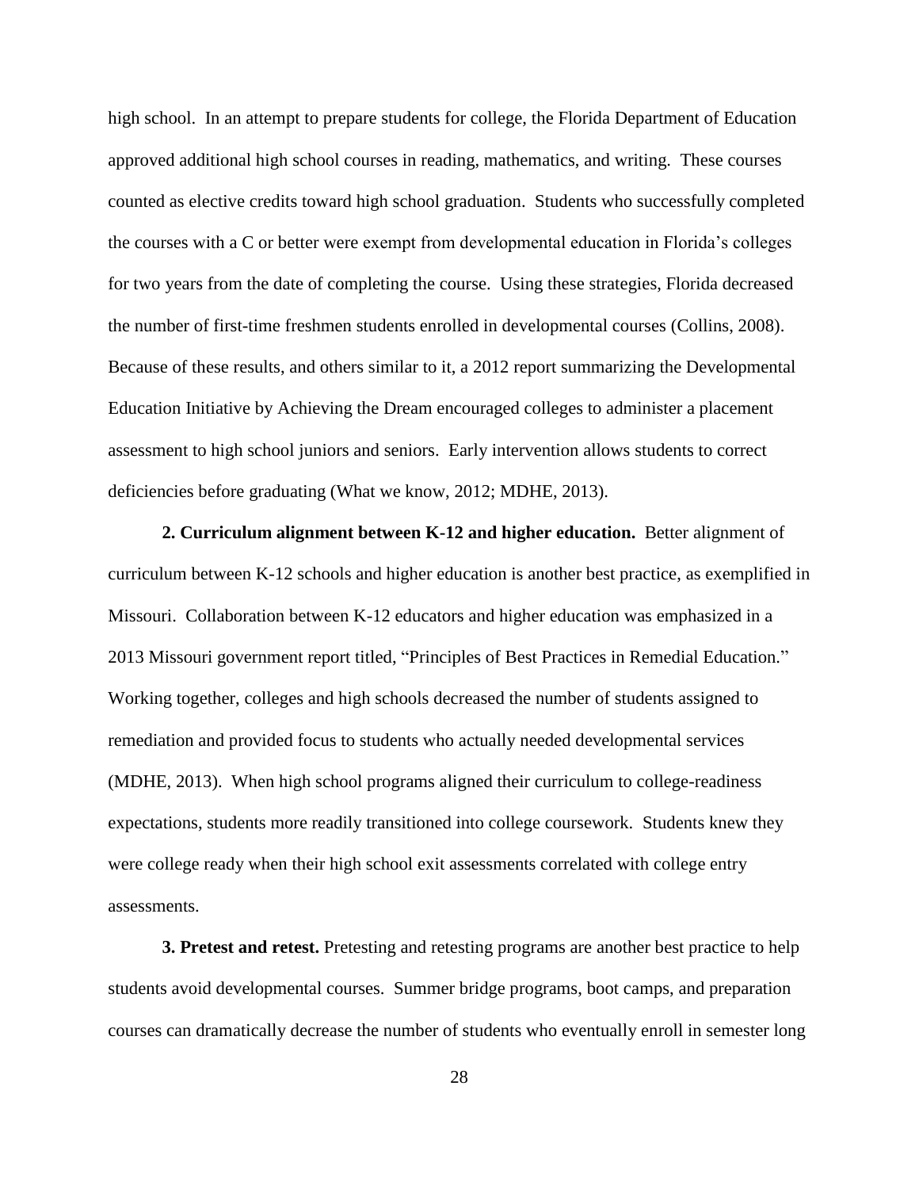high school. In an attempt to prepare students for college, the Florida Department of Education approved additional high school courses in reading, mathematics, and writing. These courses counted as elective credits toward high school graduation. Students who successfully completed the courses with a C or better were exempt from developmental education in Florida's colleges for two years from the date of completing the course. Using these strategies, Florida decreased the number of first-time freshmen students enrolled in developmental courses (Collins, 2008). Because of these results, and others similar to it, a 2012 report summarizing the Developmental Education Initiative by Achieving the Dream encouraged colleges to administer a placement assessment to high school juniors and seniors. Early intervention allows students to correct deficiencies before graduating (What we know, 2012; MDHE, 2013).

**2. Curriculum alignment between K-12 and higher education.** Better alignment of curriculum between K-12 schools and higher education is another best practice, as exemplified in Missouri. Collaboration between K-12 educators and higher education was emphasized in a 2013 Missouri government report titled, "Principles of Best Practices in Remedial Education." Working together, colleges and high schools decreased the number of students assigned to remediation and provided focus to students who actually needed developmental services (MDHE, 2013). When high school programs aligned their curriculum to college-readiness expectations, students more readily transitioned into college coursework. Students knew they were college ready when their high school exit assessments correlated with college entry assessments.

**3. Pretest and retest.** Pretesting and retesting programs are another best practice to help students avoid developmental courses. Summer bridge programs, boot camps, and preparation courses can dramatically decrease the number of students who eventually enroll in semester long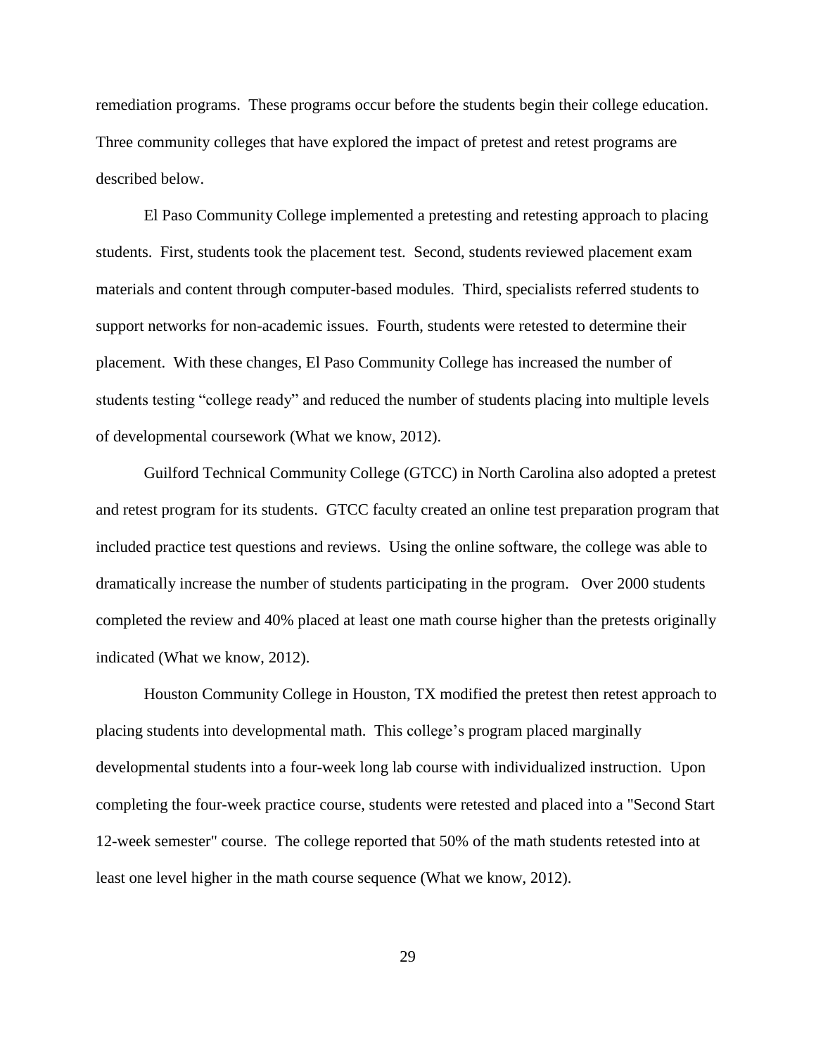remediation programs. These programs occur before the students begin their college education. Three community colleges that have explored the impact of pretest and retest programs are described below.

El Paso Community College implemented a pretesting and retesting approach to placing students. First, students took the placement test. Second, students reviewed placement exam materials and content through computer-based modules. Third, specialists referred students to support networks for non-academic issues. Fourth, students were retested to determine their placement. With these changes, El Paso Community College has increased the number of students testing "college ready" and reduced the number of students placing into multiple levels of developmental coursework (What we know, 2012).

Guilford Technical Community College (GTCC) in North Carolina also adopted a pretest and retest program for its students. GTCC faculty created an online test preparation program that included practice test questions and reviews. Using the online software, the college was able to dramatically increase the number of students participating in the program. Over 2000 students completed the review and 40% placed at least one math course higher than the pretests originally indicated (What we know, 2012).

Houston Community College in Houston, TX modified the pretest then retest approach to placing students into developmental math. This college's program placed marginally developmental students into a four-week long lab course with individualized instruction. Upon completing the four-week practice course, students were retested and placed into a "Second Start 12-week semester" course. The college reported that 50% of the math students retested into at least one level higher in the math course sequence (What we know, 2012).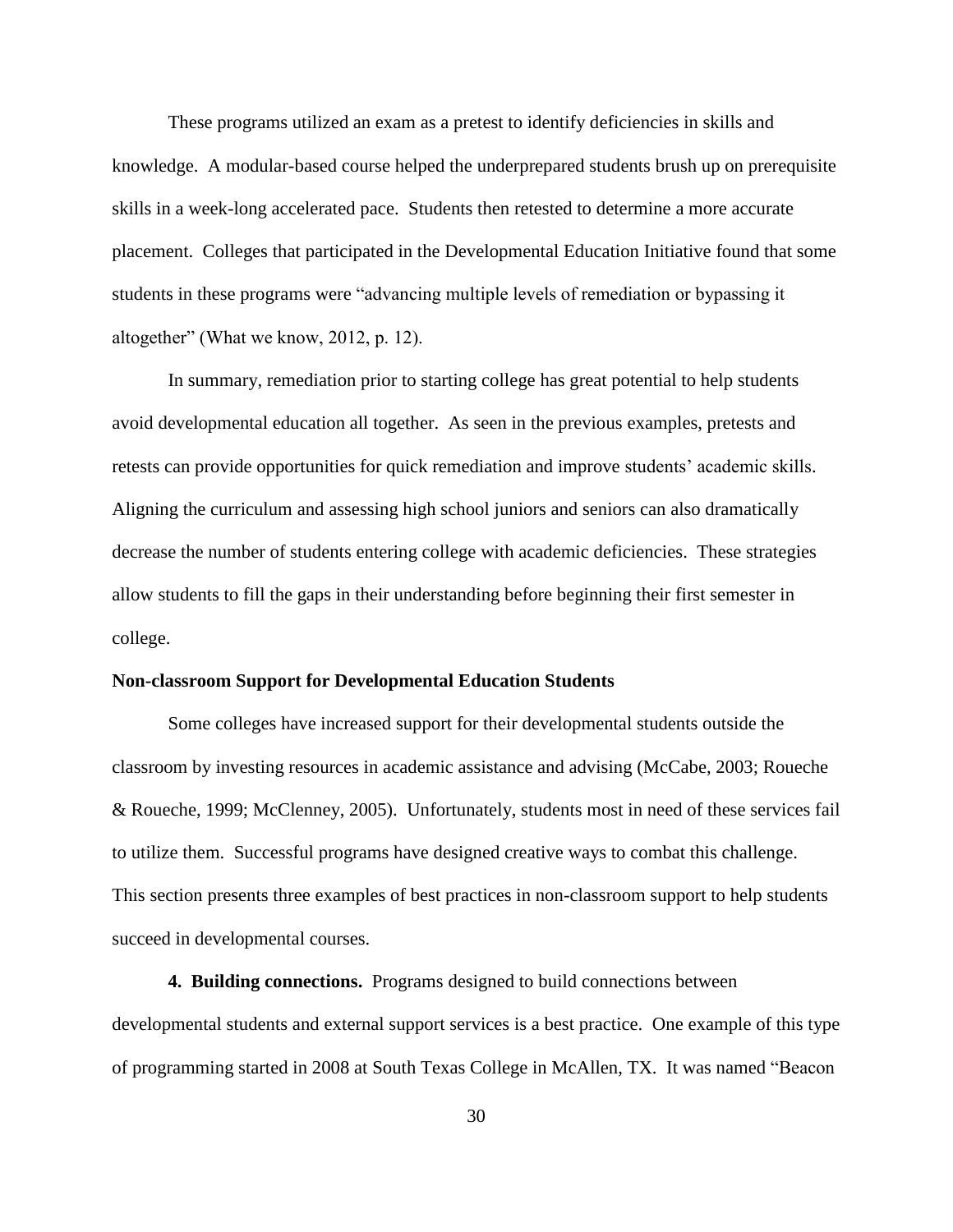These programs utilized an exam as a pretest to identify deficiencies in skills and knowledge. A modular-based course helped the underprepared students brush up on prerequisite skills in a week-long accelerated pace. Students then retested to determine a more accurate placement. Colleges that participated in the Developmental Education Initiative found that some students in these programs were "advancing multiple levels of remediation or bypassing it altogether" (What we know, 2012, p. 12).

In summary, remediation prior to starting college has great potential to help students avoid developmental education all together. As seen in the previous examples, pretests and retests can provide opportunities for quick remediation and improve students' academic skills. Aligning the curriculum and assessing high school juniors and seniors can also dramatically decrease the number of students entering college with academic deficiencies. These strategies allow students to fill the gaps in their understanding before beginning their first semester in college.

### Non-classroom Support for Developmental Education Students

Some colleges have increased support for their developmental students outside the classroom by investing resources in academic assistance and advising (McCabe, 2003; Roueche & Roueche, 1999; McClenney, 2005). Unfortunately, students most in need of these services fail to utilize them. Successful programs have designed creative ways to combat this challenge. This section presents three examples of best practices in non-classroom support to help students succeed in developmental courses.

**4. Building connections.** Programs designed to build connections between developmental students and external support services is a best practice. One example of this type of programming started in 2008 at South Texas College in McAllen, TX. It was named "Beacon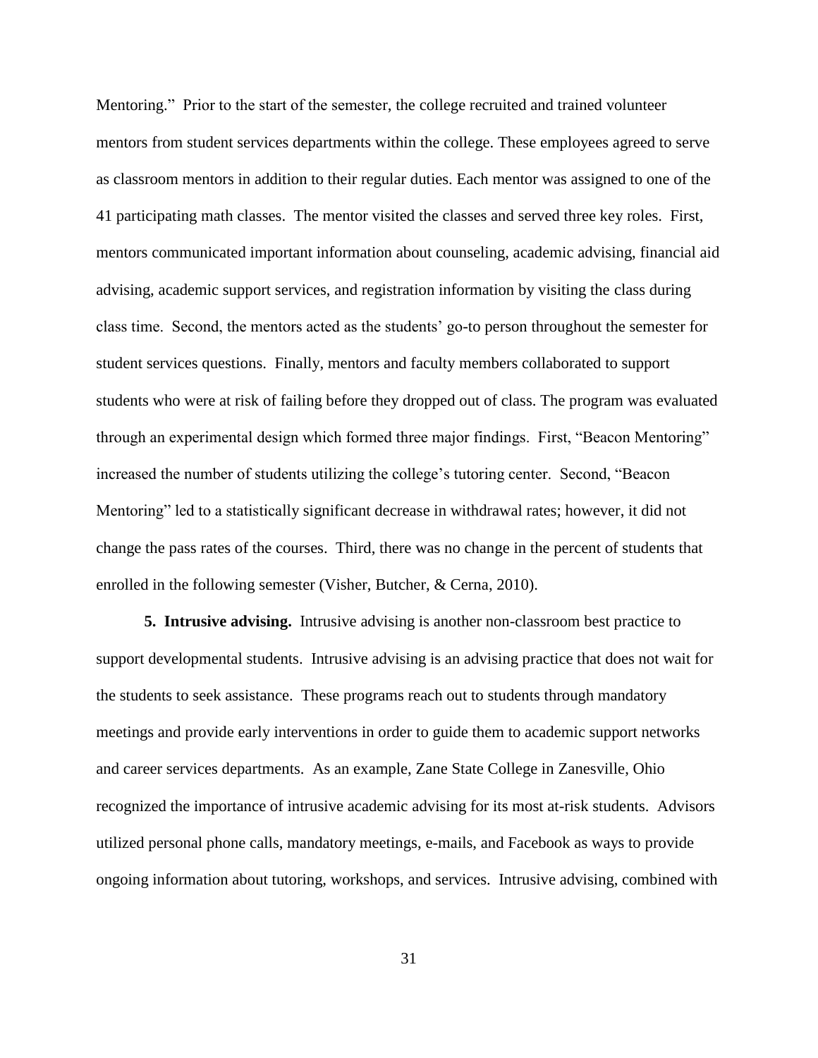Mentoring." Prior to the start of the semester, the college recruited and trained volunteer mentors from student services departments within the college. These employees agreed to serve as classroom mentors in addition to their regular duties. Each mentor was assigned to one of the 41 participating math classes. The mentor visited the classes and served three key roles. First, mentors communicated important information about counseling, academic advising, financial aid advising, academic support services, and registration information by visiting the class during class time. Second, the mentors acted as the students' go-to person throughout the semester for student services questions. Finally, mentors and faculty members collaborated to support students who were at risk of failing before they dropped out of class. The program was evaluated through an experimental design which formed three major findings. First, "Beacon Mentoring" increased the number of students utilizing the college's tutoring center. Second, "Beacon Mentoring" led to a statistically significant decrease in withdrawal rates; however, it did not change the pass rates of the courses. Third, there was no change in the percent of students that enrolled in the following semester (Visher, Butcher, & Cerna, 2010).

**5. Intrusive advising.** Intrusive advising is another non-classroom best practice to support developmental students. Intrusive advising is an advising practice that does not wait for the students to seek assistance. These programs reach out to students through mandatory meetings and provide early interventions in order to guide them to academic support networks and career services departments. As an example, Zane State College in Zanesville, Ohio recognized the importance of intrusive academic advising for its most at-risk students. Advisors utilized personal phone calls, mandatory meetings, e-mails, and Facebook as ways to provide ongoing information about tutoring, workshops, and services. Intrusive advising, combined with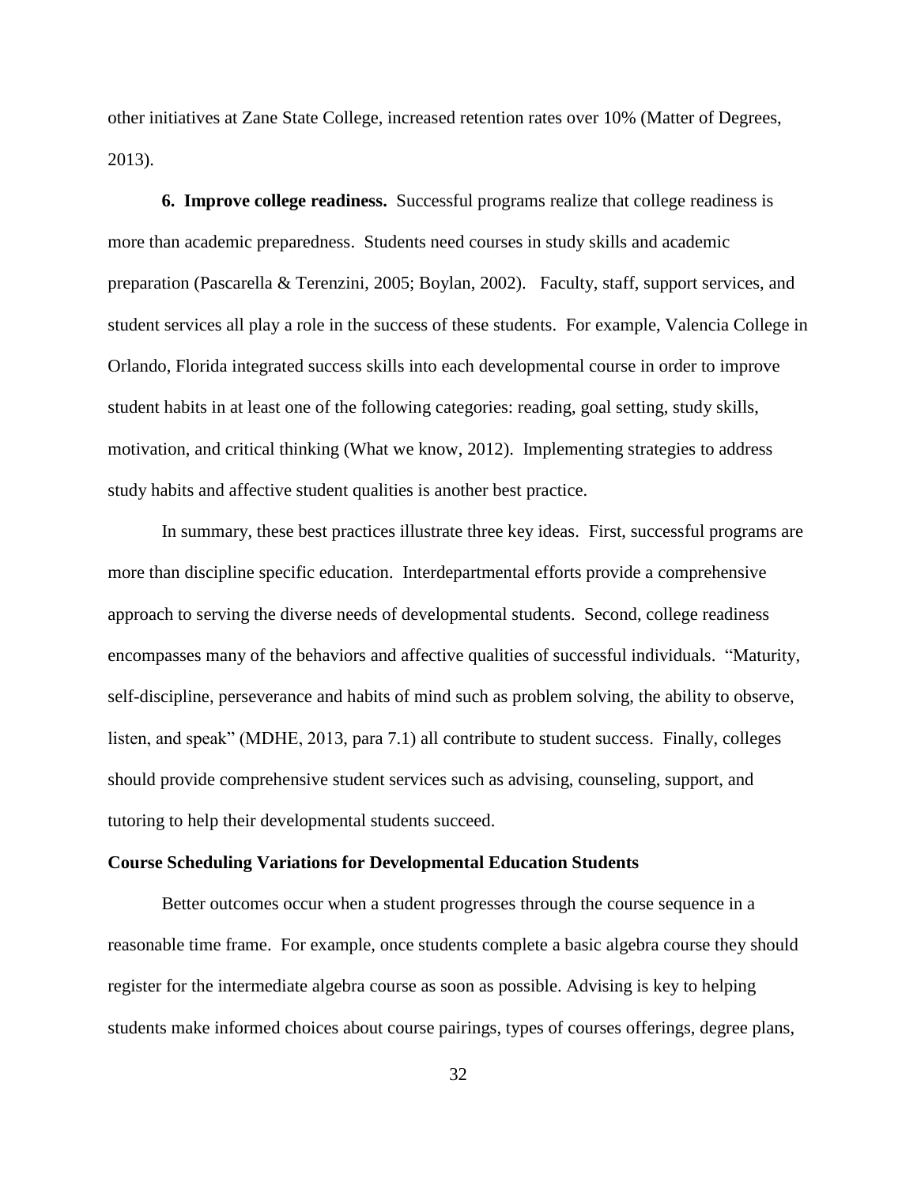other initiatives at Zane State College, increased retention rates over 10% (Matter of Degrees, 2013).

**6. Improve college readiness.** Successful programs realize that college readiness is more than academic preparedness. Students need courses in study skills and academic preparation (Pascarella & Terenzini, 2005; Boylan, 2002). Faculty, staff, support services, and student services all play a role in the success of these students. For example, Valencia College in Orlando, Florida integrated success skills into each developmental course in order to improve student habits in at least one of the following categories: reading, goal setting, study skills, motivation, and critical thinking (What we know, 2012). Implementing strategies to address study habits and affective student qualities is another best practice.

In summary, these best practices illustrate three key ideas. First, successful programs are more than discipline specific education. Interdepartmental efforts provide a comprehensive approach to serving the diverse needs of developmental students. Second, college readiness encompasses many of the behaviors and affective qualities of successful individuals. "Maturity, self-discipline, perseverance and habits of mind such as problem solving, the ability to observe, listen, and speak" (MDHE, 2013, para 7.1) all contribute to student success. Finally, colleges should provide comprehensive student services such as advising, counseling, support, and tutoring to help their developmental students succeed.

## Course Scheduling Variations for Developmental Education Students

Better outcomes occur when a student progresses through the course sequence in a reasonable time frame. For example, once students complete a basic algebra course they should register for the intermediate algebra course as soon as possible. Advising is key to helping students make informed choices about course pairings, types of courses offerings, degree plans,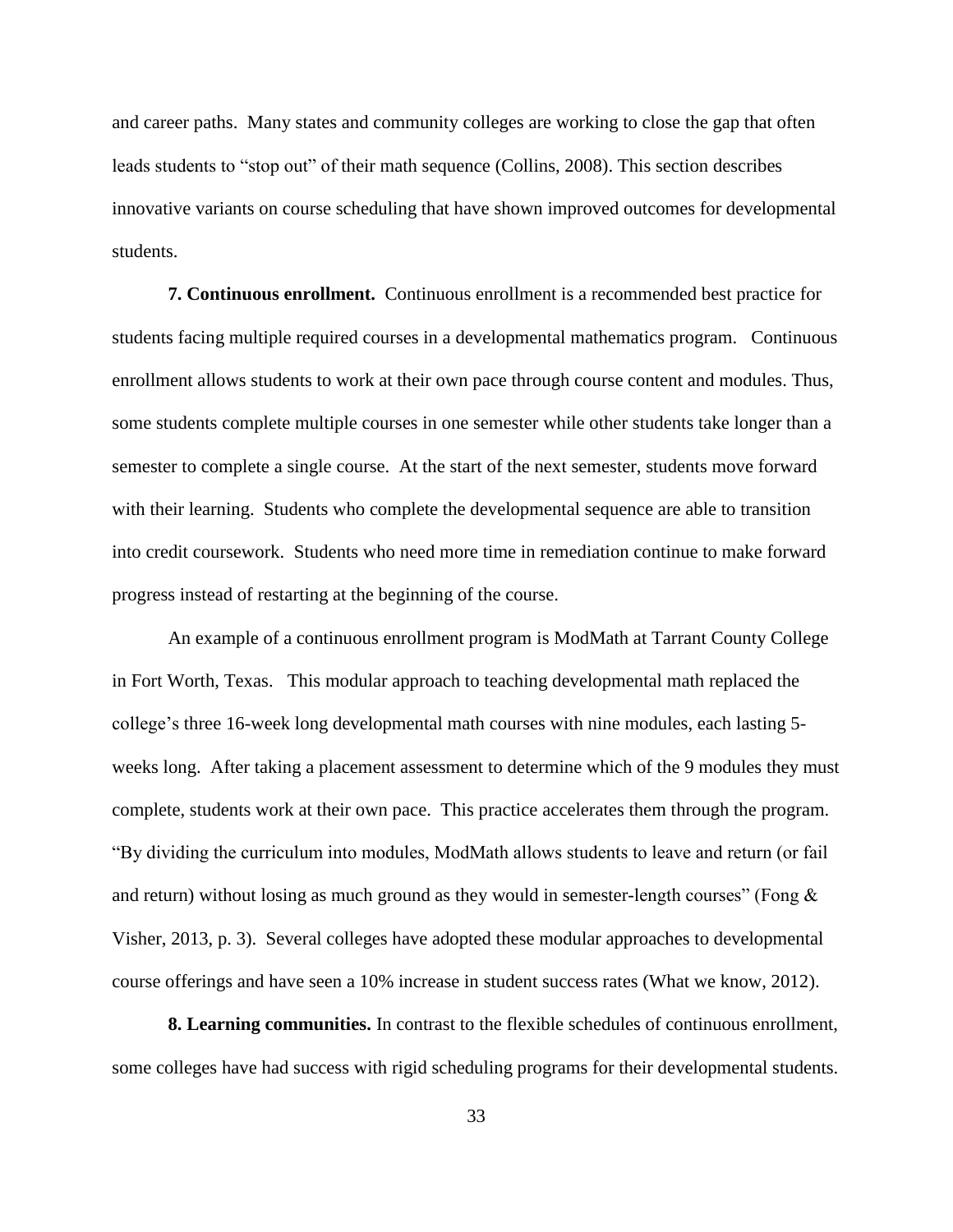and career paths. Many states and community colleges are working to close the gap that often leads students to "stop out" of their math sequence (Collins, 2008). This section describes innovative variants on course scheduling that have shown improved outcomes for developmental students.

**7. Continuous enrollment.** Continuous enrollment is a recommended best practice for students facing multiple required courses in a developmental mathematics program. Continuous enrollment allows students to work at their own pace through course content and modules. Thus, some students complete multiple courses in one semester while other students take longer than a semester to complete a single course. At the start of the next semester, students move forward with their learning. Students who complete the developmental sequence are able to transition into credit coursework. Students who need more time in remediation continue to make forward progress instead of restarting at the beginning of the course.

An example of a continuous enrollment program is ModMath at Tarrant County College in Fort Worth, Texas. This modular approach to teaching developmental math replaced the college's three 16-week long developmental math courses with nine modules, each lasting 5-weeks long. After taking a placement assessment to determine which of the 9 modules they must complete, students work at their own pace. This practice accelerates them through the program. "By dividing the curriculum into modules, ModMath allows students to leave and return (or fail and return) without losing as much ground as they would in semester-length courses" (Fong & Visher, 2013, p. 3). Several colleges have adopted these modular approaches to developmental course offerings and have seen a 10% increase in student success rates (What we know, 2012).

**8. Learning communities.** In contrast to the flexible schedules of continuous enrollment, some colleges have had success with rigid scheduling programs for their developmental students.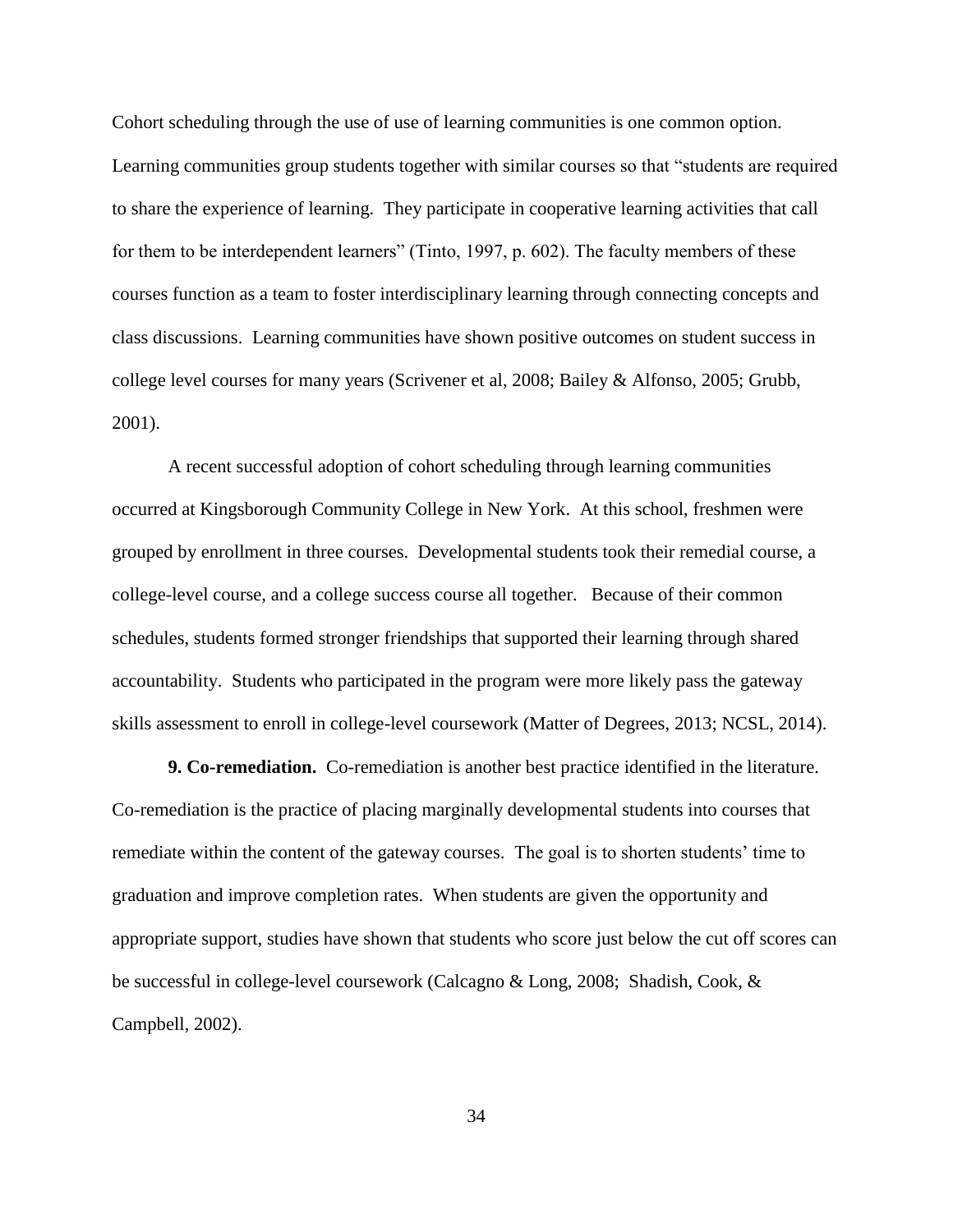Cohort scheduling through the use of use of learning communities is one common option. Learning communities group students together with similar courses so that “students are required to share the experience of learning. They participate in cooperative learning activities that call for them to be interdependent learners” (Tinto, 1997, p. 602). The faculty members of these courses function as a team to foster interdisciplinary learning through connecting concepts and class discussions. Learning communities have shown positive outcomes on student success in college level courses for many years (Scrivener et al, 2008; Bailey & Alfonso, 2005; Grubb, 2001).

A recent successful adoption of cohort scheduling through learning communities occurred at Kingsborough Community College in New York. At this school, freshmen were grouped by enrollment in three courses. Developmental students took their remedial course, a college-level course, and a college success course all together. Because of their common schedules, students formed stronger friendships that supported their learning through shared accountability. Students who participated in the program were more likely pass the gateway skills assessment to enroll in college-level coursework (Matter of Degrees, 2013; NCSL, 2014).

**9. Co-remediation.** Co-remediation is another best practice identified in the literature. Co-remediation is the practice of placing marginally developmental students into courses that remediate within the content of the gateway courses. The goal is to shorten students’ time to graduation and improve completion rates. When students are given the opportunity and appropriate support, studies have shown that students who score just below the cut off scores can be successful in college-level coursework (Calcagno & Long, 2008; Shadish, Cook, & Campbell, 2002).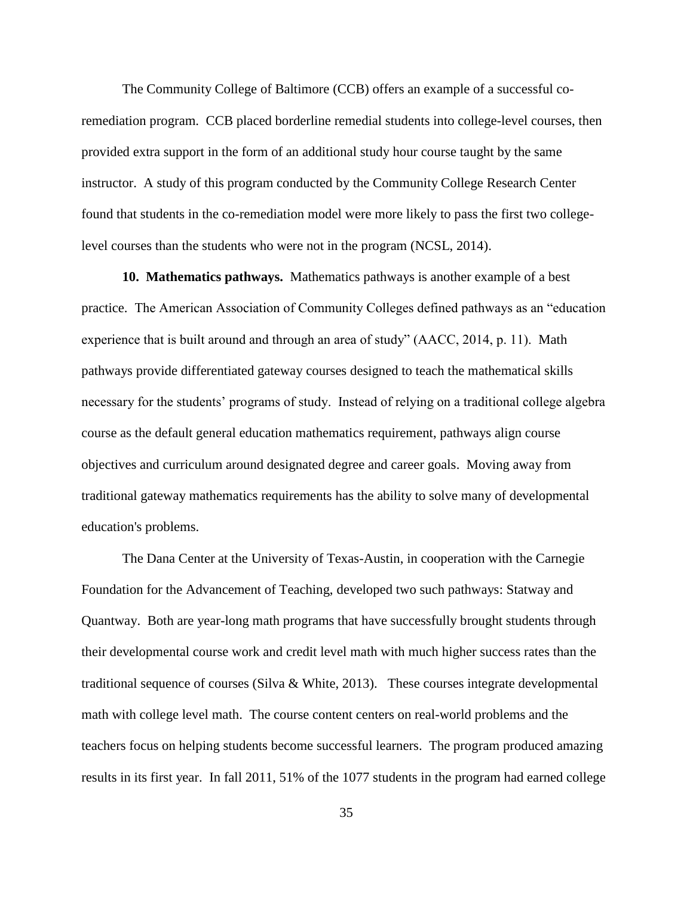The Community College of Baltimore (CCB) offers an example of a successful co-remediation program. CCB placed borderline remedial students into college-level courses, then provided extra support in the form of an additional study hour course taught by the same instructor. A study of this program conducted by the Community College Research Center found that students in the co-remediation model were more likely to pass the first two college-level courses than the students who were not in the program (NCSL, 2014).

**10. Mathematics pathways.** Mathematics pathways is another example of a best practice. The American Association of Community Colleges defined pathways as an "education experience that is built around and through an area of study" (AACC, 2014, p. 11). Math pathways provide differentiated gateway courses designed to teach the mathematical skills necessary for the students' programs of study. Instead of relying on a traditional college algebra course as the default general education mathematics requirement, pathways align course objectives and curriculum around designated degree and career goals. Moving away from traditional gateway mathematics requirements has the ability to solve many of developmental education's problems.

The Dana Center at the University of Texas-Austin, in cooperation with the Carnegie Foundation for the Advancement of Teaching, developed two such pathways: Statway and Quantway. Both are year-long math programs that have successfully brought students through their developmental course work and credit level math with much higher success rates than the traditional sequence of courses (Silva & White, 2013). These courses integrate developmental math with college level math. The course content centers on real-world problems and the teachers focus on helping students become successful learners. The program produced amazing results in its first year. In fall 2011, 51% of the 1077 students in the program had earned college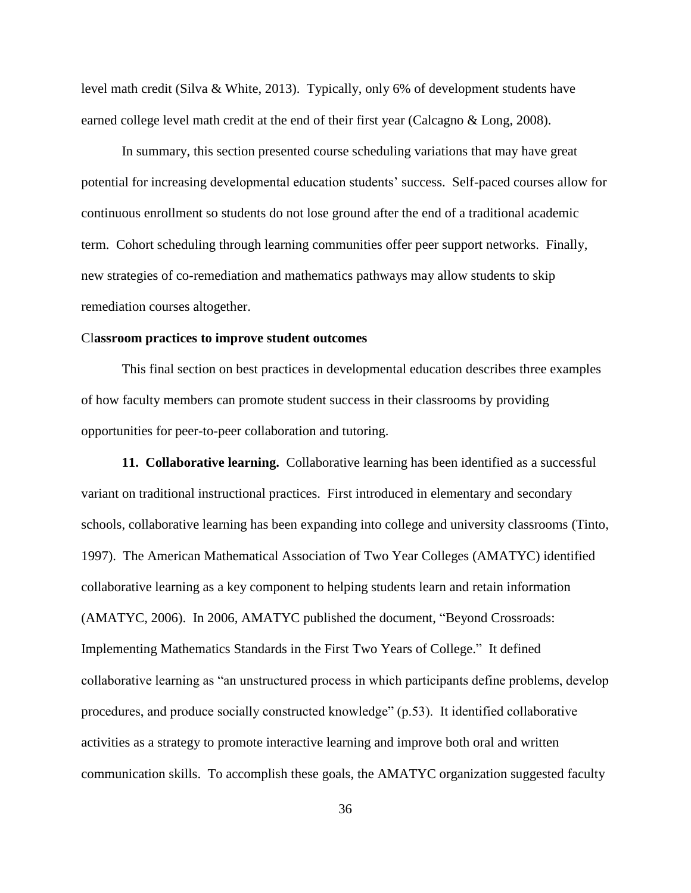level math credit (Silva & White, 2013). Typically, only 6% of development students have earned college level math credit at the end of their first year (Calcagno & Long, 2008).

In summary, this section presented course scheduling variations that may have great potential for increasing developmental education students' success. Self-paced courses allow for continuous enrollment so students do not lose ground after the end of a traditional academic term. Cohort scheduling through learning communities offer peer support networks. Finally, new strategies of co-remediation and mathematics pathways may allow students to skip remediation courses altogether.

### Classroom practices to improve student outcomes

This final section on best practices in developmental education describes three examples of how faculty members can promote student success in their classrooms by providing opportunities for peer-to-peer collaboration and tutoring.

**11. Collaborative learning.** Collaborative learning has been identified as a successful variant on traditional instructional practices. First introduced in elementary and secondary schools, collaborative learning has been expanding into college and university classrooms (Tinto, 1997). The American Mathematical Association of Two Year Colleges (AMATYC) identified collaborative learning as a key component to helping students learn and retain information (AMATYC, 2006). In 2006, AMATYC published the document, "Beyond Crossroads: Implementing Mathematics Standards in the First Two Years of College." It defined collaborative learning as "an unstructured process in which participants define problems, develop procedures, and produce socially constructed knowledge" (p.53). It identified collaborative activities as a strategy to promote interactive learning and improve both oral and written communication skills. To accomplish these goals, the AMATYC organization suggested faculty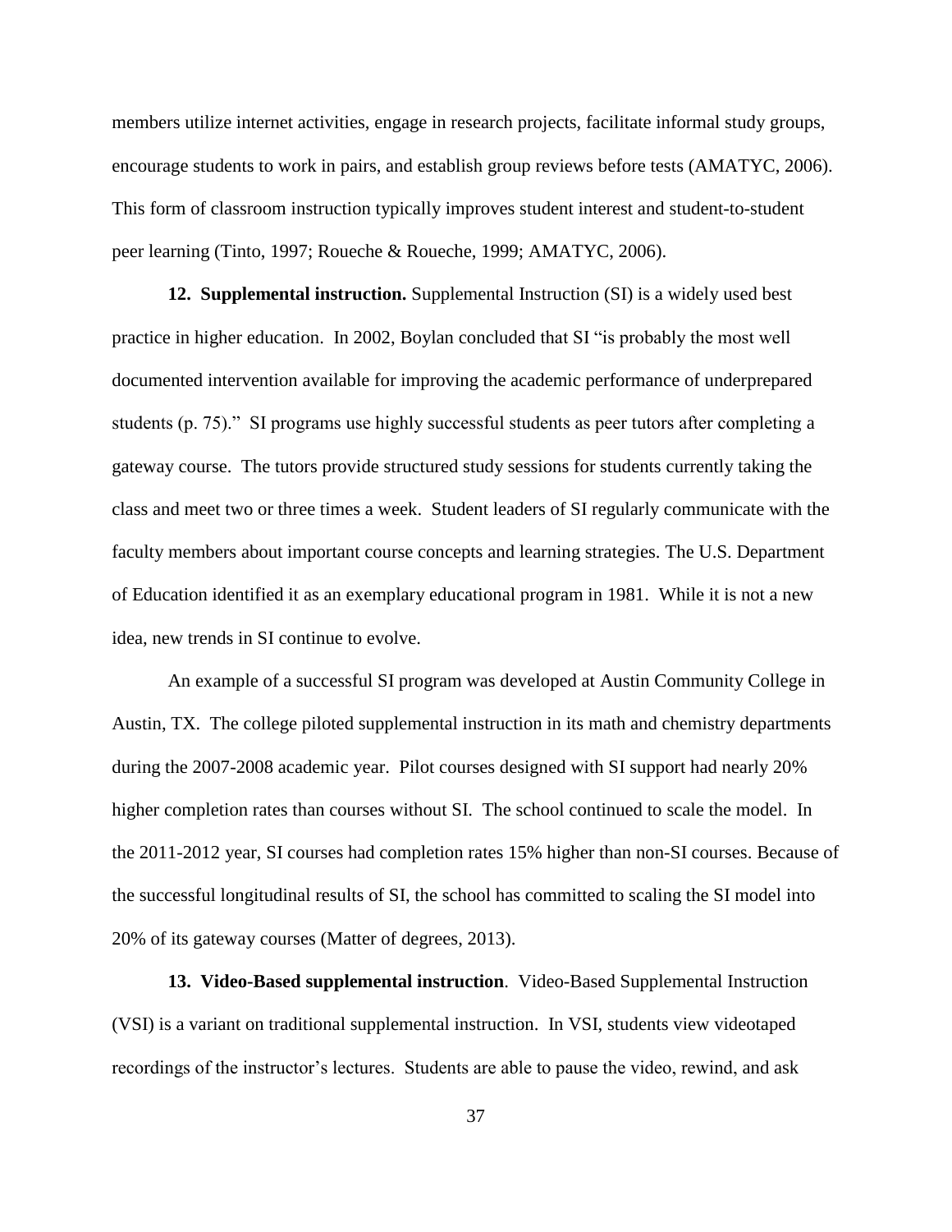members utilize internet activities, engage in research projects, facilitate informal study groups, encourage students to work in pairs, and establish group reviews before tests (AMATYC, 2006). This form of classroom instruction typically improves student interest and student-to-student peer learning (Tinto, 1997; Roueche & Roueche, 1999; AMATYC, 2006).

**12. Supplemental instruction.** Supplemental Instruction (SI) is a widely used best practice in higher education. In 2002, Boylan concluded that SI "is probably the most well documented intervention available for improving the academic performance of underprepared students (p. 75)." SI programs use highly successful students as peer tutors after completing a gateway course. The tutors provide structured study sessions for students currently taking the class and meet two or three times a week. Student leaders of SI regularly communicate with the faculty members about important course concepts and learning strategies. The U.S. Department of Education identified it as an exemplary educational program in 1981. While it is not a new idea, new trends in SI continue to evolve.

An example of a successful SI program was developed at Austin Community College in Austin, TX. The college piloted supplemental instruction in its math and chemistry departments during the 2007-2008 academic year. Pilot courses designed with SI support had nearly 20% higher completion rates than courses without SI. The school continued to scale the model. In the 2011-2012 year, SI courses had completion rates 15% higher than non-SI courses. Because of the successful longitudinal results of SI, the school has committed to scaling the SI model into 20% of its gateway courses (Matter of degrees, 2013).

**13. Video-Based supplemental instruction**. Video-Based Supplemental Instruction (VSI) is a variant on traditional supplemental instruction. In VSI, students view videotaped recordings of the instructor's lectures. Students are able to pause the video, rewind, and ask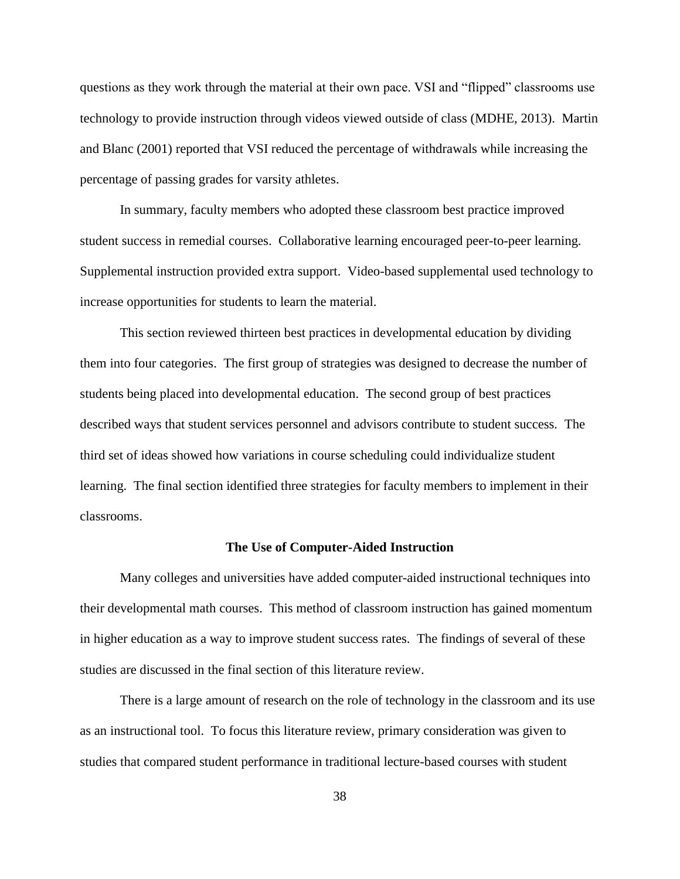questions as they work through the material at their own pace. VSI and "flipped" classrooms use technology to provide instruction through videos viewed outside of class (MDHE, 2013). Martin and Blanc (2001) reported that VSI reduced the percentage of withdrawals while increasing the percentage of passing grades for varsity athletes.

In summary, faculty members who adopted these classroom best practice improved student success in remedial courses. Collaborative learning encouraged peer-to-peer learning. Supplemental instruction provided extra support. Video-based supplemental used technology to increase opportunities for students to learn the material.

This section reviewed thirteen best practices in developmental education by dividing them into four categories. The first group of strategies was designed to decrease the number of students being placed into developmental education. The second group of best practices described ways that student services personnel and advisors contribute to student success. The third set of ideas showed how variations in course scheduling could individualize student learning. The final section identified three strategies for faculty members to implement in their classrooms.

## The Use of Computer-Aided Instruction

Many colleges and universities have added computer-aided instructional techniques into their developmental math courses. This method of classroom instruction has gained momentum in higher education as a way to improve student success rates. The findings of several of these studies are discussed in the final section of this literature review.

There is a large amount of research on the role of technology in the classroom and its use as an instructional tool. To focus this literature review, primary consideration was given to studies that compared student performance in traditional lecture-based courses with student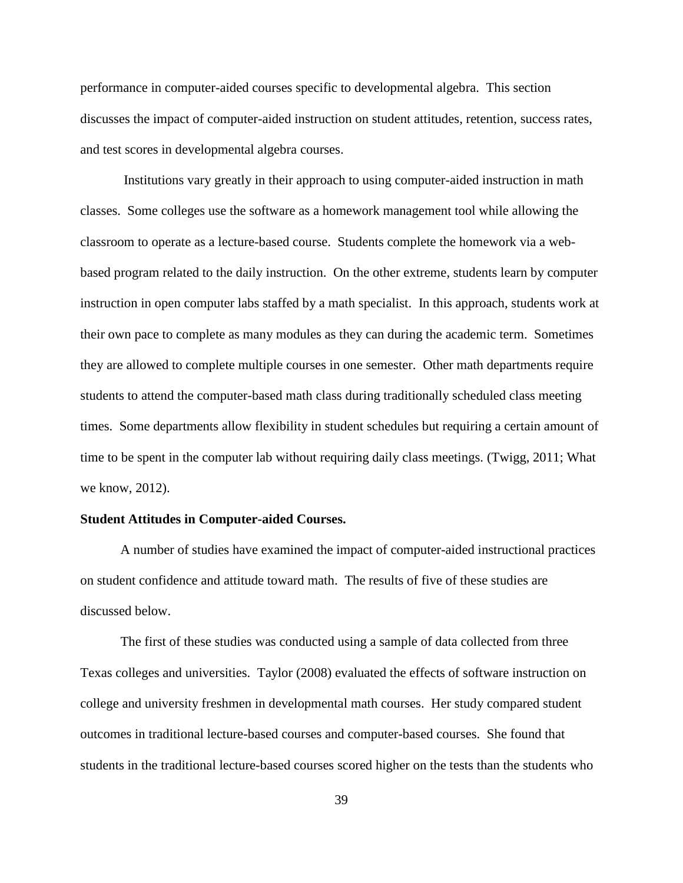performance in computer-aided courses specific to developmental algebra. This section discusses the impact of computer-aided instruction on student attitudes, retention, success rates, and test scores in developmental algebra courses.

Institutions vary greatly in their approach to using computer-aided instruction in math classes. Some colleges use the software as a homework management tool while allowing the classroom to operate as a lecture-based course. Students complete the homework via a web-based program related to the daily instruction. On the other extreme, students learn by computer instruction in open computer labs staffed by a math specialist. In this approach, students work at their own pace to complete as many modules as they can during the academic term. Sometimes they are allowed to complete multiple courses in one semester. Other math departments require students to attend the computer-based math class during traditionally scheduled class meeting times. Some departments allow flexibility in student schedules but requiring a certain amount of time to be spent in the computer lab without requiring daily class meetings. (Twigg, 2011; What we know, 2012).

**Student Attitudes in Computer-aided Courses.**

A number of studies have examined the impact of computer-aided instructional practices on student confidence and attitude toward math. The results of five of these studies are discussed below.

The first of these studies was conducted using a sample of data collected from three Texas colleges and universities. Taylor (2008) evaluated the effects of software instruction on college and university freshmen in developmental math courses. Her study compared student outcomes in traditional lecture-based courses and computer-based courses. She found that students in the traditional lecture-based courses scored higher on the tests than the students who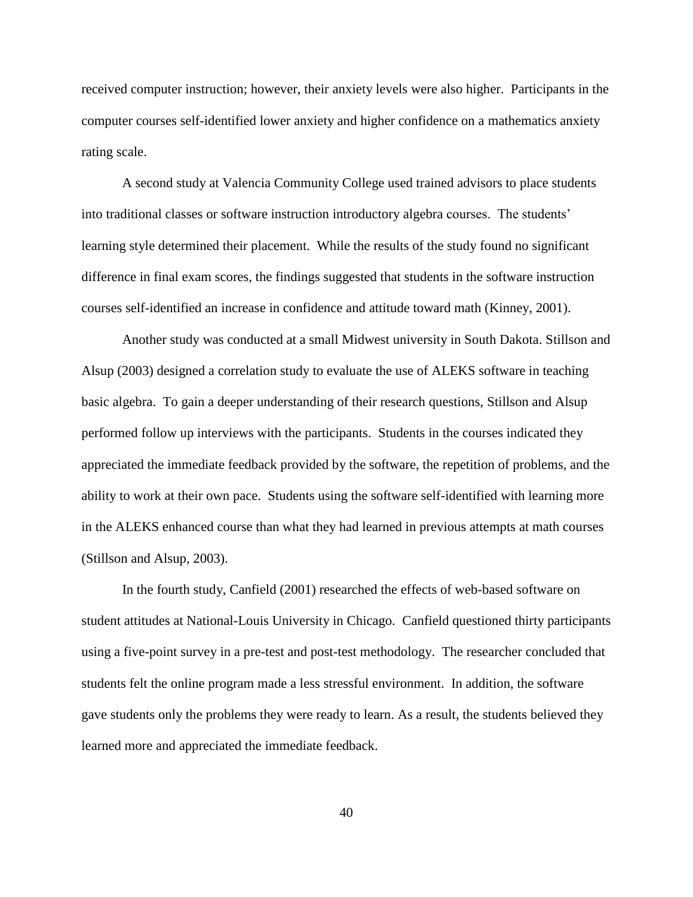received computer instruction; however, their anxiety levels were also higher. Participants in the computer courses self-identified lower anxiety and higher confidence on a mathematics anxiety rating scale.

A second study at Valencia Community College used trained advisors to place students into traditional classes or software instruction introductory algebra courses. The students' learning style determined their placement. While the results of the study found no significant difference in final exam scores, the findings suggested that students in the software instruction courses self-identified an increase in confidence and attitude toward math (Kinney, 2001).

Another study was conducted at a small Midwest university in South Dakota. Stillson and Alsup (2003) designed a correlation study to evaluate the use of ALEKS software in teaching basic algebra. To gain a deeper understanding of their research questions, Stillson and Alsup performed follow up interviews with the participants. Students in the courses indicated they appreciated the immediate feedback provided by the software, the repetition of problems, and the ability to work at their own pace. Students using the software self-identified with learning more in the ALEKS enhanced course than what they had learned in previous attempts at math courses (Stillson and Alsup, 2003).

In the fourth study, Canfield (2001) researched the effects of web-based software on student attitudes at National-Louis University in Chicago. Canfield questioned thirty participants using a five-point survey in a pre-test and post-test methodology. The researcher concluded that students felt the online program made a less stressful environment. In addition, the software gave students only the problems they were ready to learn. As a result, the students believed they learned more and appreciated the immediate feedback.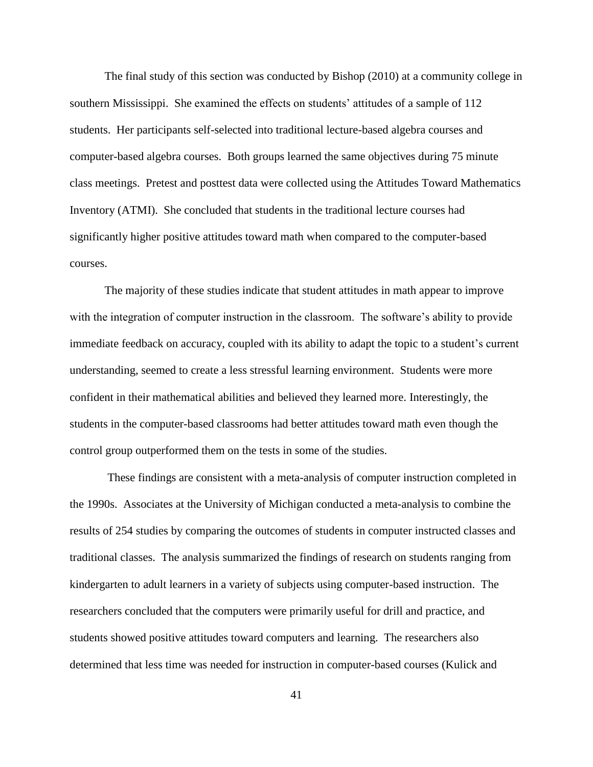The final study of this section was conducted by Bishop (2010) at a community college in southern Mississippi. She examined the effects on students' attitudes of a sample of 112 students. Her participants self-selected into traditional lecture-based algebra courses and computer-based algebra courses. Both groups learned the same objectives during 75 minute class meetings. Pretest and posttest data were collected using the Attitudes Toward Mathematics Inventory (ATMI). She concluded that students in the traditional lecture courses had significantly higher positive attitudes toward math when compared to the computer-based courses.

The majority of these studies indicate that student attitudes in math appear to improve with the integration of computer instruction in the classroom. The software's ability to provide immediate feedback on accuracy, coupled with its ability to adapt the topic to a student's current understanding, seemed to create a less stressful learning environment. Students were more confident in their mathematical abilities and believed they learned more. Interestingly, the students in the computer-based classrooms had better attitudes toward math even though the control group outperformed them on the tests in some of the studies.

These findings are consistent with a meta-analysis of computer instruction completed in the 1990s. Associates at the University of Michigan conducted a meta-analysis to combine the results of 254 studies by comparing the outcomes of students in computer instructed classes and traditional classes. The analysis summarized the findings of research on students ranging from kindergarten to adult learners in a variety of subjects using computer-based instruction. The researchers concluded that the computers were primarily useful for drill and practice, and students showed positive attitudes toward computers and learning. The researchers also determined that less time was needed for instruction in computer-based courses (Kulick and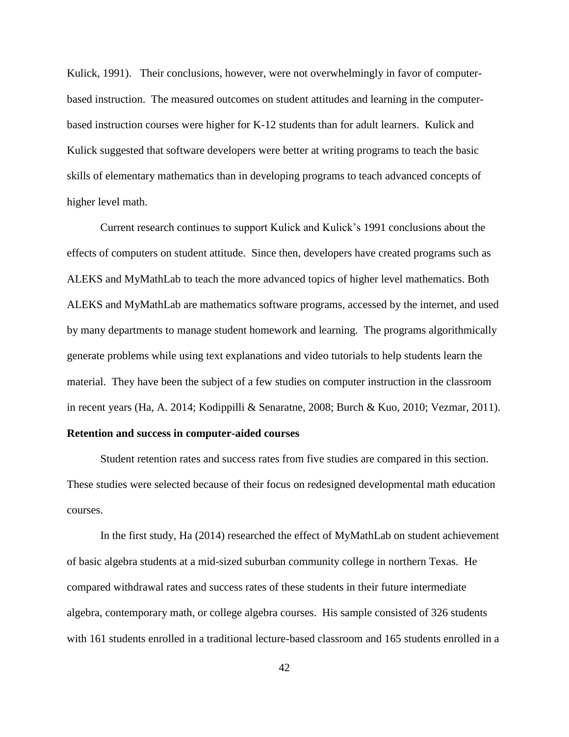Kulick, 1991). Their conclusions, however, were not overwhelmingly in favor of computer-based instruction. The measured outcomes on student attitudes and learning in the computer-based instruction courses were higher for K-12 students than for adult learners. Kulick and Kulick suggested that software developers were better at writing programs to teach the basic skills of elementary mathematics than in developing programs to teach advanced concepts of higher level math.

Current research continues to support Kulick and Kulick's 1991 conclusions about the effects of computers on student attitude. Since then, developers have created programs such as ALEKS and MyMathLab to teach the more advanced topics of higher level mathematics. Both ALEKS and MyMathLab are mathematics software programs, accessed by the internet, and used by many departments to manage student homework and learning. The programs algorithmically generate problems while using text explanations and video tutorials to help students learn the material. They have been the subject of a few studies on computer instruction in the classroom in recent years (Ha, A. 2014; Kodippilli & Senaratne, 2008; Burch & Kuo, 2010; Vezmar, 2011).

**Retention and success in computer-aided courses**

Student retention rates and success rates from five studies are compared in this section. These studies were selected because of their focus on redesigned developmental math education courses.

In the first study, Ha (2014) researched the effect of MyMathLab on student achievement of basic algebra students at a mid-sized suburban community college in northern Texas. He compared withdrawal rates and success rates of these students in their future intermediate algebra, contemporary math, or college algebra courses. His sample consisted of 326 students with 161 students enrolled in a traditional lecture-based classroom and 165 students enrolled in a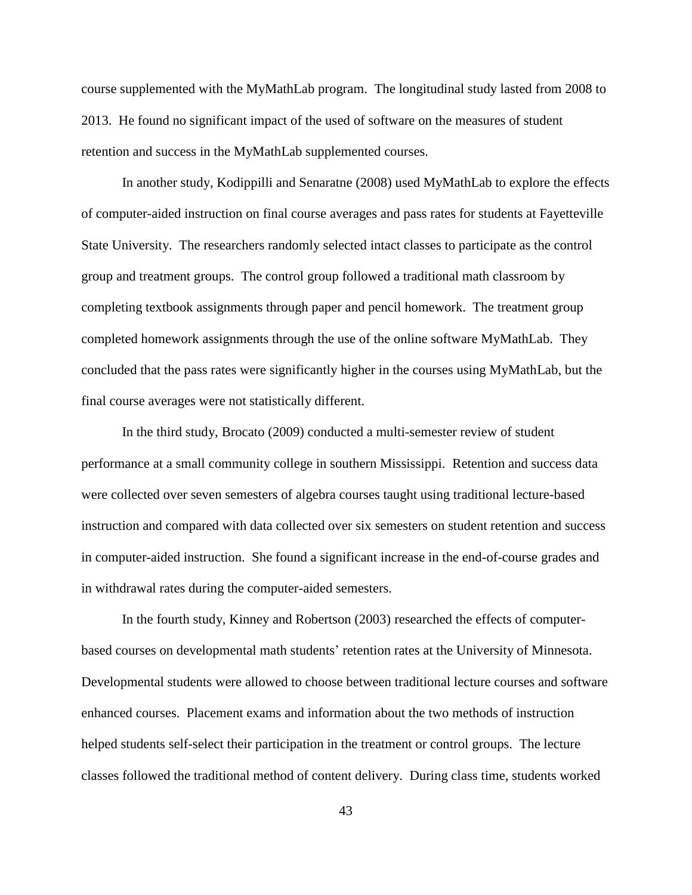course supplemented with the MyMathLab program. The longitudinal study lasted from 2008 to 2013. He found no significant impact of the used of software on the measures of student retention and success in the MyMathLab supplemented courses.

In another study, Kodippilli and Senaratne (2008) used MyMathLab to explore the effects of computer-aided instruction on final course averages and pass rates for students at Fayetteville State University. The researchers randomly selected intact classes to participate as the control group and treatment groups. The control group followed a traditional math classroom by completing textbook assignments through paper and pencil homework. The treatment group completed homework assignments through the use of the online software MyMathLab. They concluded that the pass rates were significantly higher in the courses using MyMathLab, but the final course averages were not statistically different.

In the third study, Brocato (2009) conducted a multi-semester review of student performance at a small community college in southern Mississippi. Retention and success data were collected over seven semesters of algebra courses taught using traditional lecture-based instruction and compared with data collected over six semesters on student retention and success in computer-aided instruction. She found a significant increase in the end-of-course grades and in withdrawal rates during the computer-aided semesters.

In the fourth study, Kinney and Robertson (2003) researched the effects of computer-based courses on developmental math students' retention rates at the University of Minnesota. Developmental students were allowed to choose between traditional lecture courses and software enhanced courses. Placement exams and information about the two methods of instruction helped students self-select their participation in the treatment or control groups. The lecture classes followed the traditional method of content delivery. During class time, students worked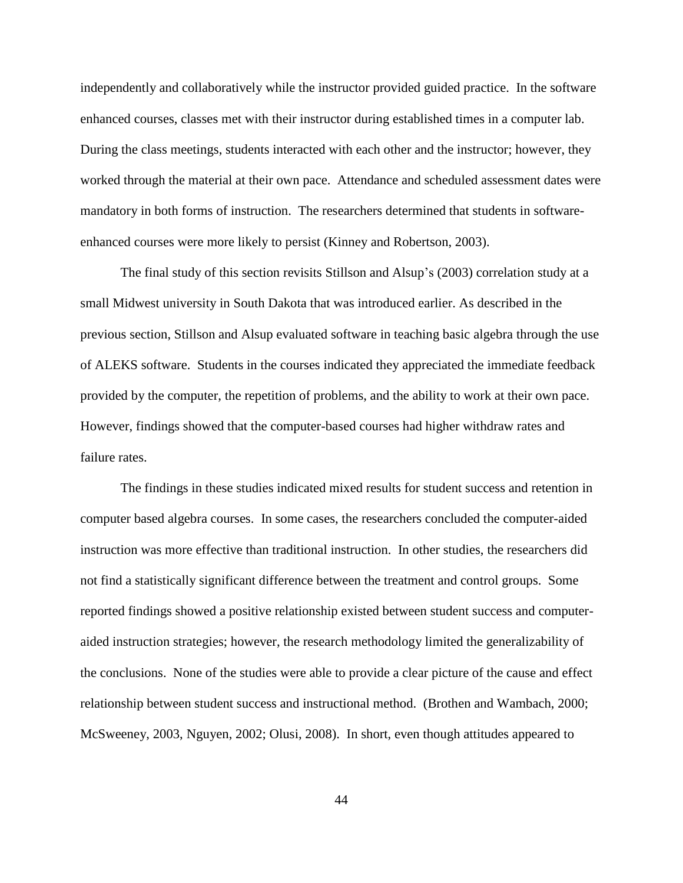independently and collaboratively while the instructor provided guided practice. In the software enhanced courses, classes met with their instructor during established times in a computer lab. During the class meetings, students interacted with each other and the instructor; however, they worked through the material at their own pace. Attendance and scheduled assessment dates were mandatory in both forms of instruction. The researchers determined that students in software-enhanced courses were more likely to persist (Kinney and Robertson, 2003).

The final study of this section revisits Stillson and Alsup's (2003) correlation study at a small Midwest university in South Dakota that was introduced earlier. As described in the previous section, Stillson and Alsup evaluated software in teaching basic algebra through the use of ALEKS software. Students in the courses indicated they appreciated the immediate feedback provided by the computer, the repetition of problems, and the ability to work at their own pace. However, findings showed that the computer-based courses had higher withdraw rates and failure rates.

The findings in these studies indicated mixed results for student success and retention in computer based algebra courses. In some cases, the researchers concluded the computer-aided instruction was more effective than traditional instruction. In other studies, the researchers did not find a statistically significant difference between the treatment and control groups. Some reported findings showed a positive relationship existed between student success and computer-aided instruction strategies; however, the research methodology limited the generalizability of the conclusions. None of the studies were able to provide a clear picture of the cause and effect relationship between student success and instructional method. (Brothen and Wambach, 2000; McSweeney, 2003, Nguyen, 2002; Olusi, 2008). In short, even though attitudes appeared to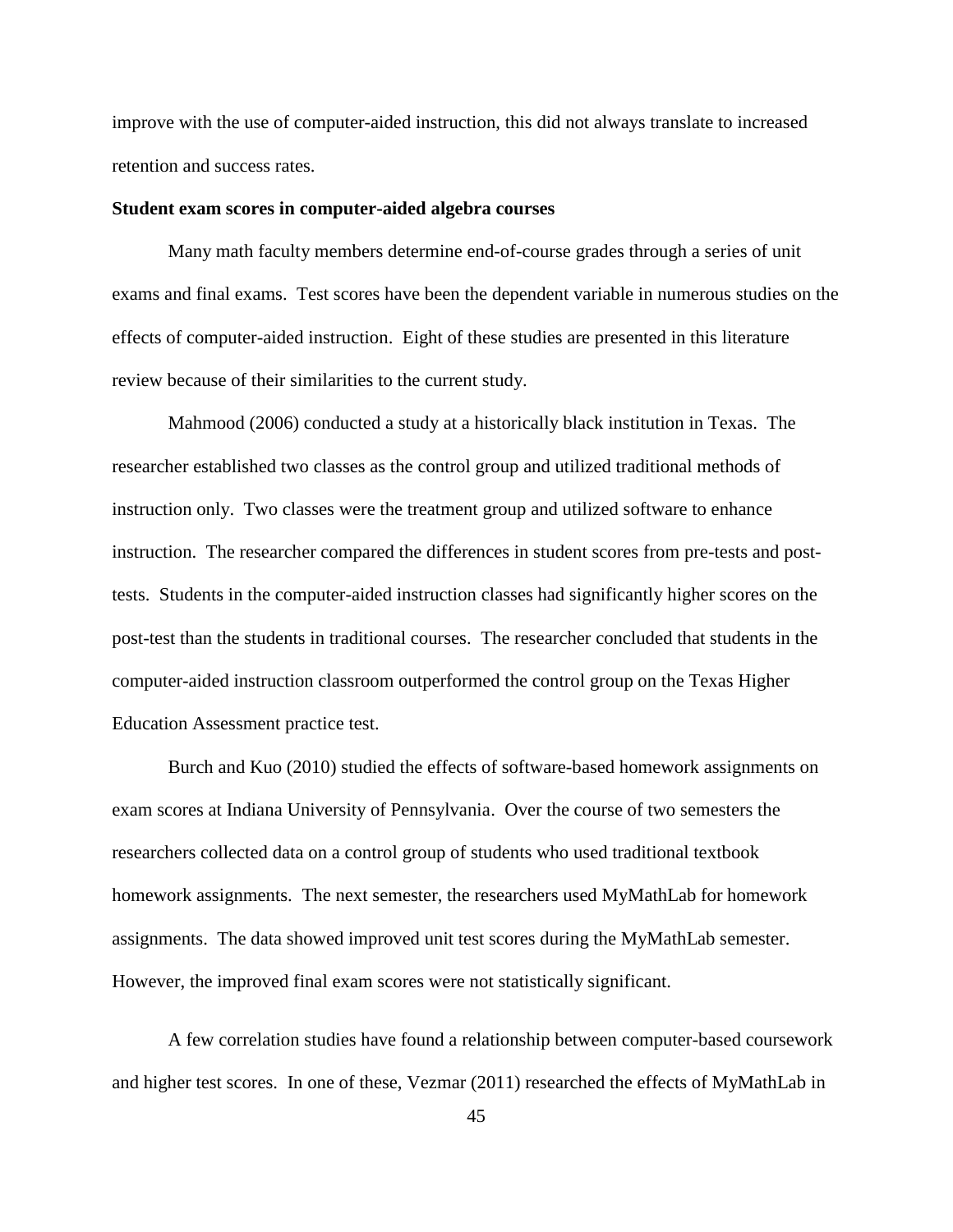improve with the use of computer-aided instruction, this did not always translate to increased retention and success rates.

**Student exam scores in computer-aided algebra courses**

Many math faculty members determine end-of-course grades through a series of unit exams and final exams. Test scores have been the dependent variable in numerous studies on the effects of computer-aided instruction. Eight of these studies are presented in this literature review because of their similarities to the current study.

Mahmood (2006) conducted a study at a historically black institution in Texas. The researcher established two classes as the control group and utilized traditional methods of instruction only. Two classes were the treatment group and utilized software to enhance instruction. The researcher compared the differences in student scores from pre-tests and post-tests. Students in the computer-aided instruction classes had significantly higher scores on the post-test than the students in traditional courses. The researcher concluded that students in the computer-aided instruction classroom outperformed the control group on the Texas Higher Education Assessment practice test.

Burch and Kuo (2010) studied the effects of software-based homework assignments on exam scores at Indiana University of Pennsylvania. Over the course of two semesters the researchers collected data on a control group of students who used traditional textbook homework assignments. The next semester, the researchers used MyMathLab for homework assignments. The data showed improved unit test scores during the MyMathLab semester. However, the improved final exam scores were not statistically significant.

A few correlation studies have found a relationship between computer-based coursework and higher test scores. In one of these, Vezmar (2011) researched the effects of MyMathLab in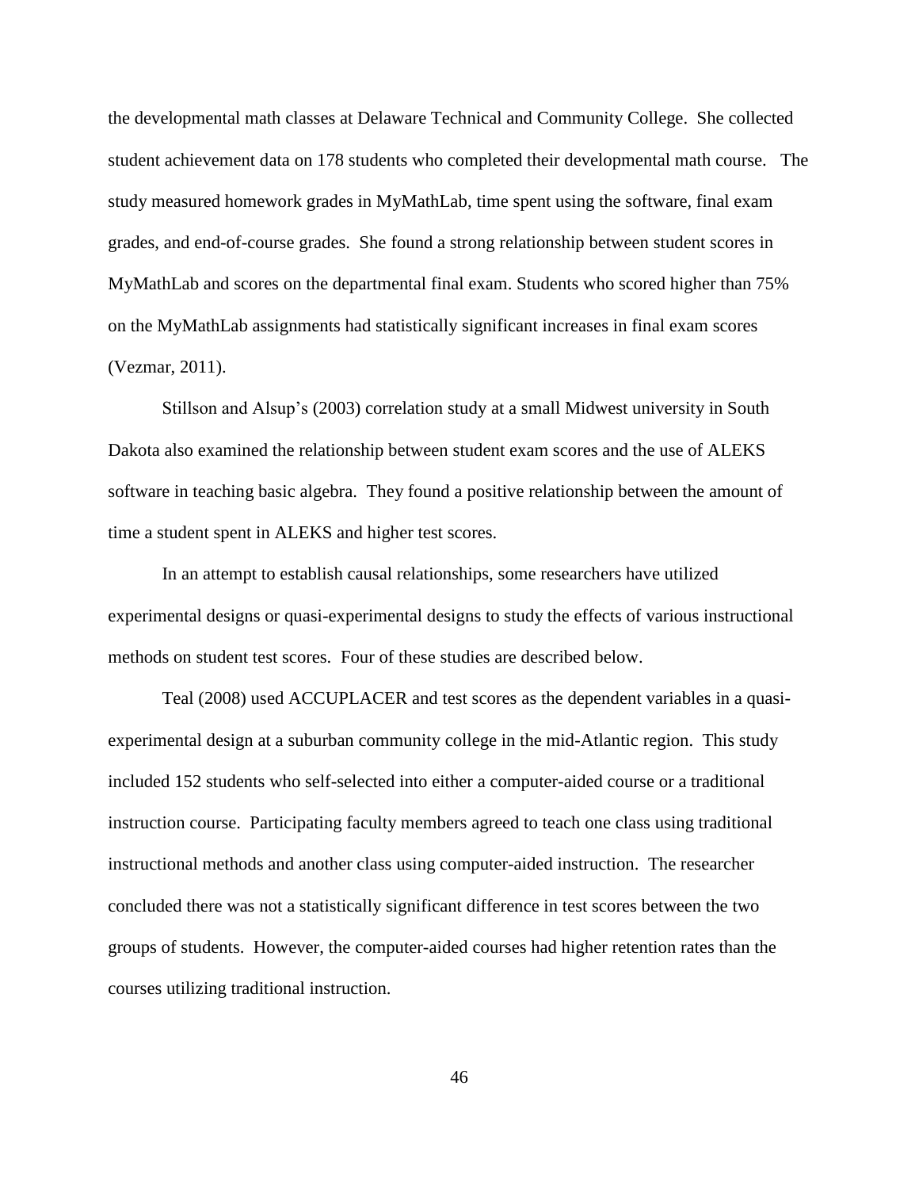the developmental math classes at Delaware Technical and Community College. She collected student achievement data on 178 students who completed their developmental math course. The study measured homework grades in MyMathLab, time spent using the software, final exam grades, and end-of-course grades. She found a strong relationship between student scores in MyMathLab and scores on the departmental final exam. Students who scored higher than 75% on the MyMathLab assignments had statistically significant increases in final exam scores (Vezmar, 2011).

Stillson and Alsup's (2003) correlation study at a small Midwest university in South Dakota also examined the relationship between student exam scores and the use of ALEKS software in teaching basic algebra. They found a positive relationship between the amount of time a student spent in ALEKS and higher test scores.

In an attempt to establish causal relationships, some researchers have utilized experimental designs or quasi-experimental designs to study the effects of various instructional methods on student test scores. Four of these studies are described below.

Teal (2008) used ACCUPLACER and test scores as the dependent variables in a quasi-experimental design at a suburban community college in the mid-Atlantic region. This study included 152 students who self-selected into either a computer-aided course or a traditional instruction course. Participating faculty members agreed to teach one class using traditional instructional methods and another class using computer-aided instruction. The researcher concluded there was not a statistically significant difference in test scores between the two groups of students. However, the computer-aided courses had higher retention rates than the courses utilizing traditional instruction.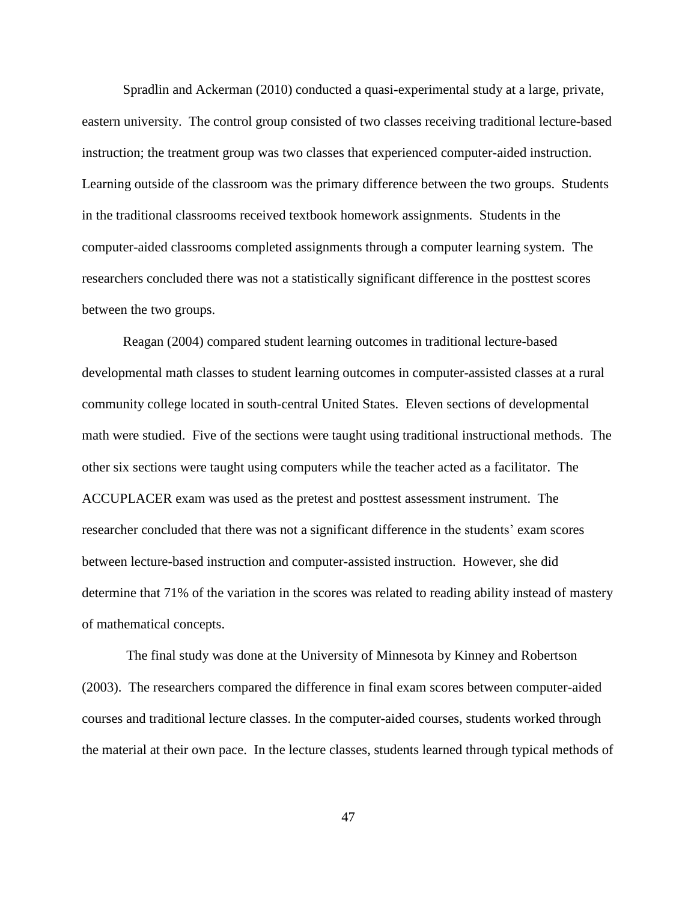Spradlin and Ackerman (2010) conducted a quasi-experimental study at a large, private, eastern university. The control group consisted of two classes receiving traditional lecture-based instruction; the treatment group was two classes that experienced computer-aided instruction. Learning outside of the classroom was the primary difference between the two groups. Students in the traditional classrooms received textbook homework assignments. Students in the computer-aided classrooms completed assignments through a computer learning system. The researchers concluded there was not a statistically significant difference in the posttest scores between the two groups.

Reagan (2004) compared student learning outcomes in traditional lecture-based developmental math classes to student learning outcomes in computer-assisted classes at a rural community college located in south-central United States. Eleven sections of developmental math were studied. Five of the sections were taught using traditional instructional methods. The other six sections were taught using computers while the teacher acted as a facilitator. The ACCUPLACER exam was used as the pretest and posttest assessment instrument. The researcher concluded that there was not a significant difference in the students' exam scores between lecture-based instruction and computer-assisted instruction. However, she did determine that 71% of the variation in the scores was related to reading ability instead of mastery of mathematical concepts.

The final study was done at the University of Minnesota by Kinney and Robertson (2003). The researchers compared the difference in final exam scores between computer-aided courses and traditional lecture classes. In the computer-aided courses, students worked through the material at their own pace. In the lecture classes, students learned through typical methods of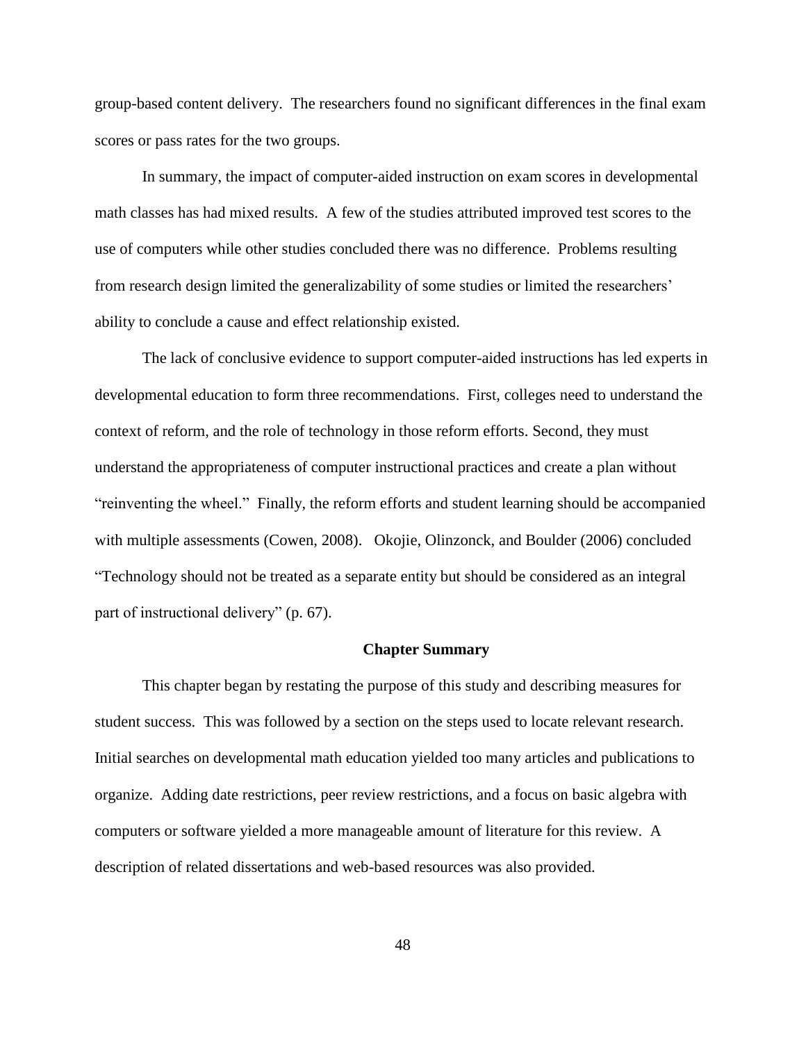group-based content delivery. The researchers found no significant differences in the final exam scores or pass rates for the two groups.

In summary, the impact of computer-aided instruction on exam scores in developmental math classes has had mixed results. A few of the studies attributed improved test scores to the use of computers while other studies concluded there was no difference. Problems resulting from research design limited the generalizability of some studies or limited the researchers' ability to conclude a cause and effect relationship existed.

The lack of conclusive evidence to support computer-aided instructions has led experts in developmental education to form three recommendations. First, colleges need to understand the context of reform, and the role of technology in those reform efforts. Second, they must understand the appropriateness of computer instructional practices and create a plan without "reinventing the wheel." Finally, the reform efforts and student learning should be accompanied with multiple assessments (Cowen, 2008). Okojie, Olinzonck, and Boulder (2006) concluded "Technology should not be treated as a separate entity but should be considered as an integral part of instructional delivery" (p. 67).

## Chapter Summary

This chapter began by restating the purpose of this study and describing measures for student success. This was followed by a section on the steps used to locate relevant research. Initial searches on developmental math education yielded too many articles and publications to organize. Adding date restrictions, peer review restrictions, and a focus on basic algebra with computers or software yielded a more manageable amount of literature for this review. A description of related dissertations and web-based resources was also provided.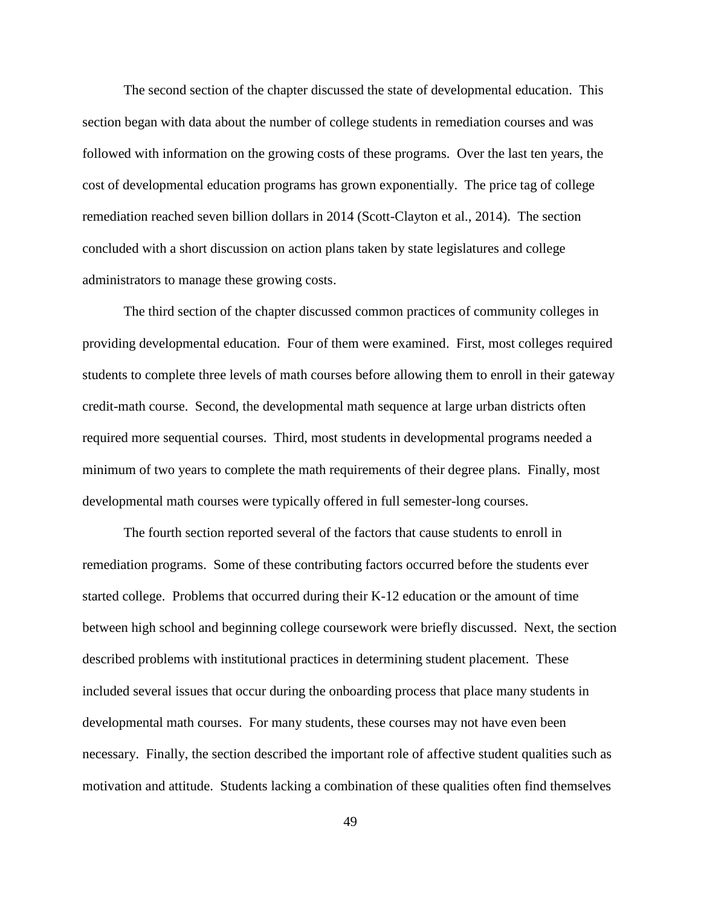The second section of the chapter discussed the state of developmental education. This section began with data about the number of college students in remediation courses and was followed with information on the growing costs of these programs. Over the last ten years, the cost of developmental education programs has grown exponentially. The price tag of college remediation reached seven billion dollars in 2014 (Scott-Clayton et al., 2014). The section concluded with a short discussion on action plans taken by state legislatures and college administrators to manage these growing costs.

The third section of the chapter discussed common practices of community colleges in providing developmental education. Four of them were examined. First, most colleges required students to complete three levels of math courses before allowing them to enroll in their gateway credit-math course. Second, the developmental math sequence at large urban districts often required more sequential courses. Third, most students in developmental programs needed a minimum of two years to complete the math requirements of their degree plans. Finally, most developmental math courses were typically offered in full semester-long courses.

The fourth section reported several of the factors that cause students to enroll in remediation programs. Some of these contributing factors occurred before the students ever started college. Problems that occurred during their K-12 education or the amount of time between high school and beginning college coursework were briefly discussed. Next, the section described problems with institutional practices in determining student placement. These included several issues that occur during the onboarding process that place many students in developmental math courses. For many students, these courses may not have even been necessary. Finally, the section described the important role of affective student qualities such as motivation and attitude. Students lacking a combination of these qualities often find themselves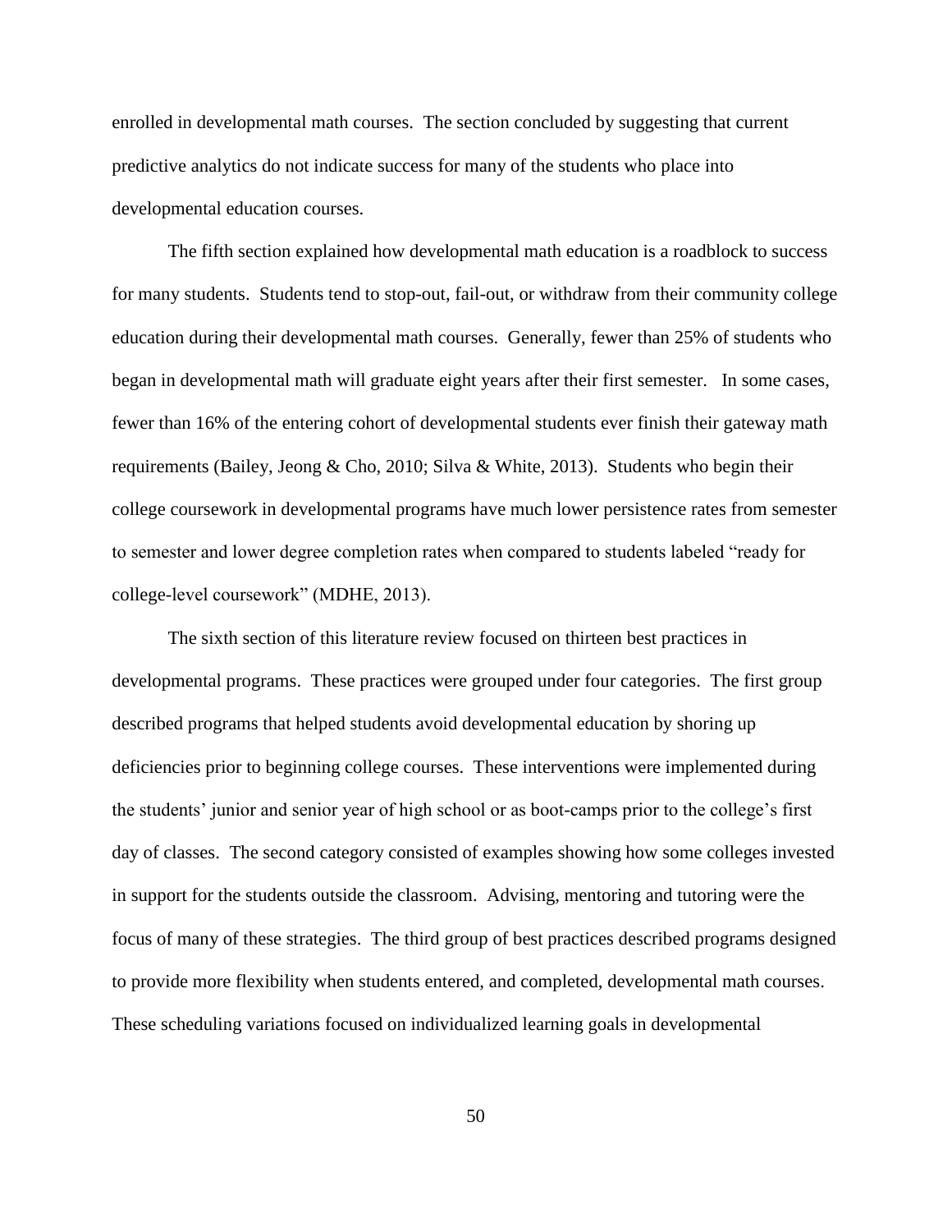enrolled in developmental math courses. The section concluded by suggesting that current predictive analytics do not indicate success for many of the students who place into developmental education courses.

The fifth section explained how developmental math education is a roadblock to success for many students. Students tend to stop-out, fail-out, or withdraw from their community college education during their developmental math courses. Generally, fewer than 25% of students who began in developmental math will graduate eight years after their first semester. In some cases, fewer than 16% of the entering cohort of developmental students ever finish their gateway math requirements (Bailey, Jeong & Cho, 2010; Silva & White, 2013). Students who begin their college coursework in developmental programs have much lower persistence rates from semester to semester and lower degree completion rates when compared to students labeled "ready for college-level coursework" (MDHE, 2013).

The sixth section of this literature review focused on thirteen best practices in developmental programs. These practices were grouped under four categories. The first group described programs that helped students avoid developmental education by shoring up deficiencies prior to beginning college courses. These interventions were implemented during the students' junior and senior year of high school or as boot-camps prior to the college's first day of classes. The second category consisted of examples showing how some colleges invested in support for the students outside the classroom. Advising, mentoring and tutoring were the focus of many of these strategies. The third group of best practices described programs designed to provide more flexibility when students entered, and completed, developmental math courses. These scheduling variations focused on individualized learning goals in developmental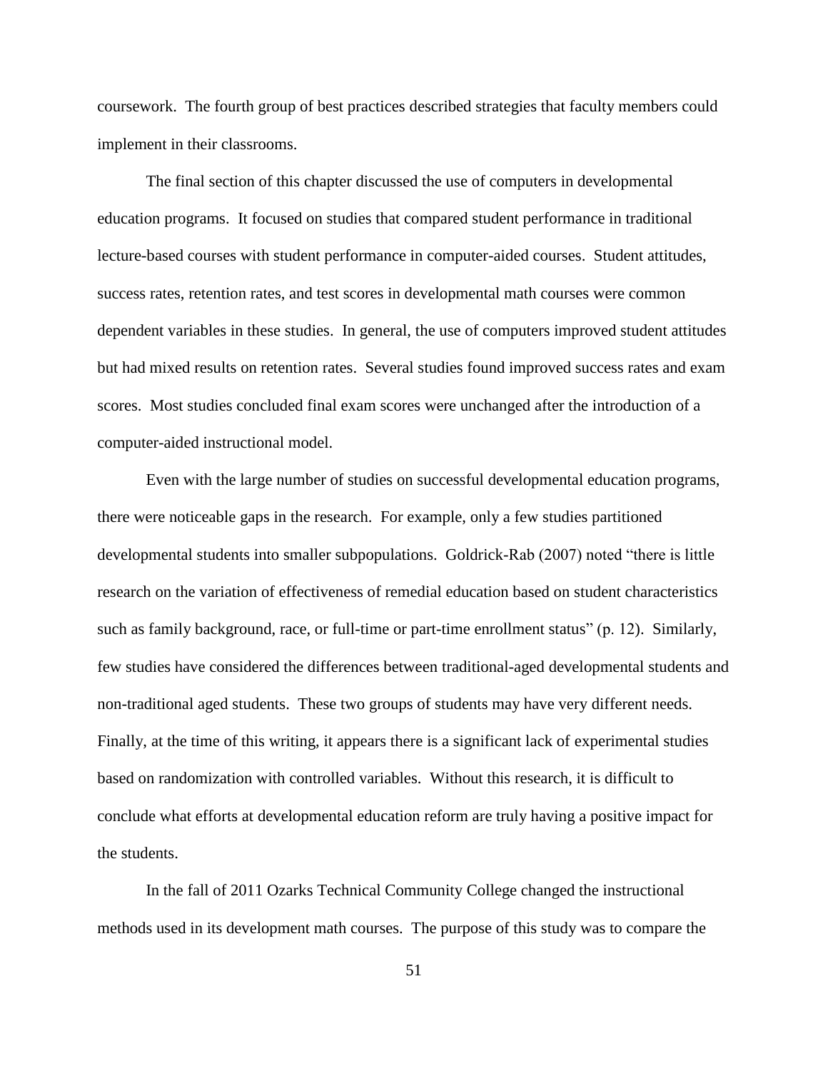coursework. The fourth group of best practices described strategies that faculty members could implement in their classrooms.

The final section of this chapter discussed the use of computers in developmental education programs. It focused on studies that compared student performance in traditional lecture-based courses with student performance in computer-aided courses. Student attitudes, success rates, retention rates, and test scores in developmental math courses were common dependent variables in these studies. In general, the use of computers improved student attitudes but had mixed results on retention rates. Several studies found improved success rates and exam scores. Most studies concluded final exam scores were unchanged after the introduction of a computer-aided instructional model.

Even with the large number of studies on successful developmental education programs, there were noticeable gaps in the research. For example, only a few studies partitioned developmental students into smaller subpopulations. Goldrick-Rab (2007) noted "there is little research on the variation of effectiveness of remedial education based on student characteristics such as family background, race, or full-time or part-time enrollment status" (p. 12). Similarly, few studies have considered the differences between traditional-aged developmental students and non-traditional aged students. These two groups of students may have very different needs. Finally, at the time of this writing, it appears there is a significant lack of experimental studies based on randomization with controlled variables. Without this research, it is difficult to conclude what efforts at developmental education reform are truly having a positive impact for the students.

In the fall of 2011 Ozarks Technical Community College changed the instructional methods used in its development math courses. The purpose of this study was to compare the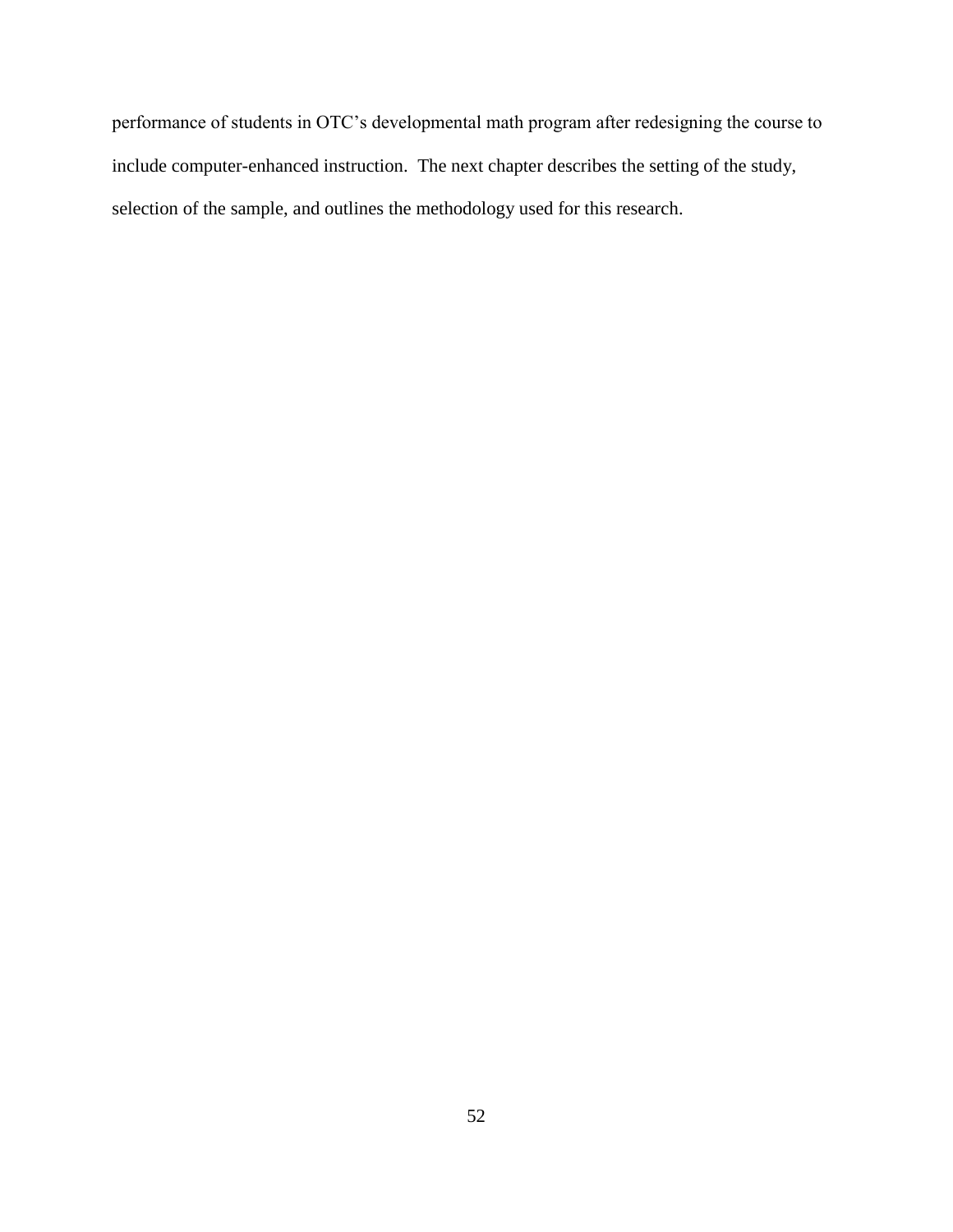performance of students in OTC's developmental math program after redesigning the course to include computer-enhanced instruction. The next chapter describes the setting of the study, selection of the sample, and outlines the methodology used for this research.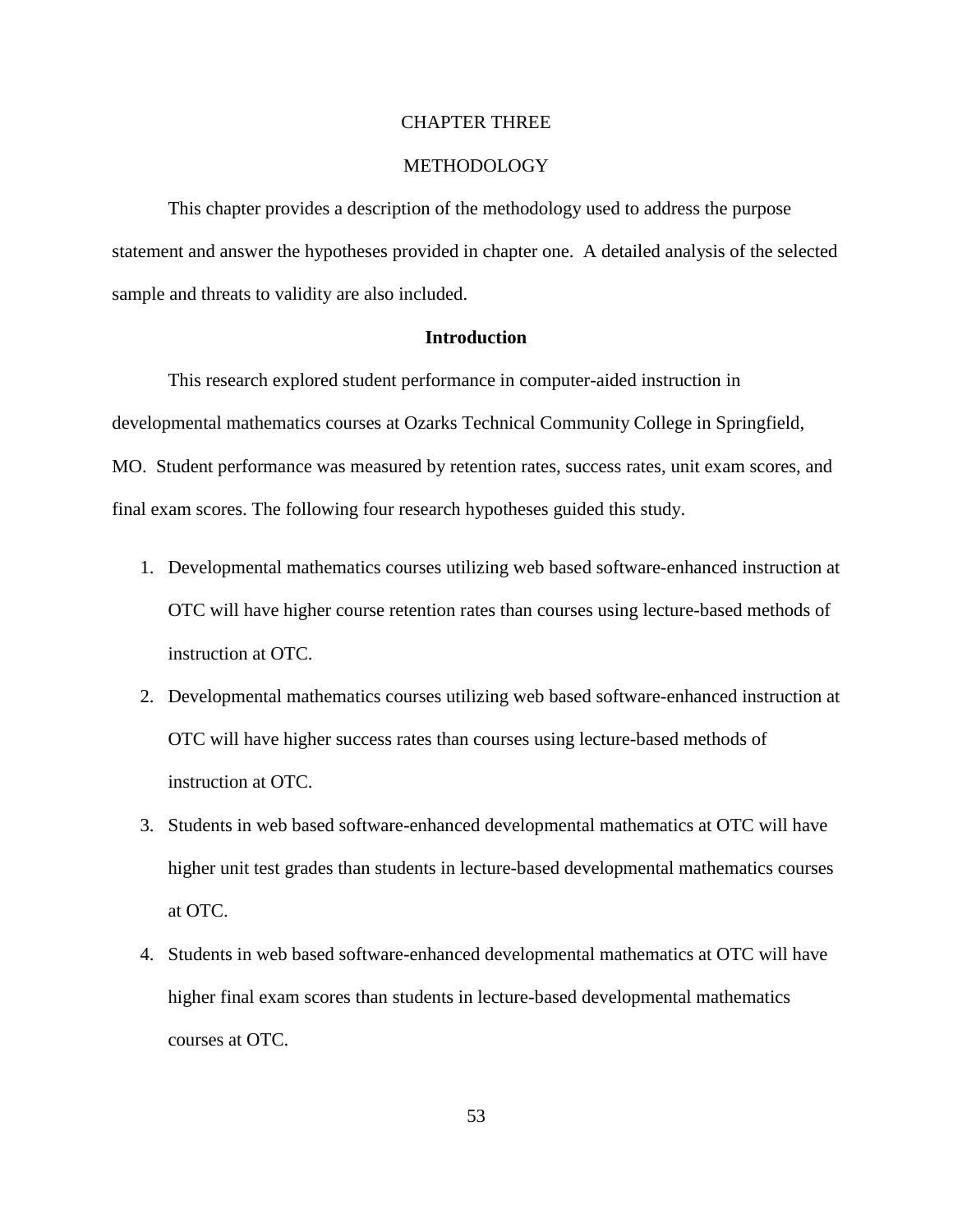# CHAPTER THREE

# METHODOLOGY

This chapter provides a description of the methodology used to address the purpose statement and answer the hypotheses provided in chapter one. A detailed analysis of the selected sample and threats to validity are also included.

## Introduction

This research explored student performance in computer-aided instruction in developmental mathematics courses at Ozarks Technical Community College in Springfield, MO. Student performance was measured by retention rates, success rates, unit exam scores, and final exam scores. The following four research hypotheses guided this study.

1. Developmental mathematics courses utilizing web based software-enhanced instruction at OTC will have higher course retention rates than courses using lecture-based methods of instruction at OTC.
2. Developmental mathematics courses utilizing web based software-enhanced instruction at OTC will have higher success rates than courses using lecture-based methods of instruction at OTC.
3. Students in web based software-enhanced developmental mathematics at OTC will have higher unit test grades than students in lecture-based developmental mathematics courses at OTC.
4. Students in web based software-enhanced developmental mathematics at OTC will have higher final exam scores than students in lecture-based developmental mathematics courses at OTC.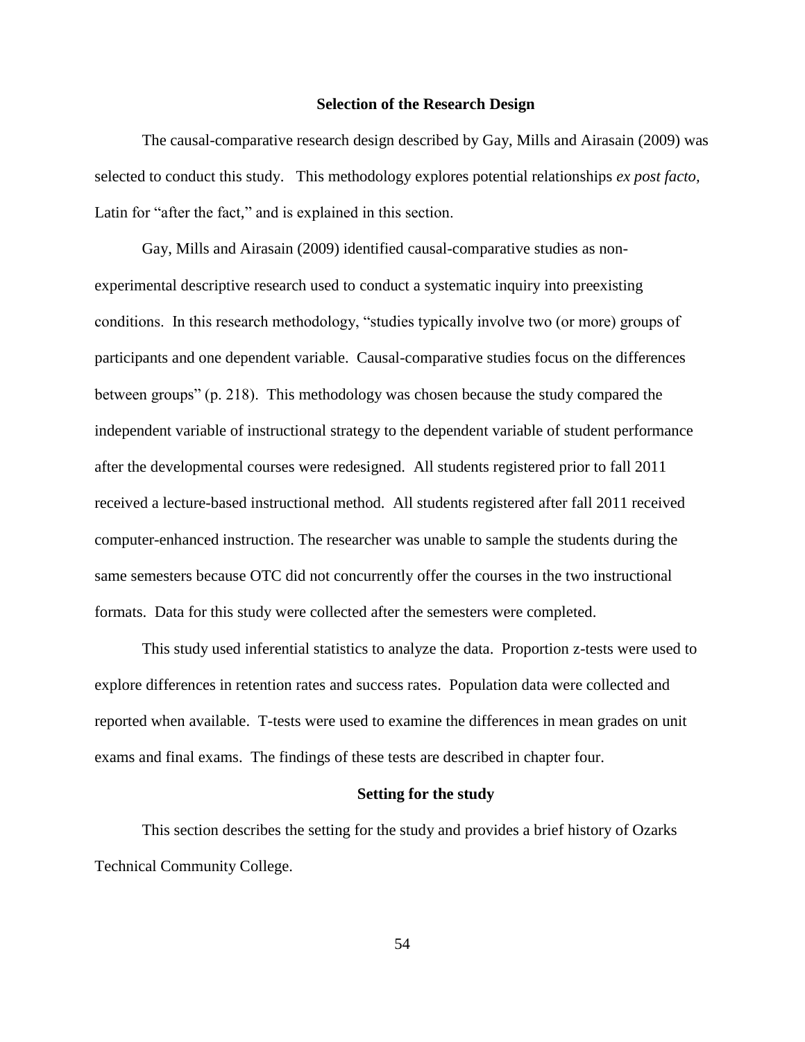## Selection of the Research Design

The causal-comparative research design described by Gay, Mills and Airasain (2009) was selected to conduct this study. This methodology explores potential relationships *ex post facto,* Latin for "after the fact," and is explained in this section.

Gay, Mills and Airasain (2009) identified causal-comparative studies as non-experimental descriptive research used to conduct a systematic inquiry into preexisting conditions. In this research methodology, "studies typically involve two (or more) groups of participants and one dependent variable. Causal-comparative studies focus on the differences between groups" (p. 218). This methodology was chosen because the study compared the independent variable of instructional strategy to the dependent variable of student performance after the developmental courses were redesigned. All students registered prior to fall 2011 received a lecture-based instructional method. All students registered after fall 2011 received computer-enhanced instruction. The researcher was unable to sample the students during the same semesters because OTC did not concurrently offer the courses in the two instructional formats. Data for this study were collected after the semesters were completed.

This study used inferential statistics to analyze the data. Proportion z-tests were used to explore differences in retention rates and success rates. Population data were collected and reported when available. T-tests were used to examine the differences in mean grades on unit exams and final exams. The findings of these tests are described in chapter four.

## Setting for the study

This section describes the setting for the study and provides a brief history of Ozarks Technical Community College.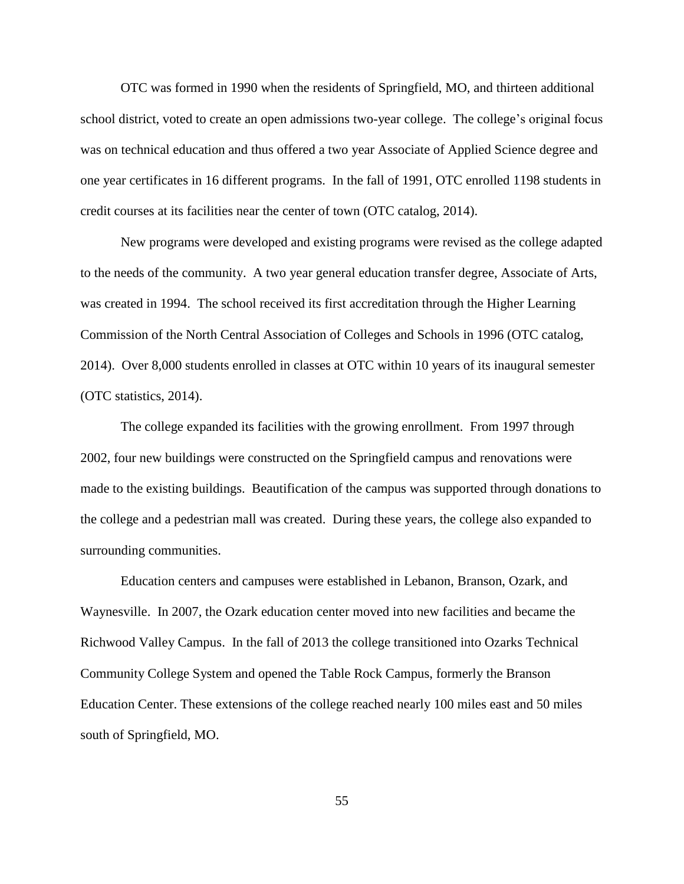OTC was formed in 1990 when the residents of Springfield, MO, and thirteen additional school district, voted to create an open admissions two-year college. The college's original focus was on technical education and thus offered a two year Associate of Applied Science degree and one year certificates in 16 different programs. In the fall of 1991, OTC enrolled 1198 students in credit courses at its facilities near the center of town (OTC catalog, 2014).

New programs were developed and existing programs were revised as the college adapted to the needs of the community. A two year general education transfer degree, Associate of Arts, was created in 1994. The school received its first accreditation through the Higher Learning Commission of the North Central Association of Colleges and Schools in 1996 (OTC catalog, 2014). Over 8,000 students enrolled in classes at OTC within 10 years of its inaugural semester (OTC statistics, 2014).

The college expanded its facilities with the growing enrollment. From 1997 through 2002, four new buildings were constructed on the Springfield campus and renovations were made to the existing buildings. Beautification of the campus was supported through donations to the college and a pedestrian mall was created. During these years, the college also expanded to surrounding communities.

Education centers and campuses were established in Lebanon, Branson, Ozark, and Waynesville. In 2007, the Ozark education center moved into new facilities and became the Richwood Valley Campus. In the fall of 2013 the college transitioned into Ozarks Technical Community College System and opened the Table Rock Campus, formerly the Branson Education Center. These extensions of the college reached nearly 100 miles east and 50 miles south of Springfield, MO.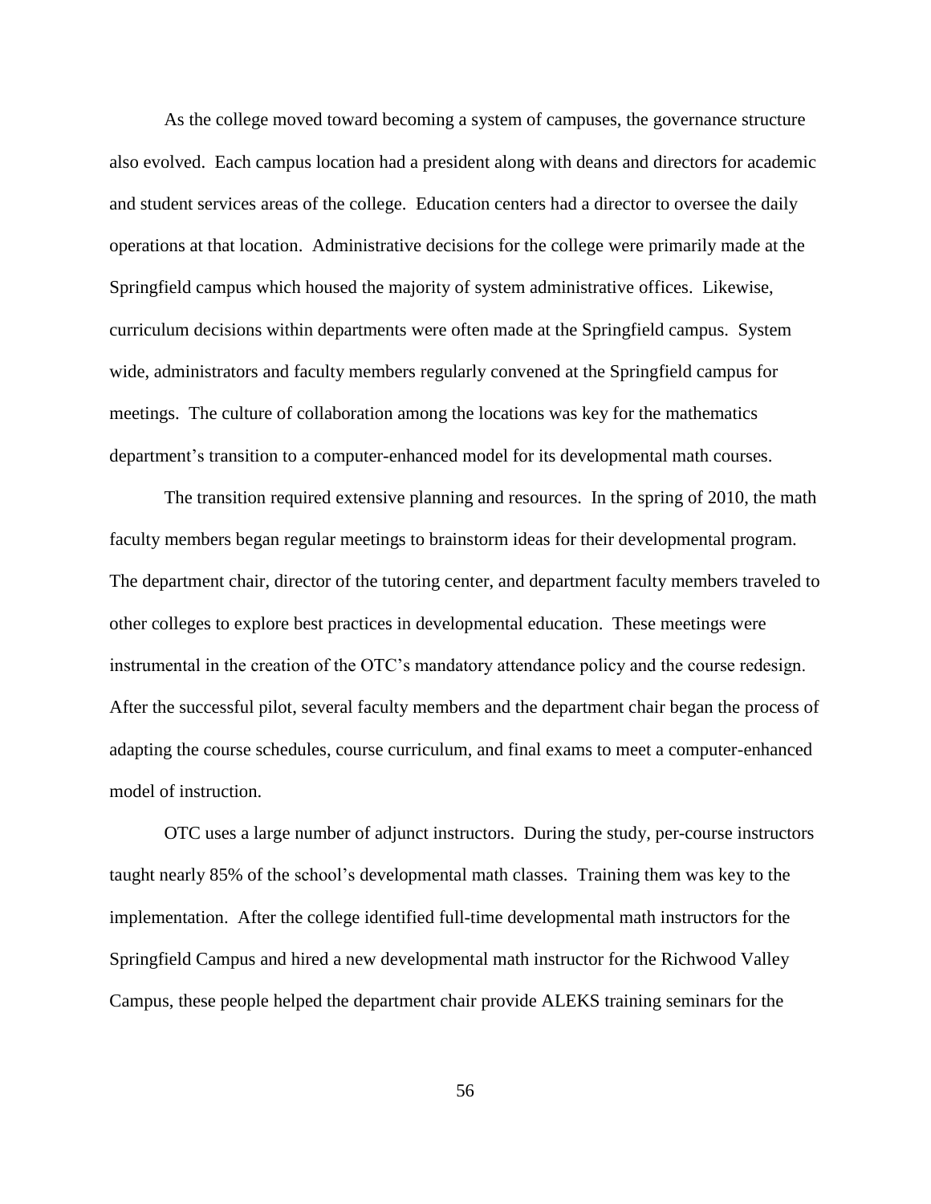As the college moved toward becoming a system of campuses, the governance structure also evolved. Each campus location had a president along with deans and directors for academic and student services areas of the college. Education centers had a director to oversee the daily operations at that location. Administrative decisions for the college were primarily made at the Springfield campus which housed the majority of system administrative offices. Likewise, curriculum decisions within departments were often made at the Springfield campus. System wide, administrators and faculty members regularly convened at the Springfield campus for meetings. The culture of collaboration among the locations was key for the mathematics department's transition to a computer-enhanced model for its developmental math courses.

The transition required extensive planning and resources. In the spring of 2010, the math faculty members began regular meetings to brainstorm ideas for their developmental program. The department chair, director of the tutoring center, and department faculty members traveled to other colleges to explore best practices in developmental education. These meetings were instrumental in the creation of the OTC's mandatory attendance policy and the course redesign. After the successful pilot, several faculty members and the department chair began the process of adapting the course schedules, course curriculum, and final exams to meet a computer-enhanced model of instruction.

OTC uses a large number of adjunct instructors. During the study, per-course instructors taught nearly 85% of the school's developmental math classes. Training them was key to the implementation. After the college identified full-time developmental math instructors for the Springfield Campus and hired a new developmental math instructor for the Richwood Valley Campus, these people helped the department chair provide ALEKS training seminars for the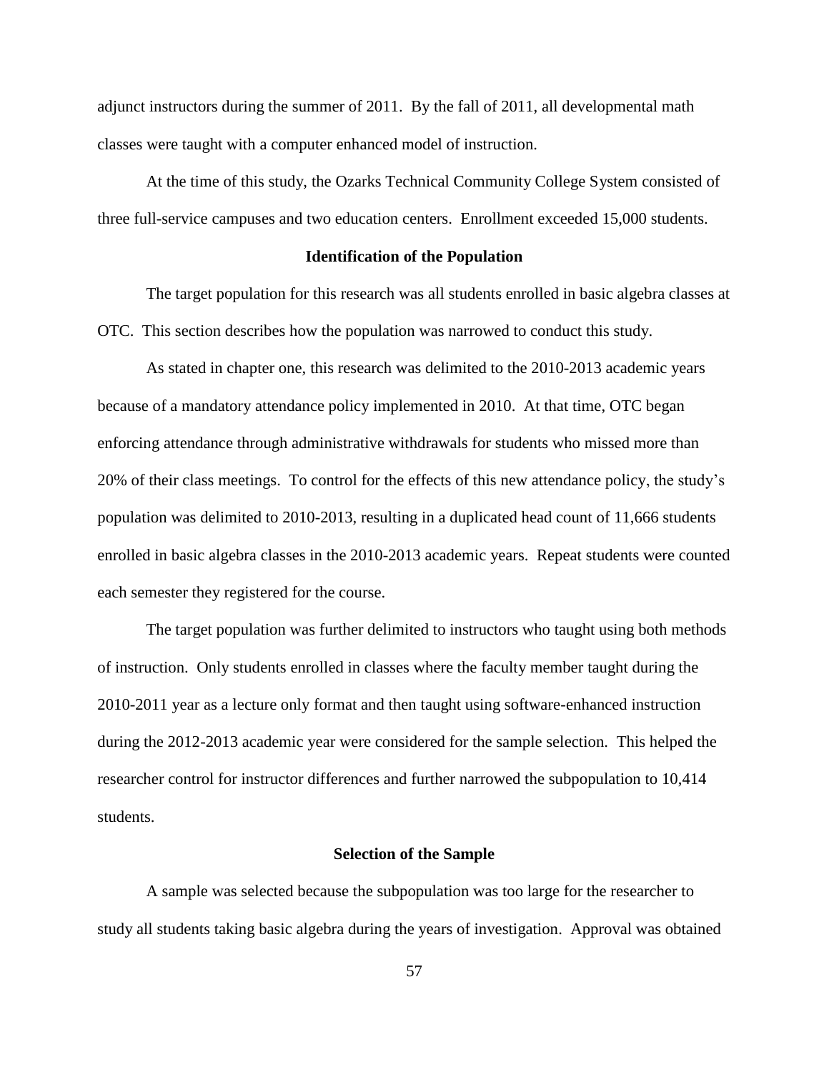adjunct instructors during the summer of 2011. By the fall of 2011, all developmental math classes were taught with a computer enhanced model of instruction.

At the time of this study, the Ozarks Technical Community College System consisted of three full-service campuses and two education centers. Enrollment exceeded 15,000 students.

### Identification of the Population

The target population for this research was all students enrolled in basic algebra classes at OTC. This section describes how the population was narrowed to conduct this study.

As stated in chapter one, this research was delimited to the 2010-2013 academic years because of a mandatory attendance policy implemented in 2010. At that time, OTC began enforcing attendance through administrative withdrawals for students who missed more than 20% of their class meetings. To control for the effects of this new attendance policy, the study's population was delimited to 2010-2013, resulting in a duplicated head count of 11,666 students enrolled in basic algebra classes in the 2010-2013 academic years. Repeat students were counted each semester they registered for the course.

The target population was further delimited to instructors who taught using both methods of instruction. Only students enrolled in classes where the faculty member taught during the 2010-2011 year as a lecture only format and then taught using software-enhanced instruction during the 2012-2013 academic year were considered for the sample selection. This helped the researcher control for instructor differences and further narrowed the subpopulation to 10,414 students.

### Selection of the Sample

A sample was selected because the subpopulation was too large for the researcher to study all students taking basic algebra during the years of investigation. Approval was obtained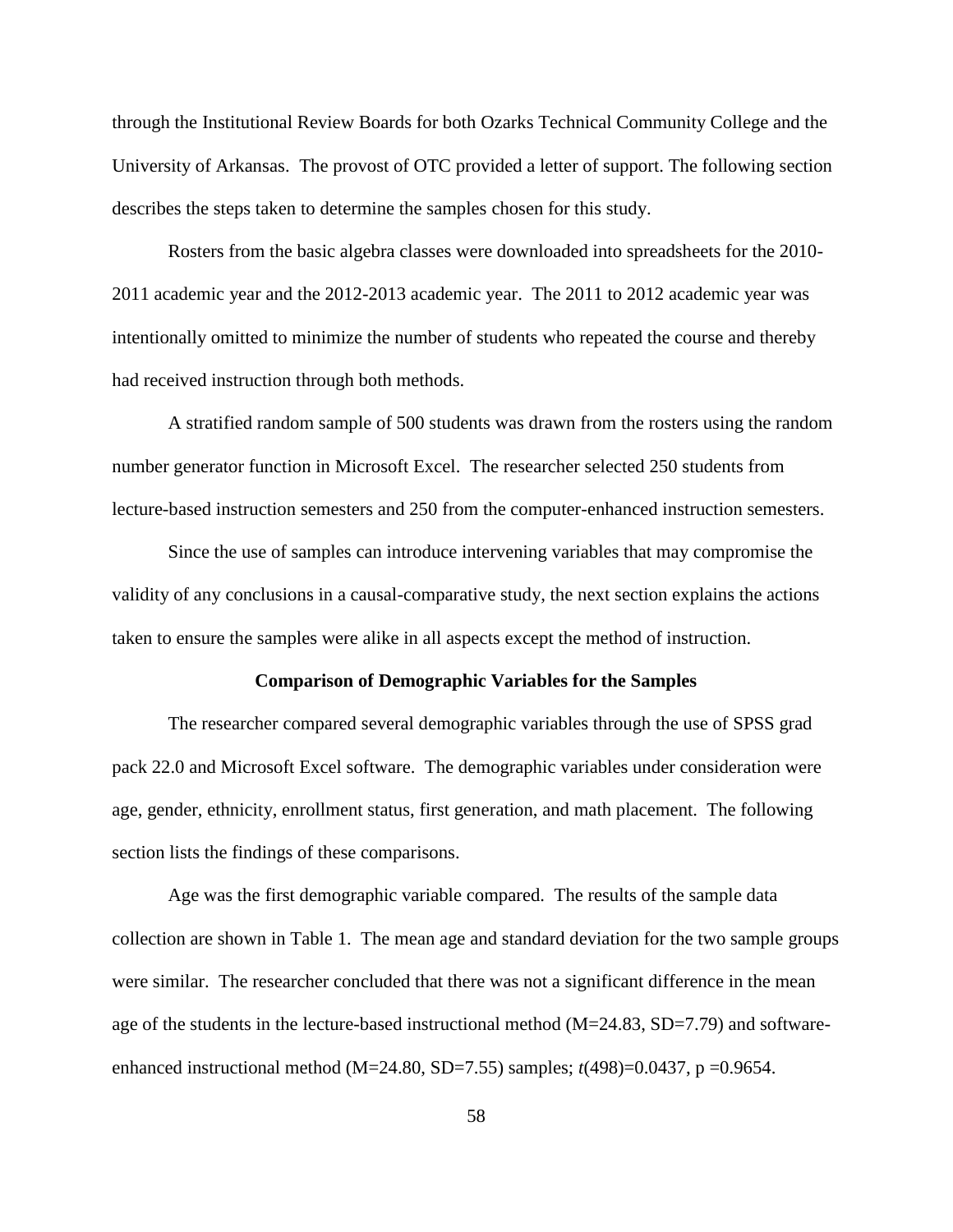through the Institutional Review Boards for both Ozarks Technical Community College and the University of Arkansas. The provost of OTC provided a letter of support. The following section describes the steps taken to determine the samples chosen for this study.

Rosters from the basic algebra classes were downloaded into spreadsheets for the 2010-2011 academic year and the 2012-2013 academic year. The 2011 to 2012 academic year was intentionally omitted to minimize the number of students who repeated the course and thereby had received instruction through both methods.

A stratified random sample of 500 students was drawn from the rosters using the random number generator function in Microsoft Excel. The researcher selected 250 students from lecture-based instruction semesters and 250 from the computer-enhanced instruction semesters.

Since the use of samples can introduce intervening variables that may compromise the validity of any conclusions in a causal-comparative study, the next section explains the actions taken to ensure the samples were alike in all aspects except the method of instruction.

## Comparison of Demographic Variables for the Samples

The researcher compared several demographic variables through the use of SPSS grad pack 22.0 and Microsoft Excel software. The demographic variables under consideration were age, gender, ethnicity, enrollment status, first generation, and math placement. The following section lists the findings of these comparisons.

Age was the first demographic variable compared. The results of the sample data collection are shown in Table 1. The mean age and standard deviation for the two sample groups were similar. The researcher concluded that there was not a significant difference in the mean age of the students in the lecture-based instructional method (M=24.83, SD=7.79) and software-enhanced instructional method (M=24.80, SD=7.55) samples; $t(498)=0.0437$, $p=0.9654$.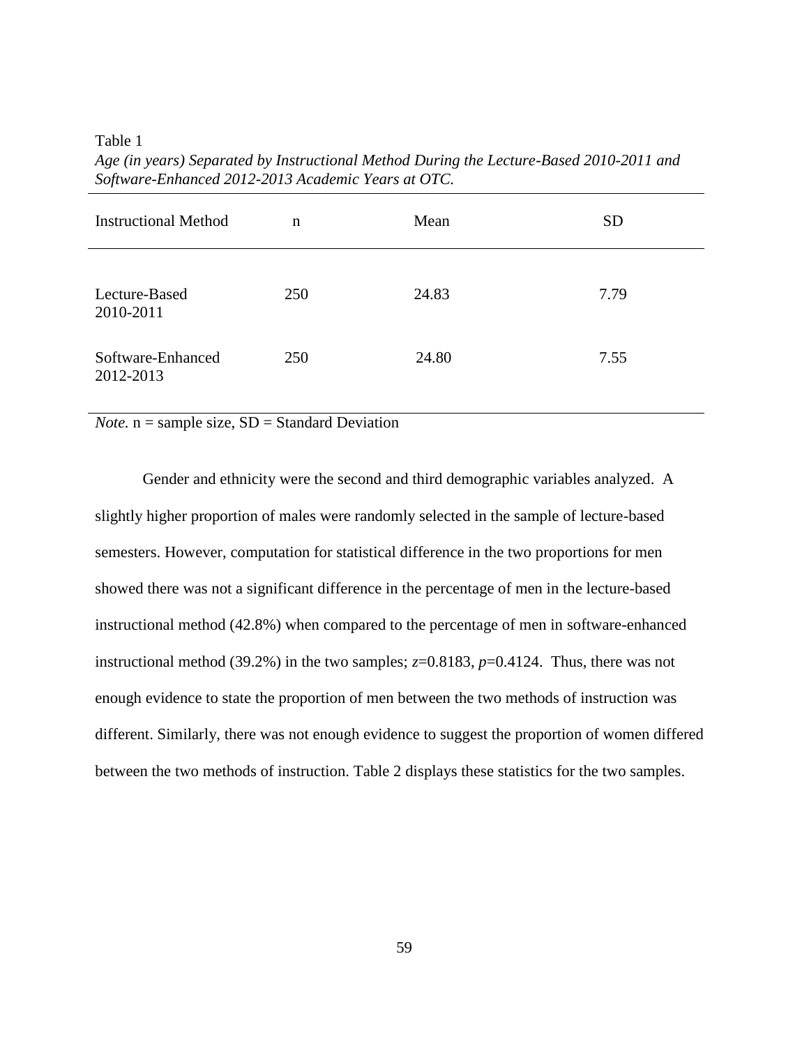Table 1

*Age (in years) Separated by Instructional Method During the Lecture-Based 2010-2011 and Software-Enhanced 2012-2013 Academic Years at OTC.*

| Instructional Method | n | Mean | SD |
|---|---|---|---|
| Lecture-Based 2010-2011 | 250 | 24.83 | 7.79 |
| Software-Enhanced 2012-2013 | 250 | 24.80 | 7.55 |

*Note.* n = sample size, SD = Standard Deviation

Gender and ethnicity were the second and third demographic variables analyzed. A slightly higher proportion of males were randomly selected in the sample of lecture-based semesters. However, computation for statistical difference in the two proportions for men showed there was not a significant difference in the percentage of men in the lecture-based instructional method (42.8%) when compared to the percentage of men in software-enhanced instructional method (39.2%) in the two samples; $z$=0.8183, $p$=0.4124. Thus, there was not enough evidence to state the proportion of men between the two methods of instruction was different. Similarly, there was not enough evidence to suggest the proportion of women differed between the two methods of instruction. Table 2 displays these statistics for the two samples.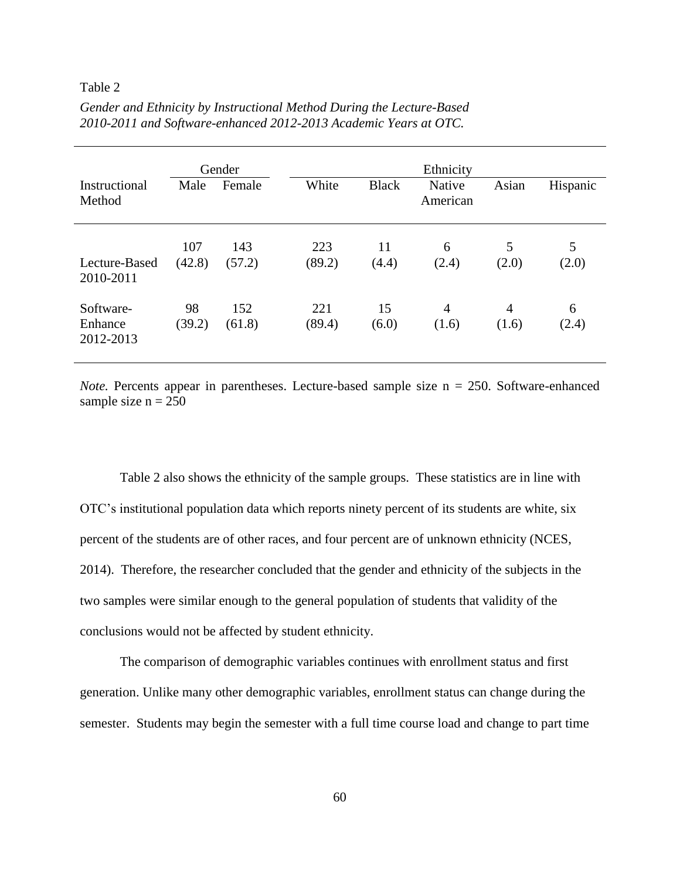Table 2

*Gender and Ethnicity by Instructional Method During the Lecture-Based 2010-2011 and Software-enhanced 2012-2013 Academic Years at OTC.*

| | Gender | | Ethnicity | | | | |
|---|---|---|---|---|---|---|---|
| Instructional Method | Male | Female | White | Black | Native American | Asian | Hispanic |
| Lecture-Based 2010-2011 | 107 (42.8) | 143 (57.2) | 223 (89.2) | 11 (4.4) | 6 (2.4) | 5 (2.0) | 5 (2.0) |
| Software-Enhance 2012-2013 | 98 (39.2) | 152 (61.8) | 221 (89.4) | 15 (6.0) | 4 (1.6) | 4 (1.6) | 6 (2.4) |

*Note.* Percents appear in parentheses. Lecture-based sample size n = 250. Software-enhanced sample size n = 250

Table 2 also shows the ethnicity of the sample groups. These statistics are in line with OTC's institutional population data which reports ninety percent of its students are white, six percent of the students are of other races, and four percent are of unknown ethnicity (NCES, 2014). Therefore, the researcher concluded that the gender and ethnicity of the subjects in the two samples were similar enough to the general population of students that validity of the conclusions would not be affected by student ethnicity.

The comparison of demographic variables continues with enrollment status and first generation. Unlike many other demographic variables, enrollment status can change during the semester. Students may begin the semester with a full time course load and change to part time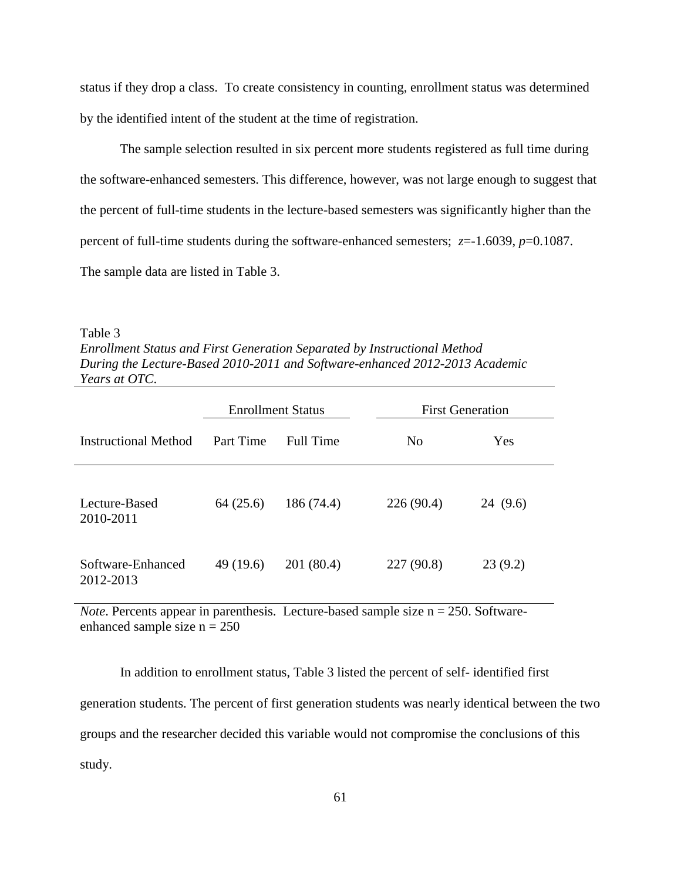status if they drop a class. To create consistency in counting, enrollment status was determined by the identified intent of the student at the time of registration.

The sample selection resulted in six percent more students registered as full time during the software-enhanced semesters. This difference, however, was not large enough to suggest that the percent of full-time students in the lecture-based semesters was significantly higher than the percent of full-time students during the software-enhanced semesters; $z$=-1.6039, $p$=0.1087. The sample data are listed in Table 3.

Table 3
*Enrollment Status and First Generation Separated by Instructional Method During the Lecture-Based 2010-2011 and Software-enhanced 2012-2013 Academic Years at OTC.*

| | Enrollment Status | | First Generation | |
|---|---|---|---|---|
| Instructional Method | Part Time | Full Time | No | Yes |
| Lecture-Based 2010-2011 | 64 (25.6) | 186 (74.4) | 226 (90.4) | 24 (9.6) |
| Software-Enhanced 2012-2013 | 49 (19.6) | 201 (80.4) | 227 (90.8) | 23 (9.2) |

*Note*. Percents appear in parenthesis. Lecture-based sample size n = 250. Software-enhanced sample size n = 250

In addition to enrollment status, Table 3 listed the percent of self- identified first generation students. The percent of first generation students was nearly identical between the two groups and the researcher decided this variable would not compromise the conclusions of this study.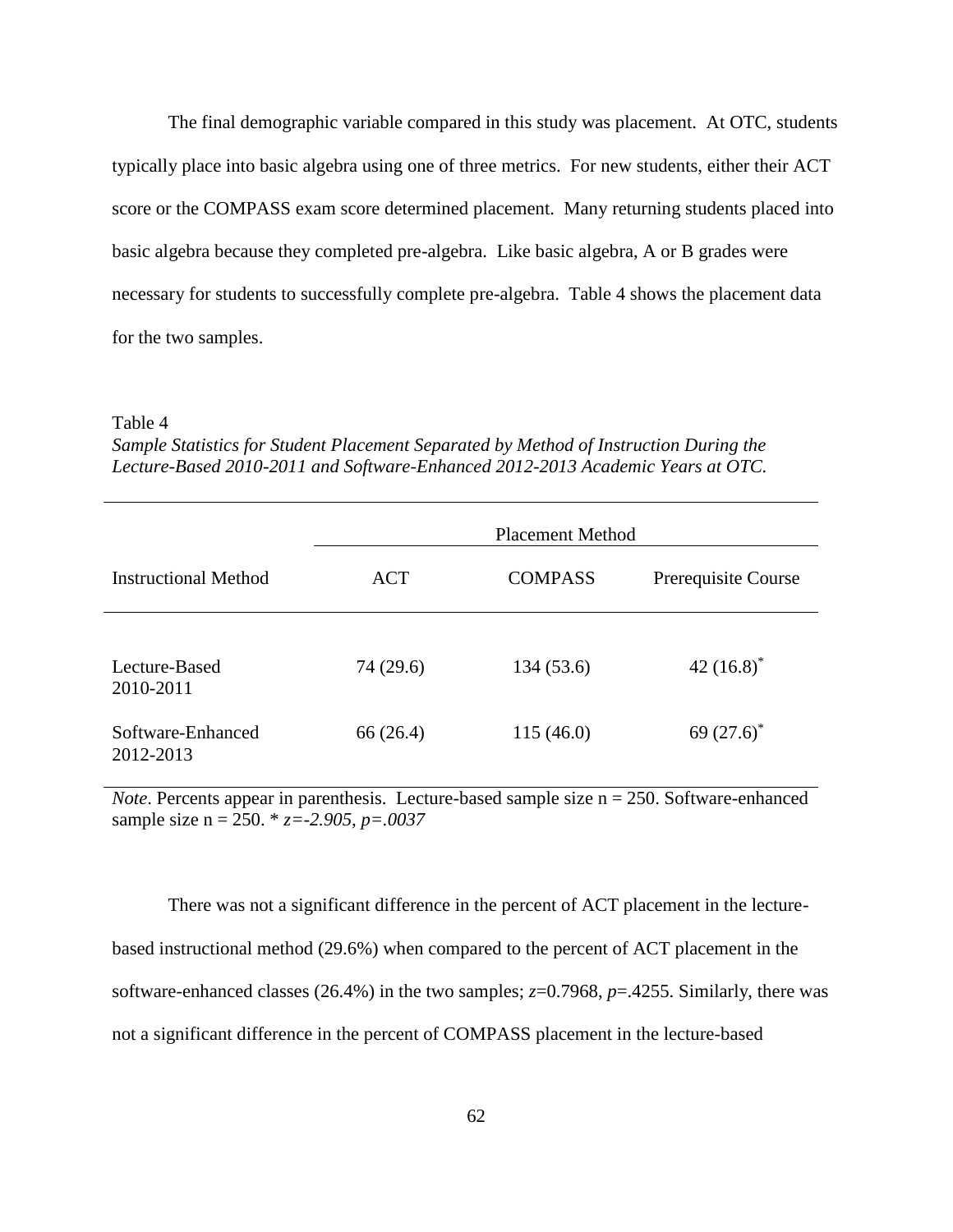The final demographic variable compared in this study was placement. At OTC, students typically place into basic algebra using one of three metrics. For new students, either their ACT score or the COMPASS exam score determined placement. Many returning students placed into basic algebra because they completed pre-algebra. Like basic algebra, A or B grades were necessary for students to successfully complete pre-algebra. Table 4 shows the placement data for the two samples.

Table 4

*Sample Statistics for Student Placement Separated by Method of Instruction During the Lecture-Based 2010-2011 and Software-Enhanced 2012-2013 Academic Years at OTC.*

| | Placement Method | | |
|---|---|---|---|
| Instructional Method | ACT | COMPASS | Prerequisite Course |
| Lecture-Based 2010-2011 | 74 (29.6) | 134 (53.6) | 42 (16.8)* |
| Software-Enhanced 2012-2013 | 66 (26.4) | 115 (46.0) | 69 (27.6)* |

*Note*. Percents appear in parenthesis. Lecture-based sample size n = 250. Software-enhanced sample size n = 250. * $z=-2.905$, $p=.0037$

There was not a significant difference in the percent of ACT placement in the lecture-based instructional method (29.6%) when compared to the percent of ACT placement in the software-enhanced classes (26.4%) in the two samples; $z=0.7968$, $p=.4255$. Similarly, there was not a significant difference in the percent of COMPASS placement in the lecture-based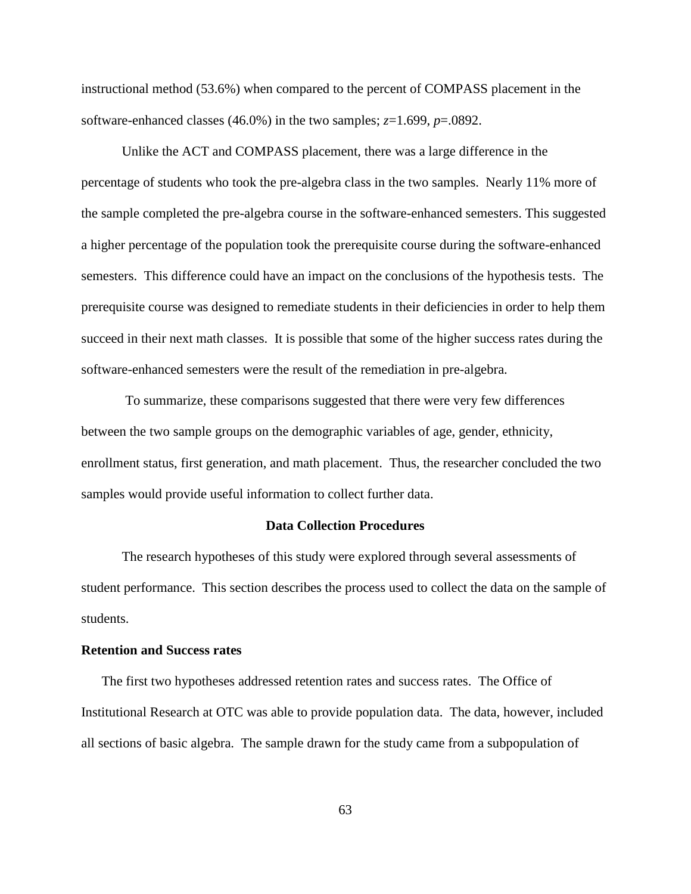instructional method (53.6%) when compared to the percent of COMPASS placement in the software-enhanced classes (46.0%) in the two samples; $z$=1.699, $p$=.0892.

Unlike the ACT and COMPASS placement, there was a large difference in the percentage of students who took the pre-algebra class in the two samples. Nearly 11% more of the sample completed the pre-algebra course in the software-enhanced semesters. This suggested a higher percentage of the population took the prerequisite course during the software-enhanced semesters. This difference could have an impact on the conclusions of the hypothesis tests. The prerequisite course was designed to remediate students in their deficiencies in order to help them succeed in their next math classes. It is possible that some of the higher success rates during the software-enhanced semesters were the result of the remediation in pre-algebra.

To summarize, these comparisons suggested that there were very few differences between the two sample groups on the demographic variables of age, gender, ethnicity, enrollment status, first generation, and math placement. Thus, the researcher concluded the two samples would provide useful information to collect further data.

## Data Collection Procedures

The research hypotheses of this study were explored through several assessments of student performance. This section describes the process used to collect the data on the sample of students.

### Retention and Success rates

The first two hypotheses addressed retention rates and success rates. The Office of Institutional Research at OTC was able to provide population data. The data, however, included all sections of basic algebra. The sample drawn for the study came from a subpopulation of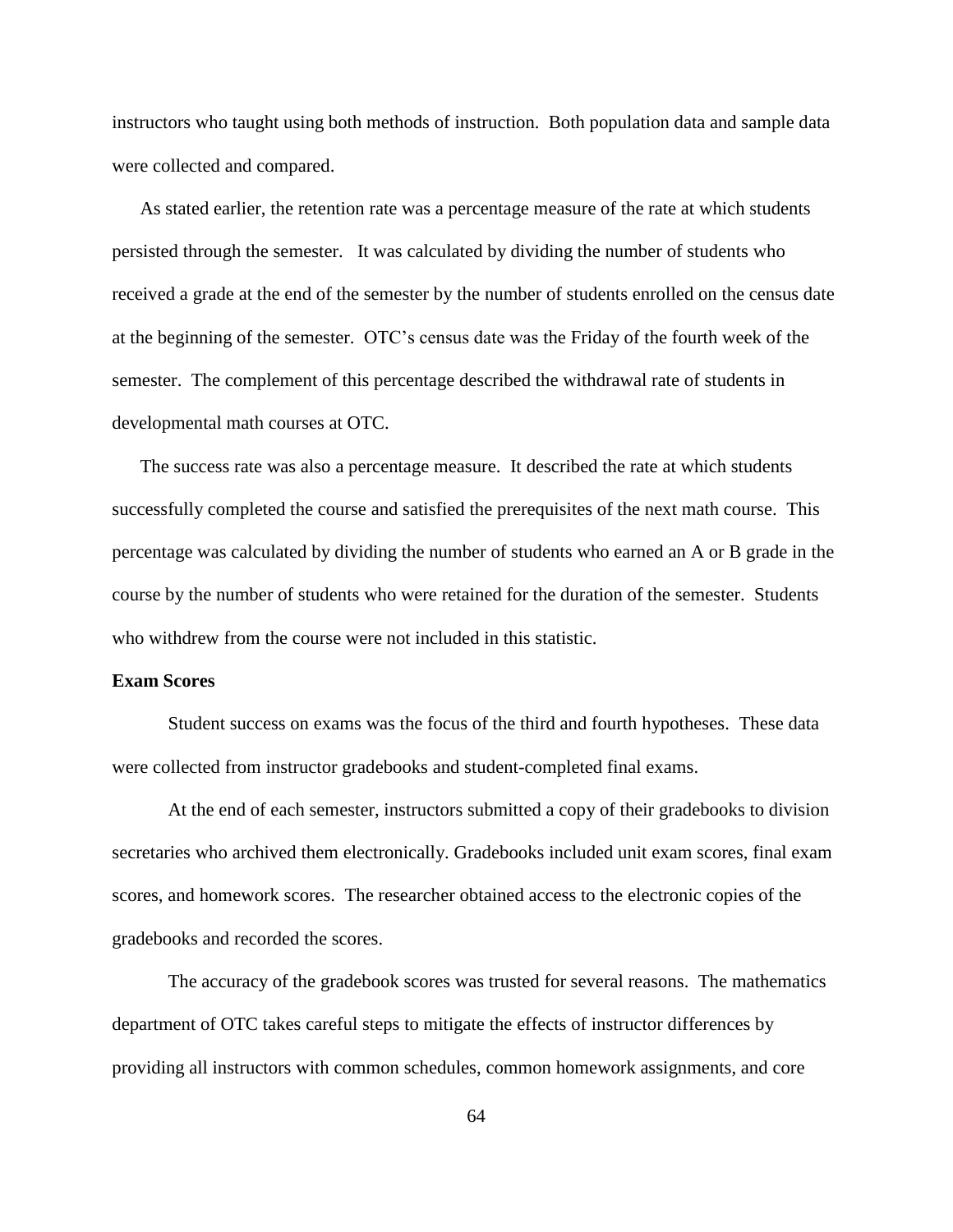instructors who taught using both methods of instruction. Both population data and sample data were collected and compared.

As stated earlier, the retention rate was a percentage measure of the rate at which students persisted through the semester. It was calculated by dividing the number of students who received a grade at the end of the semester by the number of students enrolled on the census date at the beginning of the semester. OTC's census date was the Friday of the fourth week of the semester. The complement of this percentage described the withdrawal rate of students in developmental math courses at OTC.

The success rate was also a percentage measure. It described the rate at which students successfully completed the course and satisfied the prerequisites of the next math course. This percentage was calculated by dividing the number of students who earned an A or B grade in the course by the number of students who were retained for the duration of the semester. Students who withdrew from the course were not included in this statistic.

**Exam Scores**

Student success on exams was the focus of the third and fourth hypotheses. These data were collected from instructor gradebooks and student-completed final exams.

At the end of each semester, instructors submitted a copy of their gradebooks to division secretaries who archived them electronically. Gradebooks included unit exam scores, final exam scores, and homework scores. The researcher obtained access to the electronic copies of the gradebooks and recorded the scores.

The accuracy of the gradebook scores was trusted for several reasons. The mathematics department of OTC takes careful steps to mitigate the effects of instructor differences by providing all instructors with common schedules, common homework assignments, and core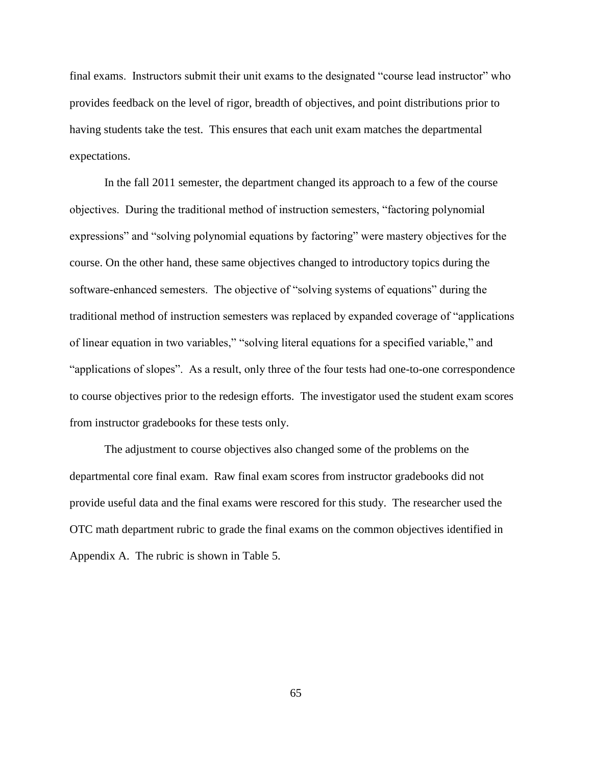final exams. Instructors submit their unit exams to the designated "course lead instructor" who provides feedback on the level of rigor, breadth of objectives, and point distributions prior to having students take the test. This ensures that each unit exam matches the departmental expectations.

In the fall 2011 semester, the department changed its approach to a few of the course objectives. During the traditional method of instruction semesters, "factoring polynomial expressions" and "solving polynomial equations by factoring" were mastery objectives for the course. On the other hand, these same objectives changed to introductory topics during the software-enhanced semesters. The objective of "solving systems of equations" during the traditional method of instruction semesters was replaced by expanded coverage of "applications of linear equation in two variables," "solving literal equations for a specified variable," and "applications of slopes". As a result, only three of the four tests had one-to-one correspondence to course objectives prior to the redesign efforts. The investigator used the student exam scores from instructor gradebooks for these tests only.

The adjustment to course objectives also changed some of the problems on the departmental core final exam. Raw final exam scores from instructor gradebooks did not provide useful data and the final exams were rescored for this study. The researcher used the OTC math department rubric to grade the final exams on the common objectives identified in Appendix A. The rubric is shown in Table 5.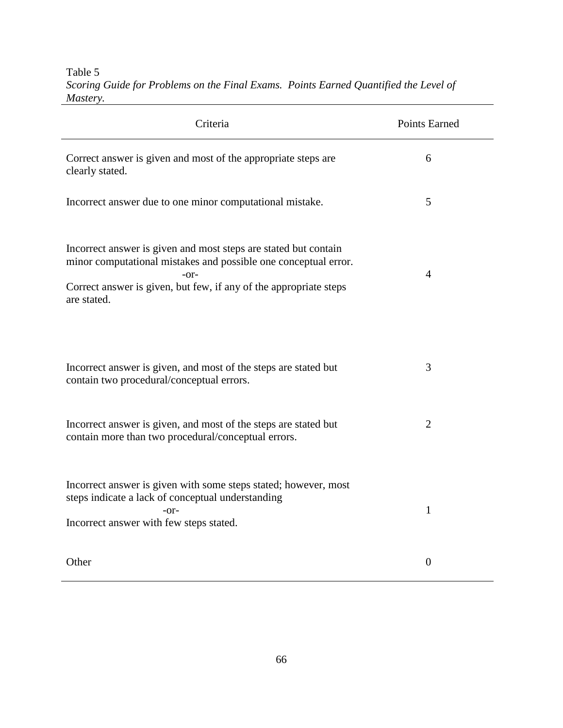Table 5

*Scoring Guide for Problems on the Final Exams. Points Earned Quantified the Level of Mastery.*

| Criteria | Points Earned |
|---|---|
| Correct answer is given and most of the appropriate steps are clearly stated. | 6 |
| Incorrect answer due to one minor computational mistake. | 5 |
| Incorrect answer is given and most steps are stated but contain minor computational mistakes and possible one conceptual error. -or- Correct answer is given, but few, if any of the appropriate steps are stated. | 4 |
| Incorrect answer is given, and most of the steps are stated but contain two procedural/conceptual errors. | 3 |
| Incorrect answer is given, and most of the steps are stated but contain more than two procedural/conceptual errors. | 2 |
| Incorrect answer is given with some steps stated; however, most steps indicate a lack of conceptual understanding -or- Incorrect answer with few steps stated. | 1 |
| Other | 0 |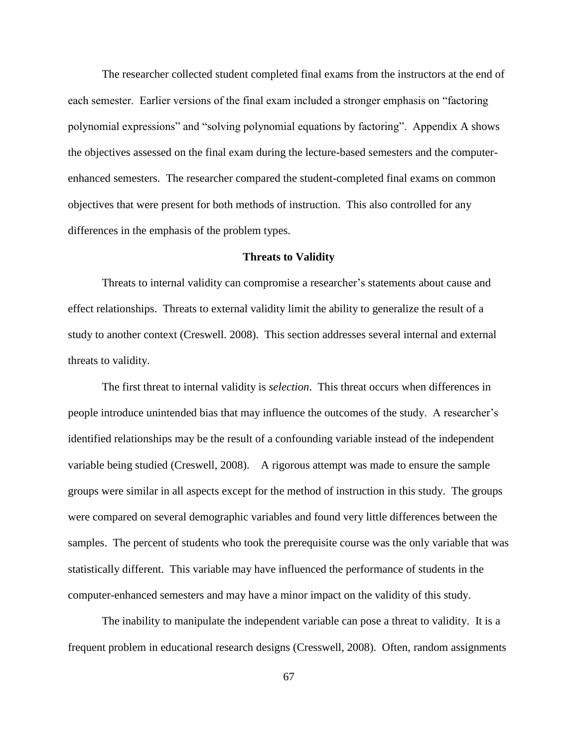The researcher collected student completed final exams from the instructors at the end of each semester. Earlier versions of the final exam included a stronger emphasis on "factoring polynomial expressions" and "solving polynomial equations by factoring". Appendix A shows the objectives assessed on the final exam during the lecture-based semesters and the computer-enhanced semesters. The researcher compared the student-completed final exams on common objectives that were present for both methods of instruction. This also controlled for any differences in the emphasis of the problem types.

### Threats to Validity

Threats to internal validity can compromise a researcher's statements about cause and effect relationships. Threats to external validity limit the ability to generalize the result of a study to another context (Creswell. 2008). This section addresses several internal and external threats to validity.

The first threat to internal validity is *selection*. This threat occurs when differences in people introduce unintended bias that may influence the outcomes of the study. A researcher's identified relationships may be the result of a confounding variable instead of the independent variable being studied (Creswell, 2008). A rigorous attempt was made to ensure the sample groups were similar in all aspects except for the method of instruction in this study. The groups were compared on several demographic variables and found very little differences between the samples. The percent of students who took the prerequisite course was the only variable that was statistically different. This variable may have influenced the performance of students in the computer-enhanced semesters and may have a minor impact on the validity of this study.

The inability to manipulate the independent variable can pose a threat to validity. It is a frequent problem in educational research designs (Cresswell, 2008). Often, random assignments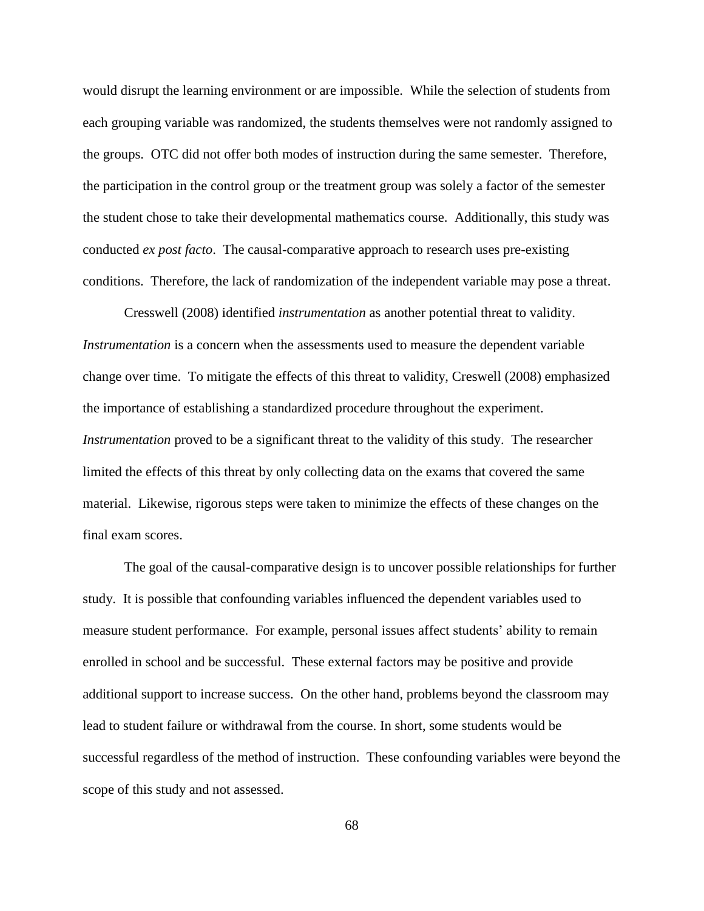would disrupt the learning environment or are impossible. While the selection of students from each grouping variable was randomized, the students themselves were not randomly assigned to the groups. OTC did not offer both modes of instruction during the same semester. Therefore, the participation in the control group or the treatment group was solely a factor of the semester the student chose to take their developmental mathematics course. Additionally, this study was conducted *ex post facto*. The causal-comparative approach to research uses pre-existing conditions. Therefore, the lack of randomization of the independent variable may pose a threat.

Cresswell (2008) identified *instrumentation* as another potential threat to validity. *Instrumentation* is a concern when the assessments used to measure the dependent variable change over time. To mitigate the effects of this threat to validity, Creswell (2008) emphasized the importance of establishing a standardized procedure throughout the experiment. *Instrumentation* proved to be a significant threat to the validity of this study. The researcher limited the effects of this threat by only collecting data on the exams that covered the same material. Likewise, rigorous steps were taken to minimize the effects of these changes on the final exam scores.

The goal of the causal-comparative design is to uncover possible relationships for further study. It is possible that confounding variables influenced the dependent variables used to measure student performance. For example, personal issues affect students' ability to remain enrolled in school and be successful. These external factors may be positive and provide additional support to increase success. On the other hand, problems beyond the classroom may lead to student failure or withdrawal from the course. In short, some students would be successful regardless of the method of instruction. These confounding variables were beyond the scope of this study and not assessed.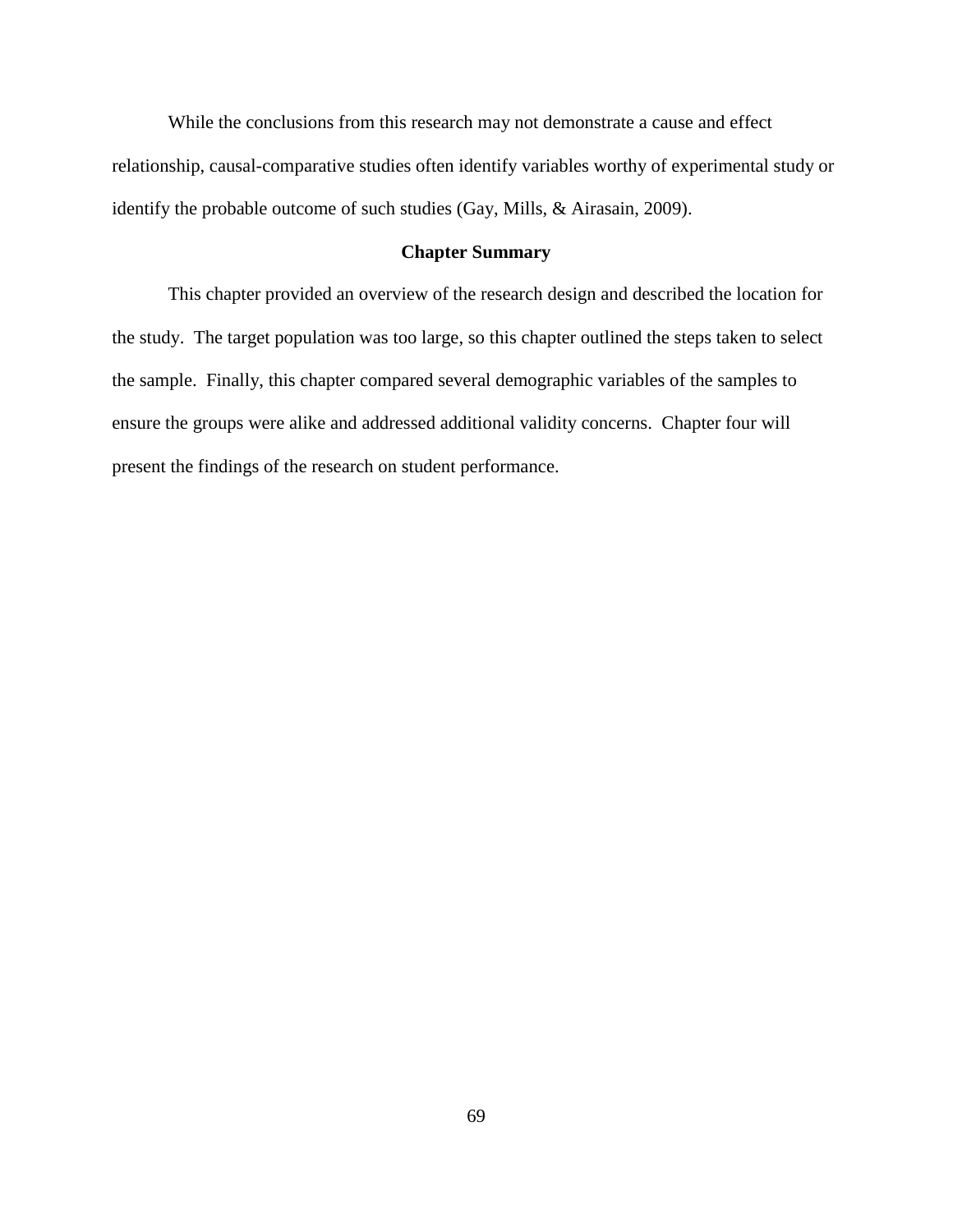While the conclusions from this research may not demonstrate a cause and effect relationship, causal-comparative studies often identify variables worthy of experimental study or identify the probable outcome of such studies (Gay, Mills, & Airasain, 2009).

## Chapter Summary

This chapter provided an overview of the research design and described the location for the study. The target population was too large, so this chapter outlined the steps taken to select the sample. Finally, this chapter compared several demographic variables of the samples to ensure the groups were alike and addressed additional validity concerns. Chapter four will present the findings of the research on student performance.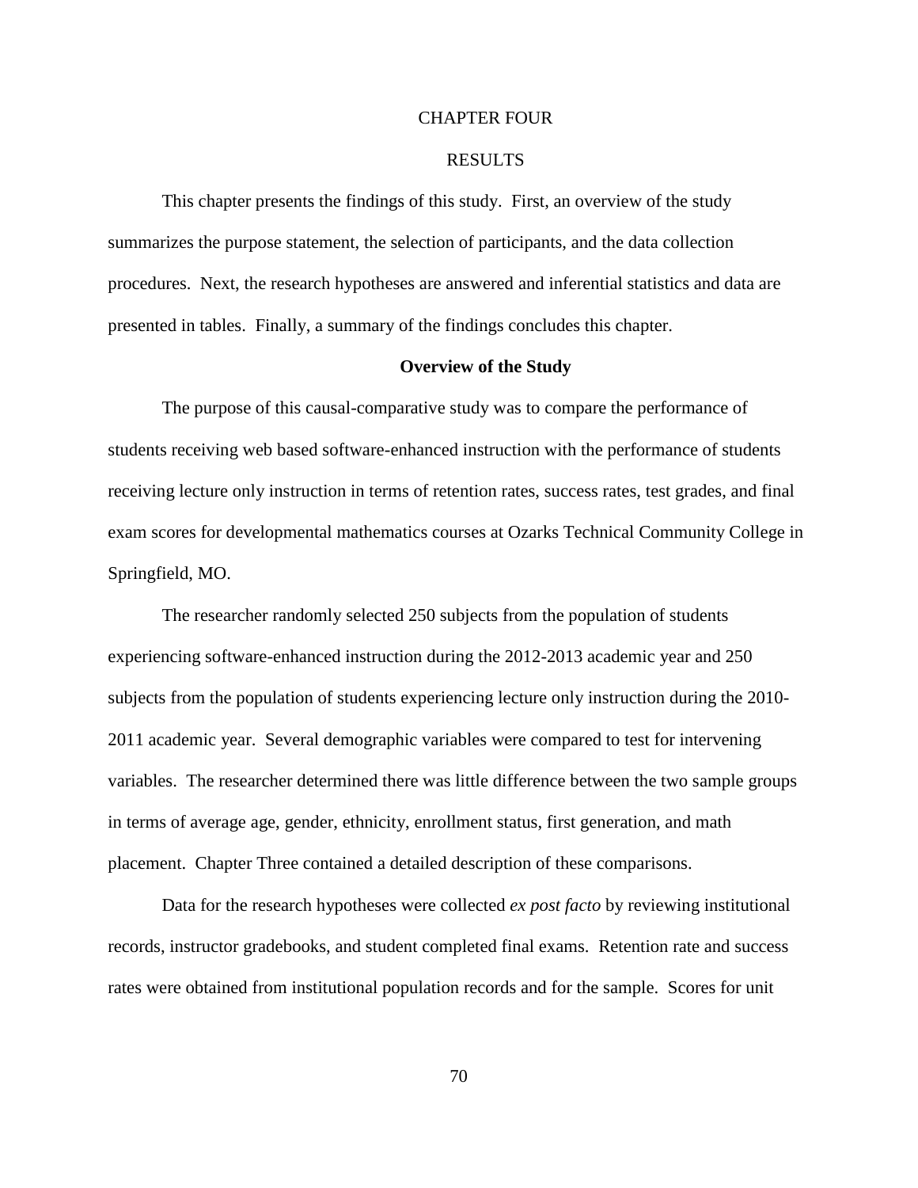# CHAPTER FOUR

# RESULTS

This chapter presents the findings of this study. First, an overview of the study summarizes the purpose statement, the selection of participants, and the data collection procedures. Next, the research hypotheses are answered and inferential statistics and data are presented in tables. Finally, a summary of the findings concludes this chapter.

## Overview of the Study

The purpose of this causal-comparative study was to compare the performance of students receiving web based software-enhanced instruction with the performance of students receiving lecture only instruction in terms of retention rates, success rates, test grades, and final exam scores for developmental mathematics courses at Ozarks Technical Community College in Springfield, MO.

The researcher randomly selected 250 subjects from the population of students experiencing software-enhanced instruction during the 2012-2013 academic year and 250 subjects from the population of students experiencing lecture only instruction during the 2010-2011 academic year. Several demographic variables were compared to test for intervening variables. The researcher determined there was little difference between the two sample groups in terms of average age, gender, ethnicity, enrollment status, first generation, and math placement. Chapter Three contained a detailed description of these comparisons.

Data for the research hypotheses were collected *ex post facto* by reviewing institutional records, instructor gradebooks, and student completed final exams. Retention rate and success rates were obtained from institutional population records and for the sample. Scores for unit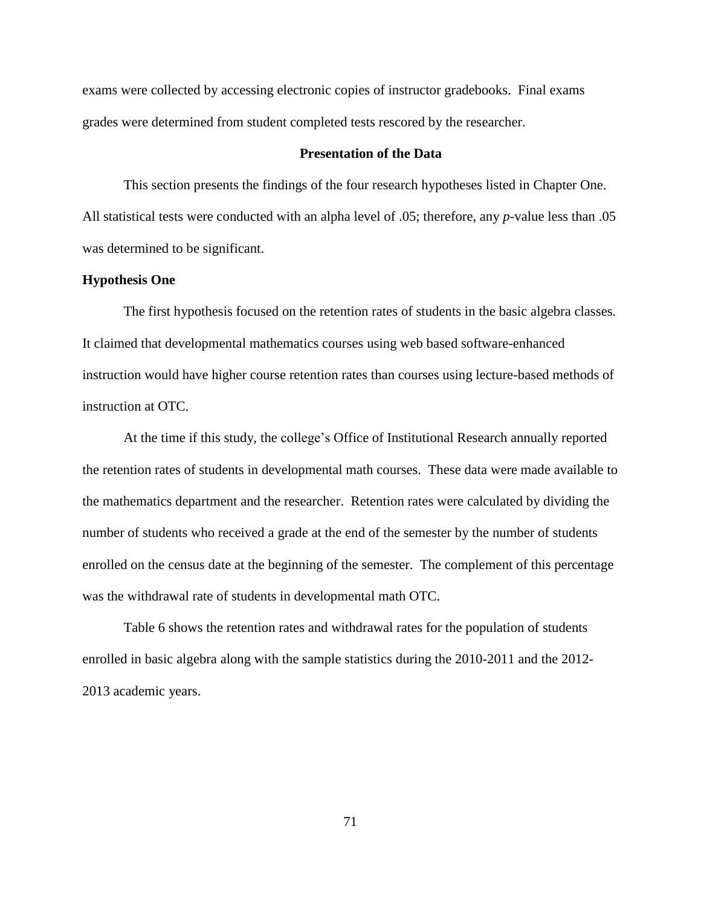exams were collected by accessing electronic copies of instructor gradebooks. Final exams grades were determined from student completed tests rescored by the researcher.

## Presentation of the Data

This section presents the findings of the four research hypotheses listed in Chapter One. All statistical tests were conducted with an alpha level of .05; therefore, any *p*-value less than .05 was determined to be significant.

### Hypothesis One

The first hypothesis focused on the retention rates of students in the basic algebra classes. It claimed that developmental mathematics courses using web based software-enhanced instruction would have higher course retention rates than courses using lecture-based methods of instruction at OTC.

At the time if this study, the college's Office of Institutional Research annually reported the retention rates of students in developmental math courses. These data were made available to the mathematics department and the researcher. Retention rates were calculated by dividing the number of students who received a grade at the end of the semester by the number of students enrolled on the census date at the beginning of the semester. The complement of this percentage was the withdrawal rate of students in developmental math OTC.

Table 6 shows the retention rates and withdrawal rates for the population of students enrolled in basic algebra along with the sample statistics during the 2010-2011 and the 2012-2013 academic years.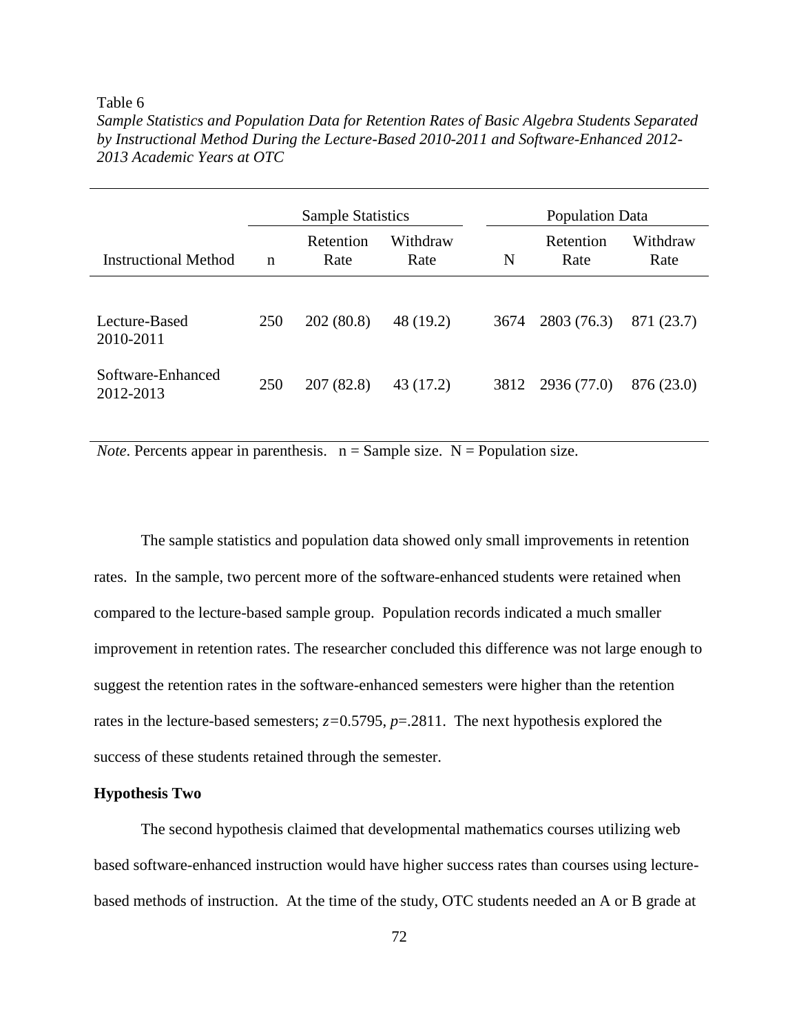Table 6

*Sample Statistics and Population Data for Retention Rates of Basic Algebra Students Separated by Instructional Method During the Lecture-Based 2010-2011 and Software-Enhanced 2012-2013 Academic Years at OTC*

| | Sample Statistics | | | Population Data | | |
|---|---|---|---|---|---|---|
| Instructional Method | n | Retention Rate | Withdraw Rate | N | Retention Rate | Withdraw Rate |
| Lecture-Based 2010-2011 | 250 | 202 (80.8) | 48 (19.2) | 3674 | 2803 (76.3) | 871 (23.7) |
| Software-Enhanced 2012-2013 | 250 | 207 (82.8) | 43 (17.2) | 3812 | 2936 (77.0) | 876 (23.0) |

*Note*. Percents appear in parenthesis. n = Sample size. N = Population size.

The sample statistics and population data showed only small improvements in retention rates. In the sample, two percent more of the software-enhanced students were retained when compared to the lecture-based sample group. Population records indicated a much smaller improvement in retention rates. The researcher concluded this difference was not large enough to suggest the retention rates in the software-enhanced semesters were higher than the retention rates in the lecture-based semesters; $z$=0.5795, $p$=.2811. The next hypothesis explored the success of these students retained through the semester.

**Hypothesis Two**

The second hypothesis claimed that developmental mathematics courses utilizing web based software-enhanced instruction would have higher success rates than courses using lecture-based methods of instruction. At the time of the study, OTC students needed an A or B grade at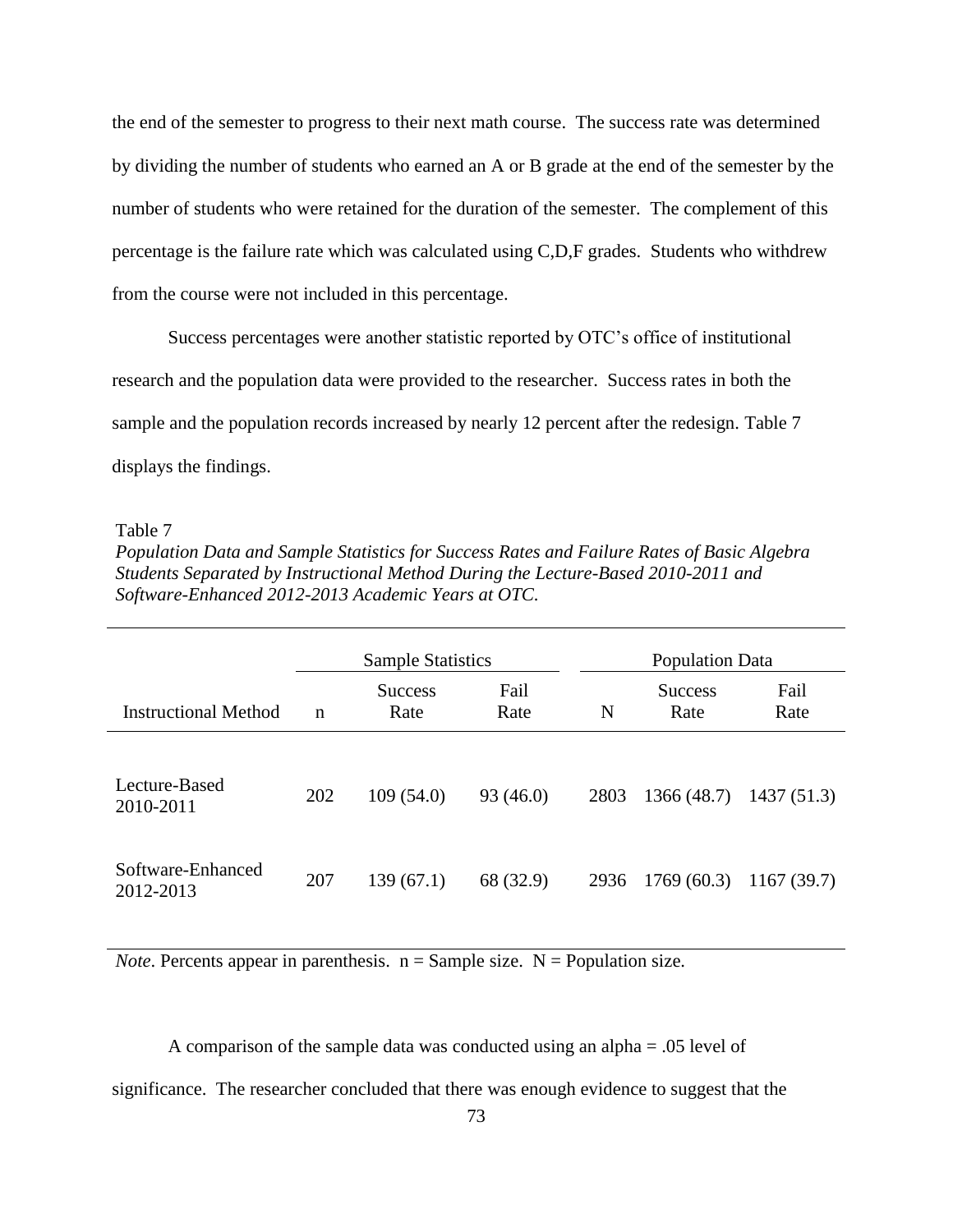the end of the semester to progress to their next math course. The success rate was determined by dividing the number of students who earned an A or B grade at the end of the semester by the number of students who were retained for the duration of the semester. The complement of this percentage is the failure rate which was calculated using C,D,F grades. Students who withdrew from the course were not included in this percentage.

Success percentages were another statistic reported by OTC's office of institutional research and the population data were provided to the researcher. Success rates in both the sample and the population records increased by nearly 12 percent after the redesign. Table 7 displays the findings.

Table 7

*Population Data and Sample Statistics for Success Rates and Failure Rates of Basic Algebra Students Separated by Instructional Method During the Lecture-Based 2010-2011 and Software-Enhanced 2012-2013 Academic Years at OTC.*

| | Sample Statistics | | | Population Data | | |
|---|---|---|---|---|---|---|
| Instructional Method | n | Success Rate | Fail Rate | N | Success Rate | Fail Rate |
| Lecture-Based 2010-2011 | 202 | 109 (54.0) | 93 (46.0) | 2803 | 1366 (48.7) | 1437 (51.3) |
| Software-Enhanced 2012-2013 | 207 | 139 (67.1) | 68 (32.9) | 2936 | 1769 (60.3) | 1167 (39.7) |

*Note*. Percents appear in parenthesis. n = Sample size. N = Population size.

A comparison of the sample data was conducted using an alpha = .05 level of significance. The researcher concluded that there was enough evidence to suggest that the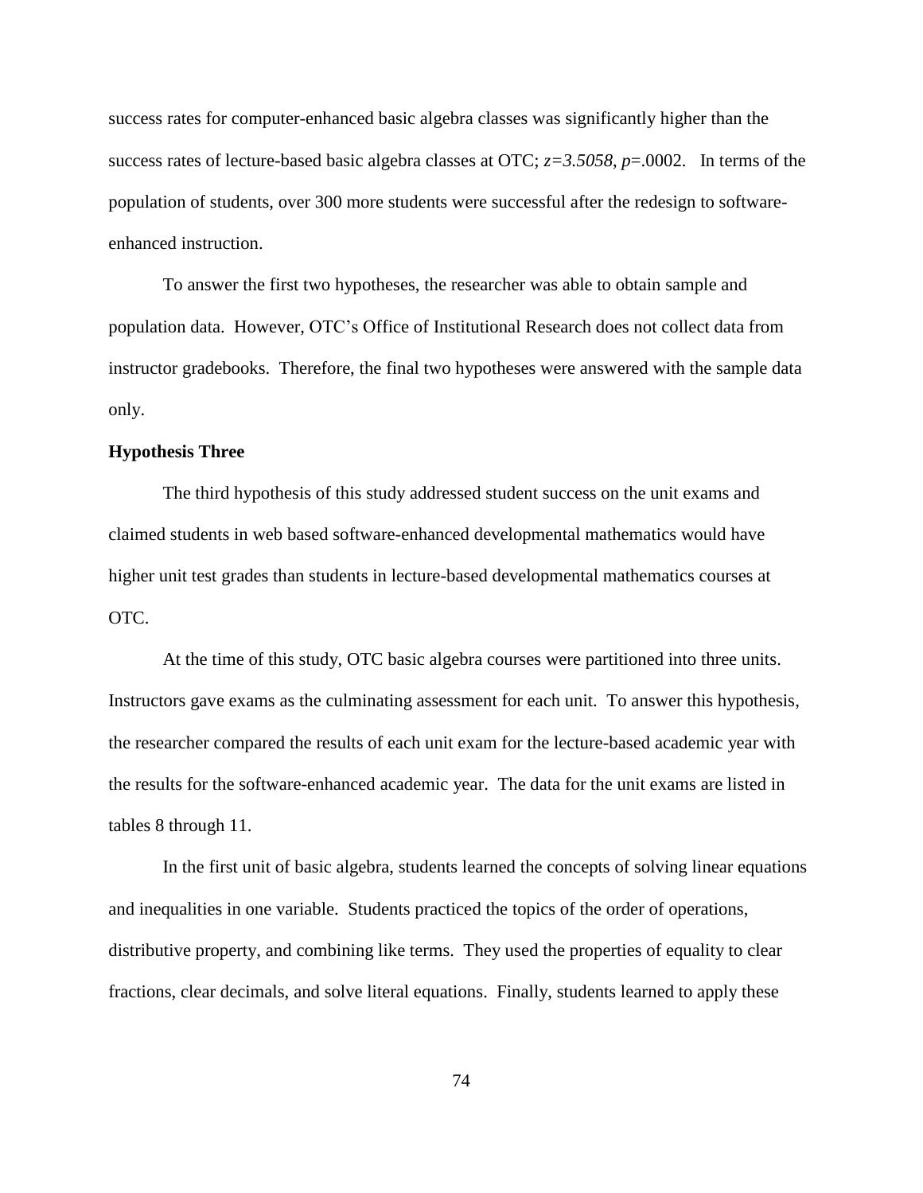success rates for computer-enhanced basic algebra classes was significantly higher than the success rates of lecture-based basic algebra classes at OTC; $z=3.5058$, $p=.0002$. In terms of the population of students, over 300 more students were successful after the redesign to software-enhanced instruction.

To answer the first two hypotheses, the researcher was able to obtain sample and population data. However, OTC's Office of Institutional Research does not collect data from instructor gradebooks. Therefore, the final two hypotheses were answered with the sample data only.

**Hypothesis Three**

The third hypothesis of this study addressed student success on the unit exams and claimed students in web based software-enhanced developmental mathematics would have higher unit test grades than students in lecture-based developmental mathematics courses at OTC.

At the time of this study, OTC basic algebra courses were partitioned into three units. Instructors gave exams as the culminating assessment for each unit. To answer this hypothesis, the researcher compared the results of each unit exam for the lecture-based academic year with the results for the software-enhanced academic year. The data for the unit exams are listed in tables 8 through 11.

In the first unit of basic algebra, students learned the concepts of solving linear equations and inequalities in one variable. Students practiced the topics of the order of operations, distributive property, and combining like terms. They used the properties of equality to clear fractions, clear decimals, and solve literal equations. Finally, students learned to apply these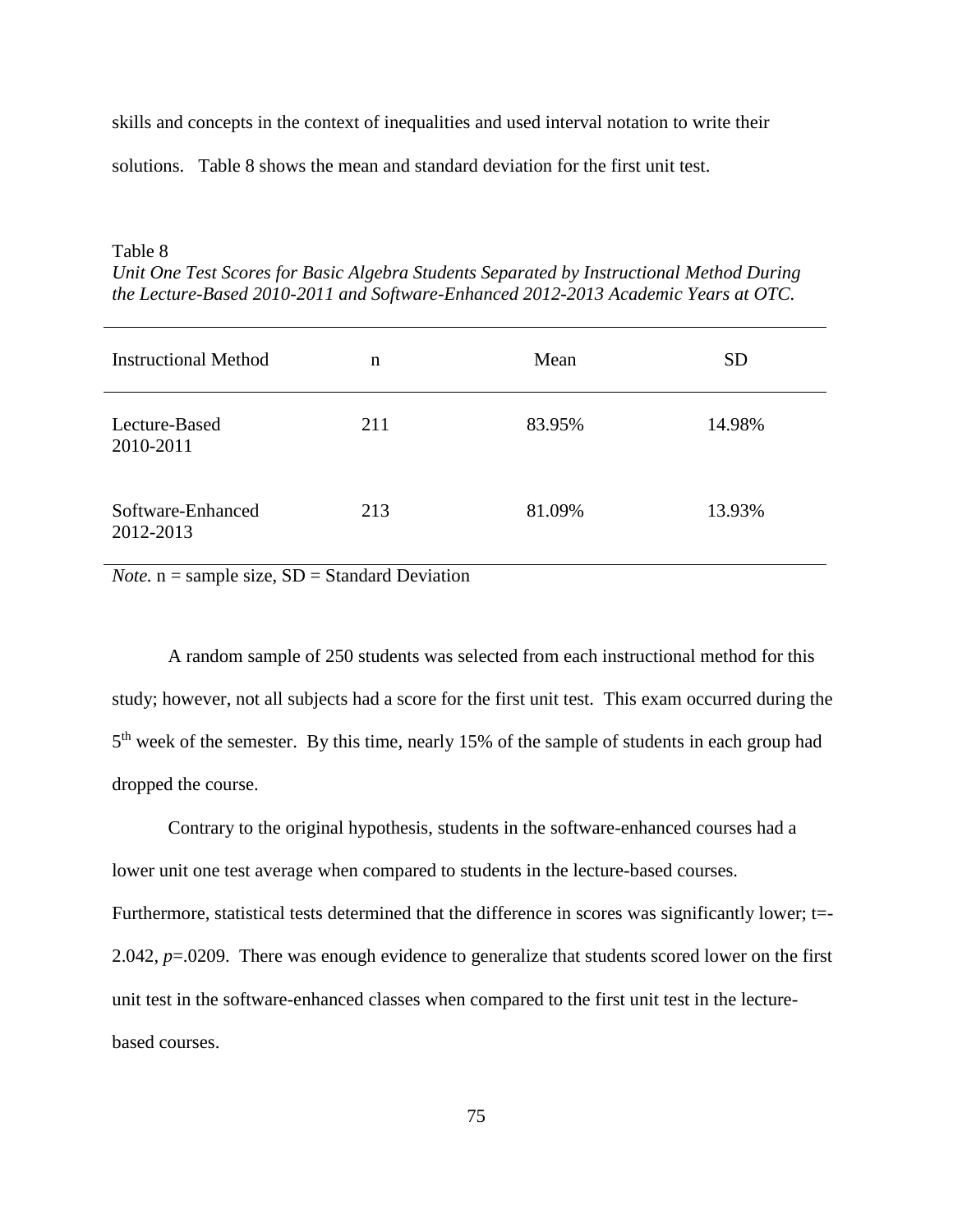skills and concepts in the context of inequalities and used interval notation to write their solutions. Table 8 shows the mean and standard deviation for the first unit test.

Table 8

*Unit One Test Scores for Basic Algebra Students Separated by Instructional Method During the Lecture-Based 2010-2011 and Software-Enhanced 2012-2013 Academic Years at OTC.*

| Instructional Method | n | Mean | SD |
|---|---|---|---|
| Lecture-Based 2010-2011 | 211 | 83.95% | 14.98% |
| Software-Enhanced 2012-2013 | 213 | 81.09% | 13.93% |

*Note.* n = sample size, SD = Standard Deviation

A random sample of 250 students was selected from each instructional method for this study; however, not all subjects had a score for the first unit test. This exam occurred during the 5th week of the semester. By this time, nearly 15% of the sample of students in each group had dropped the course.

Contrary to the original hypothesis, students in the software-enhanced courses had a lower unit one test average when compared to students in the lecture-based courses. Furthermore, statistical tests determined that the difference in scores was significantly lower; $t=-2.042$, $p=.0209$. There was enough evidence to generalize that students scored lower on the first unit test in the software-enhanced classes when compared to the first unit test in the lecture-based courses.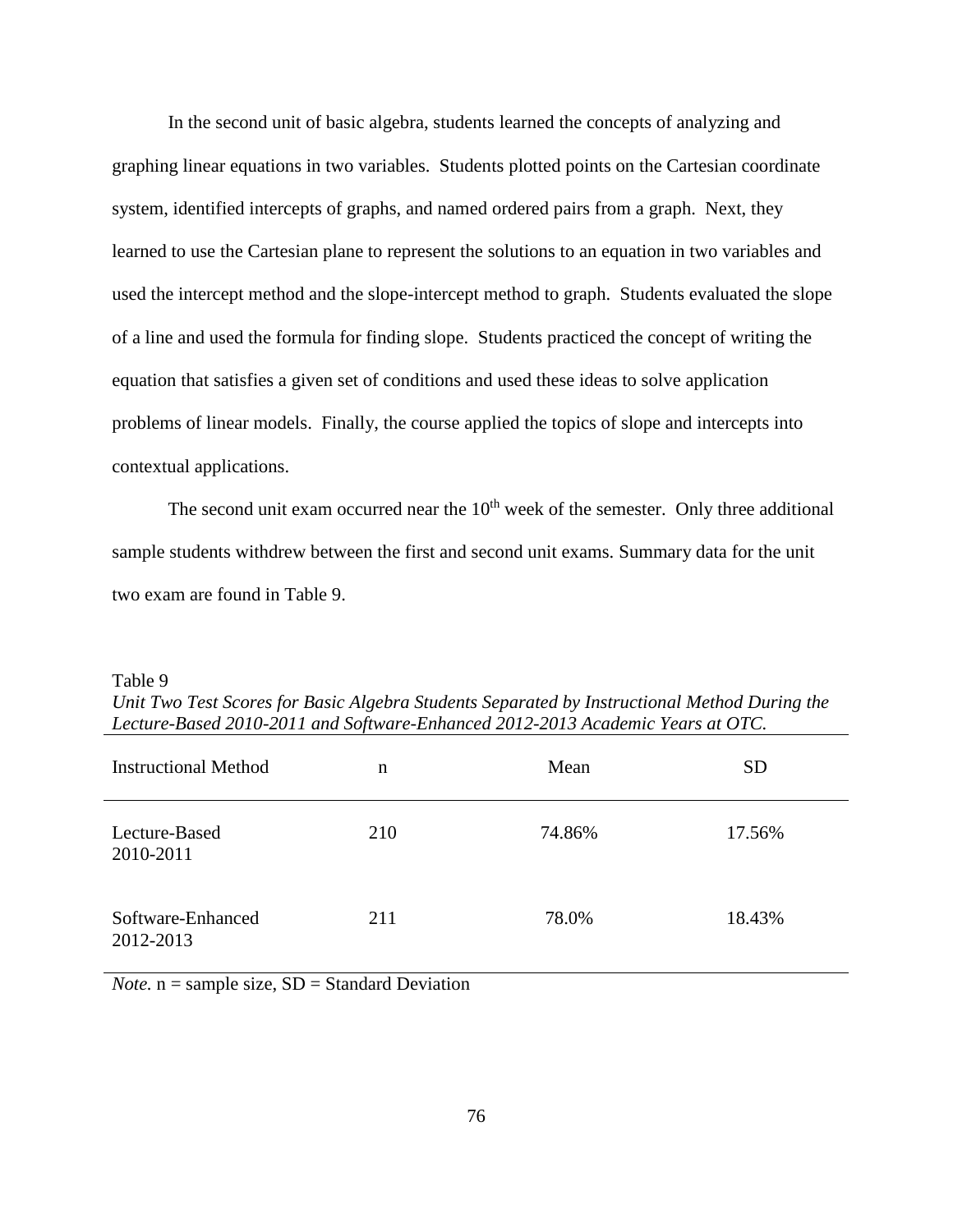In the second unit of basic algebra, students learned the concepts of analyzing and graphing linear equations in two variables. Students plotted points on the Cartesian coordinate system, identified intercepts of graphs, and named ordered pairs from a graph. Next, they learned to use the Cartesian plane to represent the solutions to an equation in two variables and used the intercept method and the slope-intercept method to graph. Students evaluated the slope of a line and used the formula for finding slope. Students practiced the concept of writing the equation that satisfies a given set of conditions and used these ideas to solve application problems of linear models. Finally, the course applied the topics of slope and intercepts into contextual applications.

The second unit exam occurred near the 10th week of the semester. Only three additional sample students withdrew between the first and second unit exams. Summary data for the unit two exam are found in Table 9.

Table 9

*Unit Two Test Scores for Basic Algebra Students Separated by Instructional Method During the Lecture-Based 2010-2011 and Software-Enhanced 2012-2013 Academic Years at OTC.*

| Instructional Method | n | Mean | SD |
|---|---|---|---|
| Lecture-Based 2010-2011 | 210 | 74.86% | 17.56% |
| Software-Enhanced 2012-2013 | 211 | 78.0% | 18.43% |

*Note.* n = sample size, SD = Standard Deviation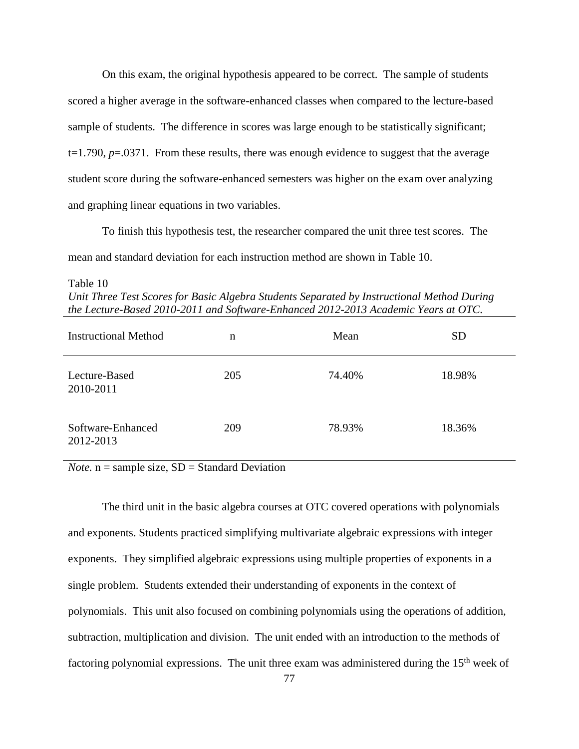On this exam, the original hypothesis appeared to be correct. The sample of students scored a higher average in the software-enhanced classes when compared to the lecture-based sample of students. The difference in scores was large enough to be statistically significant; $t=1.790$, $p=.0371$. From these results, there was enough evidence to suggest that the average student score during the software-enhanced semesters was higher on the exam over analyzing and graphing linear equations in two variables.

To finish this hypothesis test, the researcher compared the unit three test scores. The mean and standard deviation for each instruction method are shown in Table 10.

Table 10

*Unit Three Test Scores for Basic Algebra Students Separated by Instructional Method During the Lecture-Based 2010-2011 and Software-Enhanced 2012-2013 Academic Years at OTC.*

| Instructional Method | n | Mean | SD |
|---|---|---|---|
| Lecture-Based 2010-2011 | 205 | 74.40% | 18.98% |
| Software-Enhanced 2012-2013 | 209 | 78.93% | 18.36% |

*Note.* n = sample size, SD = Standard Deviation

The third unit in the basic algebra courses at OTC covered operations with polynomials and exponents. Students practiced simplifying multivariate algebraic expressions with integer exponents. They simplified algebraic expressions using multiple properties of exponents in a single problem. Students extended their understanding of exponents in the context of polynomials. This unit also focused on combining polynomials using the operations of addition, subtraction, multiplication and division. The unit ended with an introduction to the methods of factoring polynomial expressions. The unit three exam was administered during the 15th week of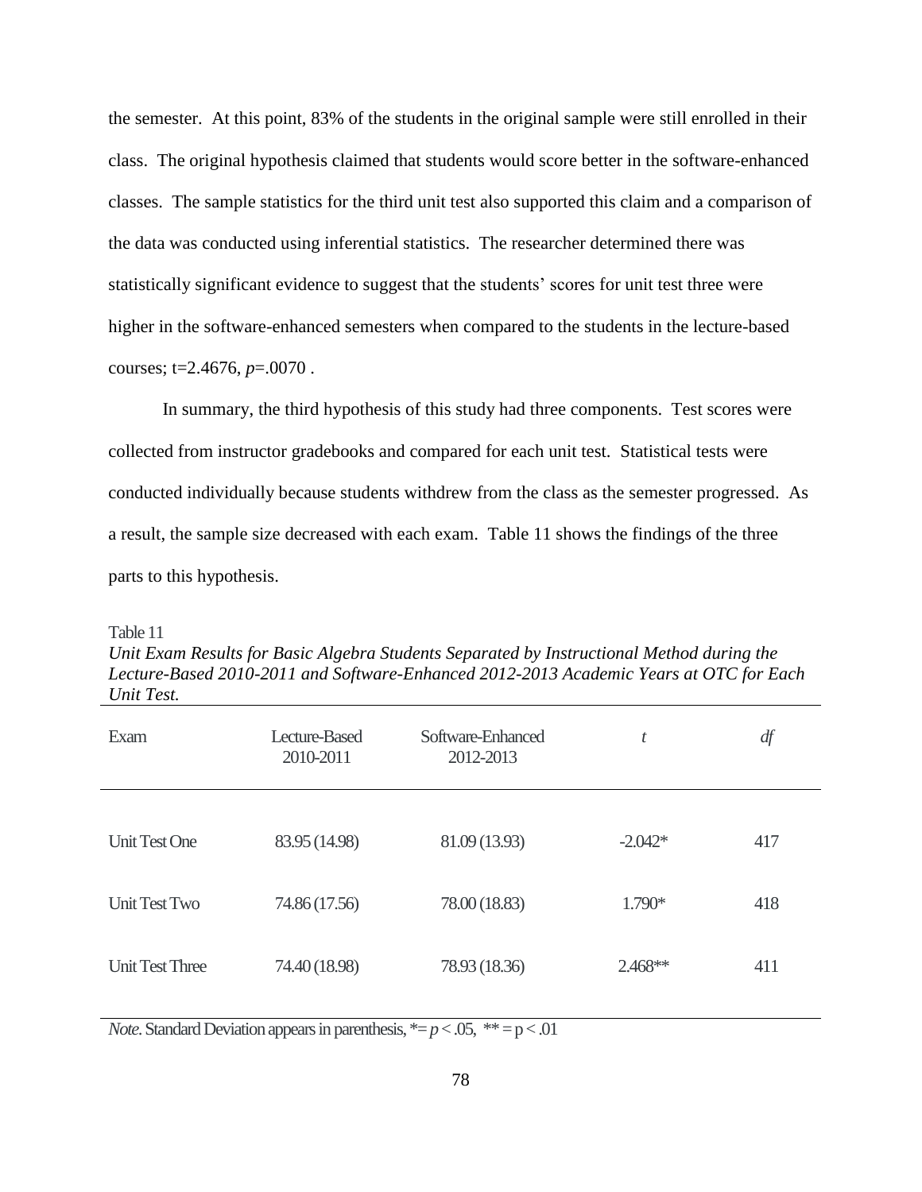the semester. At this point, 83% of the students in the original sample were still enrolled in their class. The original hypothesis claimed that students would score better in the software-enhanced classes. The sample statistics for the third unit test also supported this claim and a comparison of the data was conducted using inferential statistics. The researcher determined there was statistically significant evidence to suggest that the students' scores for unit test three were higher in the software-enhanced semesters when compared to the students in the lecture-based courses; $t=2.4676$, $p=.0070$ .

In summary, the third hypothesis of this study had three components. Test scores were collected from instructor gradebooks and compared for each unit test. Statistical tests were conducted individually because students withdrew from the class as the semester progressed. As a result, the sample size decreased with each exam. Table 11 shows the findings of the three parts to this hypothesis.

Table 11

*Unit Exam Results for Basic Algebra Students Separated by Instructional Method during the Lecture-Based 2010-2011 and Software-Enhanced 2012-2013 Academic Years at OTC for Each Unit Test.*

| Exam | Lecture-Based 2010-2011 | Software-Enhanced 2012-2013 | *t* | *df* |
|---|---|---|---|---|
| Unit Test One | 83.95 (14.98) | 81.09 (13.93) | -2.042* | 417 |
| Unit Test Two | 74.86 (17.56) | 78.00 (18.83) | 1.790* | 418 |
| Unit Test Three | 74.40 (18.98) | 78.93 (18.36) | 2.468** | 411 |

*Note.* Standard Deviation appears in parenthesis, * = $p < .05$, ** = $p < .01$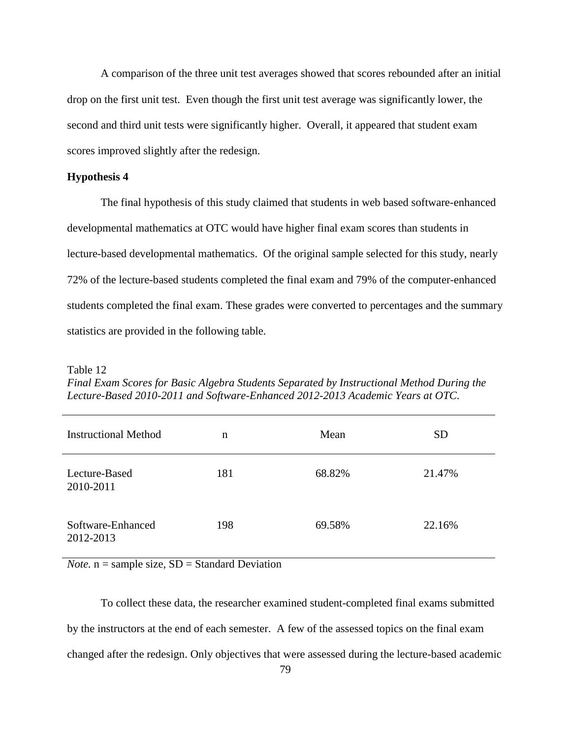A comparison of the three unit test averages showed that scores rebounded after an initial drop on the first unit test. Even though the first unit test average was significantly lower, the second and third unit tests were significantly higher. Overall, it appeared that student exam scores improved slightly after the redesign.

**Hypothesis 4**

The final hypothesis of this study claimed that students in web based software-enhanced developmental mathematics at OTC would have higher final exam scores than students in lecture-based developmental mathematics. Of the original sample selected for this study, nearly 72% of the lecture-based students completed the final exam and 79% of the computer-enhanced students completed the final exam. These grades were converted to percentages and the summary statistics are provided in the following table.

Table 12

*Final Exam Scores for Basic Algebra Students Separated by Instructional Method During the Lecture-Based 2010-2011 and Software-Enhanced 2012-2013 Academic Years at OTC.*

| Instructional Method | n | Mean | SD |
|---|---|---|---|
| Lecture-Based 2010-2011 | 181 | 68.82% | 21.47% |
| Software-Enhanced 2012-2013 | 198 | 69.58% | 22.16% |

*Note.* n = sample size, SD = Standard Deviation

To collect these data, the researcher examined student-completed final exams submitted by the instructors at the end of each semester. A few of the assessed topics on the final exam changed after the redesign. Only objectives that were assessed during the lecture-based academic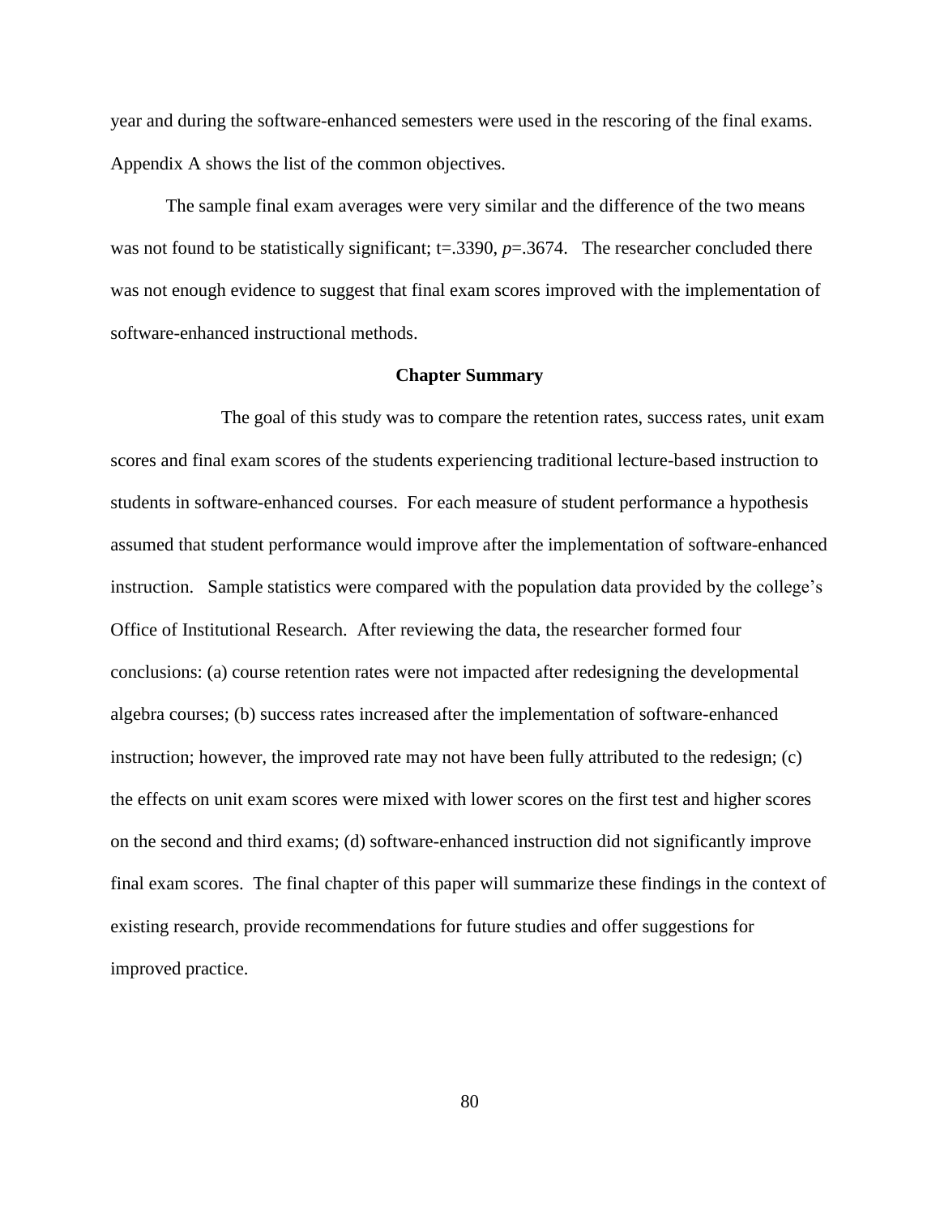year and during the software-enhanced semesters were used in the rescoring of the final exams. Appendix A shows the list of the common objectives.

The sample final exam averages were very similar and the difference of the two means was not found to be statistically significant; $t=.3390$, $p=.3674$. The researcher concluded there was not enough evidence to suggest that final exam scores improved with the implementation of software-enhanced instructional methods.

## Chapter Summary

The goal of this study was to compare the retention rates, success rates, unit exam scores and final exam scores of the students experiencing traditional lecture-based instruction to students in software-enhanced courses. For each measure of student performance a hypothesis assumed that student performance would improve after the implementation of software-enhanced instruction. Sample statistics were compared with the population data provided by the college's Office of Institutional Research. After reviewing the data, the researcher formed four conclusions: (a) course retention rates were not impacted after redesigning the developmental algebra courses; (b) success rates increased after the implementation of software-enhanced instruction; however, the improved rate may not have been fully attributed to the redesign; (c) the effects on unit exam scores were mixed with lower scores on the first test and higher scores on the second and third exams; (d) software-enhanced instruction did not significantly improve final exam scores. The final chapter of this paper will summarize these findings in the context of existing research, provide recommendations for future studies and offer suggestions for improved practice.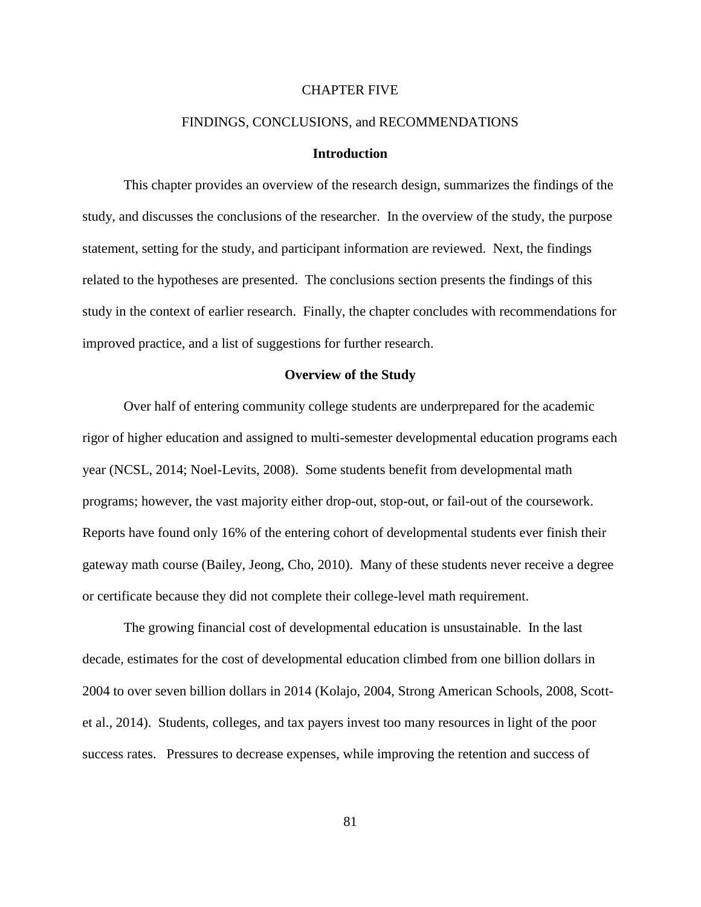# CHAPTER FIVE

# FINDINGS, CONCLUSIONS, and RECOMMENDATIONS

## Introduction

This chapter provides an overview of the research design, summarizes the findings of the study, and discusses the conclusions of the researcher. In the overview of the study, the purpose statement, setting for the study, and participant information are reviewed. Next, the findings related to the hypotheses are presented. The conclusions section presents the findings of this study in the context of earlier research. Finally, the chapter concludes with recommendations for improved practice, and a list of suggestions for further research.

## Overview of the Study

Over half of entering community college students are underprepared for the academic rigor of higher education and assigned to multi-semester developmental education programs each year (NCSL, 2014; Noel-Levits, 2008). Some students benefit from developmental math programs; however, the vast majority either drop-out, stop-out, or fail-out of the coursework. Reports have found only 16% of the entering cohort of developmental students ever finish their gateway math course (Bailey, Jeong, Cho, 2010). Many of these students never receive a degree or certificate because they did not complete their college-level math requirement.

The growing financial cost of developmental education is unsustainable. In the last decade, estimates for the cost of developmental education climbed from one billion dollars in 2004 to over seven billion dollars in 2014 (Kolajo, 2004, Strong American Schools, 2008, Scott-et al., 2014). Students, colleges, and tax payers invest too many resources in light of the poor success rates. Pressures to decrease expenses, while improving the retention and success of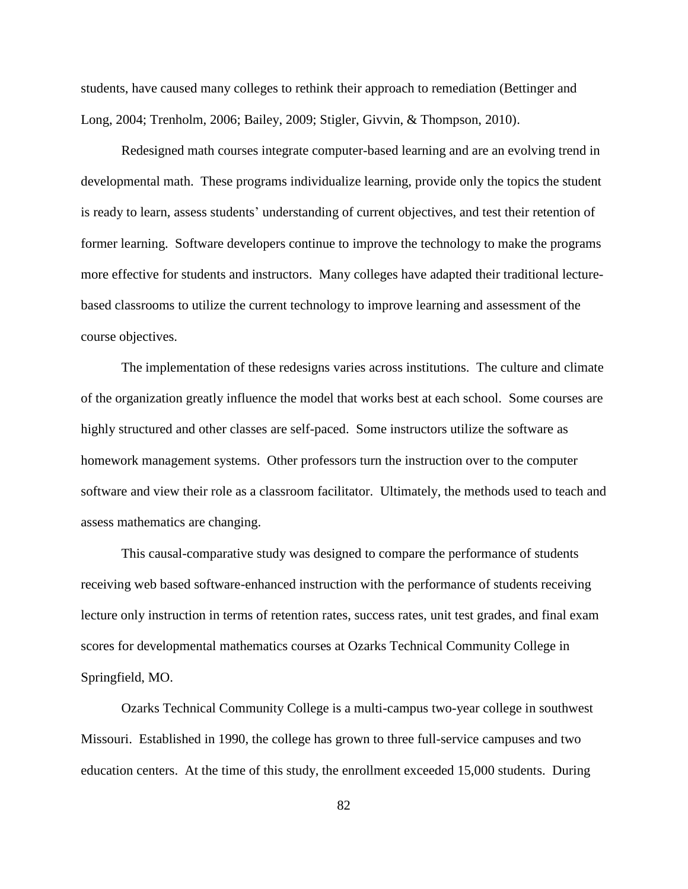students, have caused many colleges to rethink their approach to remediation (Bettinger and Long, 2004; Trenholm, 2006; Bailey, 2009; Stigler, Givvin, & Thompson, 2010).

Redesigned math courses integrate computer-based learning and are an evolving trend in developmental math. These programs individualize learning, provide only the topics the student is ready to learn, assess students' understanding of current objectives, and test their retention of former learning. Software developers continue to improve the technology to make the programs more effective for students and instructors. Many colleges have adapted their traditional lecture-based classrooms to utilize the current technology to improve learning and assessment of the course objectives.

The implementation of these redesigns varies across institutions. The culture and climate of the organization greatly influence the model that works best at each school. Some courses are highly structured and other classes are self-paced. Some instructors utilize the software as homework management systems. Other professors turn the instruction over to the computer software and view their role as a classroom facilitator. Ultimately, the methods used to teach and assess mathematics are changing.

This causal-comparative study was designed to compare the performance of students receiving web based software-enhanced instruction with the performance of students receiving lecture only instruction in terms of retention rates, success rates, unit test grades, and final exam scores for developmental mathematics courses at Ozarks Technical Community College in Springfield, MO.

Ozarks Technical Community College is a multi-campus two-year college in southwest Missouri. Established in 1990, the college has grown to three full-service campuses and two education centers. At the time of this study, the enrollment exceeded 15,000 students. During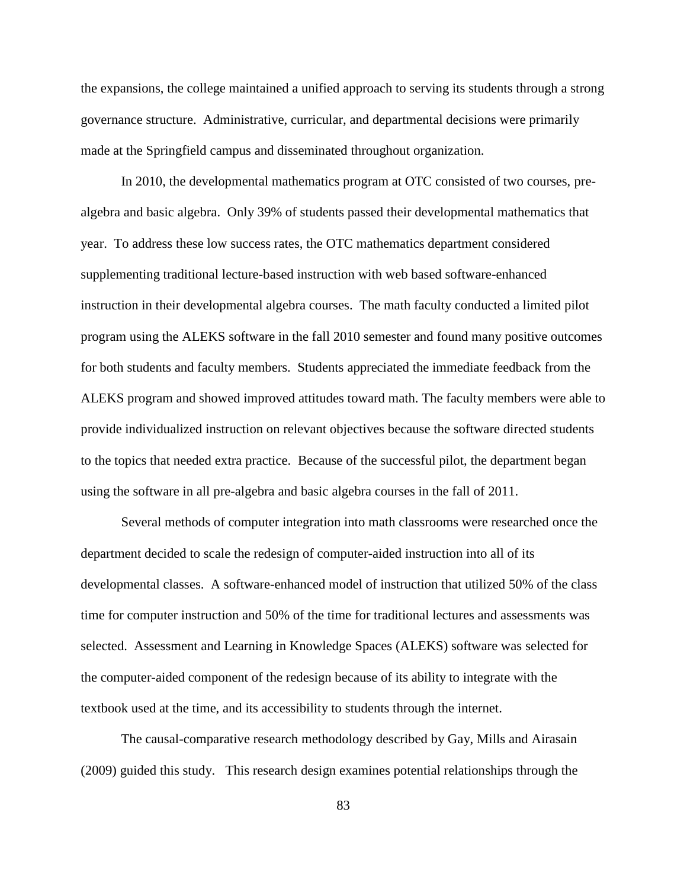the expansions, the college maintained a unified approach to serving its students through a strong governance structure. Administrative, curricular, and departmental decisions were primarily made at the Springfield campus and disseminated throughout organization.

In 2010, the developmental mathematics program at OTC consisted of two courses, pre-algebra and basic algebra. Only 39% of students passed their developmental mathematics that year. To address these low success rates, the OTC mathematics department considered supplementing traditional lecture-based instruction with web based software-enhanced instruction in their developmental algebra courses. The math faculty conducted a limited pilot program using the ALEKS software in the fall 2010 semester and found many positive outcomes for both students and faculty members. Students appreciated the immediate feedback from the ALEKS program and showed improved attitudes toward math. The faculty members were able to provide individualized instruction on relevant objectives because the software directed students to the topics that needed extra practice. Because of the successful pilot, the department began using the software in all pre-algebra and basic algebra courses in the fall of 2011.

Several methods of computer integration into math classrooms were researched once the department decided to scale the redesign of computer-aided instruction into all of its developmental classes. A software-enhanced model of instruction that utilized 50% of the class time for computer instruction and 50% of the time for traditional lectures and assessments was selected. Assessment and Learning in Knowledge Spaces (ALEKS) software was selected for the computer-aided component of the redesign because of its ability to integrate with the textbook used at the time, and its accessibility to students through the internet.

The causal-comparative research methodology described by Gay, Mills and Airasain (2009) guided this study. This research design examines potential relationships through the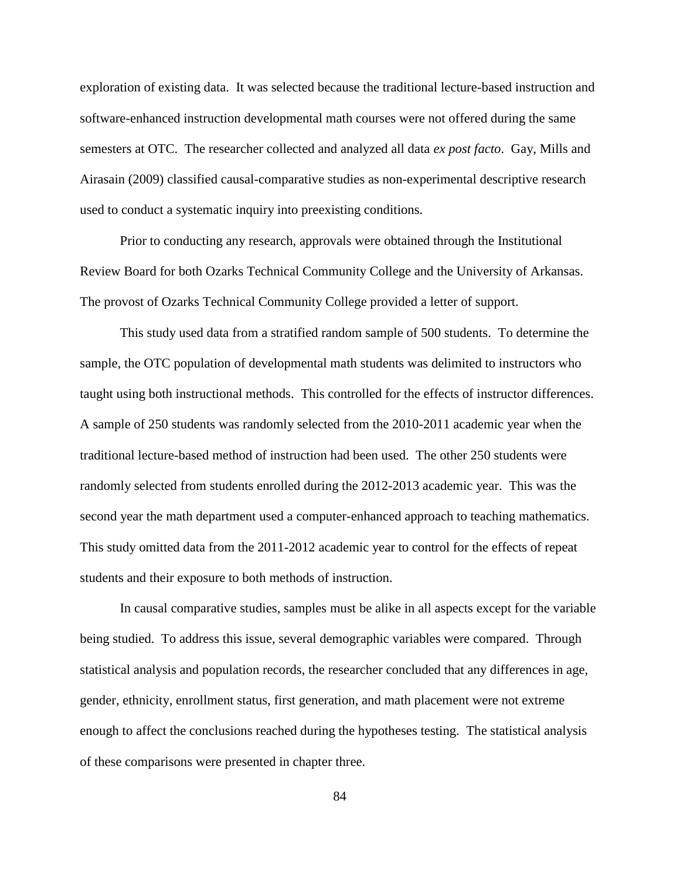exploration of existing data. It was selected because the traditional lecture-based instruction and software-enhanced instruction developmental math courses were not offered during the same semesters at OTC. The researcher collected and analyzed all data *ex post facto*. Gay, Mills and Airasain (2009) classified causal-comparative studies as non-experimental descriptive research used to conduct a systematic inquiry into preexisting conditions.

Prior to conducting any research, approvals were obtained through the Institutional Review Board for both Ozarks Technical Community College and the University of Arkansas. The provost of Ozarks Technical Community College provided a letter of support.

This study used data from a stratified random sample of 500 students. To determine the sample, the OTC population of developmental math students was delimited to instructors who taught using both instructional methods. This controlled for the effects of instructor differences. A sample of 250 students was randomly selected from the 2010-2011 academic year when the traditional lecture-based method of instruction had been used. The other 250 students were randomly selected from students enrolled during the 2012-2013 academic year. This was the second year the math department used a computer-enhanced approach to teaching mathematics. This study omitted data from the 2011-2012 academic year to control for the effects of repeat students and their exposure to both methods of instruction.

In causal comparative studies, samples must be alike in all aspects except for the variable being studied. To address this issue, several demographic variables were compared. Through statistical analysis and population records, the researcher concluded that any differences in age, gender, ethnicity, enrollment status, first generation, and math placement were not extreme enough to affect the conclusions reached during the hypotheses testing. The statistical analysis of these comparisons were presented in chapter three.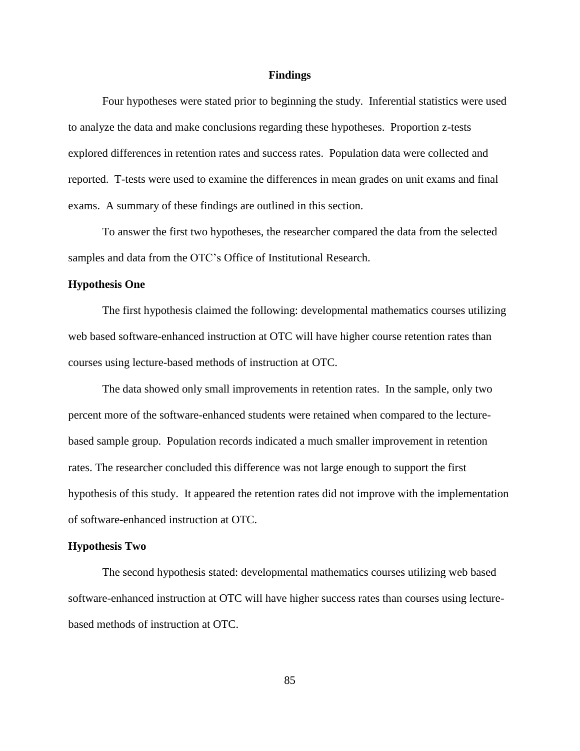## Findings

Four hypotheses were stated prior to beginning the study. Inferential statistics were used to analyze the data and make conclusions regarding these hypotheses. Proportion z-tests explored differences in retention rates and success rates. Population data were collected and reported. T-tests were used to examine the differences in mean grades on unit exams and final exams. A summary of these findings are outlined in this section.

To answer the first two hypotheses, the researcher compared the data from the selected samples and data from the OTC's Office of Institutional Research.

### Hypothesis One

The first hypothesis claimed the following: developmental mathematics courses utilizing web based software-enhanced instruction at OTC will have higher course retention rates than courses using lecture-based methods of instruction at OTC.

The data showed only small improvements in retention rates. In the sample, only two percent more of the software-enhanced students were retained when compared to the lecture-based sample group. Population records indicated a much smaller improvement in retention rates. The researcher concluded this difference was not large enough to support the first hypothesis of this study. It appeared the retention rates did not improve with the implementation of software-enhanced instruction at OTC.

### Hypothesis Two

The second hypothesis stated: developmental mathematics courses utilizing web based software-enhanced instruction at OTC will have higher success rates than courses using lecture-based methods of instruction at OTC.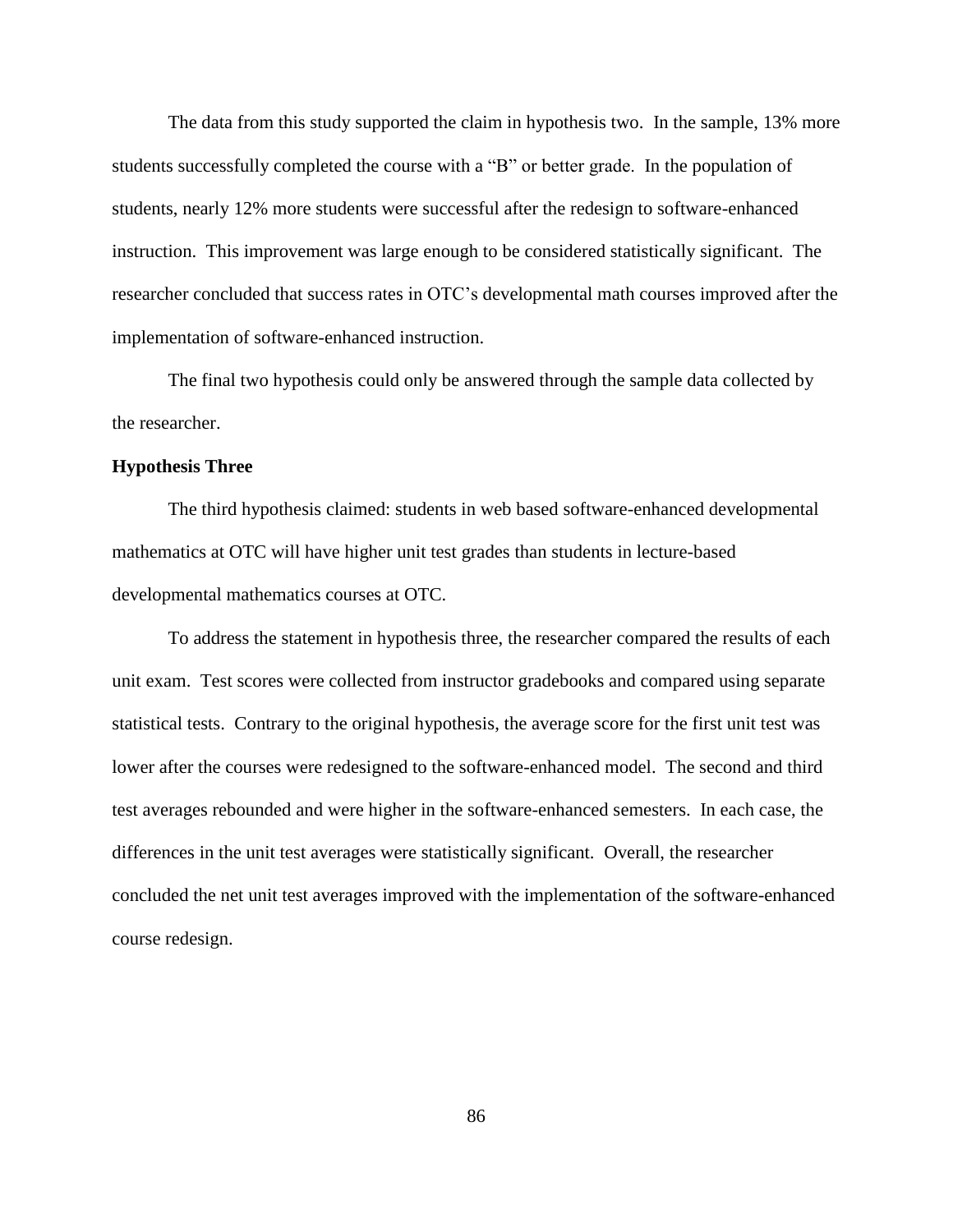The data from this study supported the claim in hypothesis two. In the sample, 13% more students successfully completed the course with a "B" or better grade. In the population of students, nearly 12% more students were successful after the redesign to software-enhanced instruction. This improvement was large enough to be considered statistically significant. The researcher concluded that success rates in OTC's developmental math courses improved after the implementation of software-enhanced instruction.

The final two hypothesis could only be answered through the sample data collected by the researcher.

### Hypothesis Three

The third hypothesis claimed: students in web based software-enhanced developmental mathematics at OTC will have higher unit test grades than students in lecture-based developmental mathematics courses at OTC.

To address the statement in hypothesis three, the researcher compared the results of each unit exam. Test scores were collected from instructor gradebooks and compared using separate statistical tests. Contrary to the original hypothesis, the average score for the first unit test was lower after the courses were redesigned to the software-enhanced model. The second and third test averages rebounded and were higher in the software-enhanced semesters. In each case, the differences in the unit test averages were statistically significant. Overall, the researcher concluded the net unit test averages improved with the implementation of the software-enhanced course redesign.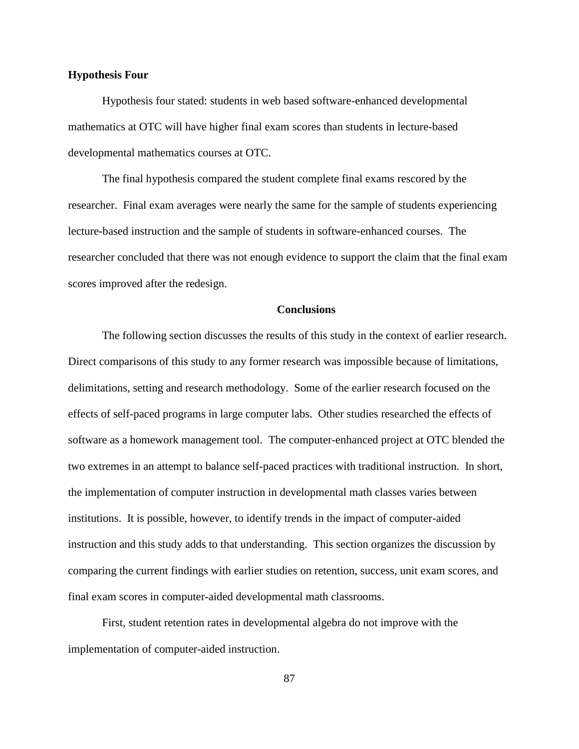### Hypothesis Four

Hypothesis four stated: students in web based software-enhanced developmental mathematics at OTC will have higher final exam scores than students in lecture-based developmental mathematics courses at OTC.

The final hypothesis compared the student complete final exams rescored by the researcher. Final exam averages were nearly the same for the sample of students experiencing lecture-based instruction and the sample of students in software-enhanced courses. The researcher concluded that there was not enough evidence to support the claim that the final exam scores improved after the redesign.

## Conclusions

The following section discusses the results of this study in the context of earlier research. Direct comparisons of this study to any former research was impossible because of limitations, delimitations, setting and research methodology. Some of the earlier research focused on the effects of self-paced programs in large computer labs. Other studies researched the effects of software as a homework management tool. The computer-enhanced project at OTC blended the two extremes in an attempt to balance self-paced practices with traditional instruction. In short, the implementation of computer instruction in developmental math classes varies between institutions. It is possible, however, to identify trends in the impact of computer-aided instruction and this study adds to that understanding. This section organizes the discussion by comparing the current findings with earlier studies on retention, success, unit exam scores, and final exam scores in computer-aided developmental math classrooms.

First, student retention rates in developmental algebra do not improve with the implementation of computer-aided instruction.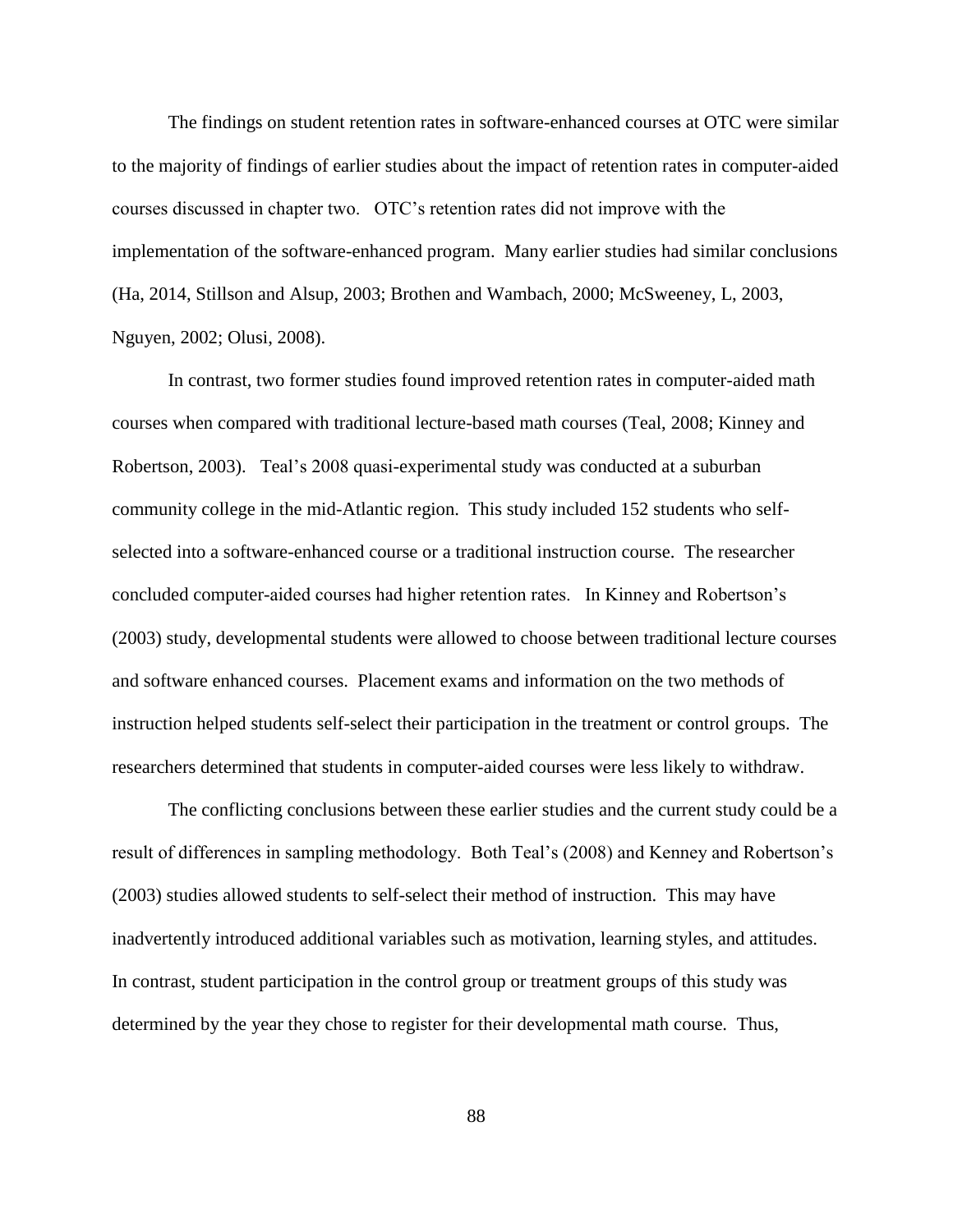The findings on student retention rates in software-enhanced courses at OTC were similar to the majority of findings of earlier studies about the impact of retention rates in computer-aided courses discussed in chapter two. OTC's retention rates did not improve with the implementation of the software-enhanced program. Many earlier studies had similar conclusions (Ha, 2014, Stillson and Alsup, 2003; Brothen and Wambach, 2000; McSweeney, L, 2003, Nguyen, 2002; Olusi, 2008).

In contrast, two former studies found improved retention rates in computer-aided math courses when compared with traditional lecture-based math courses (Teal, 2008; Kinney and Robertson, 2003). Teal's 2008 quasi-experimental study was conducted at a suburban community college in the mid-Atlantic region. This study included 152 students who self-selected into a software-enhanced course or a traditional instruction course. The researcher concluded computer-aided courses had higher retention rates. In Kinney and Robertson's (2003) study, developmental students were allowed to choose between traditional lecture courses and software enhanced courses. Placement exams and information on the two methods of instruction helped students self-select their participation in the treatment or control groups. The researchers determined that students in computer-aided courses were less likely to withdraw.

The conflicting conclusions between these earlier studies and the current study could be a result of differences in sampling methodology. Both Teal's (2008) and Kenney and Robertson's (2003) studies allowed students to self-select their method of instruction. This may have inadvertently introduced additional variables such as motivation, learning styles, and attitudes. In contrast, student participation in the control group or treatment groups of this study was determined by the year they chose to register for their developmental math course. Thus,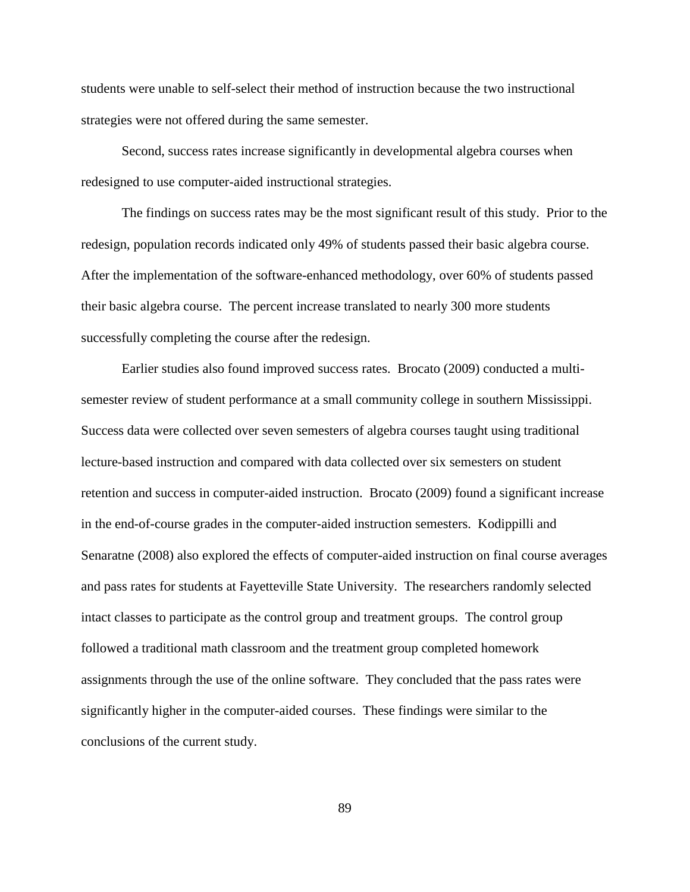students were unable to self-select their method of instruction because the two instructional strategies were not offered during the same semester.

Second, success rates increase significantly in developmental algebra courses when redesigned to use computer-aided instructional strategies.

The findings on success rates may be the most significant result of this study. Prior to the redesign, population records indicated only 49% of students passed their basic algebra course. After the implementation of the software-enhanced methodology, over 60% of students passed their basic algebra course. The percent increase translated to nearly 300 more students successfully completing the course after the redesign.

Earlier studies also found improved success rates. Brocato (2009) conducted a multi-semester review of student performance at a small community college in southern Mississippi. Success data were collected over seven semesters of algebra courses taught using traditional lecture-based instruction and compared with data collected over six semesters on student retention and success in computer-aided instruction. Brocato (2009) found a significant increase in the end-of-course grades in the computer-aided instruction semesters. Kodippilli and Senaratne (2008) also explored the effects of computer-aided instruction on final course averages and pass rates for students at Fayetteville State University. The researchers randomly selected intact classes to participate as the control group and treatment groups. The control group followed a traditional math classroom and the treatment group completed homework assignments through the use of the online software. They concluded that the pass rates were significantly higher in the computer-aided courses. These findings were similar to the conclusions of the current study.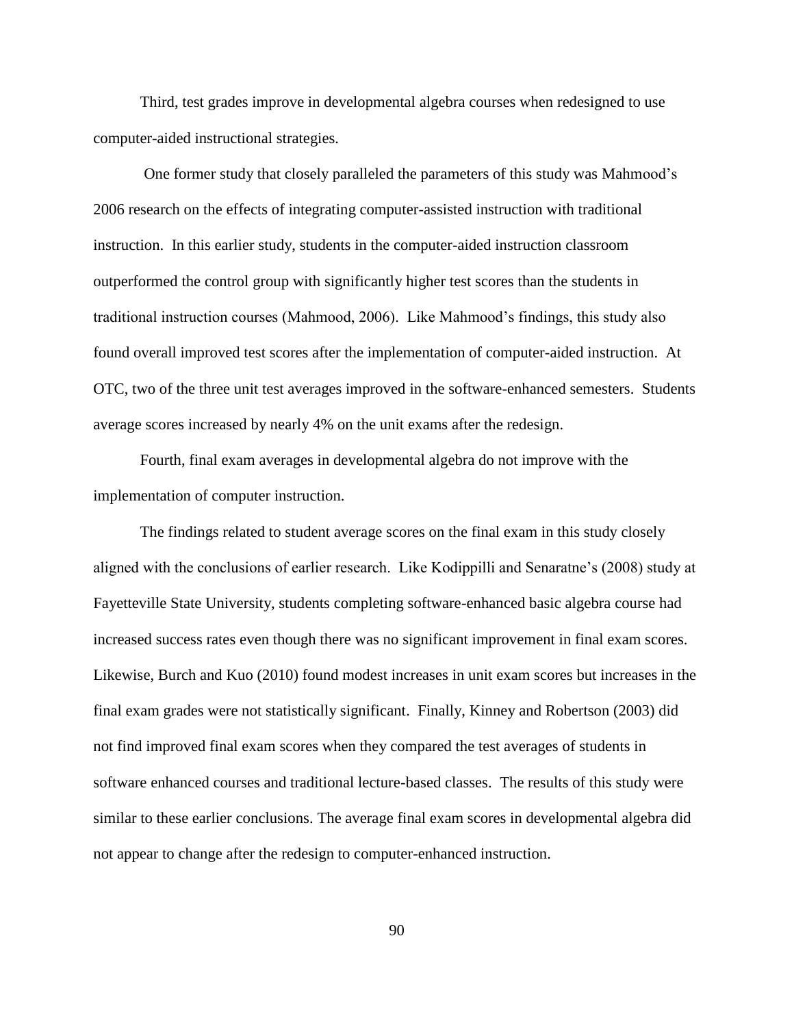Third, test grades improve in developmental algebra courses when redesigned to use computer-aided instructional strategies.

One former study that closely paralleled the parameters of this study was Mahmood's 2006 research on the effects of integrating computer-assisted instruction with traditional instruction. In this earlier study, students in the computer-aided instruction classroom outperformed the control group with significantly higher test scores than the students in traditional instruction courses (Mahmood, 2006). Like Mahmood's findings, this study also found overall improved test scores after the implementation of computer-aided instruction. At OTC, two of the three unit test averages improved in the software-enhanced semesters. Students average scores increased by nearly 4% on the unit exams after the redesign.

Fourth, final exam averages in developmental algebra do not improve with the implementation of computer instruction.

The findings related to student average scores on the final exam in this study closely aligned with the conclusions of earlier research. Like Kodippilli and Senaratne's (2008) study at Fayetteville State University, students completing software-enhanced basic algebra course had increased success rates even though there was no significant improvement in final exam scores. Likewise, Burch and Kuo (2010) found modest increases in unit exam scores but increases in the final exam grades were not statistically significant. Finally, Kinney and Robertson (2003) did not find improved final exam scores when they compared the test averages of students in software enhanced courses and traditional lecture-based classes. The results of this study were similar to these earlier conclusions. The average final exam scores in developmental algebra did not appear to change after the redesign to computer-enhanced instruction.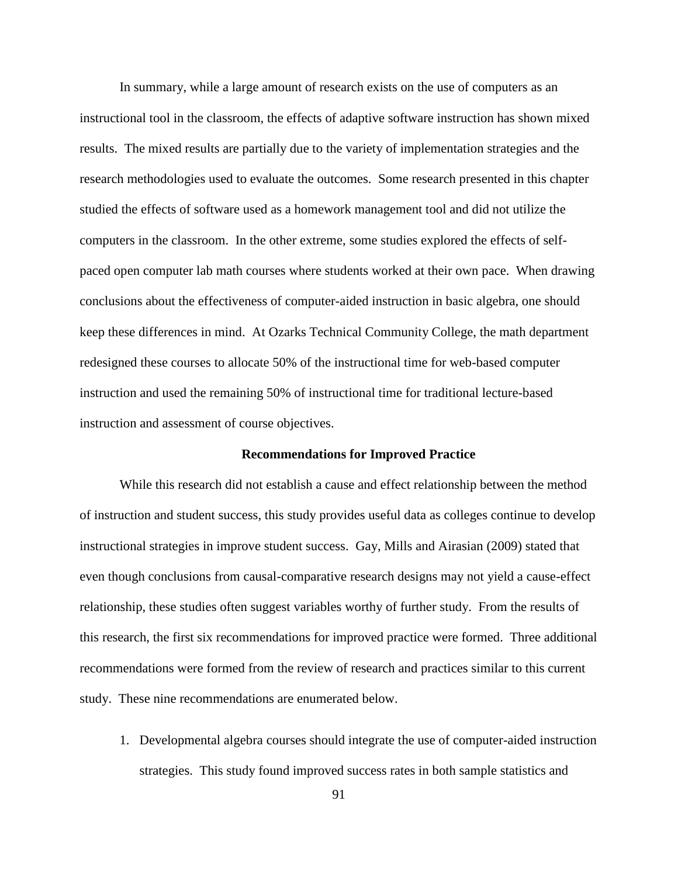In summary, while a large amount of research exists on the use of computers as an instructional tool in the classroom, the effects of adaptive software instruction has shown mixed results. The mixed results are partially due to the variety of implementation strategies and the research methodologies used to evaluate the outcomes. Some research presented in this chapter studied the effects of software used as a homework management tool and did not utilize the computers in the classroom. In the other extreme, some studies explored the effects of self-paced open computer lab math courses where students worked at their own pace. When drawing conclusions about the effectiveness of computer-aided instruction in basic algebra, one should keep these differences in mind. At Ozarks Technical Community College, the math department redesigned these courses to allocate 50% of the instructional time for web-based computer instruction and used the remaining 50% of instructional time for traditional lecture-based instruction and assessment of course objectives.

## Recommendations for Improved Practice

While this research did not establish a cause and effect relationship between the method of instruction and student success, this study provides useful data as colleges continue to develop instructional strategies in improve student success. Gay, Mills and Airasian (2009) stated that even though conclusions from causal-comparative research designs may not yield a cause-effect relationship, these studies often suggest variables worthy of further study. From the results of this research, the first six recommendations for improved practice were formed. Three additional recommendations were formed from the review of research and practices similar to this current study. These nine recommendations are enumerated below.

1. Developmental algebra courses should integrate the use of computer-aided instruction strategies. This study found improved success rates in both sample statistics and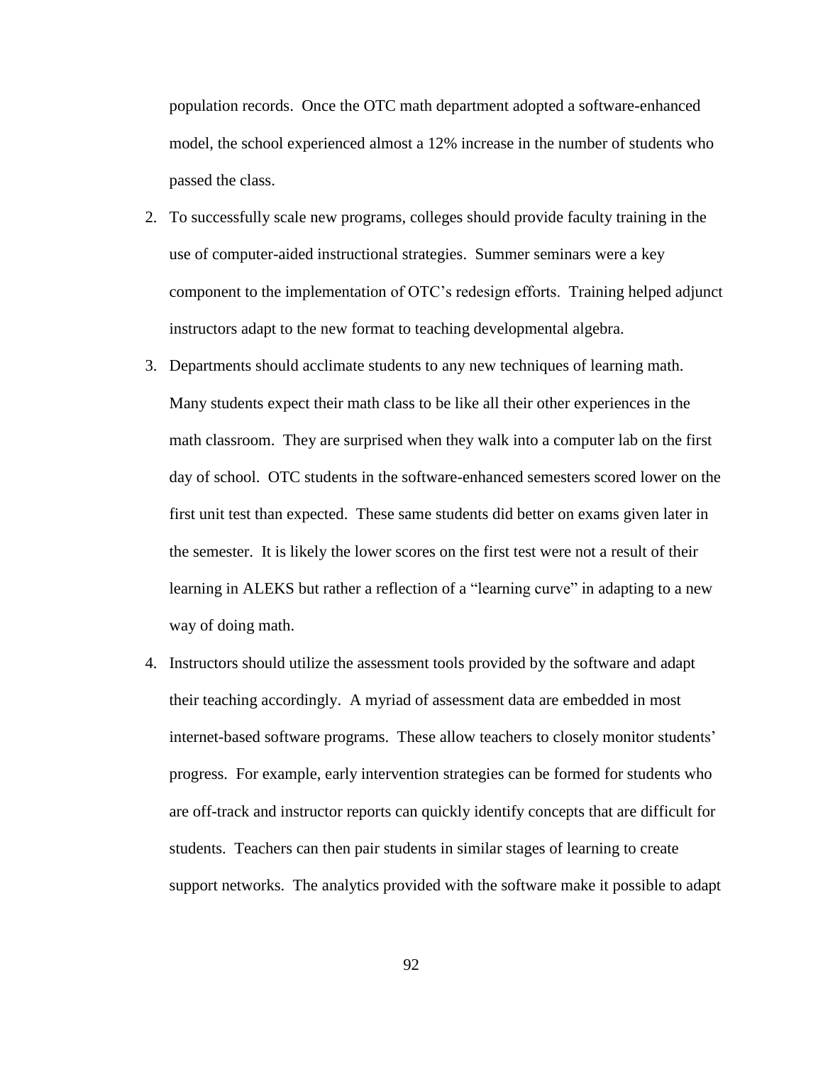population records. Once the OTC math department adopted a software-enhanced model, the school experienced almost a 12% increase in the number of students who passed the class.

2. To successfully scale new programs, colleges should provide faculty training in the use of computer-aided instructional strategies. Summer seminars were a key component to the implementation of OTC's redesign efforts. Training helped adjunct instructors adapt to the new format to teaching developmental algebra.
3. Departments should acclimate students to any new techniques of learning math. Many students expect their math class to be like all their other experiences in the math classroom. They are surprised when they walk into a computer lab on the first day of school. OTC students in the software-enhanced semesters scored lower on the first unit test than expected. These same students did better on exams given later in the semester. It is likely the lower scores on the first test were not a result of their learning in ALEKS but rather a reflection of a "learning curve" in adapting to a new way of doing math.
4. Instructors should utilize the assessment tools provided by the software and adapt their teaching accordingly. A myriad of assessment data are embedded in most internet-based software programs. These allow teachers to closely monitor students' progress. For example, early intervention strategies can be formed for students who are off-track and instructor reports can quickly identify concepts that are difficult for students. Teachers can then pair students in similar stages of learning to create support networks. The analytics provided with the software make it possible to adapt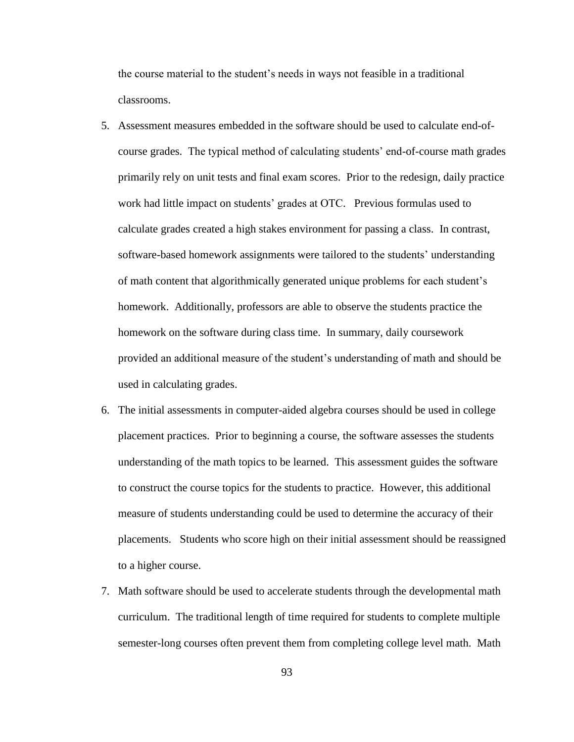the course material to the student's needs in ways not feasible in a traditional classrooms.

5. Assessment measures embedded in the software should be used to calculate end-of-course grades. The typical method of calculating students' end-of-course math grades primarily rely on unit tests and final exam scores. Prior to the redesign, daily practice work had little impact on students' grades at OTC. Previous formulas used to calculate grades created a high stakes environment for passing a class. In contrast, software-based homework assignments were tailored to the students' understanding of math content that algorithmically generated unique problems for each student's homework. Additionally, professors are able to observe the students practice the homework on the software during class time. In summary, daily coursework provided an additional measure of the student's understanding of math and should be used in calculating grades.
6. The initial assessments in computer-aided algebra courses should be used in college placement practices. Prior to beginning a course, the software assesses the students understanding of the math topics to be learned. This assessment guides the software to construct the course topics for the students to practice. However, this additional measure of students understanding could be used to determine the accuracy of their placements. Students who score high on their initial assessment should be reassigned to a higher course.
7. Math software should be used to accelerate students through the developmental math curriculum. The traditional length of time required for students to complete multiple semester-long courses often prevent them from completing college level math. Math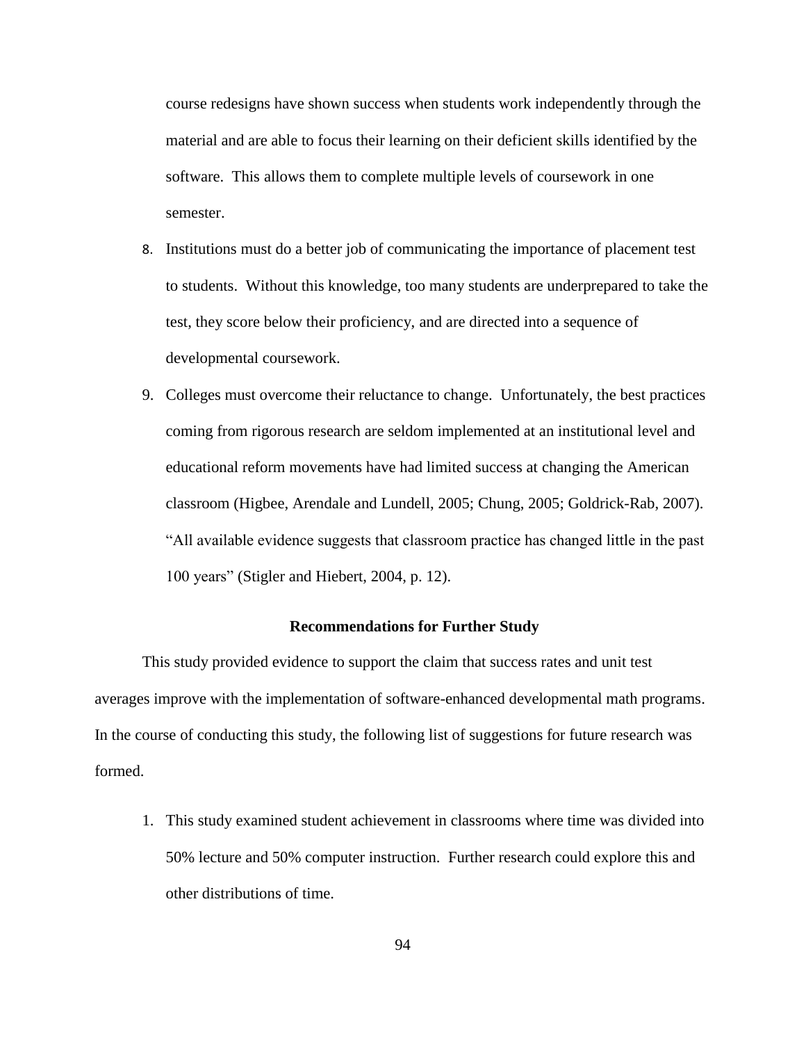course redesigns have shown success when students work independently through the material and are able to focus their learning on their deficient skills identified by the software. This allows them to complete multiple levels of coursework in one semester.

8. Institutions must do a better job of communicating the importance of placement test to students. Without this knowledge, too many students are underprepared to take the test, they score below their proficiency, and are directed into a sequence of developmental coursework.
9. Colleges must overcome their reluctance to change. Unfortunately, the best practices coming from rigorous research are seldom implemented at an institutional level and educational reform movements have had limited success at changing the American classroom (Higbee, Arendale and Lundell, 2005; Chung, 2005; Goldrick-Rab, 2007). "All available evidence suggests that classroom practice has changed little in the past 100 years" (Stigler and Hiebert, 2004, p. 12).

## Recommendations for Further Study

This study provided evidence to support the claim that success rates and unit test averages improve with the implementation of software-enhanced developmental math programs. In the course of conducting this study, the following list of suggestions for future research was formed.

1. This study examined student achievement in classrooms where time was divided into 50% lecture and 50% computer instruction. Further research could explore this and other distributions of time.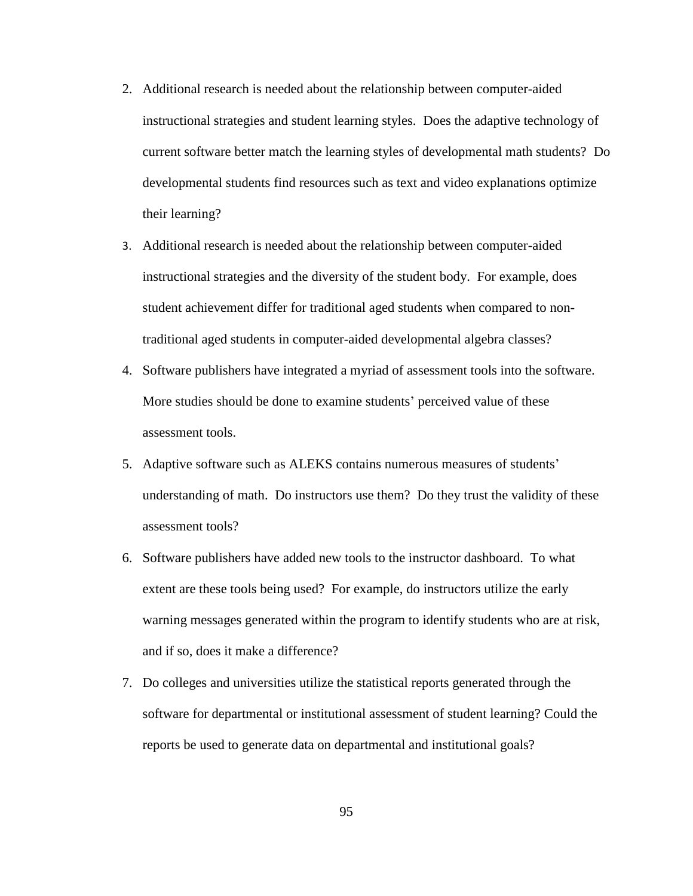2. Additional research is needed about the relationship between computer-aided instructional strategies and student learning styles. Does the adaptive technology of current software better match the learning styles of developmental math students? Do developmental students find resources such as text and video explanations optimize their learning?
3. Additional research is needed about the relationship between computer-aided instructional strategies and the diversity of the student body. For example, does student achievement differ for traditional aged students when compared to non-traditional aged students in computer-aided developmental algebra classes?
4. Software publishers have integrated a myriad of assessment tools into the software. More studies should be done to examine students' perceived value of these assessment tools.
5. Adaptive software such as ALEKS contains numerous measures of students' understanding of math. Do instructors use them? Do they trust the validity of these assessment tools?
6. Software publishers have added new tools to the instructor dashboard. To what extent are these tools being used? For example, do instructors utilize the early warning messages generated within the program to identify students who are at risk, and if so, does it make a difference?
7. Do colleges and universities utilize the statistical reports generated through the software for departmental or institutional assessment of student learning? Could the reports be used to generate data on departmental and institutional goals?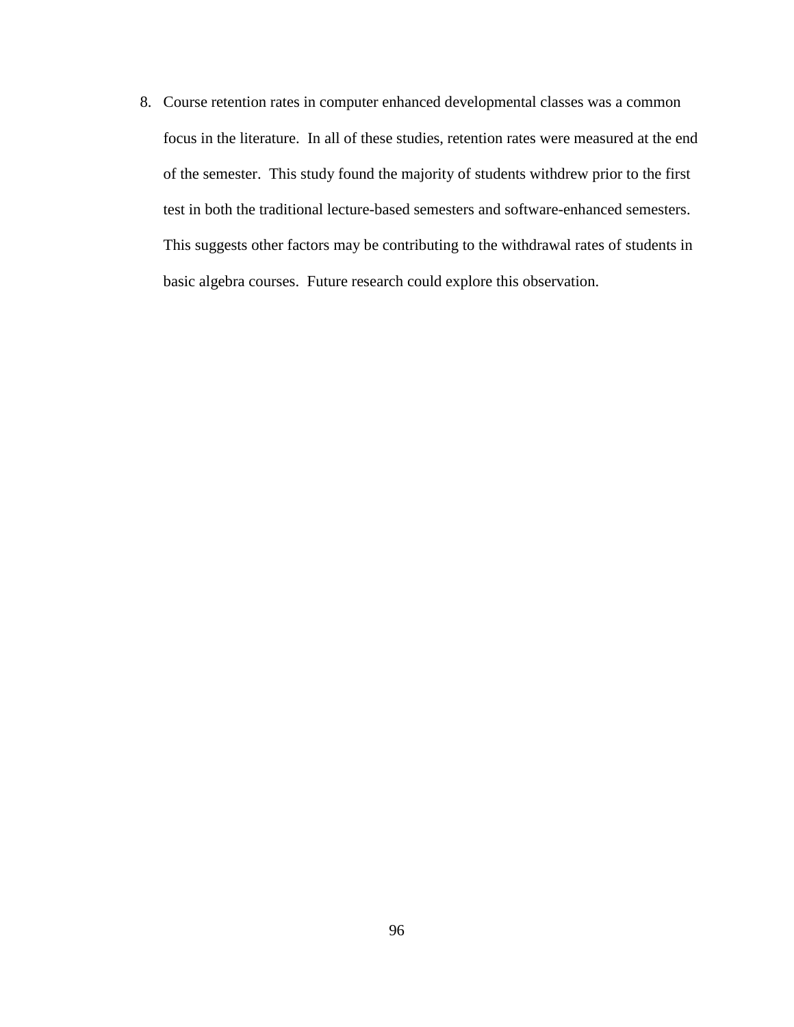8. Course retention rates in computer enhanced developmental classes was a common focus in the literature.  In all of these studies, retention rates were measured at the end of the semester.  This study found the majority of students withdrew prior to the first test in both the traditional lecture-based semesters and software-enhanced semesters.  This suggests other factors may be contributing to the withdrawal rates of students in basic algebra courses.  Future research could explore this observation.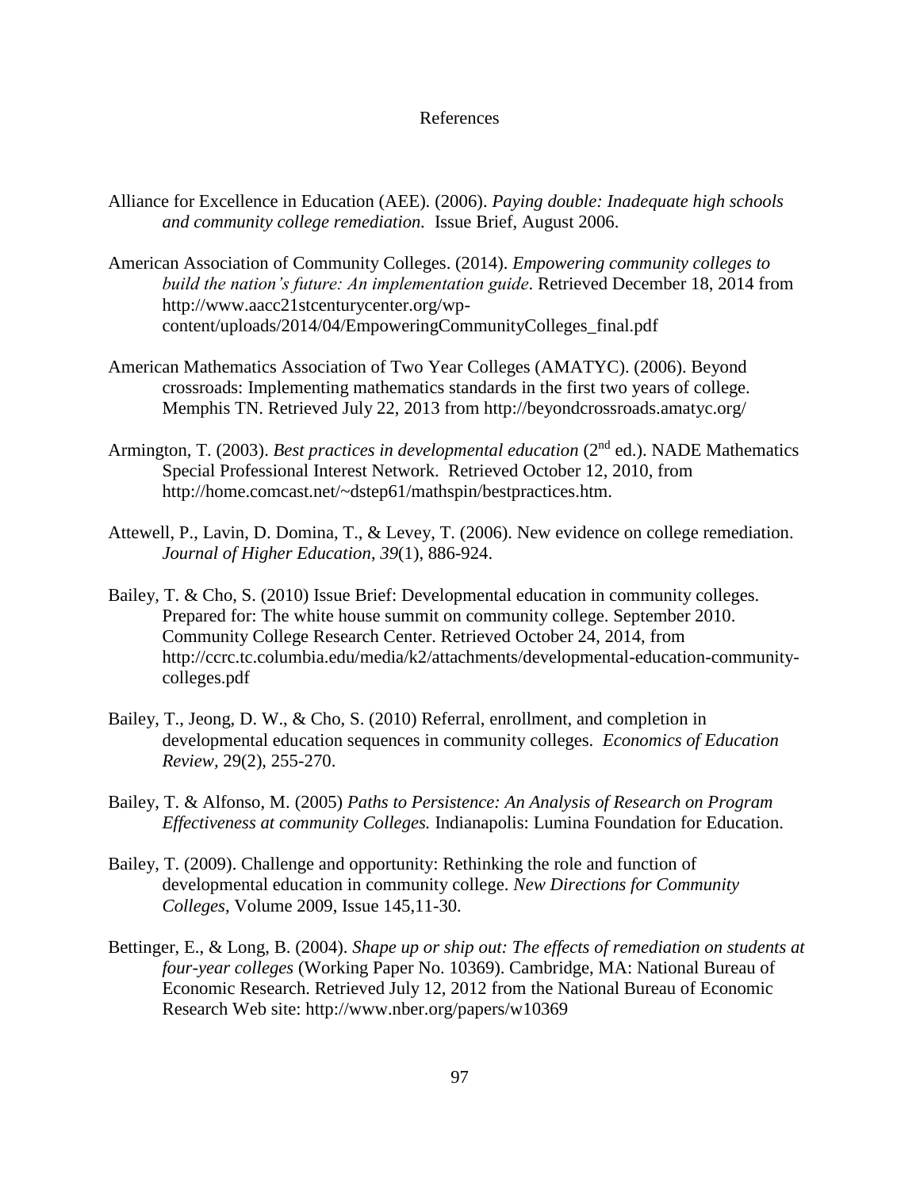# References

Alliance for Excellence in Education (AEE). (2006). *Paying double: Inadequate high schools and community college remediation.* Issue Brief, August 2006.

American Association of Community Colleges. (2014). *Empowering community colleges to build the nation's future: An implementation guide*. Retrieved December 18, 2014 from http://www.aacc21stcenturycenter.org/wp-content/uploads/2014/04/EmpoweringCommunityColleges_final.pdf

American Mathematics Association of Two Year Colleges (AMATYC). (2006). Beyond crossroads: Implementing mathematics standards in the first two years of college. Memphis TN. Retrieved July 22, 2013 from http://beyondcrossroads.amatyc.org/

Armington, T. (2003). *Best practices in developmental education* (2nd ed.). NADE Mathematics Special Professional Interest Network. Retrieved October 12, 2010, from http://home.comcast.net/~dstep61/mathspin/bestpractices.htm.

Attewell, P., Lavin, D. Domina, T., & Levey, T. (2006). New evidence on college remediation. *Journal of Higher Education*, *39*(1), 886-924.

Bailey, T. & Cho, S. (2010) Issue Brief: Developmental education in community colleges. Prepared for: The white house summit on community college. September 2010. Community College Research Center. Retrieved October 24, 2014, from http://ccrc.tc.columbia.edu/media/k2/attachments/developmental-education-community-colleges.pdf

Bailey, T., Jeong, D. W., & Cho, S. (2010) Referral, enrollment, and completion in developmental education sequences in community colleges. *Economics of Education Review*, 29(2), 255-270.

Bailey, T. & Alfonso, M. (2005) *Paths to Persistence: An Analysis of Research on Program Effectiveness at community Colleges.* Indianapolis: Lumina Foundation for Education.

Bailey, T. (2009). Challenge and opportunity: Rethinking the role and function of developmental education in community college. *New Directions for Community Colleges*, Volume 2009, Issue 145,11-30.

Bettinger, E., & Long, B. (2004). *Shape up or ship out: The effects of remediation on students at four-year colleges* (Working Paper No. 10369). Cambridge, MA: National Bureau of Economic Research. Retrieved July 12, 2012 from the National Bureau of Economic Research Web site: http://www.nber.org/papers/w10369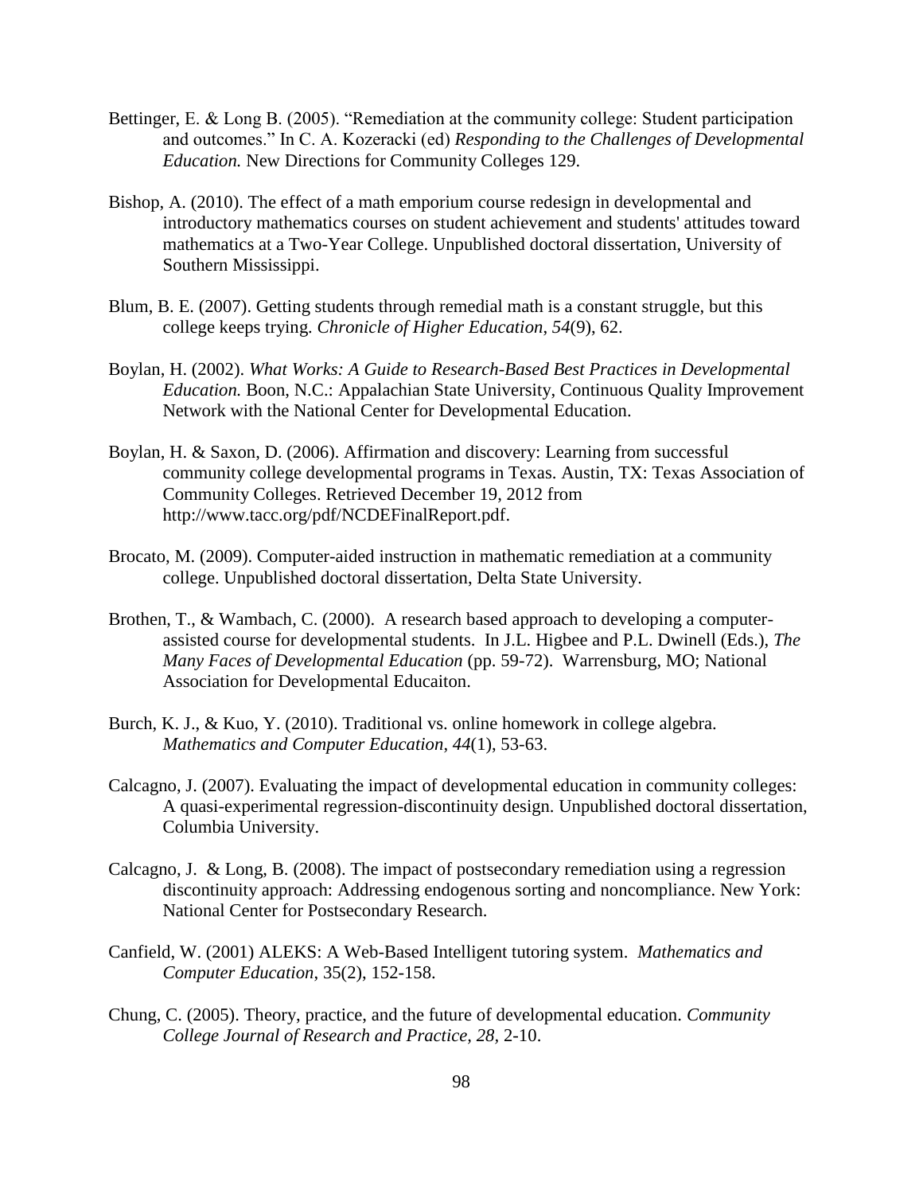Bettinger, E. & Long B. (2005). "Remediation at the community college: Student participation and outcomes." In C. A. Kozeracki (ed) *Responding to the Challenges of Developmental Education.* New Directions for Community Colleges 129.

Bishop, A. (2010). The effect of a math emporium course redesign in developmental and introductory mathematics courses on student achievement and students' attitudes toward mathematics at a Two-Year College. Unpublished doctoral dissertation, University of Southern Mississippi.

Blum, B. E. (2007). Getting students through remedial math is a constant struggle, but this college keeps trying. *Chronicle of Higher Education*, *54*(9), 62.

Boylan, H. (2002). *What Works: A Guide to Research-Based Best Practices in Developmental Education.* Boon, N.C.: Appalachian State University, Continuous Quality Improvement Network with the National Center for Developmental Education.

Boylan, H. & Saxon, D. (2006). Affirmation and discovery: Learning from successful community college developmental programs in Texas. Austin, TX: Texas Association of Community Colleges. Retrieved December 19, 2012 from http://www.tacc.org/pdf/NCDEFinalReport.pdf.

Brocato, M. (2009). Computer-aided instruction in mathematic remediation at a community college. Unpublished doctoral dissertation, Delta State University.

Brothen, T., & Wambach, C. (2000). A research based approach to developing a computer-assisted course for developmental students. In J.L. Higbee and P.L. Dwinell (Eds.), *The Many Faces of Developmental Education* (pp. 59-72). Warrensburg, MO; National Association for Developmental Educaiton.

Burch, K. J., & Kuo, Y. (2010). Traditional vs. online homework in college algebra. *Mathematics and Computer Education*, *44*(1), 53-63.

Calcagno, J. (2007). Evaluating the impact of developmental education in community colleges: A quasi-experimental regression-discontinuity design. Unpublished doctoral dissertation, Columbia University.

Calcagno, J. & Long, B. (2008). The impact of postsecondary remediation using a regression discontinuity approach: Addressing endogenous sorting and noncompliance. New York: National Center for Postsecondary Research.

Canfield, W. (2001) ALEKS: A Web-Based Intelligent tutoring system. *Mathematics and Computer Education*, 35(2), 152-158.

Chung, C. (2005). Theory, practice, and the future of developmental education. *Community College Journal of Research and Practice, 28,* 2-10.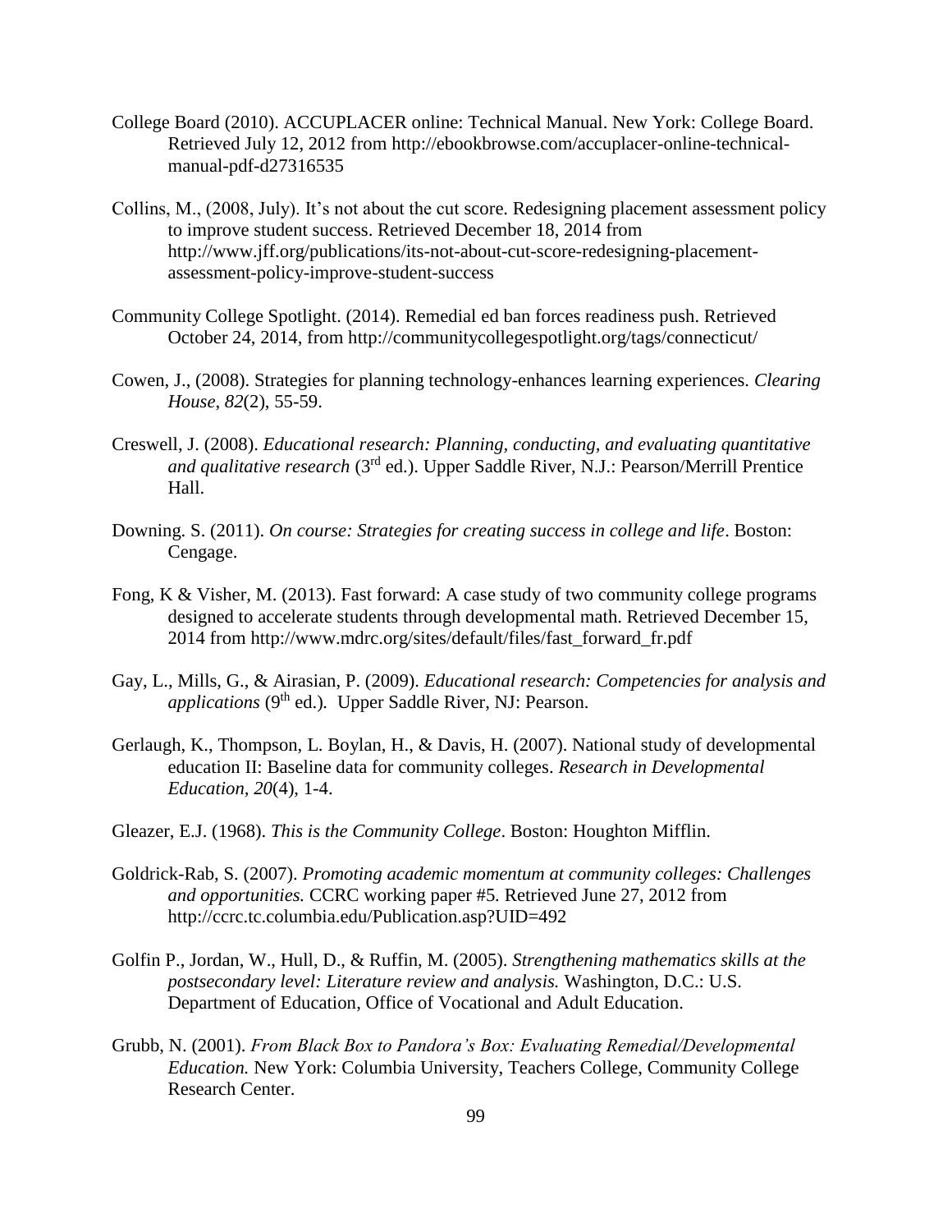College Board (2010). ACCUPLACER online: Technical Manual. New York: College Board. Retrieved July 12, 2012 from http://ebookbrowse.com/accuplacer-online-technical-manual-pdf-d27316535

Collins, M., (2008, July). It's not about the cut score. Redesigning placement assessment policy to improve student success. Retrieved December 18, 2014 from http://www.jff.org/publications/its-not-about-cut-score-redesigning-placement-assessment-policy-improve-student-success

Community College Spotlight. (2014). Remedial ed ban forces readiness push. Retrieved October 24, 2014, from http://communitycollegespotlight.org/tags/connecticut/

Cowen, J., (2008). Strategies for planning technology-enhances learning experiences. *Clearing House*, *82*(2), 55-59.

Creswell, J. (2008). *Educational research: Planning, conducting, and evaluating quantitative and qualitative research* (3rd ed.). Upper Saddle River, N.J.: Pearson/Merrill Prentice Hall.

Downing. S. (2011). *On course: Strategies for creating success in college and life*. Boston: Cengage.

Fong, K & Visher, M. (2013). Fast forward: A case study of two community college programs designed to accelerate students through developmental math. Retrieved December 15, 2014 from http://www.mdrc.org/sites/default/files/fast_forward_fr.pdf

Gay, L., Mills, G., & Airasian, P. (2009). *Educational research: Competencies for analysis and applications* (9th ed.). Upper Saddle River, NJ: Pearson.

Gerlaugh, K., Thompson, L. Boylan, H., & Davis, H. (2007). National study of developmental education II: Baseline data for community colleges. *Research in Developmental Education, 20*(4), 1-4.

Gleazer, E.J. (1968). *This is the Community College*. Boston: Houghton Mifflin.

Goldrick-Rab, S. (2007). *Promoting academic momentum at community colleges: Challenges and opportunities.* CCRC working paper #5. Retrieved June 27, 2012 from http://ccrc.tc.columbia.edu/Publication.asp?UID=492

Golfin P., Jordan, W., Hull, D., & Ruffin, M. (2005). *Strengthening mathematics skills at the postsecondary level: Literature review and analysis.* Washington, D.C.: U.S. Department of Education, Office of Vocational and Adult Education.

Grubb, N. (2001). *From Black Box to Pandora's Box: Evaluating Remedial/Developmental Education.* New York: Columbia University, Teachers College, Community College Research Center.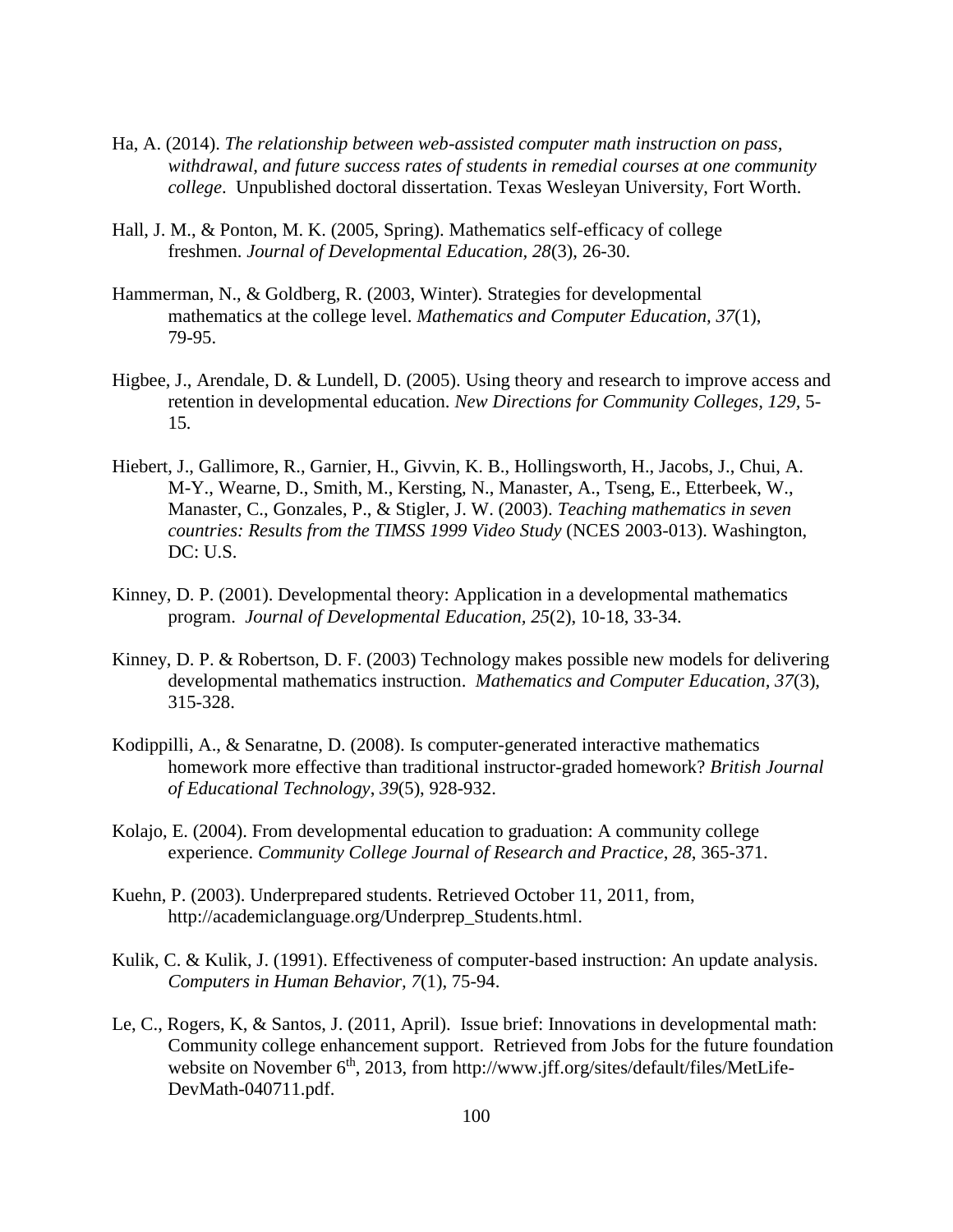Ha, A. (2014). *The relationship between web-assisted computer math instruction on pass, withdrawal, and future success rates of students in remedial courses at one community college*. Unpublished doctoral dissertation. Texas Wesleyan University, Fort Worth.

Hall, J. M., & Ponton, M. K. (2005, Spring). Mathematics self-efficacy of college freshmen. *Journal of Developmental Education, 28*(3), 26-30.

Hammerman, N., & Goldberg, R. (2003, Winter). Strategies for developmental mathematics at the college level. *Mathematics and Computer Education, 37*(1), 79-95.

Higbee, J., Arendale, D. & Lundell, D. (2005). Using theory and research to improve access and retention in developmental education. *New Directions for Community Colleges, 129,* 5-15.

Hiebert, J., Gallimore, R., Garnier, H., Givvin, K. B., Hollingsworth, H., Jacobs, J., Chui, A. M-Y., Wearne, D., Smith, M., Kersting, N., Manaster, A., Tseng, E., Etterbeek, W., Manaster, C., Gonzales, P., & Stigler, J. W. (2003). *Teaching mathematics in seven countries: Results from the TIMSS 1999 Video Study* (NCES 2003-013). Washington, DC: U.S.

Kinney, D. P. (2001). Developmental theory: Application in a developmental mathematics program. *Journal of Developmental Education, 25*(2), 10-18, 33-34.

Kinney, D. P. & Robertson, D. F. (2003) Technology makes possible new models for delivering developmental mathematics instruction. *Mathematics and Computer Education, 37*(3), 315-328.

Kodippilli, A., & Senaratne, D. (2008). Is computer-generated interactive mathematics homework more effective than traditional instructor-graded homework? *British Journal of Educational Technology*, *39*(5), 928-932.

Kolajo, E. (2004). From developmental education to graduation: A community college experience. *Community College Journal of Research and Practice*, *28*, 365-371.

Kuehn, P. (2003). Underprepared students. Retrieved October 11, 2011, from, http://academiclanguage.org/Underprep_Students.html.

Kulik, C. & Kulik, J. (1991). Effectiveness of computer-based instruction: An update analysis. *Computers in Human Behavior, 7*(1), 75-94.

Le, C., Rogers, K, & Santos, J. (2011, April). Issue brief: Innovations in developmental math: Community college enhancement support. Retrieved from Jobs for the future foundation website on November 6th, 2013, from http://www.jff.org/sites/default/files/MetLife-DevMath-040711.pdf.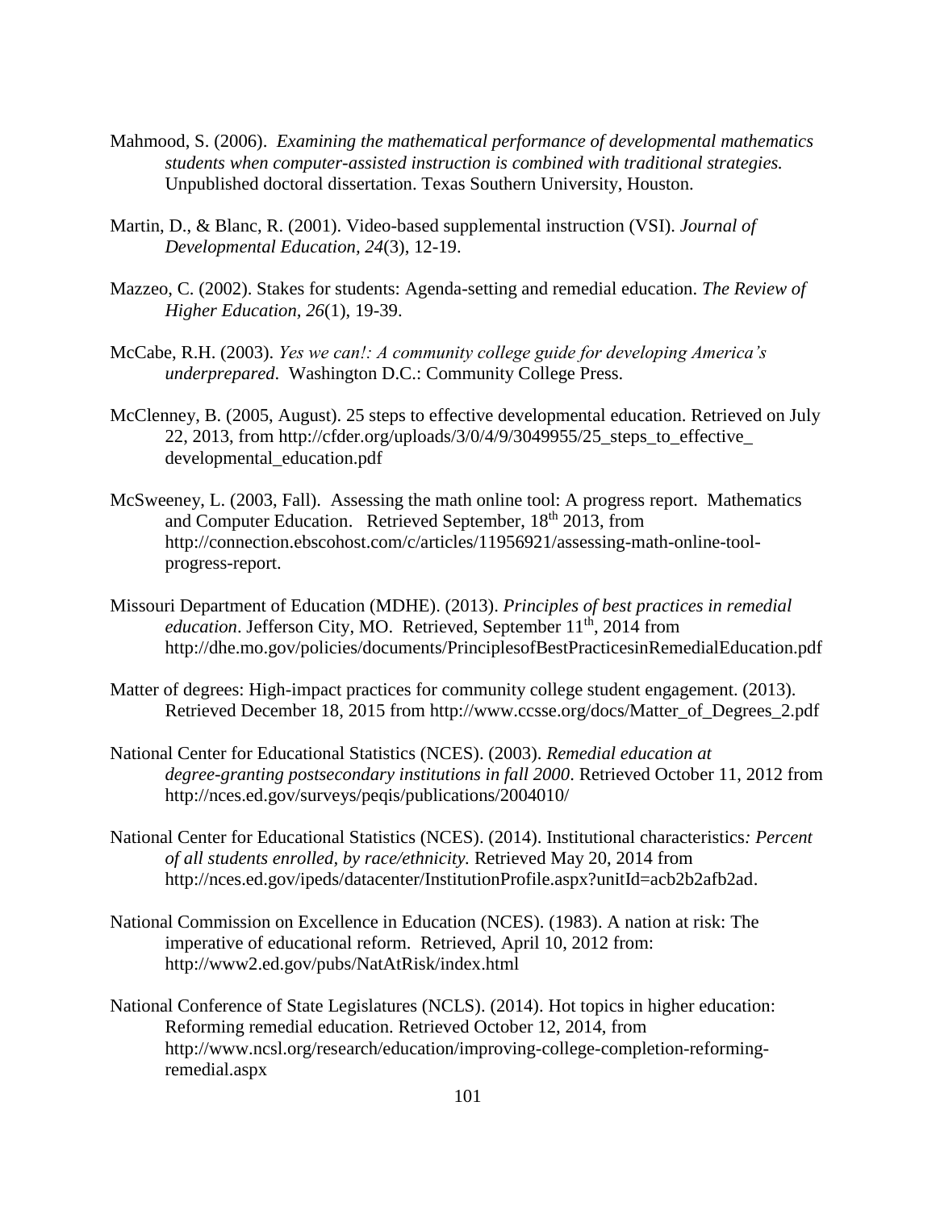Mahmood, S. (2006). *Examining the mathematical performance of developmental mathematics students when computer-assisted instruction is combined with traditional strategies.* Unpublished doctoral dissertation. Texas Southern University, Houston.

Martin, D., & Blanc, R. (2001). Video-based supplemental instruction (VSI). *Journal of Developmental Education, 24*(3), 12-19.

Mazzeo, C. (2002). Stakes for students: Agenda-setting and remedial education. *The Review of Higher Education, 26*(1), 19-39.

McCabe, R.H. (2003). *Yes we can!: A community college guide for developing America's underprepared*. Washington D.C.: Community College Press.

McClenney, B. (2005, August). 25 steps to effective developmental education. Retrieved on July 22, 2013, from http://cfder.org/uploads/3/0/4/9/3049955/25_steps_to_effective_developmental_education.pdf

McSweeney, L. (2003, Fall). Assessing the math online tool: A progress report. Mathematics and Computer Education. Retrieved September, 18th 2013, from http://connection.ebscohost.com/c/articles/11956921/assessing-math-online-tool-progress-report.

Missouri Department of Education (MDHE). (2013). *Principles of best practices in remedial education*. Jefferson City, MO. Retrieved, September 11th, 2014 from http://dhe.mo.gov/policies/documents/PrinciplesofBestPracticesinRemedialEducation.pdf

Matter of degrees: High-impact practices for community college student engagement. (2013). Retrieved December 18, 2015 from http://www.ccsse.org/docs/Matter_of_Degrees_2.pdf

National Center for Educational Statistics (NCES). (2003). *Remedial education at degree-granting postsecondary institutions in fall 2000*. Retrieved October 11, 2012 from http://nces.ed.gov/surveys/peqis/publications/2004010/

National Center for Educational Statistics (NCES). (2014). Institutional characteristics*: Percent of all students enrolled, by race/ethnicity.* Retrieved May 20, 2014 from http://nces.ed.gov/ipeds/datacenter/InstitutionProfile.aspx?unitId=acb2b2afb2ad.

National Commission on Excellence in Education (NCES). (1983). A nation at risk: The imperative of educational reform. Retrieved, April 10, 2012 from: http://www2.ed.gov/pubs/NatAtRisk/index.html

National Conference of State Legislatures (NCLS). (2014). Hot topics in higher education: Reforming remedial education. Retrieved October 12, 2014, from http://www.ncsl.org/research/education/improving-college-completion-reforming-remedial.aspx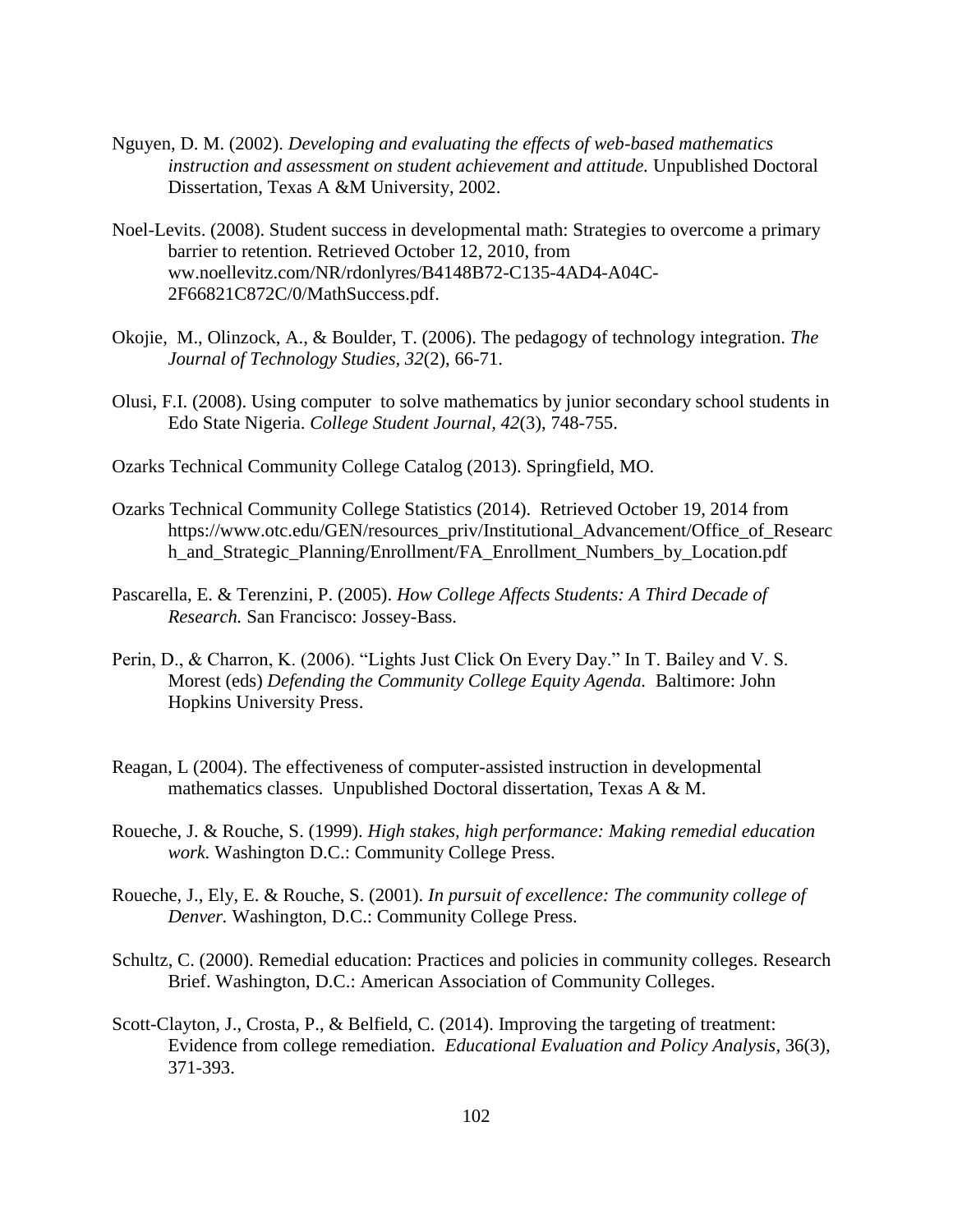Nguyen, D. M. (2002). *Developing and evaluating the effects of web-based mathematics instruction and assessment on student achievement and attitude.* Unpublished Doctoral Dissertation, Texas A &M University, 2002.

Noel-Levits. (2008). Student success in developmental math: Strategies to overcome a primary barrier to retention. Retrieved October 12, 2010, from ww.noellevitz.com/NR/rdonlyres/B4148B72-C135-4AD4-A04C-2F66821C872C/0/MathSuccess.pdf.

Okojie, M., Olinzock, A., & Boulder, T. (2006). The pedagogy of technology integration. *The Journal of Technology Studies, 32*(2), 66-71.

Olusi, F.I. (2008). Using computer to solve mathematics by junior secondary school students in Edo State Nigeria. *College Student Journal*, *42*(3), 748-755.

Ozarks Technical Community College Catalog (2013). Springfield, MO.

Ozarks Technical Community College Statistics (2014). Retrieved October 19, 2014 from https://www.otc.edu/GEN/resources_priv/Institutional_Advancement/Office_of_Research_and_Strategic_Planning/Enrollment/FA_Enrollment_Numbers_by_Location.pdf

Pascarella, E. & Terenzini, P. (2005). *How College Affects Students: A Third Decade of Research.* San Francisco: Jossey-Bass.

Perin, D., & Charron, K. (2006). "Lights Just Click On Every Day." In T. Bailey and V. S. Morest (eds) *Defending the Community College Equity Agenda.* Baltimore: John Hopkins University Press.

Reagan, L (2004). The effectiveness of computer-assisted instruction in developmental mathematics classes. Unpublished Doctoral dissertation, Texas A & M.

Roueche, J. & Rouche, S. (1999). *High stakes, high performance: Making remedial education work.* Washington D.C.: Community College Press.

Roueche, J., Ely, E. & Rouche, S. (2001). *In pursuit of excellence: The community college of Denver.* Washington, D.C.: Community College Press.

Schultz, C. (2000). Remedial education: Practices and policies in community colleges. Research Brief. Washington, D.C.: American Association of Community Colleges.

Scott-Clayton, J., Crosta, P., & Belfield, C. (2014). Improving the targeting of treatment: Evidence from college remediation. *Educational Evaluation and Policy Analysis*, 36(3), 371-393.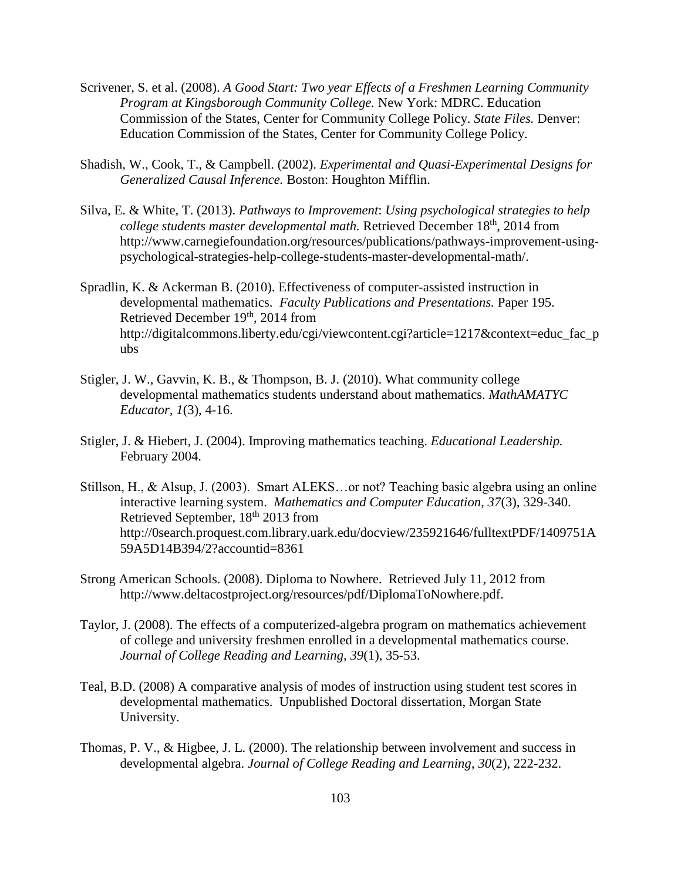Scrivener, S. et al. (2008). *A Good Start: Two year Effects of a Freshmen Learning Community Program at Kingsborough Community College.* New York: MDRC. Education Commission of the States, Center for Community College Policy. *State Files.* Denver: Education Commission of the States, Center for Community College Policy.

Shadish, W., Cook, T., & Campbell. (2002). *Experimental and Quasi-Experimental Designs for Generalized Causal Inference.* Boston: Houghton Mifflin.

Silva, E. & White, T. (2013). *Pathways to Improvement*: *Using psychological strategies to help college students master developmental math.* Retrieved December 18th, 2014 from http://www.carnegiefoundation.org/resources/publications/pathways-improvement-using-psychological-strategies-help-college-students-master-developmental-math/.

Spradlin, K. & Ackerman B. (2010). Effectiveness of computer-assisted instruction in developmental mathematics. *Faculty Publications and Presentations.* Paper 195. Retrieved December 19th, 2014 from http://digitalcommons.liberty.edu/cgi/viewcontent.cgi?article=1217&context=educ_fac_pubs

Stigler, J. W., Gavvin, K. B., & Thompson, B. J. (2010). What community college developmental mathematics students understand about mathematics. *MathAMATYC Educator*, *1*(3), 4-16.

Stigler, J. & Hiebert, J. (2004). Improving mathematics teaching. *Educational Leadership.* February 2004.

Stillson, H., & Alsup, J. (2003). Smart ALEKS…or not? Teaching basic algebra using an online interactive learning system. *Mathematics and Computer Education*, *37*(3), 329-340. Retrieved September, 18th 2013 from http://0search.proquest.com.library.uark.edu/docview/235921646/fulltextPDF/1409751A59A5D14B394/2?accountid=8361

Strong American Schools. (2008). Diploma to Nowhere. Retrieved July 11, 2012 from http://www.deltacostproject.org/resources/pdf/DiplomaToNowhere.pdf.

Taylor, J. (2008). The effects of a computerized-algebra program on mathematics achievement of college and university freshmen enrolled in a developmental mathematics course. *Journal of College Reading and Learning*, *39*(1), 35-53.

Teal, B.D. (2008) A comparative analysis of modes of instruction using student test scores in developmental mathematics. Unpublished Doctoral dissertation, Morgan State University.

Thomas, P. V., & Higbee, J. L. (2000). The relationship between involvement and success in developmental algebra. *Journal of College Reading and Learning*, *30*(2), 222-232.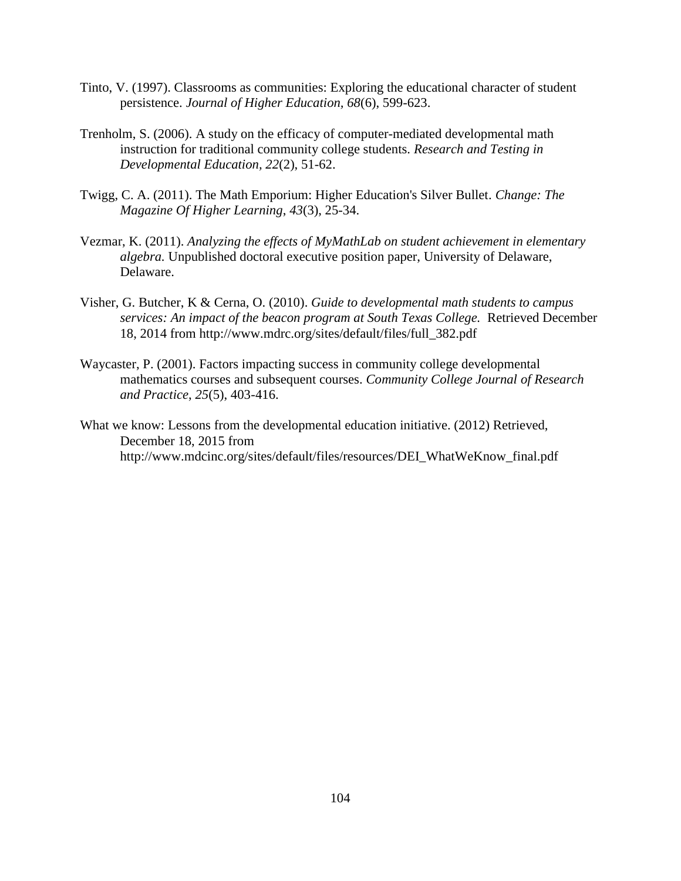Tinto, V. (1997). Classrooms as communities: Exploring the educational character of student persistence. *Journal of Higher Education, 68*(6), 599-623.

Trenholm, S. (2006). A study on the efficacy of computer-mediated developmental math instruction for traditional community college students. *Research and Testing in Developmental Education, 22*(2), 51-62.

Twigg, C. A. (2011). The Math Emporium: Higher Education's Silver Bullet. *Change: The Magazine Of Higher Learning*, *43*(3), 25-34.

Vezmar, K. (2011). *Analyzing the effects of MyMathLab on student achievement in elementary algebra.* Unpublished doctoral executive position paper, University of Delaware, Delaware.

Visher, G. Butcher, K & Cerna, O. (2010). *Guide to developmental math students to campus services: An impact of the beacon program at South Texas College.* Retrieved December 18, 2014 from http://www.mdrc.org/sites/default/files/full_382.pdf

Waycaster, P. (2001). Factors impacting success in community college developmental mathematics courses and subsequent courses. *Community College Journal of Research and Practice*, *25*(5), 403-416.

What we know: Lessons from the developmental education initiative. (2012) Retrieved, December 18, 2015 from http://www.mdcinc.org/sites/default/files/resources/DEI_WhatWeKnow_final.pdf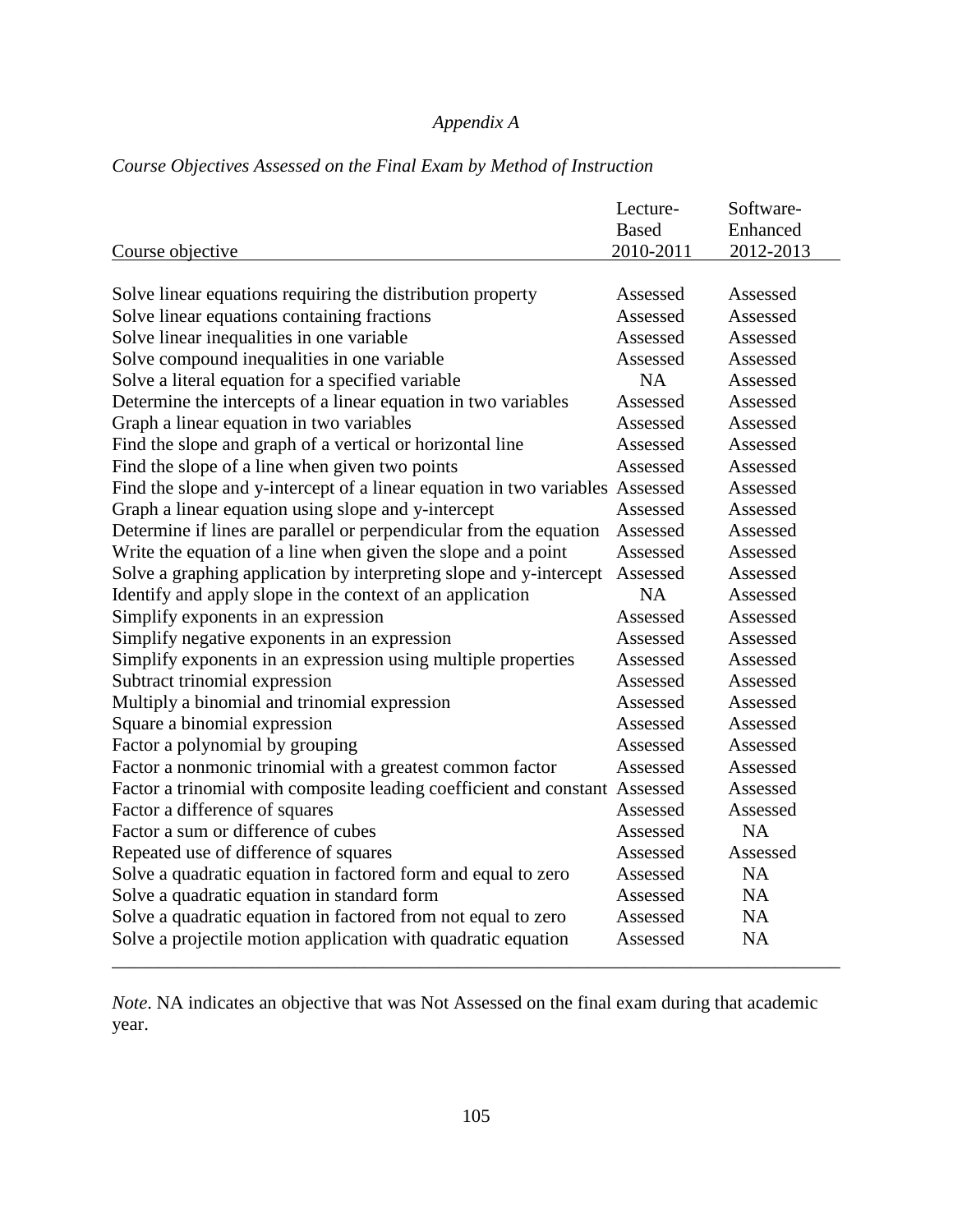*Appendix A*

*Course Objectives Assessed on the Final Exam by Method of Instruction*

| Course objective | Lecture-Based 2010-2011 | Software-Enhanced 2012-2013 |
|---|---|---|
| Solve linear equations requiring the distribution property | Assessed | Assessed |
| Solve linear equations containing fractions | Assessed | Assessed |
| Solve linear inequalities in one variable | Assessed | Assessed |
| Solve compound inequalities in one variable | Assessed | Assessed |
| Solve a literal equation for a specified variable | NA | Assessed |
| Determine the intercepts of a linear equation in two variables | Assessed | Assessed |
| Graph a linear equation in two variables | Assessed | Assessed |
| Find the slope and graph of a vertical or horizontal line | Assessed | Assessed |
| Find the slope of a line when given two points | Assessed | Assessed |
| Find the slope and y-intercept of a linear equation in two variables | Assessed | Assessed |
| Graph a linear equation using slope and y-intercept | Assessed | Assessed |
| Determine if lines are parallel or perpendicular from the equation | Assessed | Assessed |
| Write the equation of a line when given the slope and a point | Assessed | Assessed |
| Solve a graphing application by interpreting slope and y-intercept | Assessed | Assessed |
| Identify and apply slope in the context of an application | NA | Assessed |
| Simplify exponents in an expression | Assessed | Assessed |
| Simplify negative exponents in an expression | Assessed | Assessed |
| Simplify exponents in an expression using multiple properties | Assessed | Assessed |
| Subtract trinomial expression | Assessed | Assessed |
| Multiply a binomial and trinomial expression | Assessed | Assessed |
| Square a binomial expression | Assessed | Assessed |
| Factor a polynomial by grouping | Assessed | Assessed |
| Factor a nonmonic trinomial with a greatest common factor | Assessed | Assessed |
| Factor a trinomial with composite leading coefficient and constant | Assessed | Assessed |
| Factor a difference of squares | Assessed | Assessed |
| Factor a sum or difference of cubes | Assessed | NA |
| Repeated use of difference of squares | Assessed | Assessed |
| Solve a quadratic equation in factored form and equal to zero | Assessed | NA |
| Solve a quadratic equation in standard form | Assessed | NA |
| Solve a quadratic equation in factored from not equal to zero | Assessed | NA |
| Solve a projectile motion application with quadratic equation | Assessed | NA |

*Note*. NA indicates an objective that was Not Assessed on the final exam during that academic year.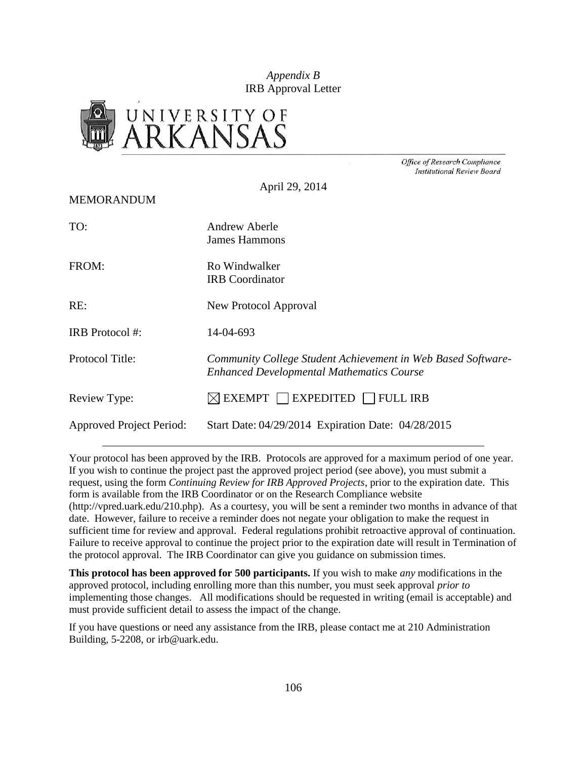*Appendix B*
IRB Approval Letter

UNIVERSITY OF ARKANSAS

*Office of Research Compliance*
*Institutional Review Board*

April 29, 2014

MEMORANDUM

| | |
|---|---|
| TO: | Andrew Aberle<br>James Hammons |
| FROM: | Ro Windwalker<br>IRB Coordinator |
| RE: | New Protocol Approval |
| IRB Protocol #: | 14-04-693 |
| Protocol Title: | *Community College Student Achievement in Web Based Software-Enhanced Developmental Mathematics Course* |
| Review Type: | ☒ EXEMPT ☐ EXPEDITED ☐ FULL IRB |
| Approved Project Period: | Start Date: 04/29/2014 Expiration Date: 04/28/2015 |

Your protocol has been approved by the IRB. Protocols are approved for a maximum period of one year. If you wish to continue the project past the approved project period (see above), you must submit a request, using the form *Continuing Review for IRB Approved Projects*, prior to the expiration date. This form is available from the IRB Coordinator or on the Research Compliance website (http://vpred.uark.edu/210.php). As a courtesy, you will be sent a reminder two months in advance of that date. However, failure to receive a reminder does not negate your obligation to make the request in sufficient time for review and approval. Federal regulations prohibit retroactive approval of continuation. Failure to receive approval to continue the project prior to the expiration date will result in Termination of the protocol approval. The IRB Coordinator can give you guidance on submission times.

**This protocol has been approved for 500 participants.** If you wish to make *any* modifications in the approved protocol, including enrolling more than this number, you must seek approval *prior to* implementing those changes. All modifications should be requested in writing (email is acceptable) and must provide sufficient detail to assess the impact of the change.

If you have questions or need any assistance from the IRB, please contact me at 210 Administration Building, 5-2208, or irb@uark.edu.